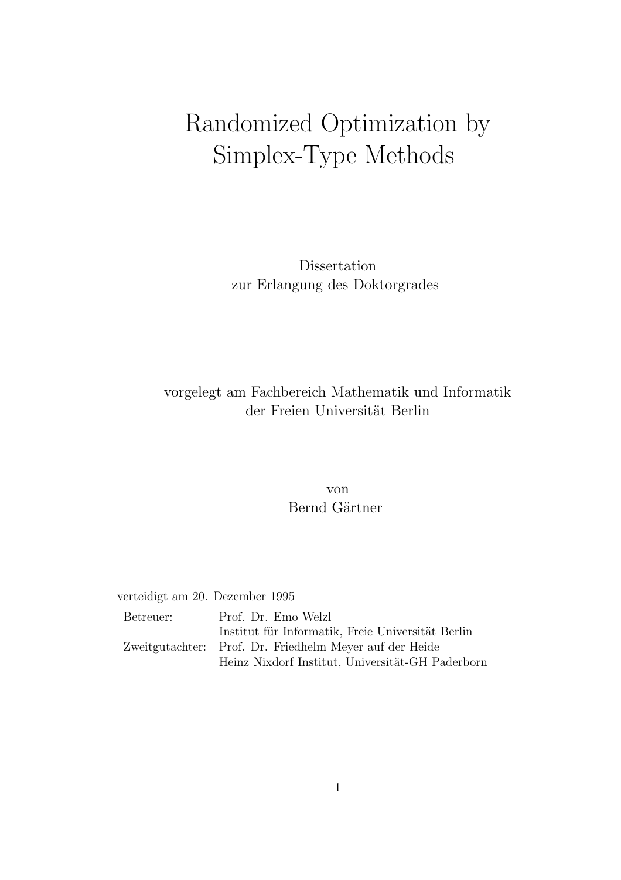# Randomized Optimization by Simplex-Type Methods

Dissertation
zur Erlangung des Doktorgrades

vorgelegt am Fachbereich Mathematik und Informatik
der Freien Universität Berlin

von
Bernd Gärtner

verteidigt am 20. Dezember 1995

| | |
|---|---|
| Betreuer: | Prof. Dr. Emo Welzl |
| | Institut für Informatik, Freie Universität Berlin |
| Zweitgutachter: | Prof. Dr. Friedhelm Meyer auf der Heide |
| | Heinz Nixdorf Institut, Universität-GH Paderborn |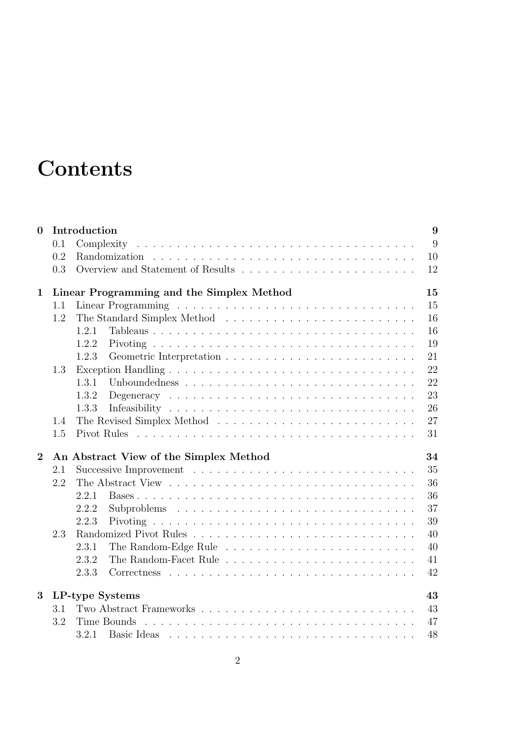# Contents

**0 Introduction** **9**

- 0.1 Complexity . . . 9
- 0.2 Randomization . . . 10
- 0.3 Overview and Statement of Results . . . 12

**1 Linear Programming and the Simplex Method** **15**

- 1.1 Linear Programming . . . 15
- 1.2 The Standard Simplex Method . . . 16
  - 1.2.1 Tableaus . . . 16
  - 1.2.2 Pivoting . . . 19
  - 1.2.3 Geometric Interpretation . . . 21
- 1.3 Exception Handling . . . 22
  - 1.3.1 Unboundedness . . . 22
  - 1.3.2 Degeneracy . . . 23
  - 1.3.3 Infeasibility . . . 26
- 1.4 The Revised Simplex Method . . . 27
- 1.5 Pivot Rules . . . 31

**2 An Abstract View of the Simplex Method** **34**

- 2.1 Successive Improvement . . . 35
- 2.2 The Abstract View . . . 36
  - 2.2.1 Bases . . . 36
  - 2.2.2 Subproblems . . . 37
  - 2.2.3 Pivoting . . . 39
- 2.3 Randomized Pivot Rules . . . 40
  - 2.3.1 The Random-Edge Rule . . . 40
  - 2.3.2 The Random-Facet Rule . . . 41
  - 2.3.3 Correctness . . . 42

**3 LP-type Systems** **43**

- 3.1 Two Abstract Frameworks . . . 43
- 3.2 Time Bounds . . . 47
  - 3.2.1 Basic Ideas . . . 48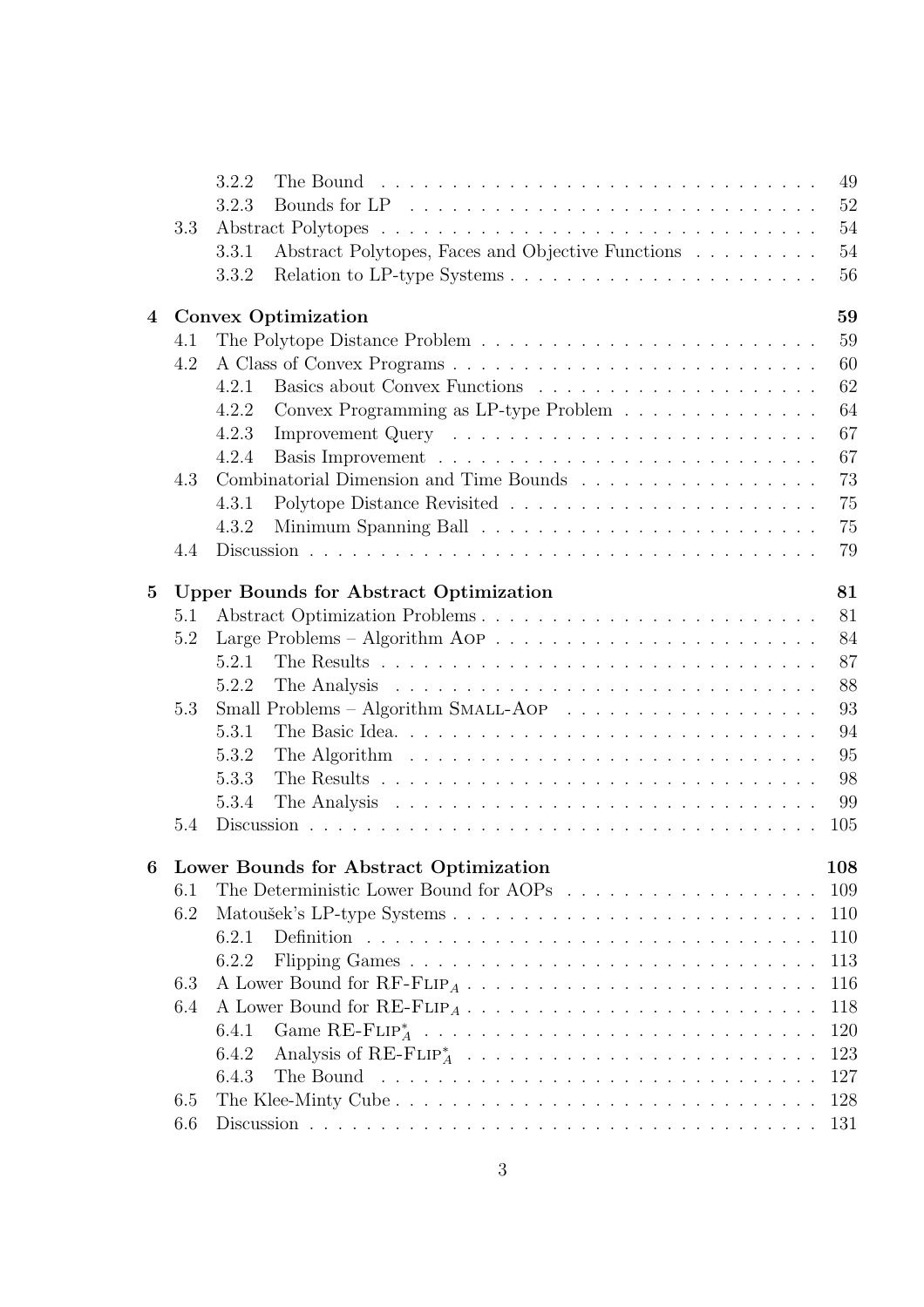- 3.2.2 The Bound . . . 49
- 3.2.3 Bounds for LP . . . 52
- 3.3 Abstract Polytopes . . . 54
  - 3.3.1 Abstract Polytopes, Faces and Objective Functions . . . 54
  - 3.3.2 Relation to LP-type Systems . . . 56

**4 Convex Optimization** **59**

- 4.1 The Polytope Distance Problem . . . 59
- 4.2 A Class of Convex Programs . . . 60
  - 4.2.1 Basics about Convex Functions . . . 62
  - 4.2.2 Convex Programming as LP-type Problem . . . 64
  - 4.2.3 Improvement Query . . . 67
  - 4.2.4 Basis Improvement . . . 67
- 4.3 Combinatorial Dimension and Time Bounds . . . 73
  - 4.3.1 Polytope Distance Revisited . . . 75
  - 4.3.2 Minimum Spanning Ball . . . 75
- 4.4 Discussion . . . 79

**5 Upper Bounds for Abstract Optimization** **81**

- 5.1 Abstract Optimization Problems . . . 81
- 5.2 Large Problems – Algorithm AOP . . . 84
  - 5.2.1 The Results . . . 87
  - 5.2.2 The Analysis . . . 88
- 5.3 Small Problems – Algorithm SMALL-AOP . . . 93
  - 5.3.1 The Basic Idea. . . . 94
  - 5.3.2 The Algorithm . . . 95
  - 5.3.3 The Results . . . 98
  - 5.3.4 The Analysis . . . 99
- 5.4 Discussion . . . 105

**6 Lower Bounds for Abstract Optimization** **108**

- 6.1 The Deterministic Lower Bound for AOPs . . . 109
- 6.2 Matoušek's LP-type Systems . . . 110
  - 6.2.1 Definition . . . 110
  - 6.2.2 Flipping Games . . . 113
- 6.3 A Lower Bound for RF-FLIP$_A$ . . . 116
- 6.4 A Lower Bound for RE-FLIP$_A$ . . . 118
  - 6.4.1 Game RE-FLIP$_A^*$ . . . 120
  - 6.4.2 Analysis of RE-FLIP$_A^*$ . . . 123
  - 6.4.3 The Bound . . . 127
- 6.5 The Klee-Minty Cube . . . 128
- 6.6 Discussion . . . 131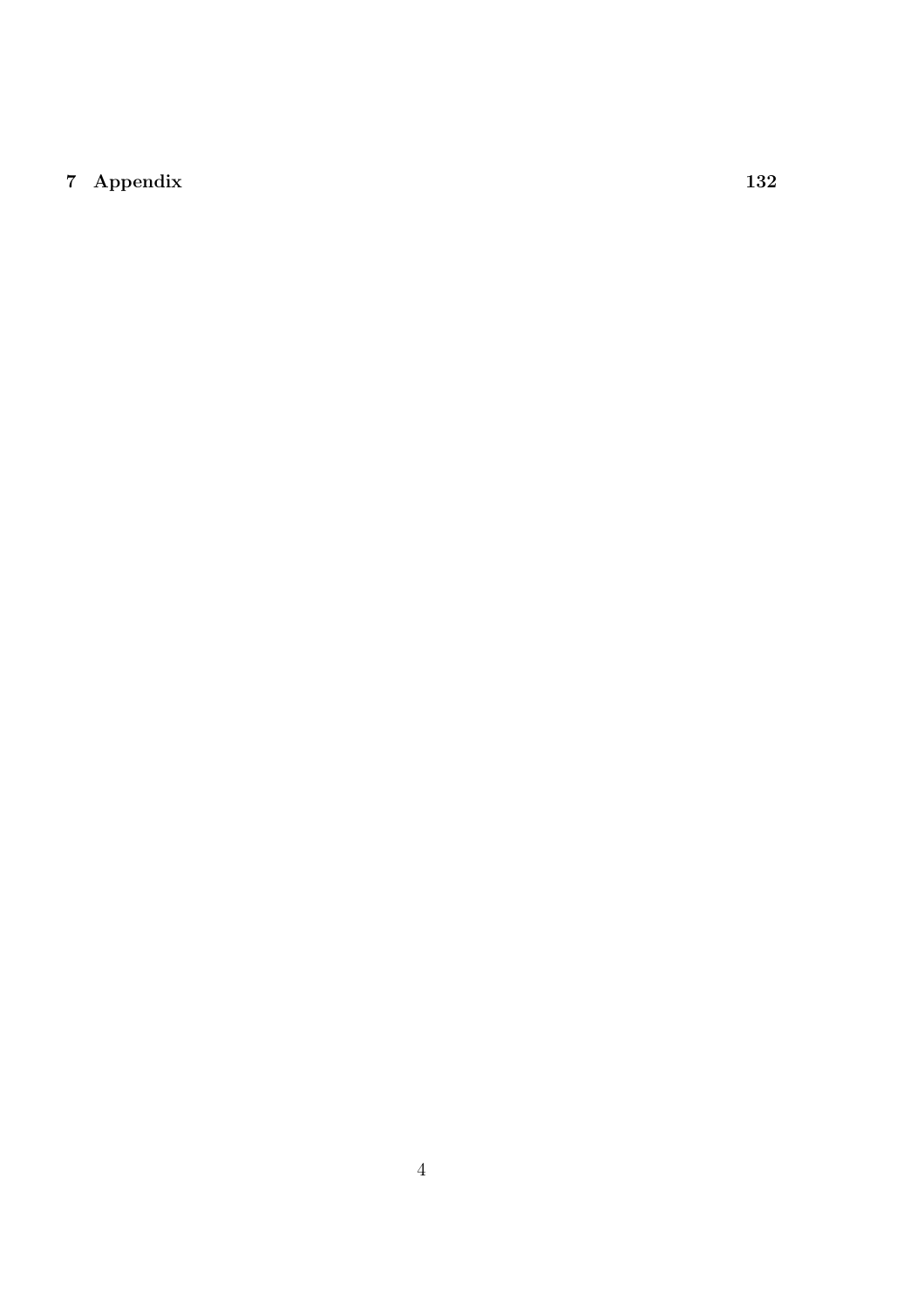**7 Appendix** **132**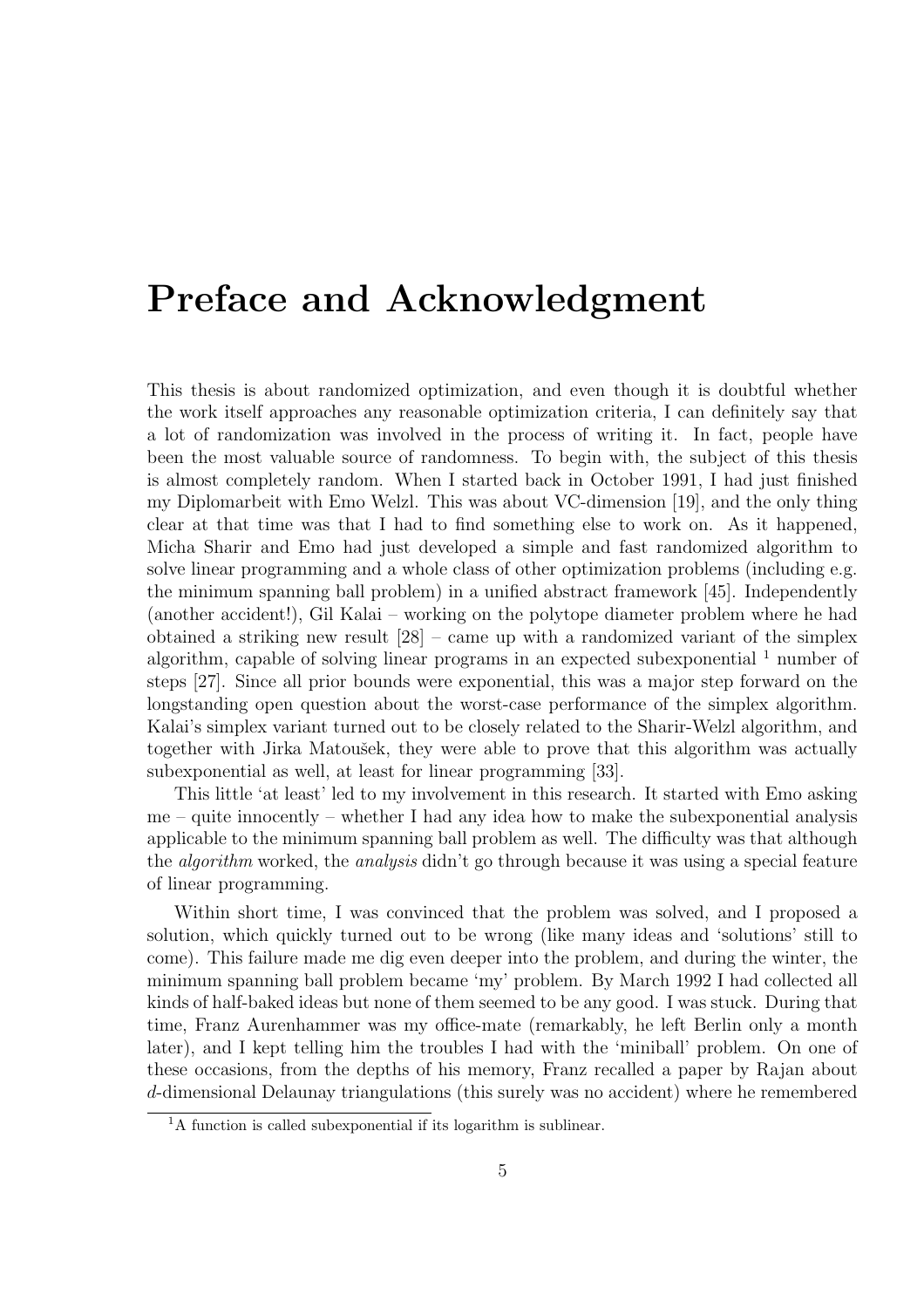# Preface and Acknowledgment

This thesis is about randomized optimization, and even though it is doubtful whether the work itself approaches any reasonable optimization criteria, I can definitely say that a lot of randomization was involved in the process of writing it. In fact, people have been the most valuable source of randomness. To begin with, the subject of this thesis is almost completely random. When I started back in October 1991, I had just finished my Diplomarbeit with Emo Welzl. This was about VC-dimension [19], and the only thing clear at that time was that I had to find something else to work on. As it happened, Micha Sharir and Emo had just developed a simple and fast randomized algorithm to solve linear programming and a whole class of other optimization problems (including e.g. the minimum spanning ball problem) in a unified abstract framework [45]. Independently (another accident!), Gil Kalai – working on the polytope diameter problem where he had obtained a striking new result [28] – came up with a randomized variant of the simplex algorithm, capable of solving linear programs in an expected subexponential [1] number of steps [27]. Since all prior bounds were exponential, this was a major step forward on the longstanding open question about the worst-case performance of the simplex algorithm. Kalai's simplex variant turned out to be closely related to the Sharir-Welzl algorithm, and together with Jirka Matoušek, they were able to prove that this algorithm was actually subexponential as well, at least for linear programming [33].

This little 'at least' led to my involvement in this research. It started with Emo asking me – quite innocently – whether I had any idea how to make the subexponential analysis applicable to the minimum spanning ball problem as well. The difficulty was that although the *algorithm* worked, the *analysis* didn't go through because it was using a special feature of linear programming.

Within short time, I was convinced that the problem was solved, and I proposed a solution, which quickly turned out to be wrong (like many ideas and 'solutions' still to come). This failure made me dig even deeper into the problem, and during the winter, the minimum spanning ball problem became 'my' problem. By March 1992 I had collected all kinds of half-baked ideas but none of them seemed to be any good. I was stuck. During that time, Franz Aurenhammer was my office-mate (remarkably, he left Berlin only a month later), and I kept telling him the troubles I had with the 'miniball' problem. On one of these occasions, from the depths of his memory, Franz recalled a paper by Rajan about $d$-dimensional Delaunay triangulations (this surely was no accident) where he remembered

[1] A function is called subexponential if its logarithm is sublinear.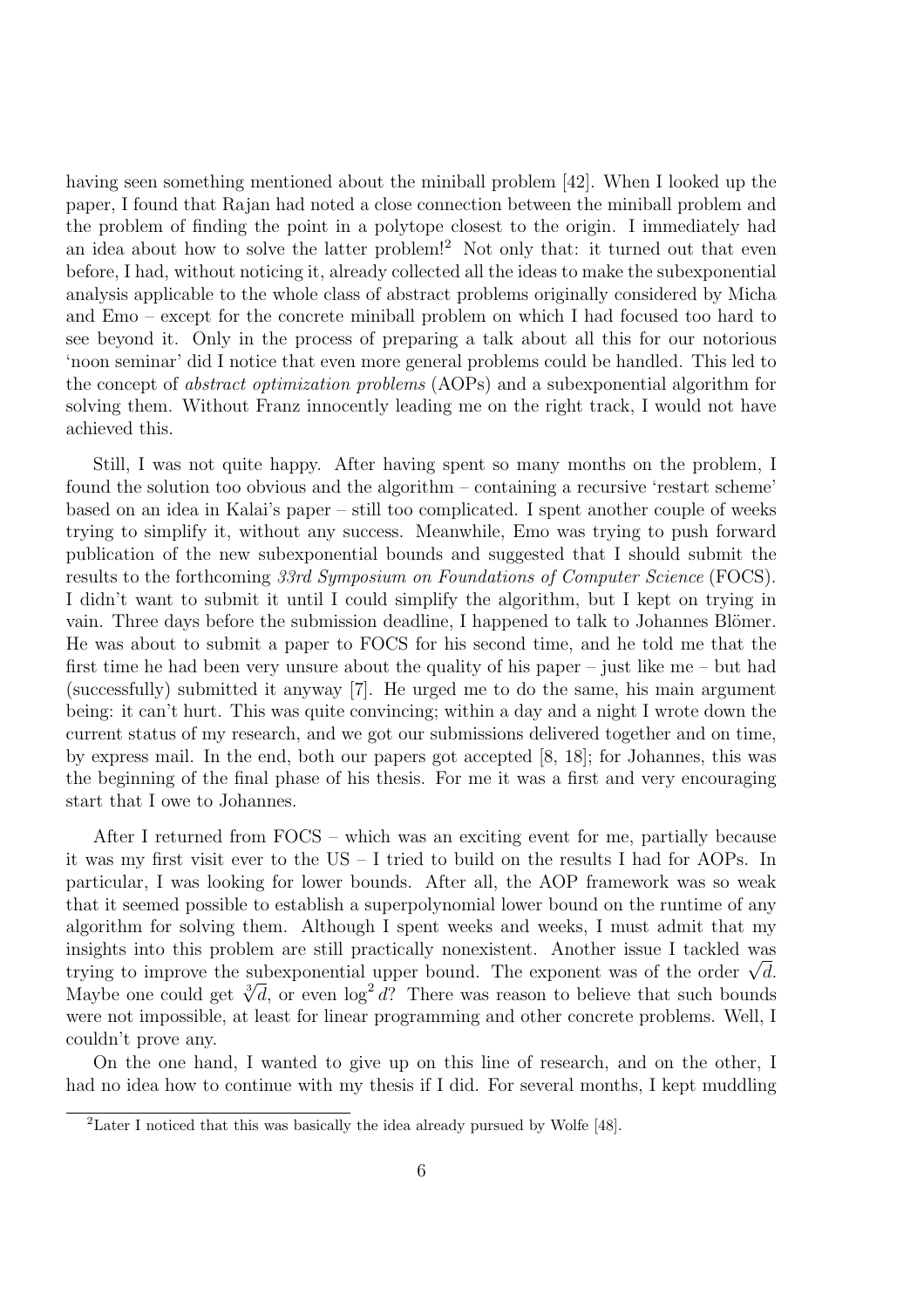having seen something mentioned about the miniball problem [42]. When I looked up the paper, I found that Rajan had noted a close connection between the miniball problem and the problem of finding the point in a polytope closest to the origin. I immediately had an idea about how to solve the latter problem![2] Not only that: it turned out that even before, I had, without noticing it, already collected all the ideas to make the subexponential analysis applicable to the whole class of abstract problems originally considered by Micha and Emo – except for the concrete miniball problem on which I had focused too hard to see beyond it. Only in the process of preparing a talk about all this for our notorious 'noon seminar' did I notice that even more general problems could be handled. This led to the concept of *abstract optimization problems* (AOPs) and a subexponential algorithm for solving them. Without Franz innocently leading me on the right track, I would not have achieved this.

Still, I was not quite happy. After having spent so many months on the problem, I found the solution too obvious and the algorithm – containing a recursive 'restart scheme' based on an idea in Kalai's paper – still too complicated. I spent another couple of weeks trying to simplify it, without any success. Meanwhile, Emo was trying to push forward publication of the new subexponential bounds and suggested that I should submit the results to the forthcoming *33rd Symposium on Foundations of Computer Science* (FOCS). I didn't want to submit it until I could simplify the algorithm, but I kept on trying in vain. Three days before the submission deadline, I happened to talk to Johannes Blömer. He was about to submit a paper to FOCS for his second time, and he told me that the first time he had been very unsure about the quality of his paper – just like me – but had (successfully) submitted it anyway [7]. He urged me to do the same, his main argument being: it can't hurt. This was quite convincing; within a day and a night I wrote down the current status of my research, and we got our submissions delivered together and on time, by express mail. In the end, both our papers got accepted [8, 18]; for Johannes, this was the beginning of the final phase of his thesis. For me it was a first and very encouraging start that I owe to Johannes.

After I returned from FOCS – which was an exciting event for me, partially because it was my first visit ever to the US – I tried to build on the results I had for AOPs. In particular, I was looking for lower bounds. After all, the AOP framework was so weak that it seemed possible to establish a superpolynomial lower bound on the runtime of any algorithm for solving them. Although I spent weeks and weeks, I must admit that my insights into this problem are still practically nonexistent. Another issue I tackled was trying to improve the subexponential upper bound. The exponent was of the order $\sqrt{d}$. Maybe one could get $\sqrt[3]{d}$, or even $\log^2 d$? There was reason to believe that such bounds were not impossible, at least for linear programming and other concrete problems. Well, I couldn't prove any.

On the one hand, I wanted to give up on this line of research, and on the other, I had no idea how to continue with my thesis if I did. For several months, I kept muddling

[2] Later I noticed that this was basically the idea already pursued by Wolfe [48].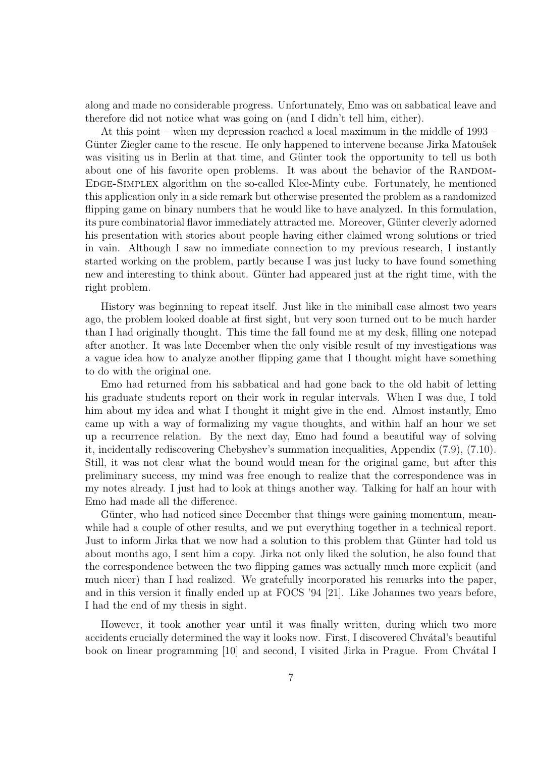along and made no considerable progress. Unfortunately, Emo was on sabbatical leave and therefore did not notice what was going on (and I didn't tell him, either).

At this point – when my depression reached a local maximum in the middle of 1993 – Günter Ziegler came to the rescue. He only happened to intervene because Jirka Matoušek was visiting us in Berlin at that time, and Günter took the opportunity to tell us both about one of his favorite open problems. It was about the behavior of the Random-Edge-Simplex algorithm on the so-called Klee-Minty cube. Fortunately, he mentioned this application only in a side remark but otherwise presented the problem as a randomized flipping game on binary numbers that he would like to have analyzed. In this formulation, its pure combinatorial flavor immediately attracted me. Moreover, Günter cleverly adorned his presentation with stories about people having either claimed wrong solutions or tried in vain. Although I saw no immediate connection to my previous research, I instantly started working on the problem, partly because I was just lucky to have found something new and interesting to think about. Günter had appeared just at the right time, with the right problem.

History was beginning to repeat itself. Just like in the miniball case almost two years ago, the problem looked doable at first sight, but very soon turned out to be much harder than I had originally thought. This time the fall found me at my desk, filling one notepad after another. It was late December when the only visible result of my investigations was a vague idea how to analyze another flipping game that I thought might have something to do with the original one.

Emo had returned from his sabbatical and had gone back to the old habit of letting his graduate students report on their work in regular intervals. When I was due, I told him about my idea and what I thought it might give in the end. Almost instantly, Emo came up with a way of formalizing my vague thoughts, and within half an hour we set up a recurrence relation. By the next day, Emo had found a beautiful way of solving it, incidentally rediscovering Chebyshev's summation inequalities, Appendix (7.9), (7.10). Still, it was not clear what the bound would mean for the original game, but after this preliminary success, my mind was free enough to realize that the correspondence was in my notes already. I just had to look at things another way. Talking for half an hour with Emo had made all the difference.

Günter, who had noticed since December that things were gaining momentum, meanwhile had a couple of other results, and we put everything together in a technical report. Just to inform Jirka that we now had a solution to this problem that Günter had told us about months ago, I sent him a copy. Jirka not only liked the solution, he also found that the correspondence between the two flipping games was actually much more explicit (and much nicer) than I had realized. We gratefully incorporated his remarks into the paper, and in this version it finally ended up at FOCS '94 [21]. Like Johannes two years before, I had the end of my thesis in sight.

However, it took another year until it was finally written, during which two more accidents crucially determined the way it looks now. First, I discovered Chvátal's beautiful book on linear programming [10] and second, I visited Jirka in Prague. From Chvátal I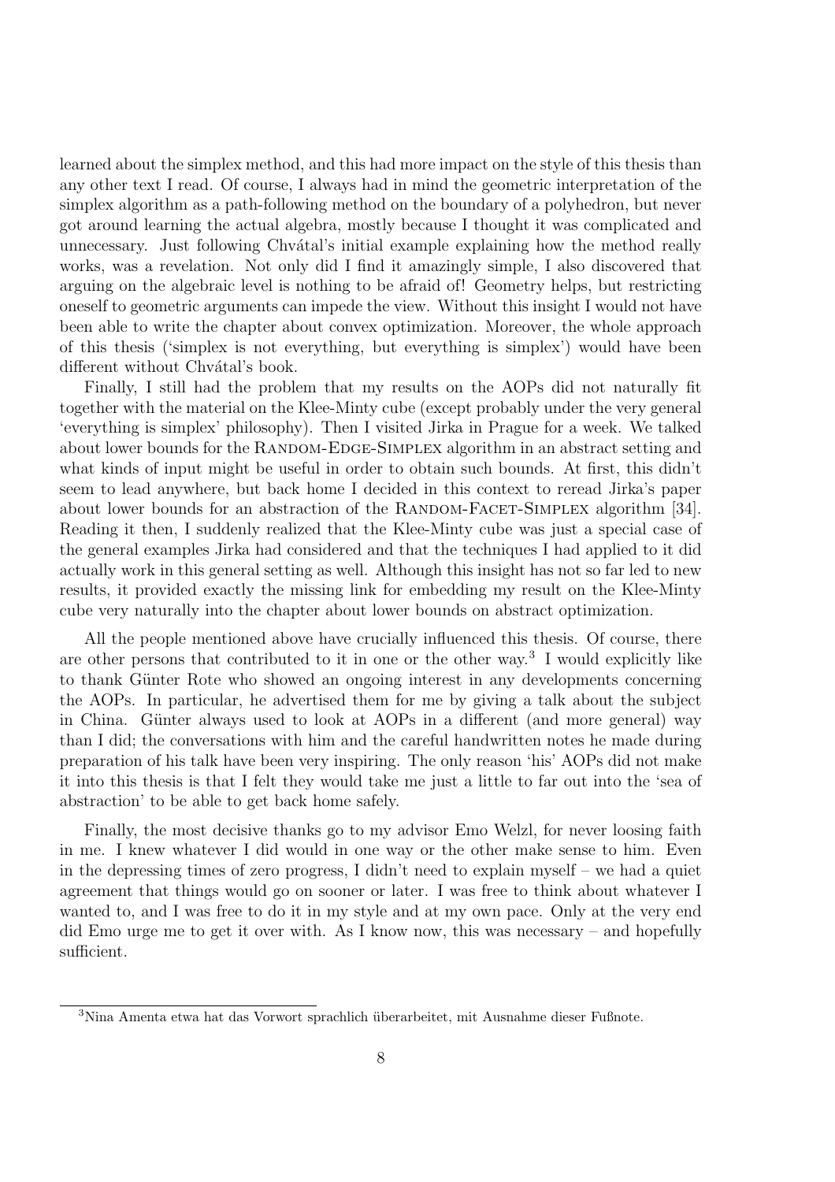learned about the simplex method, and this had more impact on the style of this thesis than any other text I read. Of course, I always had in mind the geometric interpretation of the simplex algorithm as a path-following method on the boundary of a polyhedron, but never got around learning the actual algebra, mostly because I thought it was complicated and unnecessary. Just following Chvátal's initial example explaining how the method really works, was a revelation. Not only did I find it amazingly simple, I also discovered that arguing on the algebraic level is nothing to be afraid of! Geometry helps, but restricting oneself to geometric arguments can impede the view. Without this insight I would not have been able to write the chapter about convex optimization. Moreover, the whole approach of this thesis ('simplex is not everything, but everything is simplex') would have been different without Chvátal's book.

Finally, I still had the problem that my results on the AOPs did not naturally fit together with the material on the Klee-Minty cube (except probably under the very general 'everything is simplex' philosophy). Then I visited Jirka in Prague for a week. We talked about lower bounds for the Random-Edge-Simplex algorithm in an abstract setting and what kinds of input might be useful in order to obtain such bounds. At first, this didn't seem to lead anywhere, but back home I decided in this context to reread Jirka's paper about lower bounds for an abstraction of the Random-Facet-Simplex algorithm [34]. Reading it then, I suddenly realized that the Klee-Minty cube was just a special case of the general examples Jirka had considered and that the techniques I had applied to it did actually work in this general setting as well. Although this insight has not so far led to new results, it provided exactly the missing link for embedding my result on the Klee-Minty cube very naturally into the chapter about lower bounds on abstract optimization.

All the people mentioned above have crucially influenced this thesis. Of course, there are other persons that contributed to it in one or the other way.[3] I would explicitly like to thank Günter Rote who showed an ongoing interest in any developments concerning the AOPs. In particular, he advertised them for me by giving a talk about the subject in China. Günter always used to look at AOPs in a different (and more general) way than I did; the conversations with him and the careful handwritten notes he made during preparation of his talk have been very inspiring. The only reason 'his' AOPs did not make it into this thesis is that I felt they would take me just a little to far out into the 'sea of abstraction' to be able to get back home safely.

Finally, the most decisive thanks go to my advisor Emo Welzl, for never loosing faith in me. I knew whatever I did would in one way or the other make sense to him. Even in the depressing times of zero progress, I didn't need to explain myself – we had a quiet agreement that things would go on sooner or later. I was free to think about whatever I wanted to, and I was free to do it in my style and at my own pace. Only at the very end did Emo urge me to get it over with. As I know now, this was necessary – and hopefully sufficient.

---

[3] Nina Amenta etwa hat das Vorwort sprachlich überarbeitet, mit Ausnahme dieser Fußnote.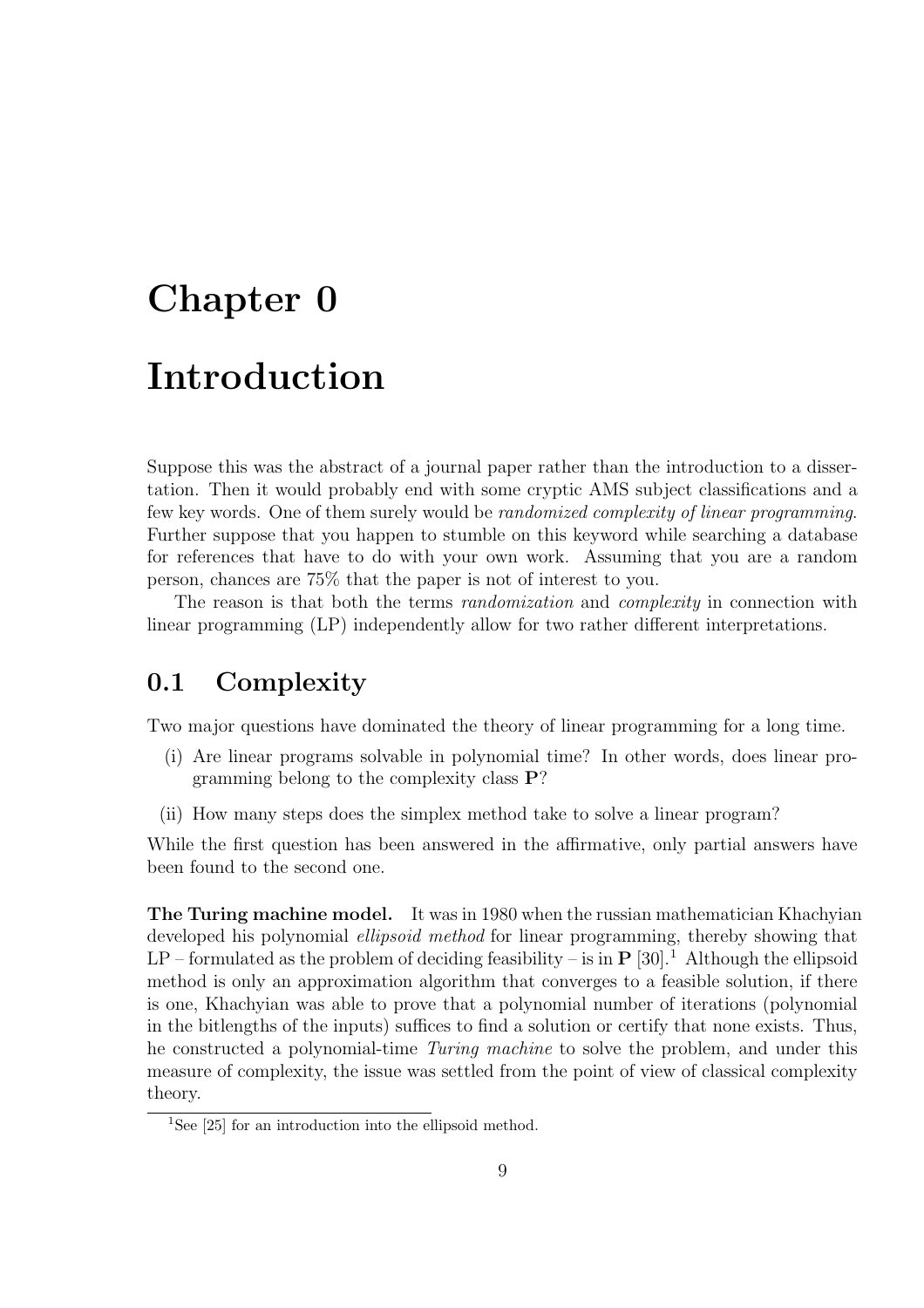# Chapter 0

# Introduction

Suppose this was the abstract of a journal paper rather than the introduction to a dissertation. Then it would probably end with some cryptic AMS subject classifications and a few key words. One of them surely would be *randomized complexity of linear programming*. Further suppose that you happen to stumble on this keyword while searching a database for references that have to do with your own work. Assuming that you are a random person, chances are 75% that the paper is not of interest to you.

The reason is that both the terms *randomization* and *complexity* in connection with linear programming (LP) independently allow for two rather different interpretations.

## 0.1 Complexity

Two major questions have dominated the theory of linear programming for a long time.

(i) Are linear programs solvable in polynomial time? In other words, does linear programming belong to the complexity class **P**?

(ii) How many steps does the simplex method take to solve a linear program?

While the first question has been answered in the affirmative, only partial answers have been found to the second one.

**The Turing machine model.** It was in 1980 when the russian mathematician Khachyian developed his polynomial *ellipsoid method* for linear programming, thereby showing that LP – formulated as the problem of deciding feasibility – is in **P** [30].[1] Although the ellipsoid method is only an approximation algorithm that converges to a feasible solution, if there is one, Khachyian was able to prove that a polynomial number of iterations (polynomial in the bitlengths of the inputs) suffices to find a solution or certify that none exists. Thus, he constructed a polynomial-time *Turing machine* to solve the problem, and under this measure of complexity, the issue was settled from the point of view of classical complexity theory.

[1] See [25] for an introduction into the ellipsoid method.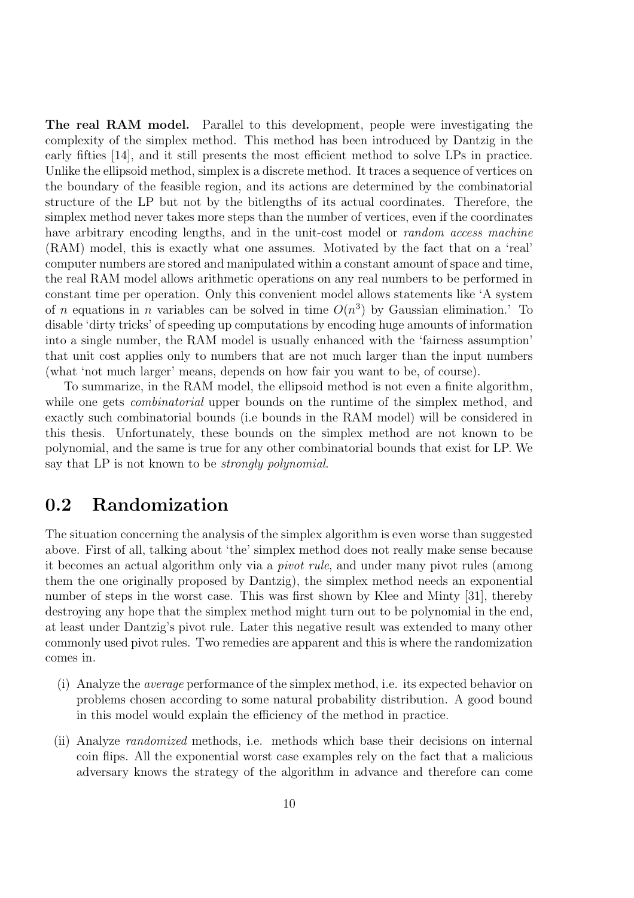**The real RAM model.** Parallel to this development, people were investigating the complexity of the simplex method. This method has been introduced by Dantzig in the early fifties [14], and it still presents the most efficient method to solve LPs in practice. Unlike the ellipsoid method, simplex is a discrete method. It traces a sequence of vertices on the boundary of the feasible region, and its actions are determined by the combinatorial structure of the LP but not by the bitlengths of its actual coordinates. Therefore, the simplex method never takes more steps than the number of vertices, even if the coordinates have arbitrary encoding lengths, and in the unit-cost model or *random access machine* (RAM) model, this is exactly what one assumes. Motivated by the fact that on a 'real' computer numbers are stored and manipulated within a constant amount of space and time, the real RAM model allows arithmetic operations on any real numbers to be performed in constant time per operation. Only this convenient model allows statements like 'A system of $n$ equations in $n$ variables can be solved in time $O(n^3)$ by Gaussian elimination.' To disable 'dirty tricks' of speeding up computations by encoding huge amounts of information into a single number, the RAM model is usually enhanced with the 'fairness assumption' that unit cost applies only to numbers that are not much larger than the input numbers (what 'not much larger' means, depends on how fair you want to be, of course).

To summarize, in the RAM model, the ellipsoid method is not even a finite algorithm, while one gets *combinatorial* upper bounds on the runtime of the simplex method, and exactly such combinatorial bounds (i.e bounds in the RAM model) will be considered in this thesis. Unfortunately, these bounds on the simplex method are not known to be polynomial, and the same is true for any other combinatorial bounds that exist for LP. We say that LP is not known to be *strongly polynomial*.

## 0.2 Randomization

The situation concerning the analysis of the simplex algorithm is even worse than suggested above. First of all, talking about 'the' simplex method does not really make sense because it becomes an actual algorithm only via a *pivot rule*, and under many pivot rules (among them the one originally proposed by Dantzig), the simplex method needs an exponential number of steps in the worst case. This was first shown by Klee and Minty [31], thereby destroying any hope that the simplex method might turn out to be polynomial in the end, at least under Dantzig's pivot rule. Later this negative result was extended to many other commonly used pivot rules. Two remedies are apparent and this is where the randomization comes in.

(i) Analyze the *average* performance of the simplex method, i.e. its expected behavior on problems chosen according to some natural probability distribution. A good bound in this model would explain the efficiency of the method in practice.

(ii) Analyze *randomized* methods, i.e. methods which base their decisions on internal coin flips. All the exponential worst case examples rely on the fact that a malicious adversary knows the strategy of the algorithm in advance and therefore can come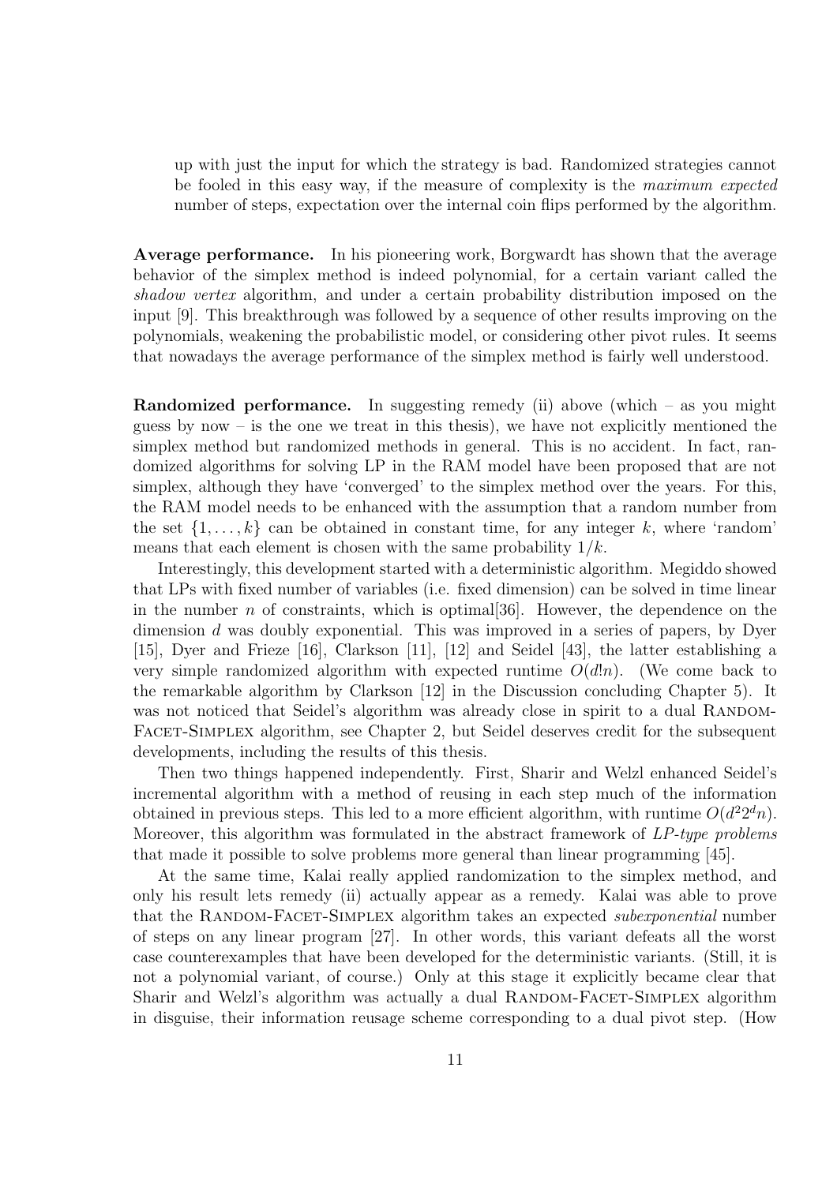up with just the input for which the strategy is bad. Randomized strategies cannot be fooled in this easy way, if the measure of complexity is the *maximum expected* number of steps, expectation over the internal coin flips performed by the algorithm.

**Average performance.** In his pioneering work, Borgwardt has shown that the average behavior of the simplex method is indeed polynomial, for a certain variant called the *shadow vertex* algorithm, and under a certain probability distribution imposed on the input [9]. This breakthrough was followed by a sequence of other results improving on the polynomials, weakening the probabilistic model, or considering other pivot rules. It seems that nowadays the average performance of the simplex method is fairly well understood.

**Randomized performance.** In suggesting remedy (ii) above (which – as you might guess by now – is the one we treat in this thesis), we have not explicitly mentioned the simplex method but randomized methods in general. This is no accident. In fact, randomized algorithms for solving LP in the RAM model have been proposed that are not simplex, although they have 'converged' to the simplex method over the years. For this, the RAM model needs to be enhanced with the assumption that a random number from the set $\{1, \ldots, k\}$ can be obtained in constant time, for any integer $k$, where 'random' means that each element is chosen with the same probability $1/k$.

Interestingly, this development started with a deterministic algorithm. Megiddo showed that LPs with fixed number of variables (i.e. fixed dimension) can be solved in time linear in the number $n$ of constraints, which is optimal[36]. However, the dependence on the dimension $d$ was doubly exponential. This was improved in a series of papers, by Dyer [15], Dyer and Frieze [16], Clarkson [11], [12] and Seidel [43], the latter establishing a very simple randomized algorithm with expected runtime $O(d!n)$. (We come back to the remarkable algorithm by Clarkson [12] in the Discussion concluding Chapter 5). It was not noticed that Seidel's algorithm was already close in spirit to a dual Random-Facet-Simplex algorithm, see Chapter 2, but Seidel deserves credit for the subsequent developments, including the results of this thesis.

Then two things happened independently. First, Sharir and Welzl enhanced Seidel's incremental algorithm with a method of reusing in each step much of the information obtained in previous steps. This led to a more efficient algorithm, with runtime $O(d^2 2^d n)$. Moreover, this algorithm was formulated in the abstract framework of *LP-type problems* that made it possible to solve problems more general than linear programming [45].

At the same time, Kalai really applied randomization to the simplex method, and only his result lets remedy (ii) actually appear as a remedy. Kalai was able to prove that the Random-Facet-Simplex algorithm takes an expected *subexponential* number of steps on any linear program [27]. In other words, this variant defeats all the worst case counterexamples that have been developed for the deterministic variants. (Still, it is not a polynomial variant, of course.) Only at this stage it explicitly became clear that Sharir and Welzl's algorithm was actually a dual Random-Facet-Simplex algorithm in disguise, their information reusage scheme corresponding to a dual pivot step. (How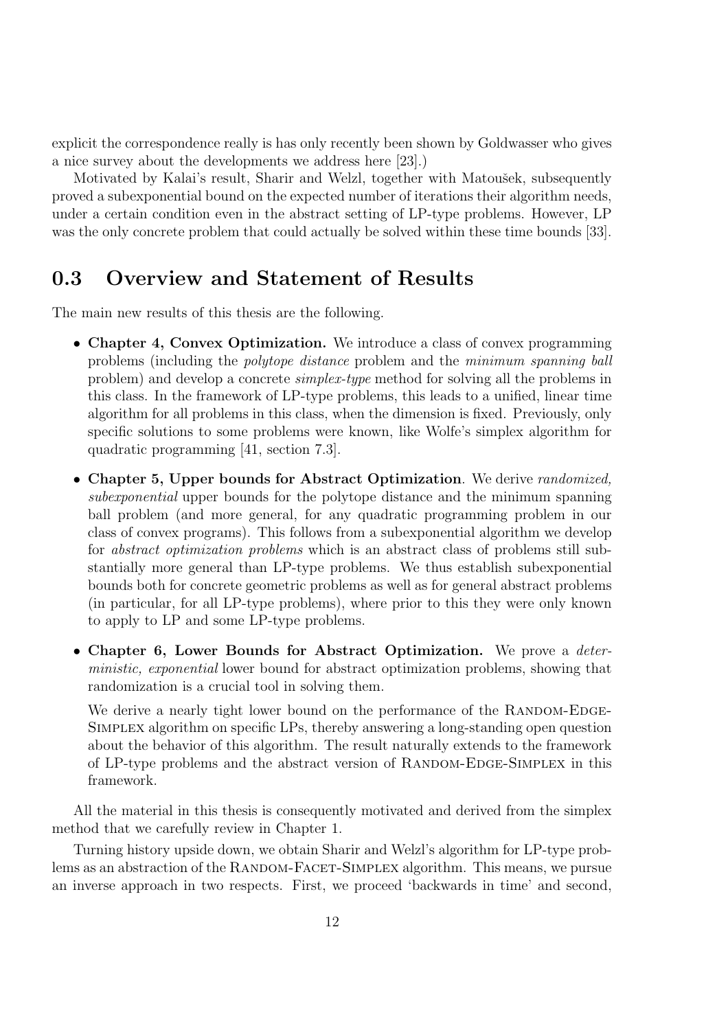explicit the correspondence really is has only recently been shown by Goldwasser who gives a nice survey about the developments we address here [23].)

Motivated by Kalai's result, Sharir and Welzl, together with Matoušek, subsequently proved a subexponential bound on the expected number of iterations their algorithm needs, under a certain condition even in the abstract setting of LP-type problems. However, LP was the only concrete problem that could actually be solved within these time bounds [33].

## 0.3 Overview and Statement of Results

The main new results of this thesis are the following.

- **Chapter 4, Convex Optimization.** We introduce a class of convex programming problems (including the *polytope distance* problem and the *minimum spanning ball* problem) and develop a concrete *simplex-type* method for solving all the problems in this class. In the framework of LP-type problems, this leads to a unified, linear time algorithm for all problems in this class, when the dimension is fixed. Previously, only specific solutions to some problems were known, like Wolfe's simplex algorithm for quadratic programming [41, section 7.3].

- **Chapter 5, Upper bounds for Abstract Optimization**. We derive *randomized, subexponential* upper bounds for the polytope distance and the minimum spanning ball problem (and more general, for any quadratic programming problem in our class of convex programs). This follows from a subexponential algorithm we develop for *abstract optimization problems* which is an abstract class of problems still substantially more general than LP-type problems. We thus establish subexponential bounds both for concrete geometric problems as well as for general abstract problems (in particular, for all LP-type problems), where prior to this they were only known to apply to LP and some LP-type problems.

- **Chapter 6, Lower Bounds for Abstract Optimization.** We prove a *deterministic, exponential* lower bound for abstract optimization problems, showing that randomization is a crucial tool in solving them.

  We derive a nearly tight lower bound on the performance of the Random-Edge-Simplex algorithm on specific LPs, thereby answering a long-standing open question about the behavior of this algorithm. The result naturally extends to the framework of LP-type problems and the abstract version of Random-Edge-Simplex in this framework.

All the material in this thesis is consequently motivated and derived from the simplex method that we carefully review in Chapter 1.

Turning history upside down, we obtain Sharir and Welzl's algorithm for LP-type problems as an abstraction of the Random-Facet-Simplex algorithm. This means, we pursue an inverse approach in two respects. First, we proceed 'backwards in time' and second,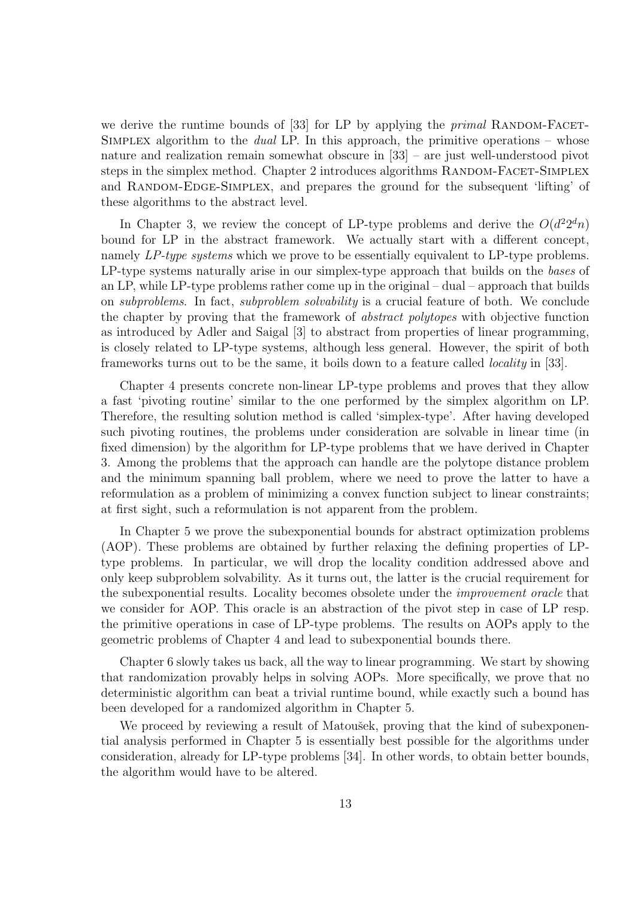we derive the runtime bounds of [33] for LP by applying the *primal* Random-Facet-Simplex algorithm to the *dual* LP. In this approach, the primitive operations – whose nature and realization remain somewhat obscure in [33] – are just well-understood pivot steps in the simplex method. Chapter 2 introduces algorithms Random-Facet-Simplex and Random-Edge-Simplex, and prepares the ground for the subsequent 'lifting' of these algorithms to the abstract level.

In Chapter 3, we review the concept of LP-type problems and derive the $O(d^2 2^d n)$ bound for LP in the abstract framework. We actually start with a different concept, namely *LP-type systems* which we prove to be essentially equivalent to LP-type problems. LP-type systems naturally arise in our simplex-type approach that builds on the *bases* of an LP, while LP-type problems rather come up in the original – dual – approach that builds on *subproblems*. In fact, *subproblem solvability* is a crucial feature of both. We conclude the chapter by proving that the framework of *abstract polytopes* with objective function as introduced by Adler and Saigal [3] to abstract from properties of linear programming, is closely related to LP-type systems, although less general. However, the spirit of both frameworks turns out to be the same, it boils down to a feature called *locality* in [33].

Chapter 4 presents concrete non-linear LP-type problems and proves that they allow a fast 'pivoting routine' similar to the one performed by the simplex algorithm on LP. Therefore, the resulting solution method is called 'simplex-type'. After having developed such pivoting routines, the problems under consideration are solvable in linear time (in fixed dimension) by the algorithm for LP-type problems that we have derived in Chapter 3. Among the problems that the approach can handle are the polytope distance problem and the minimum spanning ball problem, where we need to prove the latter to have a reformulation as a problem of minimizing a convex function subject to linear constraints; at first sight, such a reformulation is not apparent from the problem.

In Chapter 5 we prove the subexponential bounds for abstract optimization problems (AOP). These problems are obtained by further relaxing the defining properties of LP-type problems. In particular, we will drop the locality condition addressed above and only keep subproblem solvability. As it turns out, the latter is the crucial requirement for the subexponential results. Locality becomes obsolete under the *improvement oracle* that we consider for AOP. This oracle is an abstraction of the pivot step in case of LP resp. the primitive operations in case of LP-type problems. The results on AOPs apply to the geometric problems of Chapter 4 and lead to subexponential bounds there.

Chapter 6 slowly takes us back, all the way to linear programming. We start by showing that randomization provably helps in solving AOPs. More specifically, we prove that no deterministic algorithm can beat a trivial runtime bound, while exactly such a bound has been developed for a randomized algorithm in Chapter 5.

We proceed by reviewing a result of Matoušek, proving that the kind of subexponential analysis performed in Chapter 5 is essentially best possible for the algorithms under consideration, already for LP-type problems [34]. In other words, to obtain better bounds, the algorithm would have to be altered.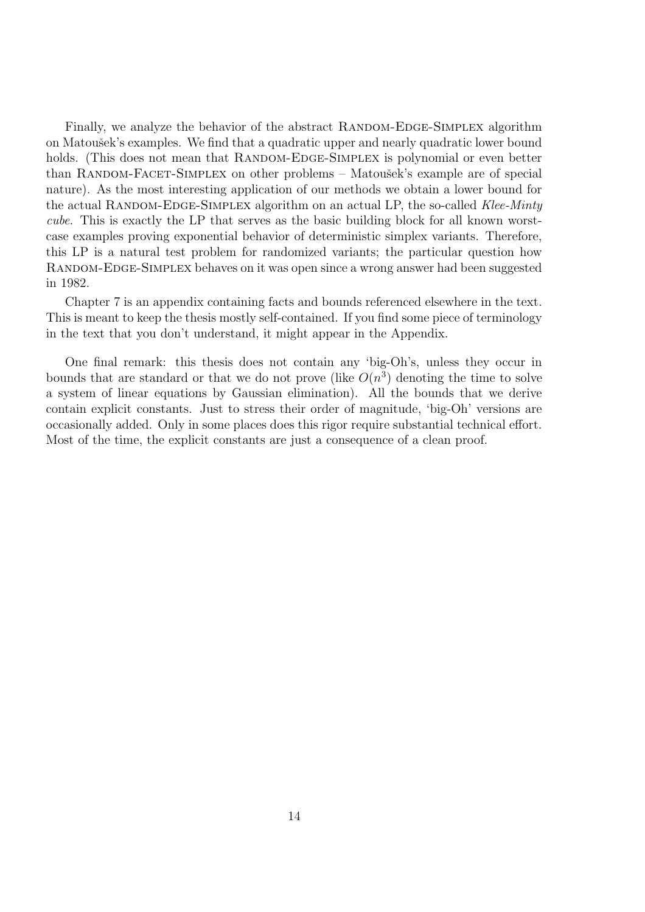Finally, we analyze the behavior of the abstract Random-Edge-Simplex algorithm on Matoušek's examples. We find that a quadratic upper and nearly quadratic lower bound holds. (This does not mean that Random-Edge-Simplex is polynomial or even better than Random-Facet-Simplex on other problems – Matoušek's example are of special nature). As the most interesting application of our methods we obtain a lower bound for the actual Random-Edge-Simplex algorithm on an actual LP, the so-called *Klee-Minty cube*. This is exactly the LP that serves as the basic building block for all known worst-case examples proving exponential behavior of deterministic simplex variants. Therefore, this LP is a natural test problem for randomized variants; the particular question how Random-Edge-Simplex behaves on it was open since a wrong answer had been suggested in 1982.

Chapter 7 is an appendix containing facts and bounds referenced elsewhere in the text. This is meant to keep the thesis mostly self-contained. If you find some piece of terminology in the text that you don't understand, it might appear in the Appendix.

One final remark: this thesis does not contain any 'big-Oh's, unless they occur in bounds that are standard or that we do not prove (like $O(n^3)$ denoting the time to solve a system of linear equations by Gaussian elimination). All the bounds that we derive contain explicit constants. Just to stress their order of magnitude, 'big-Oh' versions are occasionally added. Only in some places does this rigor require substantial technical effort. Most of the time, the explicit constants are just a consequence of a clean proof.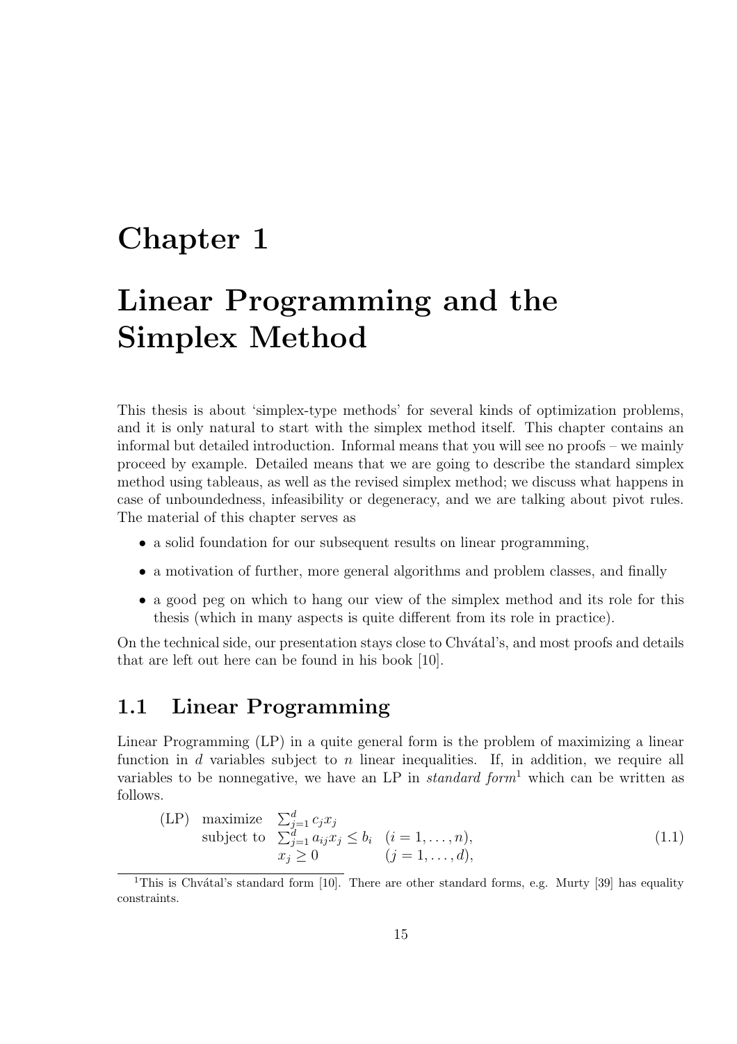# Chapter 1

# Linear Programming and the Simplex Method

This thesis is about 'simplex-type methods' for several kinds of optimization problems, and it is only natural to start with the simplex method itself. This chapter contains an informal but detailed introduction. Informal means that you will see no proofs – we mainly proceed by example. Detailed means that we are going to describe the standard simplex method using tableaus, as well as the revised simplex method; we discuss what happens in case of unboundedness, infeasibility or degeneracy, and we are talking about pivot rules. The material of this chapter serves as

- a solid foundation for our subsequent results on linear programming,
- a motivation of further, more general algorithms and problem classes, and finally
- a good peg on which to hang our view of the simplex method and its role for this thesis (which in many aspects is quite different from its role in practice).

On the technical side, our presentation stays close to Chvátal's, and most proofs and details that are left out here can be found in his book [10].

## 1.1 Linear Programming

Linear Programming (LP) in a quite general form is the problem of maximizing a linear function in $d$ variables subject to $n$ linear inequalities. If, in addition, we require all variables to be nonnegative, we have an LP in *standard form*[1] which can be written as follows.

$$
\begin{array}{llll}
\text{(LP)} & \text{maximize} & \sum_{j=1}^{d} c_j x_j & \\
 & \text{subject to} & \sum_{j=1}^{d} a_{ij} x_j \leq b_i & (i = 1, \ldots, n), \\
 & & x_j \geq 0 & (j = 1, \ldots, d),
\end{array}
\tag{1.1}
$$

[1] This is Chvátal's standard form [10]. There are other standard forms, e.g. Murty [39] has equality constraints.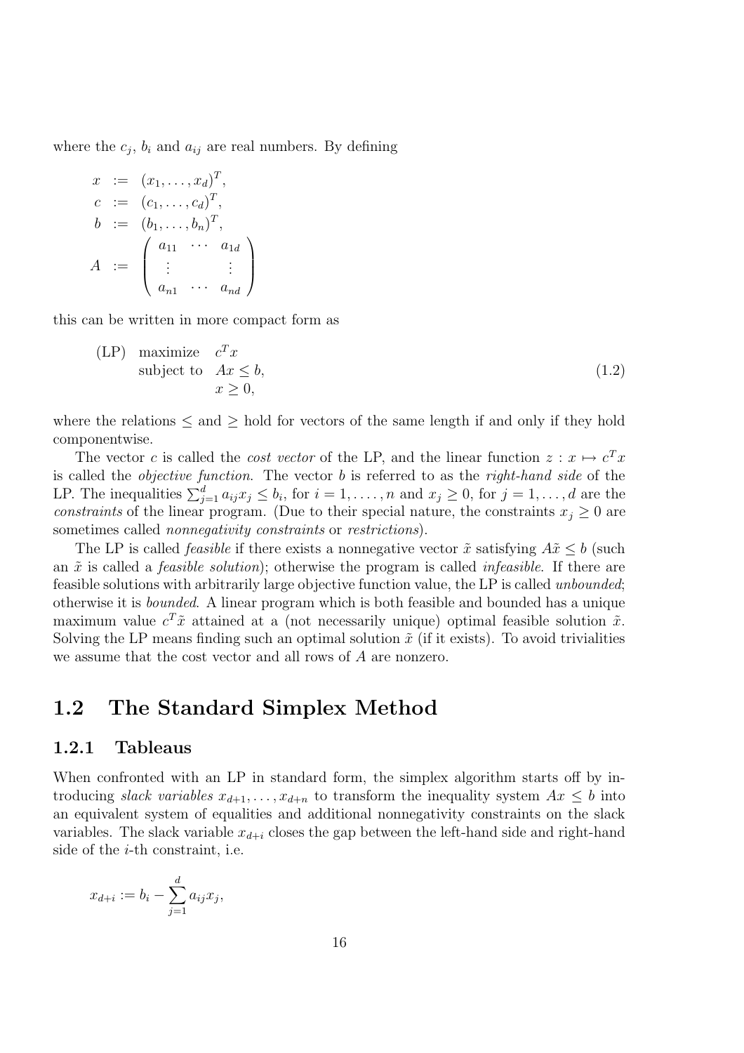where the $c_j$, $b_i$ and $a_{ij}$ are real numbers. By defining

$$
\begin{aligned}
x &:= (x_1, \ldots, x_d)^T, \\
c &:= (c_1, \ldots, c_d)^T, \\
b &:= (b_1, \ldots, b_n)^T, \\
A &:= \begin{pmatrix} a_{11} & \cdots & a_{1d} \\ \vdots & & \vdots \\ a_{n1} & \cdots & a_{nd} \end{pmatrix}
\end{aligned}
$$

this can be written in more compact form as

$$
\begin{array}{lll}
\text{(LP)} & \text{maximize} & c^T x \\
& \text{subject to} & Ax \leq b, \\
& & x \geq 0,
\end{array}
\tag{1.2}
$$

where the relations $\leq$ and $\geq$ hold for vectors of the same length if and only if they hold componentwise.

The vector $c$ is called the *cost vector* of the LP, and the linear function $z : x \mapsto c^T x$ is called the *objective function*. The vector $b$ is referred to as the *right-hand side* of the LP. The inequalities $\sum_{j=1}^{d} a_{ij} x_j \leq b_i$, for $i = 1, \ldots, n$ and $x_j \geq 0$, for $j = 1, \ldots, d$ are the *constraints* of the linear program. (Due to their special nature, the constraints $x_j \geq 0$ are sometimes called *nonnegativity constraints* or *restrictions*).

The LP is called *feasible* if there exists a nonnegative vector $\tilde{x}$ satisfying $A\tilde{x} \leq b$ (such an $\tilde{x}$ is called a *feasible solution*); otherwise the program is called *infeasible*. If there are feasible solutions with arbitrarily large objective function value, the LP is called *unbounded*; otherwise it is *bounded*. A linear program which is both feasible and bounded has a unique maximum value $c^T\tilde{x}$ attained at a (not necessarily unique) optimal feasible solution $\tilde{x}$. Solving the LP means finding such an optimal solution $\tilde{x}$ (if it exists). To avoid trivialities we assume that the cost vector and all rows of $A$ are nonzero.

## 1.2 The Standard Simplex Method

### 1.2.1 Tableaus

When confronted with an LP in standard form, the simplex algorithm starts off by introducing *slack variables* $x_{d+1}, \ldots, x_{d+n}$ to transform the inequality system $Ax \leq b$ into an equivalent system of equalities and additional nonnegativity constraints on the slack variables. The slack variable $x_{d+i}$ closes the gap between the left-hand side and right-hand side of the $i$-th constraint, i.e.

$$
x_{d+i} := b_i - \sum_{j=1}^{d} a_{ij} x_j,
$$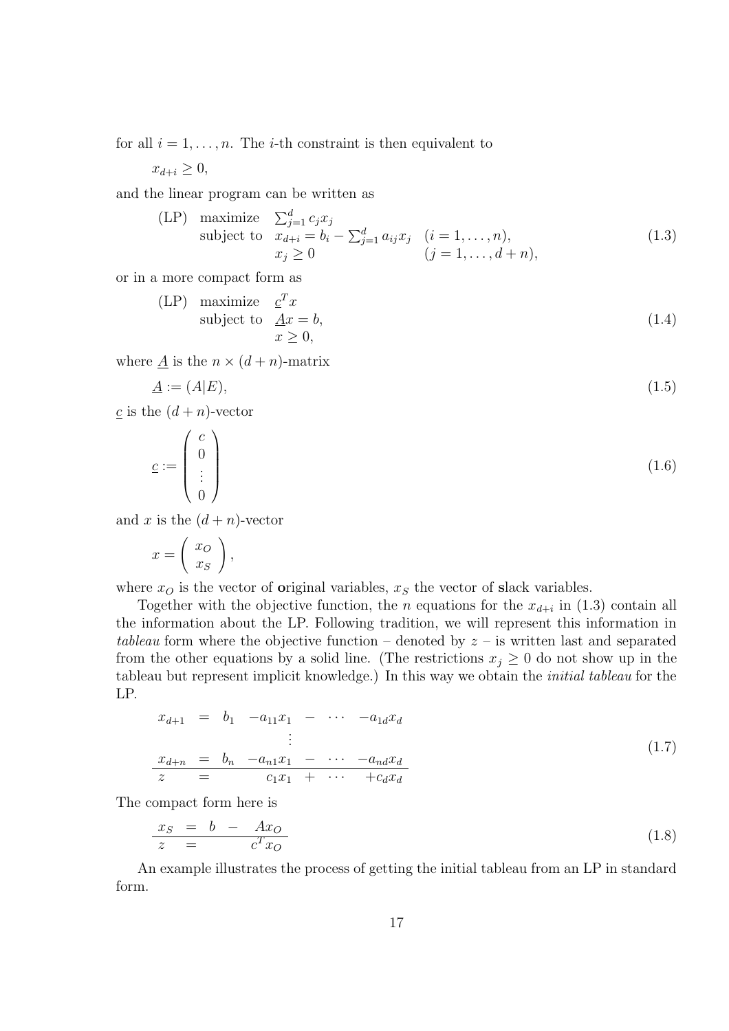for all $i = 1, \ldots, n$. The $i$-th constraint is then equivalent to

$$x_{d+i} \geq 0,$$

and the linear program can be written as

$$\begin{array}{llll} \text{(LP)} & \text{maximize} & \sum_{j=1}^{d} c_j x_j & \\ & \text{subject to} & x_{d+i} = b_i - \sum_{j=1}^{d} a_{ij} x_j & (i = 1, \ldots, n), \\ & & x_j \geq 0 & (j = 1, \ldots, d+n), \end{array} \tag{1.3}$$

or in a more compact form as

$$\begin{array}{lll} \text{(LP)} & \text{maximize} & \underline{c}^T x \\ & \text{subject to} & \underline{A} x = b, \\ & & x \geq 0, \end{array} \tag{1.4}$$

where $\underline{A}$ is the $n \times (d+n)$-matrix

$$\underline{A} := (A|E), \tag{1.5}$$

$\underline{c}$ is the $(d+n)$-vector

$$\underline{c} := \begin{pmatrix} c \\ 0 \\ \vdots \\ 0 \end{pmatrix} \tag{1.6}$$

and $x$ is the $(d+n)$-vector

$$x = \begin{pmatrix} x_O \\ x_S \end{pmatrix},$$

where $x_O$ is the vector of **o**riginal variables, $x_S$ the vector of **s**lack variables.

Together with the objective function, the $n$ equations for the $x_{d+i}$ in (1.3) contain all the information about the LP. Following tradition, we will represent this information in *tableau* form where the objective function – denoted by $z$ – is written last and separated from the other equations by a solid line. (The restrictions $x_j \geq 0$ do not show up in the tableau but represent implicit knowledge.) In this way we obtain the *initial tableau* for the LP.

$$\begin{array}{ccccccc} x_{d+1} & = & b_1 & -a_{11}x_1 & - & \cdots & -a_{1d}x_d \\ & & & \vdots & & & \\ x_{d+n} & = & b_n & -a_{n1}x_1 & - & \cdots & -a_{nd}x_d \\ \hline z & = & & c_1 x_1 & + & \cdots & +c_d x_d \end{array} \tag{1.7}$$

The compact form here is

$$\begin{array}{ccccc} x_S & = & b & - & A x_O \\ \hline z & = & & & c^T x_O \end{array} \tag{1.8}$$

An example illustrates the process of getting the initial tableau from an LP in standard form.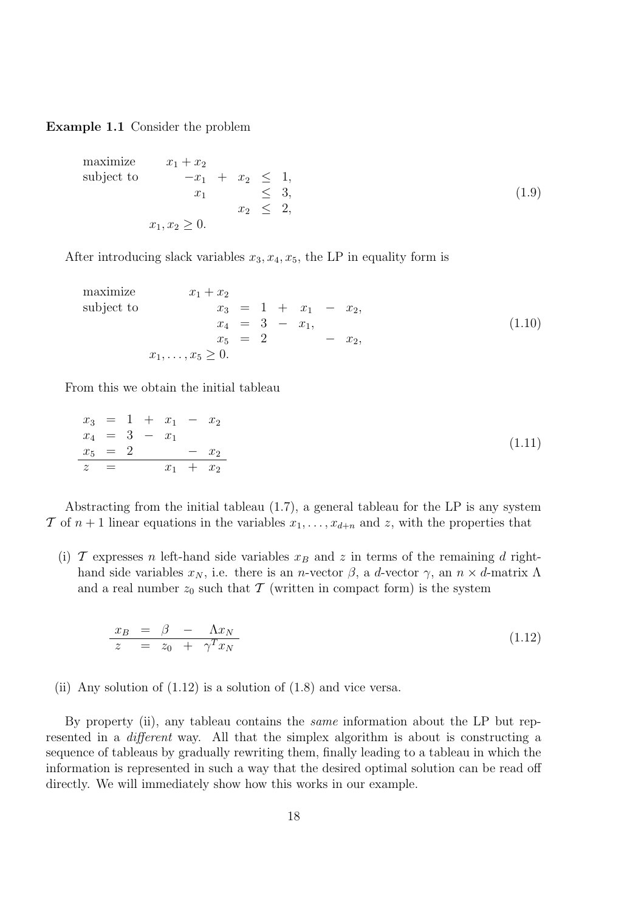**Example 1.1** Consider the problem

$$
\begin{array}{lrcrcl}
\text{maximize} & x_1 + x_2 & & & & \\
\text{subject to} & -x_1 & + & x_2 & \leq & 1, \\
 & x_1 & & & \leq & 3, \\
 & & & x_2 & \leq & 2, \\
 & x_1, x_2 \geq 0. & & & &
\end{array}
\tag{1.9}
$$

After introducing slack variables $x_3, x_4, x_5$, the LP in equality form is

$$
\begin{array}{lrcrcrcr}
\text{maximize} & x_1 + x_2 & & & & & & \\
\text{subject to} & x_3 & = & 1 & + & x_1 & - & x_2, \\
 & x_4 & = & 3 & - & x_1, & & \\
 & x_5 & = & 2 & & & - & x_2, \\
 & x_1, \ldots, x_5 \geq 0. & & & & & &
\end{array}
\tag{1.10}
$$

From this we obtain the initial tableau

$$
\begin{array}{rcrcrcr}
x_3 & = & 1 & + & x_1 & - & x_2 \\
x_4 & = & 3 & - & x_1 & & \\
x_5 & = & 2 & & & - & x_2 \\
\hline
z & = & & & x_1 & + & x_2
\end{array}
\tag{1.11}
$$

Abstracting from the initial tableau (1.7), a general tableau for the LP is any system $\mathcal{T}$ of $n+1$ linear equations in the variables $x_1, \ldots, x_{d+n}$ and $z$, with the properties that

(i) $\mathcal{T}$ expresses $n$ left-hand side variables $x_B$ and $z$ in terms of the remaining $d$ right-hand side variables $x_N$, i.e. there is an $n$-vector $\beta$, a $d$-vector $\gamma$, an $n \times d$-matrix $\Lambda$ and a real number $z_0$ such that $\mathcal{T}$ (written in compact form) is the system

$$
\begin{array}{rcrcr}
x_B & = & \beta & - & \Lambda x_N \\
\hline
z & = & z_0 & + & \gamma^T x_N
\end{array}
\tag{1.12}
$$

(ii) Any solution of (1.12) is a solution of (1.8) and vice versa.

By property (ii), any tableau contains the *same* information about the LP but represented in a *different* way. All that the simplex algorithm is about is constructing a sequence of tableaus by gradually rewriting them, finally leading to a tableau in which the information is represented in such a way that the desired optimal solution can be read off directly. We will immediately show how this works in our example.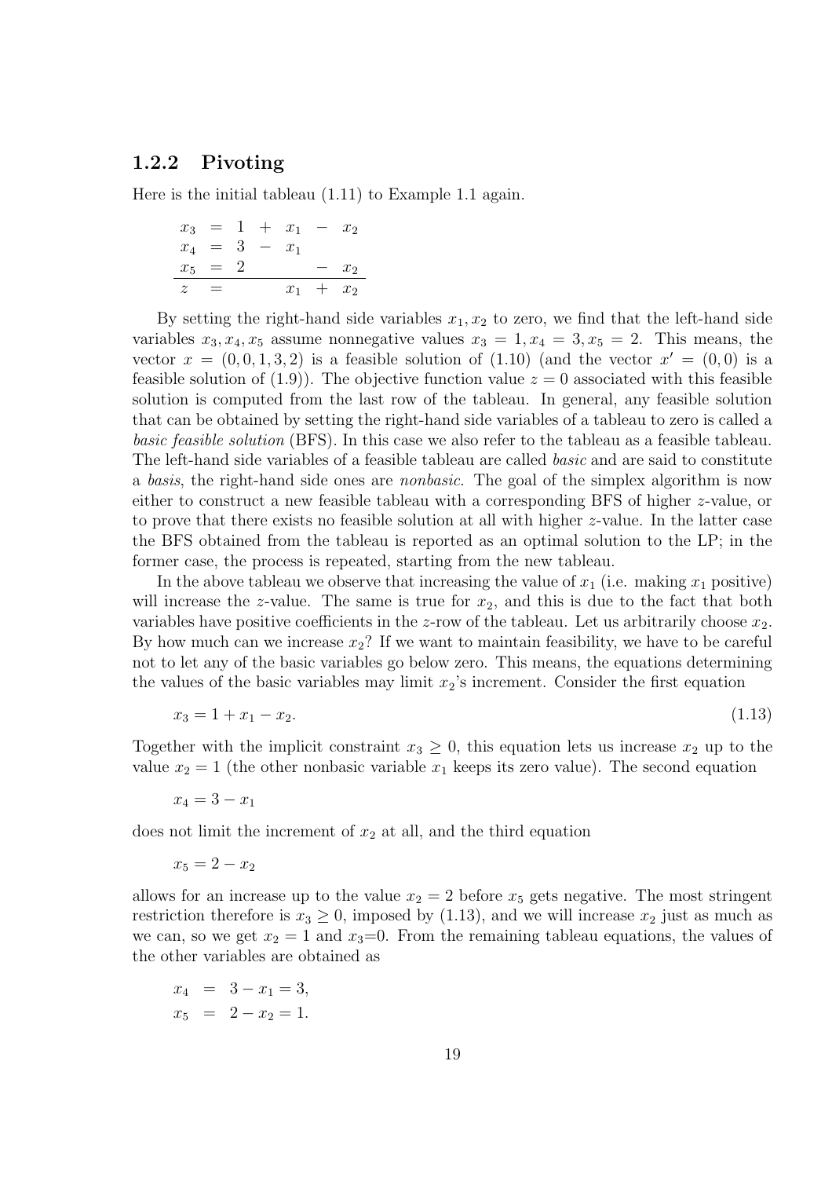### 1.2.2 Pivoting

Here is the initial tableau (1.11) to Example 1.1 again.

$$
\begin{array}{rcrcrcr}
x_3 & = & 1 & + & x_1 & - & x_2 \\
x_4 & = & 3 & - & x_1 & & \\
x_5 & = & 2 & & & - & x_2 \\
\hline
z & = & & & x_1 & + & x_2
\end{array}
$$

By setting the right-hand side variables $x_1, x_2$ to zero, we find that the left-hand side variables $x_3, x_4, x_5$ assume nonnegative values $x_3 = 1, x_4 = 3, x_5 = 2$. This means, the vector $x = (0, 0, 1, 3, 2)$ is a feasible solution of (1.10) (and the vector $x' = (0, 0)$ is a feasible solution of (1.9)). The objective function value $z = 0$ associated with this feasible solution is computed from the last row of the tableau. In general, any feasible solution that can be obtained by setting the right-hand side variables of a tableau to zero is called a *basic feasible solution* (BFS). In this case we also refer to the tableau as a feasible tableau. The left-hand side variables of a feasible tableau are called *basic* and are said to constitute a *basis*, the right-hand side ones are *nonbasic*. The goal of the simplex algorithm is now either to construct a new feasible tableau with a corresponding BFS of higher $z$-value, or to prove that there exists no feasible solution at all with higher $z$-value. In the latter case the BFS obtained from the tableau is reported as an optimal solution to the LP; in the former case, the process is repeated, starting from the new tableau.

In the above tableau we observe that increasing the value of $x_1$ (i.e. making $x_1$ positive) will increase the $z$-value. The same is true for $x_2$, and this is due to the fact that both variables have positive coefficients in the $z$-row of the tableau. Let us arbitrarily choose $x_2$. By how much can we increase $x_2$? If we want to maintain feasibility, we have to be careful not to let any of the basic variables go below zero. This means, the equations determining the values of the basic variables may limit $x_2$'s increment. Consider the first equation

$$
x_3 = 1 + x_1 - x_2. \tag{1.13}
$$

Together with the implicit constraint $x_3 \geq 0$, this equation lets us increase $x_2$ up to the value $x_2 = 1$ (the other nonbasic variable $x_1$ keeps its zero value). The second equation

$$
x_4 = 3 - x_1
$$

does not limit the increment of $x_2$ at all, and the third equation

$$
x_5 = 2 - x_2
$$

allows for an increase up to the value $x_2 = 2$ before $x_5$ gets negative. The most stringent restriction therefore is $x_3 \geq 0$, imposed by (1.13), and we will increase $x_2$ just as much as we can, so we get $x_2 = 1$ and $x_3$=0. From the remaining tableau equations, the values of the other variables are obtained as

$$
\begin{aligned}
x_4 &= 3 - x_1 = 3, \\
x_5 &= 2 - x_2 = 1.
\end{aligned}
$$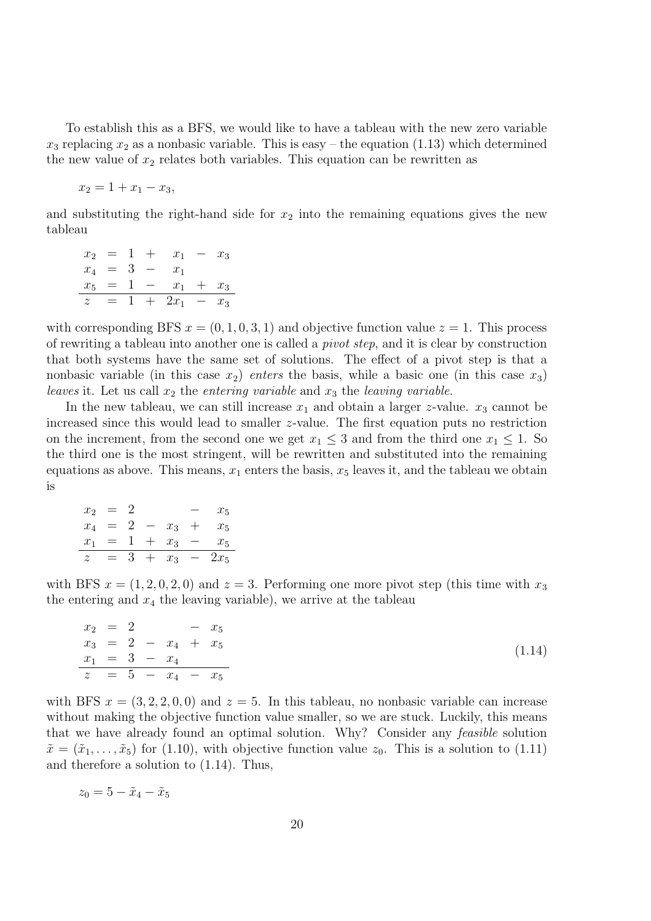To establish this as a BFS, we would like to have a tableau with the new zero variable $x_3$ replacing $x_2$ as a nonbasic variable. This is easy – the equation (1.13) which determined the new value of $x_2$ relates both variables. This equation can be rewritten as

$$x_2 = 1 + x_1 - x_3,$$

and substituting the right-hand side for $x_2$ into the remaining equations gives the new tableau

$$\begin{array}{rcrcrcr}
x_2 & = & 1 & + & x_1 & - & x_3 \\
x_4 & = & 3 & - & x_1 & & \\
x_5 & = & 1 & - & x_1 & + & x_3 \\
\hline
z & = & 1 & + & 2x_1 & - & x_3
\end{array}$$

with corresponding BFS $x = (0, 1, 0, 3, 1)$ and objective function value $z = 1$. This process of rewriting a tableau into another one is called a *pivot step*, and it is clear by construction that both systems have the same set of solutions. The effect of a pivot step is that a nonbasic variable (in this case $x_2$) *enters* the basis, while a basic one (in this case $x_3$) *leaves* it. Let us call $x_2$ the *entering variable* and $x_3$ the *leaving variable*.

In the new tableau, we can still increase $x_1$ and obtain a larger $z$-value. $x_3$ cannot be increased since this would lead to smaller $z$-value. The first equation puts no restriction on the increment, from the second one we get $x_1 \leq 3$ and from the third one $x_1 \leq 1$. So the third one is the most stringent, will be rewritten and substituted into the remaining equations as above. This means, $x_1$ enters the basis, $x_5$ leaves it, and the tableau we obtain is

$$\begin{array}{rcrcrcr}
x_2 & = & 2 & & & - & x_5 \\
x_4 & = & 2 & - & x_3 & + & x_5 \\
x_1 & = & 1 & + & x_3 & - & x_5 \\
\hline
z & = & 3 & + & x_3 & - & 2x_5
\end{array}$$

with BFS $x = (1, 2, 0, 2, 0)$ and $z = 3$. Performing one more pivot step (this time with $x_3$ the entering and $x_4$ the leaving variable), we arrive at the tableau

$$\begin{array}{rcrcrcr}
x_2 & = & 2 & & & - & x_5 \\
x_3 & = & 2 & - & x_4 & + & x_5 \\
x_1 & = & 3 & - & x_4 & & \\
\hline
z & = & 5 & - & x_4 & - & x_5
\end{array} \tag{1.14}$$

with BFS $x = (3, 2, 2, 0, 0)$ and $z = 5$. In this tableau, no nonbasic variable can increase without making the objective function value smaller, so we are stuck. Luckily, this means that we have already found an optimal solution. Why? Consider any *feasible* solution $\tilde{x} = (\tilde{x}_1, \ldots, \tilde{x}_5)$ for (1.10), with objective function value $z_0$. This is a solution to (1.11) and therefore a solution to (1.14). Thus,

$$z_0 = 5 - \tilde{x}_4 - \tilde{x}_5$$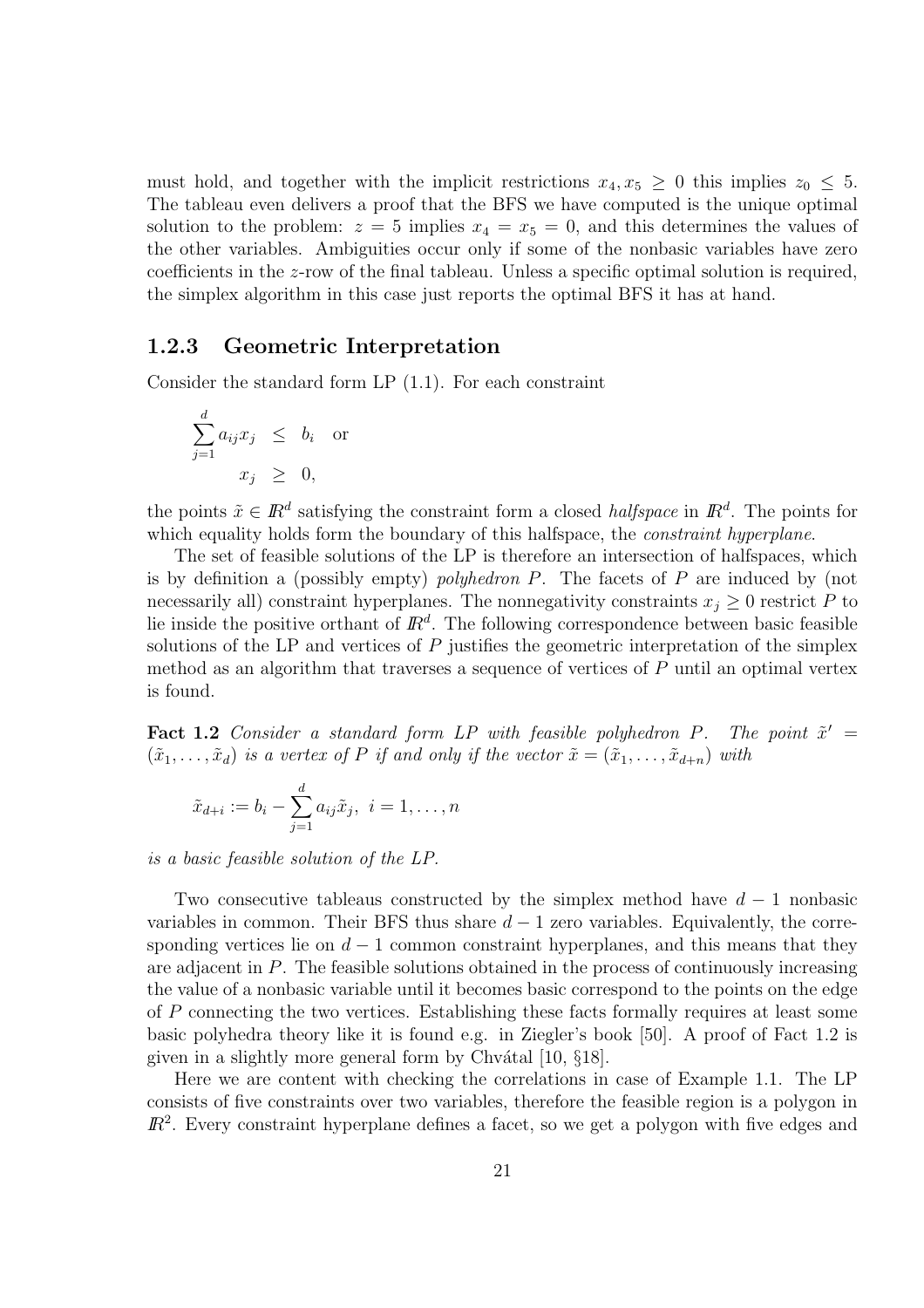must hold, and together with the implicit restrictions $x_4, x_5 \geq 0$ this implies $z_0 \leq 5$. The tableau even delivers a proof that the BFS we have computed is the unique optimal solution to the problem: $z = 5$ implies $x_4 = x_5 = 0$, and this determines the values of the other variables. Ambiguities occur only if some of the nonbasic variables have zero coefficients in the $z$-row of the final tableau. Unless a specific optimal solution is required, the simplex algorithm in this case just reports the optimal BFS it has at hand.

### 1.2.3 Geometric Interpretation

Consider the standard form LP (1.1). For each constraint

$$
\begin{aligned}
\sum_{j=1}^{d} a_{ij} x_j &\leq b_i \quad \text{or} \\
x_j &\geq 0,
\end{aligned}
$$

the points $\tilde{x} \in \mathbb{R}^d$ satisfying the constraint form a closed *halfspace* in $\mathbb{R}^d$. The points for which equality holds form the boundary of this halfspace, the *constraint hyperplane*.

The set of feasible solutions of the LP is therefore an intersection of halfspaces, which is by definition a (possibly empty) *polyhedron* $P$. The facets of $P$ are induced by (not necessarily all) constraint hyperplanes. The nonnegativity constraints $x_j \geq 0$ restrict $P$ to lie inside the positive orthant of $\mathbb{R}^d$. The following correspondence between basic feasible solutions of the LP and vertices of $P$ justifies the geometric interpretation of the simplex method as an algorithm that traverses a sequence of vertices of $P$ until an optimal vertex is found.

**Fact 1.2** *Consider a standard form LP with feasible polyhedron $P$. The point $\tilde{x}' = (\tilde{x}_1, \ldots, \tilde{x}_d)$ is a vertex of $P$ if and only if the vector $\tilde{x} = (\tilde{x}_1, \ldots, \tilde{x}_{d+n})$ with*

$$
\tilde{x}_{d+i} := b_i - \sum_{j=1}^{d} a_{ij} \tilde{x}_j, \; i = 1, \ldots, n
$$

*is a basic feasible solution of the LP.*

Two consecutive tableaus constructed by the simplex method have $d-1$ nonbasic variables in common. Their BFS thus share $d-1$ zero variables. Equivalently, the corresponding vertices lie on $d-1$ common constraint hyperplanes, and this means that they are adjacent in $P$. The feasible solutions obtained in the process of continuously increasing the value of a nonbasic variable until it becomes basic correspond to the points on the edge of $P$ connecting the two vertices. Establishing these facts formally requires at least some basic polyhedra theory like it is found e.g. in Ziegler's book [50]. A proof of Fact 1.2 is given in a slightly more general form by Chvátal [10, §18].

Here we are content with checking the correlations in case of Example 1.1. The LP consists of five constraints over two variables, therefore the feasible region is a polygon in $\mathbb{R}^2$. Every constraint hyperplane defines a facet, so we get a polygon with five edges and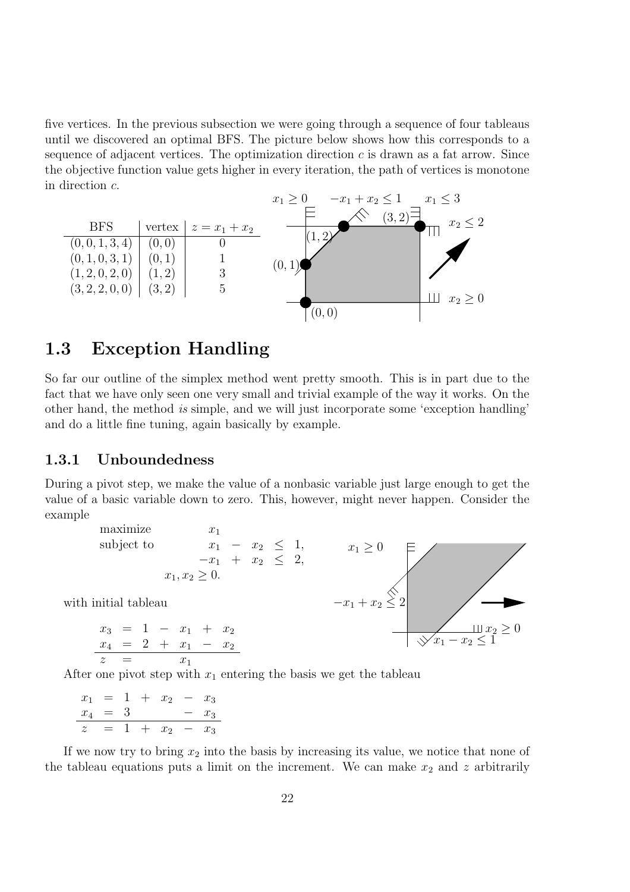five vertices. In the previous subsection we were going through a sequence of four tableaus until we discovered an optimal BFS. The picture below shows how this corresponds to a sequence of adjacent vertices. The optimization direction $c$ is drawn as a fat arrow. Since the objective function value gets higher in every iteration, the path of vertices is monotone in direction $c$.

| BFS | vertex | $z = x_1 + x_2$ |
|---|---|---|
| $(0, 0, 1, 3, 4)$ | $(0, 0)$ | 0 |
| $(0, 1, 0, 3, 1)$ | $(0, 1)$ | 1 |
| $(1, 2, 0, 2, 0)$ | $(1, 2)$ | 3 |
| $(3, 2, 2, 0, 0)$ | $(3, 2)$ | 5 |

## 1.3 Exception Handling

So far our outline of the simplex method went pretty smooth. This is in part due to the fact that we have only seen one very small and trivial example of the way it works. On the other hand, the method *is* simple, and we will just incorporate some 'exception handling' and do a little fine tuning, again basically by example.

### 1.3.1 Unboundedness

During a pivot step, we make the value of a nonbasic variable just large enough to get the value of a basic variable down to zero. This, however, might never happen. Consider the example

$$
\begin{array}{lrcrcl}
\text{maximize} & x_1 & & & & \\
\text{subject to} & x_1 & - & x_2 & \leq & 1, \\
 & -x_1 & + & x_2 & \leq & 2, \\
 & x_1, x_2 \geq 0. & & & &
\end{array}
$$

with initial tableau

$$
\begin{array}{rcrcrcr}
x_3 & = & 1 & - & x_1 & + & x_2 \\
x_4 & = & 2 & + & x_1 & - & x_2 \\
\hline
z & = & & & x_1 & &
\end{array}
$$

After one pivot step with $x_1$ entering the basis we get the tableau

$$
\begin{array}{rcrcrcr}
x_1 & = & 1 & + & x_2 & - & x_3 \\
x_4 & = & 3 & & & - & x_3 \\
\hline
z & = & 1 & + & x_2 & - & x_3
\end{array}
$$

If we now try to bring $x_2$ into the basis by increasing its value, we notice that none of the tableau equations puts a limit on the increment. We can make $x_2$ and $z$ arbitrarily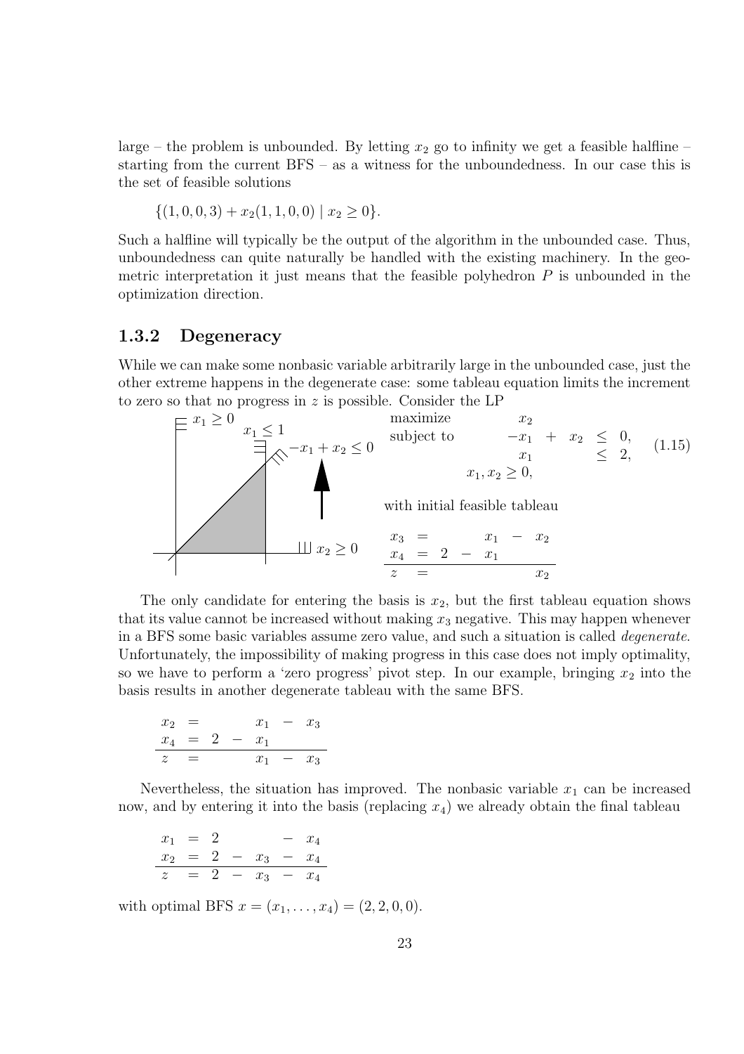large – the problem is unbounded. By letting $x_2$ go to infinity we get a feasible halfline – starting from the current BFS – as a witness for the unboundedness. In our case this is the set of feasible solutions

$$\{(1, 0, 0, 3) + x_2(1, 1, 0, 0) \mid x_2 \geq 0\}.$$

Such a halfline will typically be the output of the algorithm in the unbounded case. Thus, unboundedness can quite naturally be handled with the existing machinery. In the geometric interpretation it just means that the feasible polyhedron $P$ is unbounded in the optimization direction.

### 1.3.2 Degeneracy

While we can make some nonbasic variable arbitrarily large in the unbounded case, just the other extreme happens in the degenerate case: some tableau equation limits the increment to zero so that no progress in $z$ is possible. Consider the LP

$$\begin{array}{lrcrcl} \text{maximize} & & & x_2 & & \\ \text{subject to} & -x_1 & + & x_2 & \leq & 0, \\ & x_1 & & & \leq & 2, \\ & & x_1, x_2 \geq 0, & & & \end{array} \tag{1.15}$$

with initial feasible tableau

$$\begin{array}{rcrcrcr} x_3 & = & & & x_1 & - & x_2 \\ x_4 & = & 2 & - & x_1 & & \\ \hline z & = & & & & & x_2 \end{array}$$

The only candidate for entering the basis is $x_2$, but the first tableau equation shows that its value cannot be increased without making $x_3$ negative. This may happen whenever in a BFS some basic variables assume zero value, and such a situation is called *degenerate*. Unfortunately, the impossibility of making progress in this case does not imply optimality, so we have to perform a 'zero progress' pivot step. In our example, bringing $x_2$ into the basis results in another degenerate tableau with the same BFS.

$$\begin{array}{rcrcrcr} x_2 & = & & & x_1 & - & x_3 \\ x_4 & = & 2 & - & x_1 & & \\ \hline z & = & & & x_1 & - & x_3 \end{array}$$

Nevertheless, the situation has improved. The nonbasic variable $x_1$ can be increased now, and by entering it into the basis (replacing $x_4$) we already obtain the final tableau

$$\begin{array}{rcrcrcr} x_1 & = & 2 & & & - & x_4 \\ x_2 & = & 2 & - & x_3 & - & x_4 \\ \hline z & = & 2 & - & x_3 & - & x_4 \end{array}$$

with optimal BFS $x = (x_1, \ldots, x_4) = (2, 2, 0, 0)$.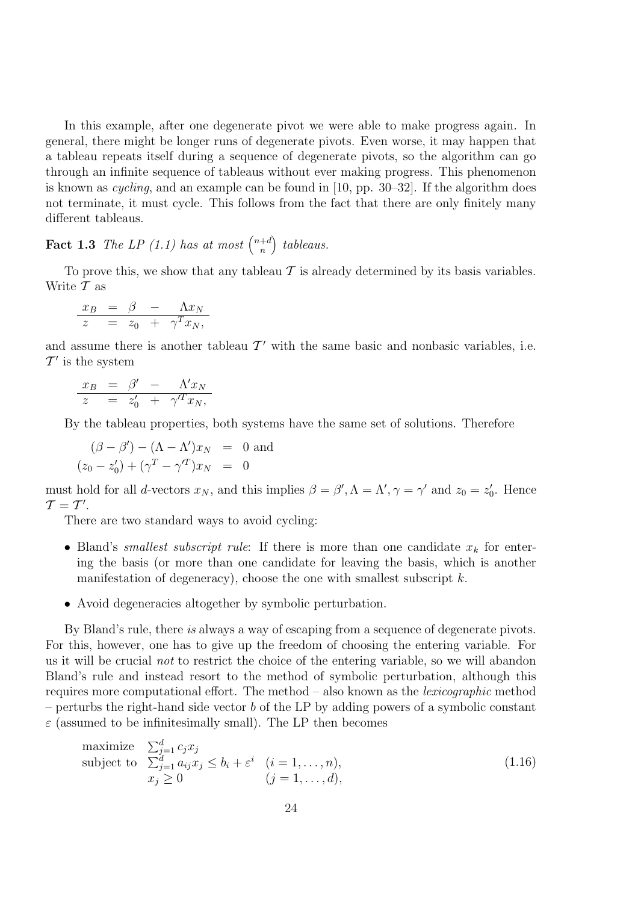In this example, after one degenerate pivot we were able to make progress again. In general, there might be longer runs of degenerate pivots. Even worse, it may happen that a tableau repeats itself during a sequence of degenerate pivots, so the algorithm can go through an infinite sequence of tableaus without ever making progress. This phenomenon is known as *cycling*, and an example can be found in [10, pp. 30–32]. If the algorithm does not terminate, it must cycle. This follows from the fact that there are only finitely many different tableaus.

**Fact 1.3** *The LP (1.1) has at most* $\binom{n+d}{n}$ *tableaus.*

To prove this, we show that any tableau $\mathcal{T}$ is already determined by its basis variables. Write $\mathcal{T}$ as

$$\begin{array}{rcrcl} x_B & = & \beta & - & \Lambda x_N \\ \hline z & = & z_0 & + & \gamma^T x_N, \end{array}$$

and assume there is another tableau $\mathcal{T}'$ with the same basic and nonbasic variables, i.e. $\mathcal{T}'$ is the system

$$\begin{array}{rcrcl} x_B & = & \beta' & - & \Lambda' x_N \\ \hline z & = & z_0' & + & \gamma'^T x_N, \end{array}$$

By the tableau properties, both systems have the same set of solutions. Therefore

$$\begin{aligned} (\beta - \beta') - (\Lambda - \Lambda')x_N &= 0 \text{ and} \\ (z_0 - z_0') + (\gamma^T - \gamma'^T)x_N &= 0 \end{aligned}$$

must hold for all $d$-vectors $x_N$, and this implies $\beta = \beta', \Lambda = \Lambda', \gamma = \gamma'$ and $z_0 = z_0'$. Hence $\mathcal{T} = \mathcal{T}'$.

There are two standard ways to avoid cycling:

- Bland's *smallest subscript rule*: If there is more than one candidate $x_k$ for entering the basis (or more than one candidate for leaving the basis, which is another manifestation of degeneracy), choose the one with smallest subscript $k$.
- Avoid degeneracies altogether by symbolic perturbation.

By Bland's rule, there *is* always a way of escaping from a sequence of degenerate pivots. For this, however, one has to give up the freedom of choosing the entering variable. For us it will be crucial *not* to restrict the choice of the entering variable, so we will abandon Bland's rule and instead resort to the method of symbolic perturbation, although this requires more computational effort. The method – also known as the *lexicographic* method – perturbs the right-hand side vector $b$ of the LP by adding powers of a symbolic constant $\varepsilon$ (assumed to be infinitesimally small). The LP then becomes

$$\begin{array}{lll} \text{maximize} & \sum_{j=1}^d c_j x_j & \\ \text{subject to} & \sum_{j=1}^d a_{ij} x_j \leq b_i + \varepsilon^i & (i = 1, \ldots, n), \\ & x_j \geq 0 & (j = 1, \ldots, d), \end{array} \tag{1.16}$$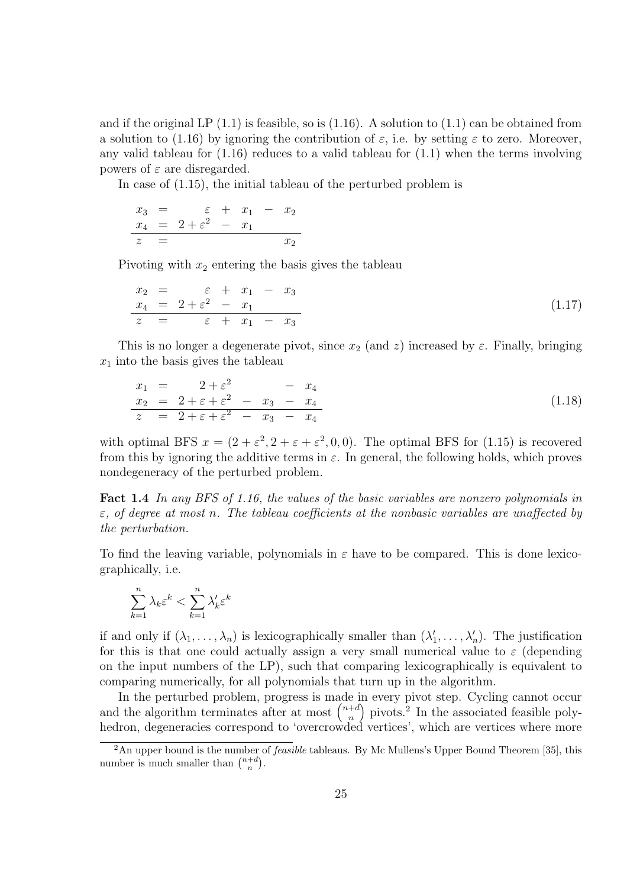and if the original LP (1.1) is feasible, so is (1.16). A solution to (1.1) can be obtained from a solution to (1.16) by ignoring the contribution of $\varepsilon$, i.e. by setting $\varepsilon$ to zero. Moreover, any valid tableau for (1.16) reduces to a valid tableau for (1.1) when the terms involving powers of $\varepsilon$ are disregarded.

In case of (1.15), the initial tableau of the perturbed problem is

$$
\begin{array}{rcrcrcr}
x_3 & = & \varepsilon & + & x_1 & - & x_2 \\
x_4 & = & 2+\varepsilon^2 & - & x_1 & & \\
\hline
z & = & & & & & x_2
\end{array}
$$

Pivoting with $x_2$ entering the basis gives the tableau

$$
\begin{array}{rcrcrcr}
x_2 & = & \varepsilon & + & x_1 & - & x_3 \\
x_4 & = & 2+\varepsilon^2 & - & x_1 & & \\
\hline
z & = & \varepsilon & + & x_1 & - & x_3
\end{array}
\tag{1.17}
$$

This is no longer a degenerate pivot, since $x_2$ (and $z$) increased by $\varepsilon$. Finally, bringing $x_1$ into the basis gives the tableau

$$
\begin{array}{rcrcrcr}
x_1 & = & 2+\varepsilon^2 & & & - & x_4 \\
x_2 & = & 2+\varepsilon+\varepsilon^2 & - & x_3 & - & x_4 \\
\hline
z & = & 2+\varepsilon+\varepsilon^2 & - & x_3 & - & x_4
\end{array}
\tag{1.18}
$$

with optimal BFS $x = (2+\varepsilon^2, 2+\varepsilon+\varepsilon^2, 0, 0)$. The optimal BFS for (1.15) is recovered from this by ignoring the additive terms in $\varepsilon$. In general, the following holds, which proves nondegeneracy of the perturbed problem.

**Fact 1.4** *In any BFS of 1.16, the values of the basic variables are nonzero polynomials in $\varepsilon$, of degree at most $n$. The tableau coefficients at the nonbasic variables are unaffected by the perturbation.*

To find the leaving variable, polynomials in $\varepsilon$ have to be compared. This is done lexicographically, i.e.

$$
\sum_{k=1}^{n} \lambda_k \varepsilon^k < \sum_{k=1}^{n} \lambda'_k \varepsilon^k
$$

if and only if $(\lambda_1, \ldots, \lambda_n)$ is lexicographically smaller than $(\lambda'_1, \ldots, \lambda'_n)$. The justification for this is that one could actually assign a very small numerical value to $\varepsilon$ (depending on the input numbers of the LP), such that comparing lexicographically is equivalent to comparing numerically, for all polynomials that turn up in the algorithm.

In the perturbed problem, progress is made in every pivot step. Cycling cannot occur and the algorithm terminates after at most $\binom{n+d}{n}$ pivots.[2] In the associated feasible polyhedron, degeneracies correspond to 'overcrowded vertices', which are vertices where more

[2] An upper bound is the number of *feasible* tableaus. By Mc Mullens's Upper Bound Theorem [35], this number is much smaller than $\binom{n+d}{n}$.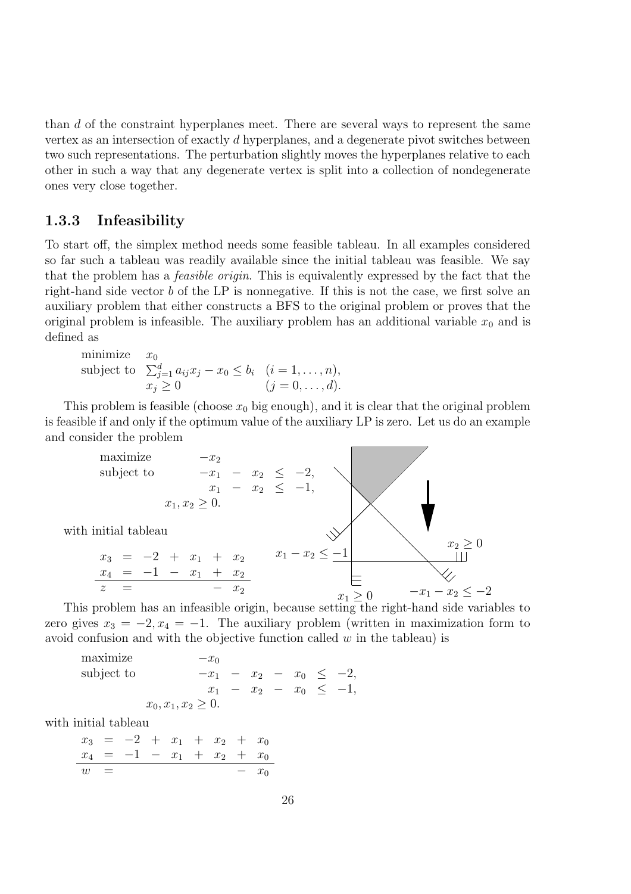than $d$ of the constraint hyperplanes meet. There are several ways to represent the same vertex as an intersection of exactly $d$ hyperplanes, and a degenerate pivot switches between two such representations. The perturbation slightly moves the hyperplanes relative to each other in such a way that any degenerate vertex is split into a collection of nondegenerate ones very close together.

### 1.3.3 Infeasibility

To start off, the simplex method needs some feasible tableau. In all examples considered so far such a tableau was readily available since the initial tableau was feasible. We say that the problem has a *feasible origin*. This is equivalently expressed by the fact that the right-hand side vector $b$ of the LP is nonnegative. If this is not the case, we first solve an auxiliary problem that either constructs a BFS to the original problem or proves that the original problem is infeasible. The auxiliary problem has an additional variable $x_0$ and is defined as

$$
\begin{array}{lll}
\text{minimize} & x_0 & \\
\text{subject to} & \sum_{j=1}^{d} a_{ij}x_j - x_0 \le b_i & (i = 1, \ldots, n), \\
 & x_j \ge 0 & (j = 0, \ldots, d).
\end{array}
$$

This problem is feasible (choose $x_0$ big enough), and it is clear that the original problem is feasible if and only if the optimum value of the auxiliary LP is zero. Let us do an example and consider the problem

$$
\begin{array}{lrcrcr}
\text{maximize} & -x_2 & & & & \\
\text{subject to} & -x_1 & - & x_2 & \le & -2, \\
 & x_1 & - & x_2 & \le & -1, \\
 & \multicolumn{5}{l}{x_1, x_2 \ge 0.}
\end{array}
$$

with initial tableau

$$
\begin{array}{rcrcrcr}
x_3 & = & -2 & + & x_1 & + & x_2 \\
x_4 & = & -1 & - & x_1 & + & x_2 \\
\hline
z & = & & & & - & x_2
\end{array}
$$

This problem has an infeasible origin, because setting the right-hand side variables to zero gives $x_3 = -2, x_4 = -1$. The auxiliary problem (written in maximization form to avoid confusion and with the objective function called $w$ in the tableau) is

$$
\begin{array}{lrcrcrcr}
\text{maximize} & -x_0 & & & & & & \\
\text{subject to} & -x_1 & - & x_2 & - & x_0 & \le & -2, \\
 & x_1 & - & x_2 & - & x_0 & \le & -1, \\
 & \multicolumn{7}{l}{x_0, x_1, x_2 \ge 0.}
\end{array}
$$

with initial tableau

$$
\begin{array}{rcrcrcrcr}
x_3 & = & -2 & + & x_1 & + & x_2 & + & x_0 \\
x_4 & = & -1 & - & x_1 & + & x_2 & + & x_0 \\
\hline
w & = & & & & & & - & x_0
\end{array}
$$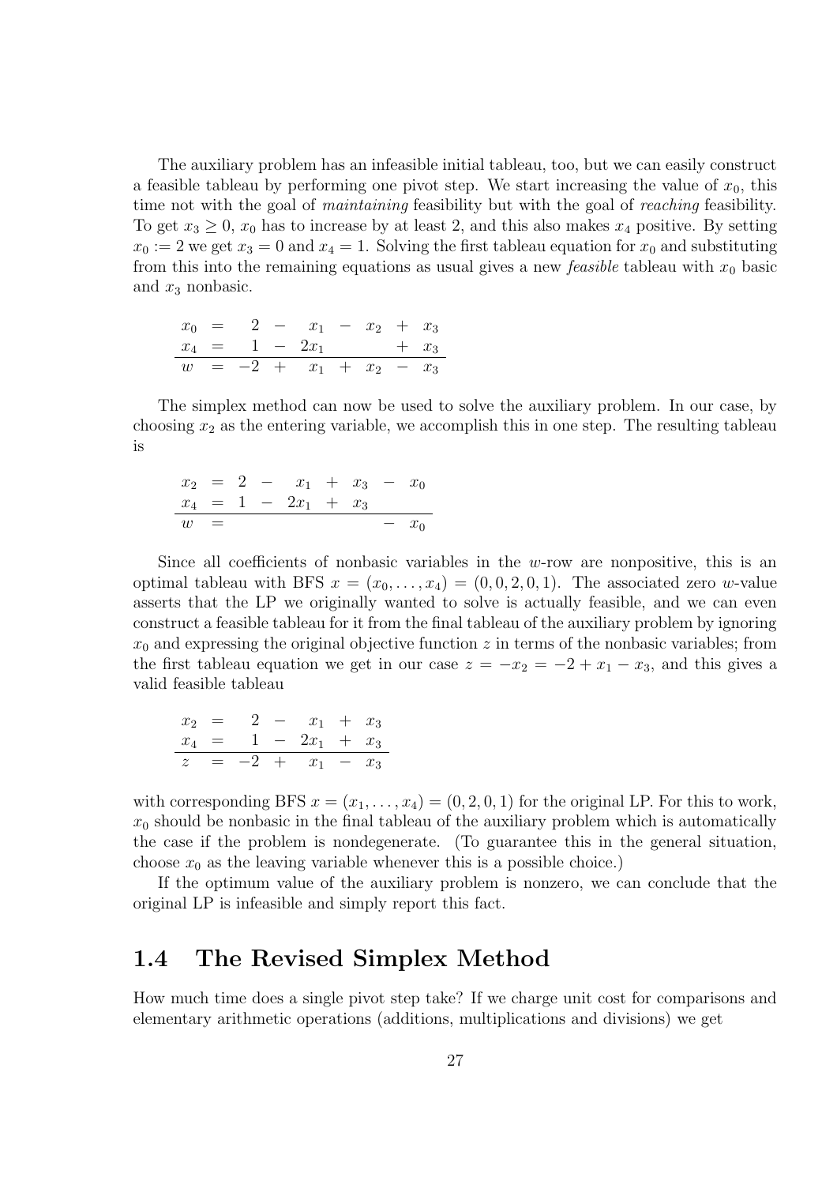The auxiliary problem has an infeasible initial tableau, too, but we can easily construct a feasible tableau by performing one pivot step. We start increasing the value of $x_0$, this time not with the goal of *maintaining* feasibility but with the goal of *reaching* feasibility. To get $x_3 \geq 0$, $x_0$ has to increase by at least 2, and this also makes $x_4$ positive. By setting $x_0 := 2$ we get $x_3 = 0$ and $x_4 = 1$. Solving the first tableau equation for $x_0$ and substituting from this into the remaining equations as usual gives a new *feasible* tableau with $x_0$ basic and $x_3$ nonbasic.

$$
\begin{array}{rcrcrcrcr}
x_0 & = & 2 & - & x_1 & - & x_2 & + & x_3 \\
x_4 & = & 1 & - & 2x_1 & & & + & x_3 \\
\hline
w & = & -2 & + & x_1 & + & x_2 & - & x_3
\end{array}
$$

The simplex method can now be used to solve the auxiliary problem. In our case, by choosing $x_2$ as the entering variable, we accomplish this in one step. The resulting tableau is

$$
\begin{array}{rcrcrcrcr}
x_2 & = & 2 & - & x_1 & + & x_3 & - & x_0 \\
x_4 & = & 1 & - & 2x_1 & + & x_3 & & \\
\hline
w & = & & & & & & - & x_0
\end{array}
$$

Since all coefficients of nonbasic variables in the $w$-row are nonpositive, this is an optimal tableau with BFS $x = (x_0, \ldots, x_4) = (0, 0, 2, 0, 1)$. The associated zero $w$-value asserts that the LP we originally wanted to solve is actually feasible, and we can even construct a feasible tableau for it from the final tableau of the auxiliary problem by ignoring $x_0$ and expressing the original objective function $z$ in terms of the nonbasic variables; from the first tableau equation we get in our case $z = -x_2 = -2 + x_1 - x_3$, and this gives a valid feasible tableau

$$
\begin{array}{rcrcrcr}
x_2 & = & 2 & - & x_1 & + & x_3 \\
x_4 & = & 1 & - & 2x_1 & + & x_3 \\
\hline
z & = & -2 & + & x_1 & - & x_3
\end{array}
$$

with corresponding BFS $x = (x_1, \ldots, x_4) = (0, 2, 0, 1)$ for the original LP. For this to work, $x_0$ should be nonbasic in the final tableau of the auxiliary problem which is automatically the case if the problem is nondegenerate. (To guarantee this in the general situation, choose $x_0$ as the leaving variable whenever this is a possible choice.)

If the optimum value of the auxiliary problem is nonzero, we can conclude that the original LP is infeasible and simply report this fact.

## 1.4 The Revised Simplex Method

How much time does a single pivot step take? If we charge unit cost for comparisons and elementary arithmetic operations (additions, multiplications and divisions) we get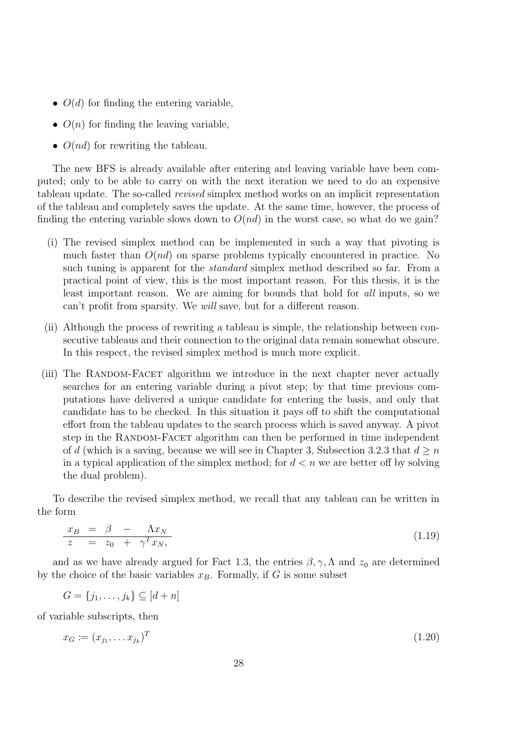- $O(d)$ for finding the entering variable,
- $O(n)$ for finding the leaving variable,
- $O(nd)$ for rewriting the tableau.

The new BFS is already available after entering and leaving variable have been computed; only to be able to carry on with the next iteration we need to do an expensive tableau update. The so-called *revised* simplex method works on an implicit representation of the tableau and completely saves the update. At the same time, however, the process of finding the entering variable slows down to $O(nd)$ in the worst case, so what do we gain?

(i) The revised simplex method can be implemented in such a way that pivoting is much faster than $O(nd)$ on sparse problems typically encountered in practice. No such tuning is apparent for the *standard* simplex method described so far. From a practical point of view, this is the most important reason. For this thesis, it is the least important reason. We are aiming for bounds that hold for *all* inputs, so we can't profit from sparsity. We *will* save, but for a different reason.

(ii) Although the process of rewriting a tableau is simple, the relationship between consecutive tableaus and their connection to the original data remain somewhat obscure. In this respect, the revised simplex method is much more explicit.

(iii) The Random-Facet algorithm we introduce in the next chapter never actually searches for an entering variable during a pivot step; by that time previous computations have delivered a unique candidate for entering the basis, and only that candidate has to be checked. In this situation it pays off to shift the computational effort from the tableau updates to the search process which is saved anyway. A pivot step in the Random-Facet algorithm can then be performed in time independent of $d$ (which is a saving, because we will see in Chapter 3, Subsection 3.2.3 that $d \geq n$ in a typical application of the simplex method; for $d < n$ we are better off by solving the dual problem).

To describe the revised simplex method, we recall that any tableau can be written in the form

$$\begin{array}{ccccc} x_B & = & \beta & - & \Lambda x_N \\ \hline z & = & z_0 & + & \gamma^T x_N, \end{array} \tag{1.19}$$

and as we have already argued for Fact 1.3, the entries $\beta, \gamma, \Lambda$ and $z_0$ are determined by the choice of the basic variables $x_B$. Formally, if $G$ is some subset

$$G = \{j_1, \ldots, j_k\} \subseteq [d+n]$$

of variable subscripts, then

$$x_G := (x_{j_1}, \ldots x_{j_k})^T \tag{1.20}$$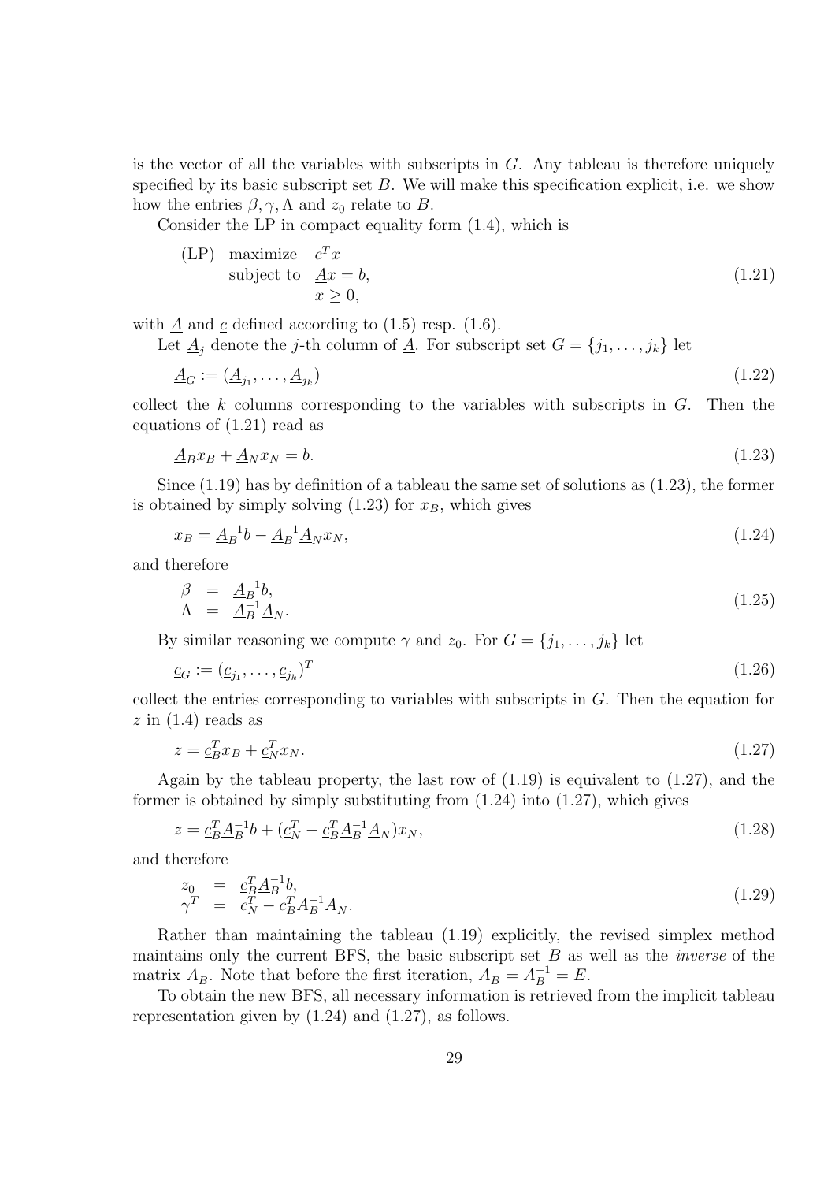is the vector of all the variables with subscripts in $G$. Any tableau is therefore uniquely specified by its basic subscript set $B$. We will make this specification explicit, i.e. we show how the entries $\beta, \gamma, \Lambda$ and $z_0$ relate to $B$.

Consider the LP in compact equality form (1.4), which is

$$
\begin{array}{lll}
\text{(LP)} & \text{maximize} & \underline{c}^T x \\
& \text{subject to} & \underline{A} x = b, \\
& & x \geq 0,
\end{array}
\tag{1.21}
$$

with $\underline{A}$ and $\underline{c}$ defined according to (1.5) resp. (1.6).

Let $\underline{A}_j$ denote the $j$-th column of $\underline{A}$. For subscript set $G = \{j_1, \ldots, j_k\}$ let

$$
\underline{A}_G := (\underline{A}_{j_1}, \ldots, \underline{A}_{j_k}) \tag{1.22}
$$

collect the $k$ columns corresponding to the variables with subscripts in $G$. Then the equations of (1.21) read as

$$
\underline{A}_B x_B + \underline{A}_N x_N = b. \tag{1.23}
$$

Since (1.19) has by definition of a tableau the same set of solutions as (1.23), the former is obtained by simply solving (1.23) for $x_B$, which gives

$$
x_B = \underline{A}_B^{-1} b - \underline{A}_B^{-1} \underline{A}_N x_N, \tag{1.24}
$$

and therefore

$$
\begin{array}{rcl}
\beta & = & \underline{A}_B^{-1} b, \\
\Lambda & = & \underline{A}_B^{-1} \underline{A}_N.
\end{array}
\tag{1.25}
$$

By similar reasoning we compute $\gamma$ and $z_0$. For $G = \{j_1, \ldots, j_k\}$ let

$$
\underline{c}_G := (\underline{c}_{j_1}, \ldots, \underline{c}_{j_k})^T \tag{1.26}
$$

collect the entries corresponding to variables with subscripts in $G$. Then the equation for $z$ in (1.4) reads as

$$
z = \underline{c}_B^T x_B + \underline{c}_N^T x_N. \tag{1.27}
$$

Again by the tableau property, the last row of (1.19) is equivalent to (1.27), and the former is obtained by simply substituting from (1.24) into (1.27), which gives

$$
z = \underline{c}_B^T \underline{A}_B^{-1} b + (\underline{c}_N^T - \underline{c}_B^T \underline{A}_B^{-1} \underline{A}_N) x_N, \tag{1.28}
$$

and therefore

$$
\begin{array}{rcl}
z_0 & = & \underline{c}_B^T \underline{A}_B^{-1} b, \\
\gamma^T & = & \underline{c}_N^T - \underline{c}_B^T \underline{A}_B^{-1} \underline{A}_N.
\end{array}
\tag{1.29}
$$

Rather than maintaining the tableau (1.19) explicitly, the revised simplex method maintains only the current BFS, the basic subscript set $B$ as well as the *inverse* of the matrix $\underline{A}_B$. Note that before the first iteration, $\underline{A}_B = \underline{A}_B^{-1} = E$.

To obtain the new BFS, all necessary information is retrieved from the implicit tableau representation given by (1.24) and (1.27), as follows.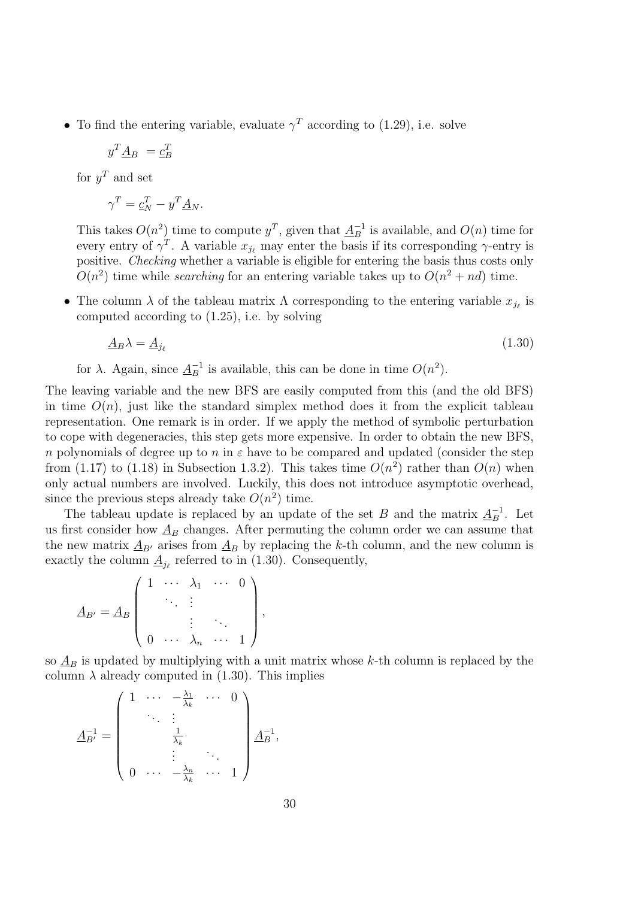- To find the entering variable, evaluate $\gamma^T$ according to (1.29), i.e. solve

  $$y^T \underline{A}_B = \underline{c}_B^T$$

  for $y^T$ and set

  $$\gamma^T = \underline{c}_N^T - y^T \underline{A}_N.$$

  This takes $O(n^2)$ time to compute $y^T$, given that $\underline{A}_B^{-1}$ is available, and $O(n)$ time for every entry of $\gamma^T$. A variable $x_{j_\ell}$ may enter the basis if its corresponding $\gamma$-entry is positive. *Checking* whether a variable is eligible for entering the basis thus costs only $O(n^2)$ time while *searching* for an entering variable takes up to $O(n^2 + nd)$ time.

- The column $\lambda$ of the tableau matrix $\Lambda$ corresponding to the entering variable $x_{j_\ell}$ is computed according to (1.25), i.e. by solving

  $$\underline{A}_B \lambda = \underline{A}_{j_\ell} \tag{1.30}$$

  for $\lambda$. Again, since $\underline{A}_B^{-1}$ is available, this can be done in time $O(n^2)$.

The leaving variable and the new BFS are easily computed from this (and the old BFS) in time $O(n)$, just like the standard simplex method does it from the explicit tableau representation. One remark is in order. If we apply the method of symbolic perturbation to cope with degeneracies, this step gets more expensive. In order to obtain the new BFS, $n$ polynomials of degree up to $n$ in $\varepsilon$ have to be compared and updated (consider the step from (1.17) to (1.18) in Subsection 1.3.2). This takes time $O(n^2)$ rather than $O(n)$ when only actual numbers are involved. Luckily, this does not introduce asymptotic overhead, since the previous steps already take $O(n^2)$ time.

The tableau update is replaced by an update of the set $B$ and the matrix $\underline{A}_B^{-1}$. Let us first consider how $\underline{A}_B$ changes. After permuting the column order we can assume that the new matrix $\underline{A}_{B'}$ arises from $\underline{A}_B$ by replacing the $k$-th column, and the new column is exactly the column $\underline{A}_{j_\ell}$ referred to in (1.30). Consequently,

$$\underline{A}_{B'} = \underline{A}_B \begin{pmatrix} 1 & \cdots & \lambda_1 & \cdots & 0 \\ & \ddots & \vdots & & \\ & & \vdots & \ddots & \\ 0 & \cdots & \lambda_n & \cdots & 1 \end{pmatrix},$$

so $\underline{A}_B$ is updated by multiplying with a unit matrix whose $k$-th column is replaced by the column $\lambda$ already computed in (1.30). This implies

$$\underline{A}_{B'}^{-1} = \begin{pmatrix} 1 & \cdots & -\frac{\lambda_1}{\lambda_k} & \cdots & 0 \\ & \ddots & \vdots & & \\ & & \frac{1}{\lambda_k} & & \\ & & \vdots & \ddots & \\ 0 & \cdots & -\frac{\lambda_n}{\lambda_k} & \cdots & 1 \end{pmatrix} \underline{A}_B^{-1},$$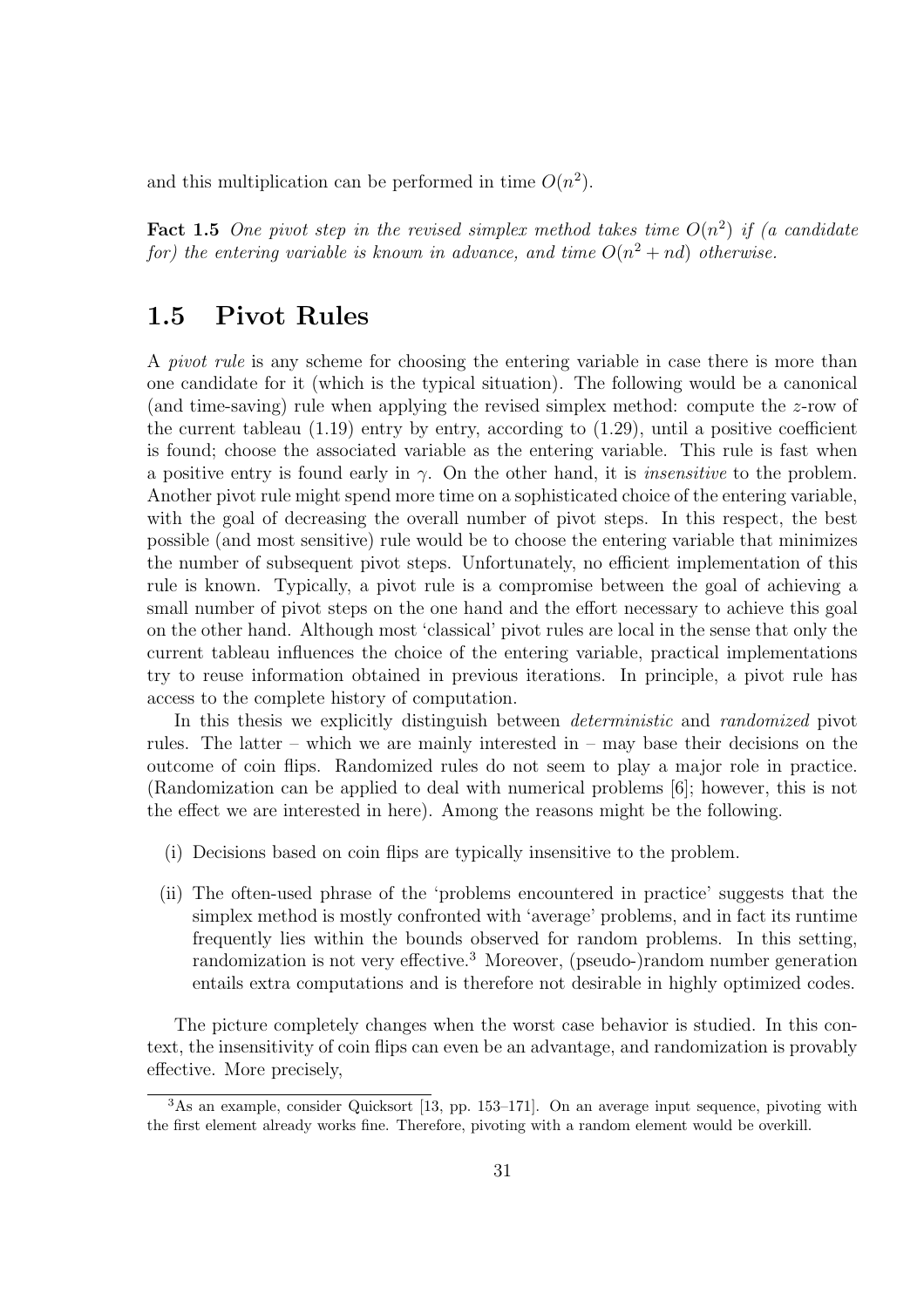and this multiplication can be performed in time $O(n^2)$.

**Fact 1.5** *One pivot step in the revised simplex method takes time $O(n^2)$ if (a candidate for) the entering variable is known in advance, and time $O(n^2 + nd)$ otherwise.*

## 1.5 Pivot Rules

A *pivot rule* is any scheme for choosing the entering variable in case there is more than one candidate for it (which is the typical situation). The following would be a canonical (and time-saving) rule when applying the revised simplex method: compute the $z$-row of the current tableau (1.19) entry by entry, according to (1.29), until a positive coefficient is found; choose the associated variable as the entering variable. This rule is fast when a positive entry is found early in $\gamma$. On the other hand, it is *insensitive* to the problem. Another pivot rule might spend more time on a sophisticated choice of the entering variable, with the goal of decreasing the overall number of pivot steps. In this respect, the best possible (and most sensitive) rule would be to choose the entering variable that minimizes the number of subsequent pivot steps. Unfortunately, no efficient implementation of this rule is known. Typically, a pivot rule is a compromise between the goal of achieving a small number of pivot steps on the one hand and the effort necessary to achieve this goal on the other hand. Although most 'classical' pivot rules are local in the sense that only the current tableau influences the choice of the entering variable, practical implementations try to reuse information obtained in previous iterations. In principle, a pivot rule has access to the complete history of computation.

In this thesis we explicitly distinguish between *deterministic* and *randomized* pivot rules. The latter – which we are mainly interested in – may base their decisions on the outcome of coin flips. Randomized rules do not seem to play a major role in practice. (Randomization can be applied to deal with numerical problems [6]; however, this is not the effect we are interested in here). Among the reasons might be the following.

(i) Decisions based on coin flips are typically insensitive to the problem.

(ii) The often-used phrase of the 'problems encountered in practice' suggests that the simplex method is mostly confronted with 'average' problems, and in fact its runtime frequently lies within the bounds observed for random problems. In this setting, randomization is not very effective.[3] Moreover, (pseudo-)random number generation entails extra computations and is therefore not desirable in highly optimized codes.

The picture completely changes when the worst case behavior is studied. In this context, the insensitivity of coin flips can even be an advantage, and randomization is provably effective. More precisely,

[3] As an example, consider Quicksort [13, pp. 153–171]. On an average input sequence, pivoting with the first element already works fine. Therefore, pivoting with a random element would be overkill.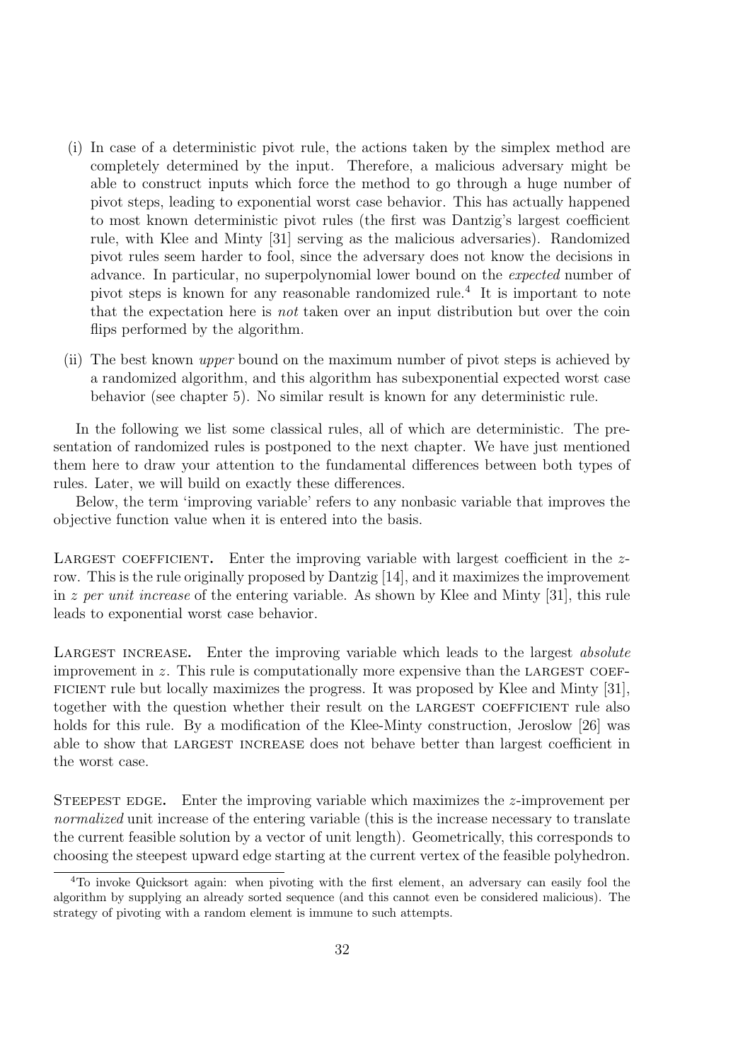(i) In case of a deterministic pivot rule, the actions taken by the simplex method are completely determined by the input. Therefore, a malicious adversary might be able to construct inputs which force the method to go through a huge number of pivot steps, leading to exponential worst case behavior. This has actually happened to most known deterministic pivot rules (the first was Dantzig's largest coefficient rule, with Klee and Minty [31] serving as the malicious adversaries). Randomized pivot rules seem harder to fool, since the adversary does not know the decisions in advance. In particular, no superpolynomial lower bound on the *expected* number of pivot steps is known for any reasonable randomized rule.[4] It is important to note that the expectation here is *not* taken over an input distribution but over the coin flips performed by the algorithm.

(ii) The best known *upper* bound on the maximum number of pivot steps is achieved by a randomized algorithm, and this algorithm has subexponential expected worst case behavior (see chapter 5). No similar result is known for any deterministic rule.

In the following we list some classical rules, all of which are deterministic. The presentation of randomized rules is postponed to the next chapter. We have just mentioned them here to draw your attention to the fundamental differences between both types of rules. Later, we will build on exactly these differences.

Below, the term 'improving variable' refers to any nonbasic variable that improves the objective function value when it is entered into the basis.

**Largest coefficient.** Enter the improving variable with largest coefficient in the $z$-row. This is the rule originally proposed by Dantzig [14], and it maximizes the improvement in $z$ *per unit increase* of the entering variable. As shown by Klee and Minty [31], this rule leads to exponential worst case behavior.

**Largest increase.** Enter the improving variable which leads to the largest *absolute* improvement in $z$. This rule is computationally more expensive than the largest coefficient rule but locally maximizes the progress. It was proposed by Klee and Minty [31], together with the question whether their result on the largest coefficient rule also holds for this rule. By a modification of the Klee-Minty construction, Jeroslow [26] was able to show that largest increase does not behave better than largest coefficient in the worst case.

**Steepest edge.** Enter the improving variable which maximizes the $z$-improvement per *normalized* unit increase of the entering variable (this is the increase necessary to translate the current feasible solution by a vector of unit length). Geometrically, this corresponds to choosing the steepest upward edge starting at the current vertex of the feasible polyhedron.

[4] To invoke Quicksort again: when pivoting with the first element, an adversary can easily fool the algorithm by supplying an already sorted sequence (and this cannot even be considered malicious). The strategy of pivoting with a random element is immune to such attempts.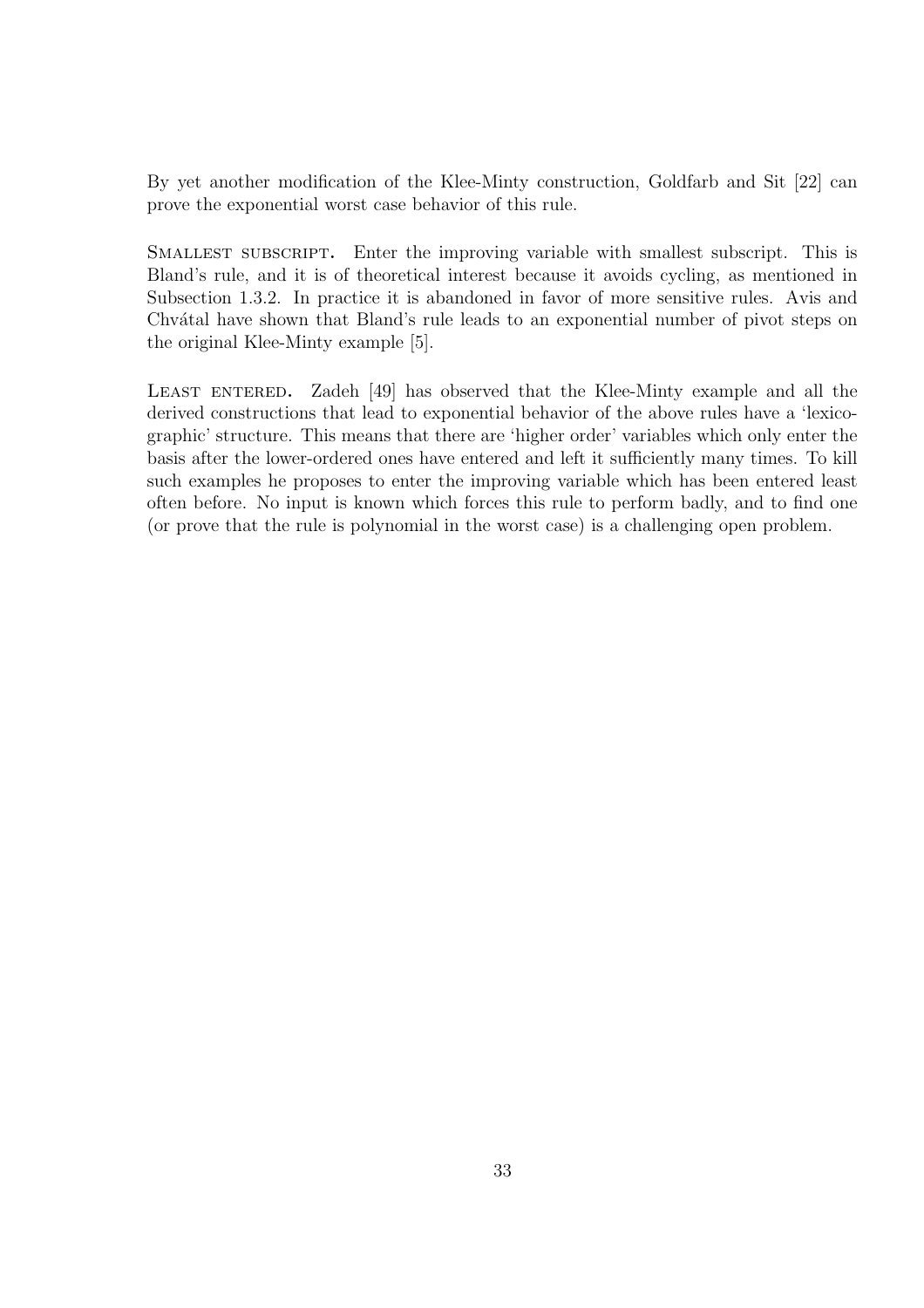By yet another modification of the Klee-Minty construction, Goldfarb and Sit [22] can prove the exponential worst case behavior of this rule.

SMALLEST SUBSCRIPT. Enter the improving variable with smallest subscript. This is Bland's rule, and it is of theoretical interest because it avoids cycling, as mentioned in Subsection 1.3.2. In practice it is abandoned in favor of more sensitive rules. Avis and Chvátal have shown that Bland's rule leads to an exponential number of pivot steps on the original Klee-Minty example [5].

LEAST ENTERED. Zadeh [49] has observed that the Klee-Minty example and all the derived constructions that lead to exponential behavior of the above rules have a 'lexicographic' structure. This means that there are 'higher order' variables which only enter the basis after the lower-ordered ones have entered and left it sufficiently many times. To kill such examples he proposes to enter the improving variable which has been entered least often before. No input is known which forces this rule to perform badly, and to find one (or prove that the rule is polynomial in the worst case) is a challenging open problem.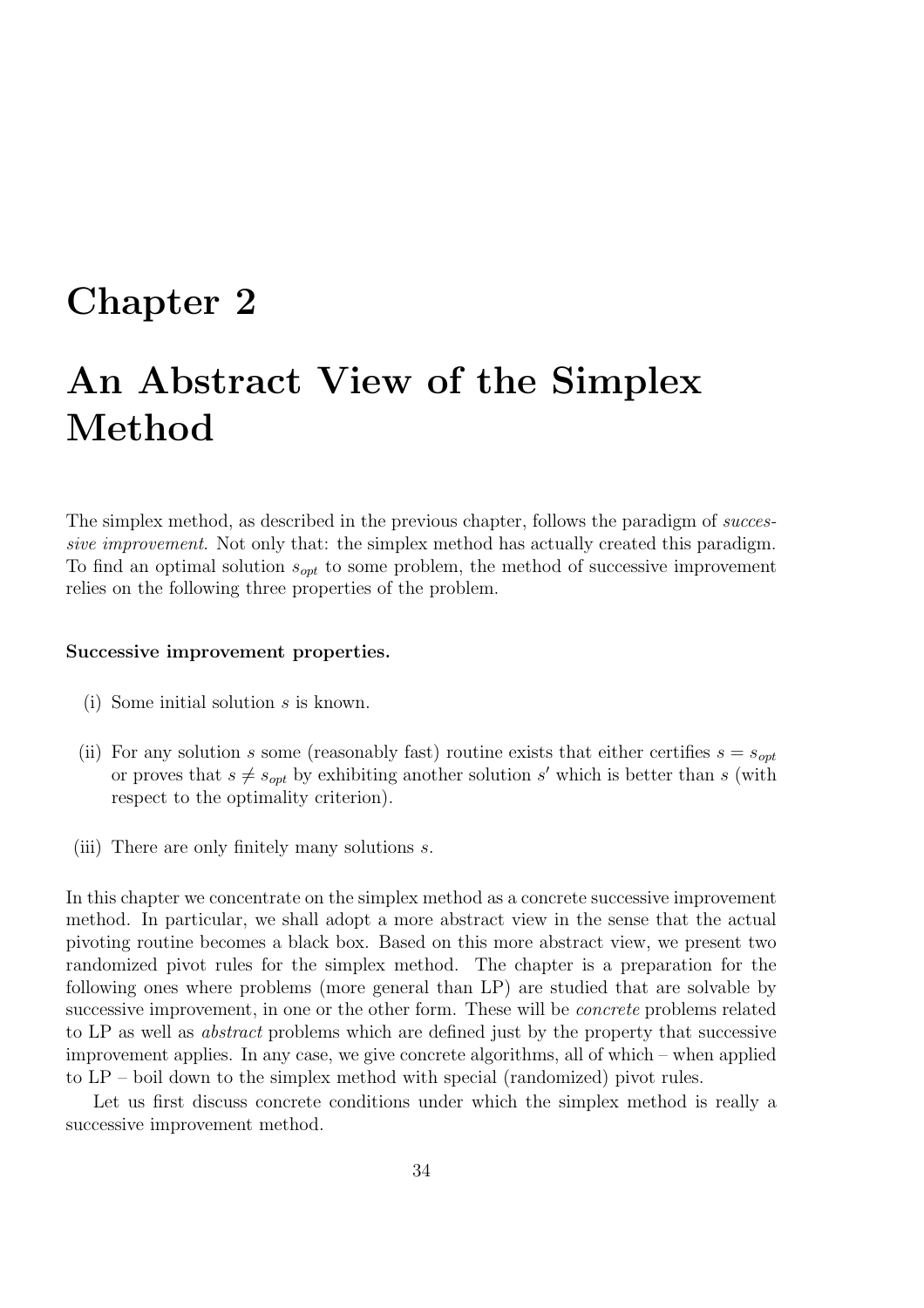# Chapter 2

# An Abstract View of the Simplex Method

The simplex method, as described in the previous chapter, follows the paradigm of *successive improvement*. Not only that: the simplex method has actually created this paradigm. To find an optimal solution $s_{opt}$ to some problem, the method of successive improvement relies on the following three properties of the problem.

**Successive improvement properties.**

(i) Some initial solution $s$ is known.

(ii) For any solution $s$ some (reasonably fast) routine exists that either certifies $s = s_{opt}$ or proves that $s \neq s_{opt}$ by exhibiting another solution $s'$ which is better than $s$ (with respect to the optimality criterion).

(iii) There are only finitely many solutions $s$.

In this chapter we concentrate on the simplex method as a concrete successive improvement method. In particular, we shall adopt a more abstract view in the sense that the actual pivoting routine becomes a black box. Based on this more abstract view, we present two randomized pivot rules for the simplex method. The chapter is a preparation for the following ones where problems (more general than LP) are studied that are solvable by successive improvement, in one or the other form. These will be *concrete* problems related to LP as well as *abstract* problems which are defined just by the property that successive improvement applies. In any case, we give concrete algorithms, all of which – when applied to LP – boil down to the simplex method with special (randomized) pivot rules.

Let us first discuss concrete conditions under which the simplex method is really a successive improvement method.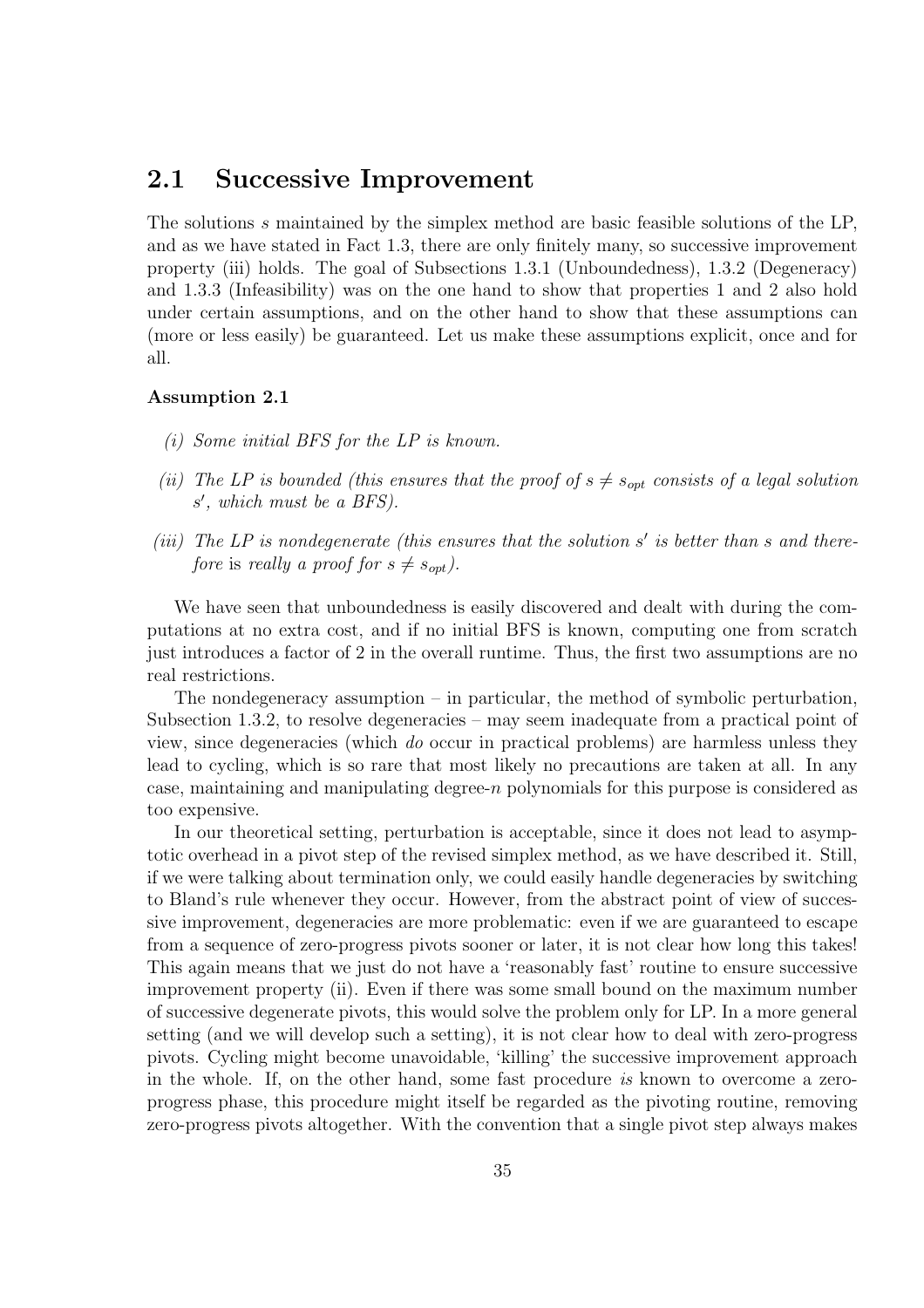## 2.1 Successive Improvement

The solutions $s$ maintained by the simplex method are basic feasible solutions of the LP, and as we have stated in Fact 1.3, there are only finitely many, so successive improvement property (iii) holds. The goal of Subsections 1.3.1 (Unboundedness), 1.3.2 (Degeneracy) and 1.3.3 (Infeasibility) was on the one hand to show that properties 1 and 2 also hold under certain assumptions, and on the other hand to show that these assumptions can (more or less easily) be guaranteed. Let us make these assumptions explicit, once and for all.

**Assumption 2.1**

*(i) Some initial BFS for the LP is known.*

*(ii) The LP is bounded (this ensures that the proof of $s \neq s_{opt}$ consists of a legal solution $s'$, which must be a BFS).*

*(iii) The LP is nondegenerate (this ensures that the solution $s'$ is better than $s$ and therefore* is *really a proof for $s \neq s_{opt}$).*

We have seen that unboundedness is easily discovered and dealt with during the computations at no extra cost, and if no initial BFS is known, computing one from scratch just introduces a factor of 2 in the overall runtime. Thus, the first two assumptions are no real restrictions.

The nondegeneracy assumption – in particular, the method of symbolic perturbation, Subsection 1.3.2, to resolve degeneracies – may seem inadequate from a practical point of view, since degeneracies (which *do* occur in practical problems) are harmless unless they lead to cycling, which is so rare that most likely no precautions are taken at all. In any case, maintaining and manipulating degree-$n$ polynomials for this purpose is considered as too expensive.

In our theoretical setting, perturbation is acceptable, since it does not lead to asymptotic overhead in a pivot step of the revised simplex method, as we have described it. Still, if we were talking about termination only, we could easily handle degeneracies by switching to Bland's rule whenever they occur. However, from the abstract point of view of successive improvement, degeneracies are more problematic: even if we are guaranteed to escape from a sequence of zero-progress pivots sooner or later, it is not clear how long this takes! This again means that we just do not have a 'reasonably fast' routine to ensure successive improvement property (ii). Even if there was some small bound on the maximum number of successive degenerate pivots, this would solve the problem only for LP. In a more general setting (and we will develop such a setting), it is not clear how to deal with zero-progress pivots. Cycling might become unavoidable, 'killing' the successive improvement approach in the whole. If, on the other hand, some fast procedure *is* known to overcome a zero-progress phase, this procedure might itself be regarded as the pivoting routine, removing zero-progress pivots altogether. With the convention that a single pivot step always makes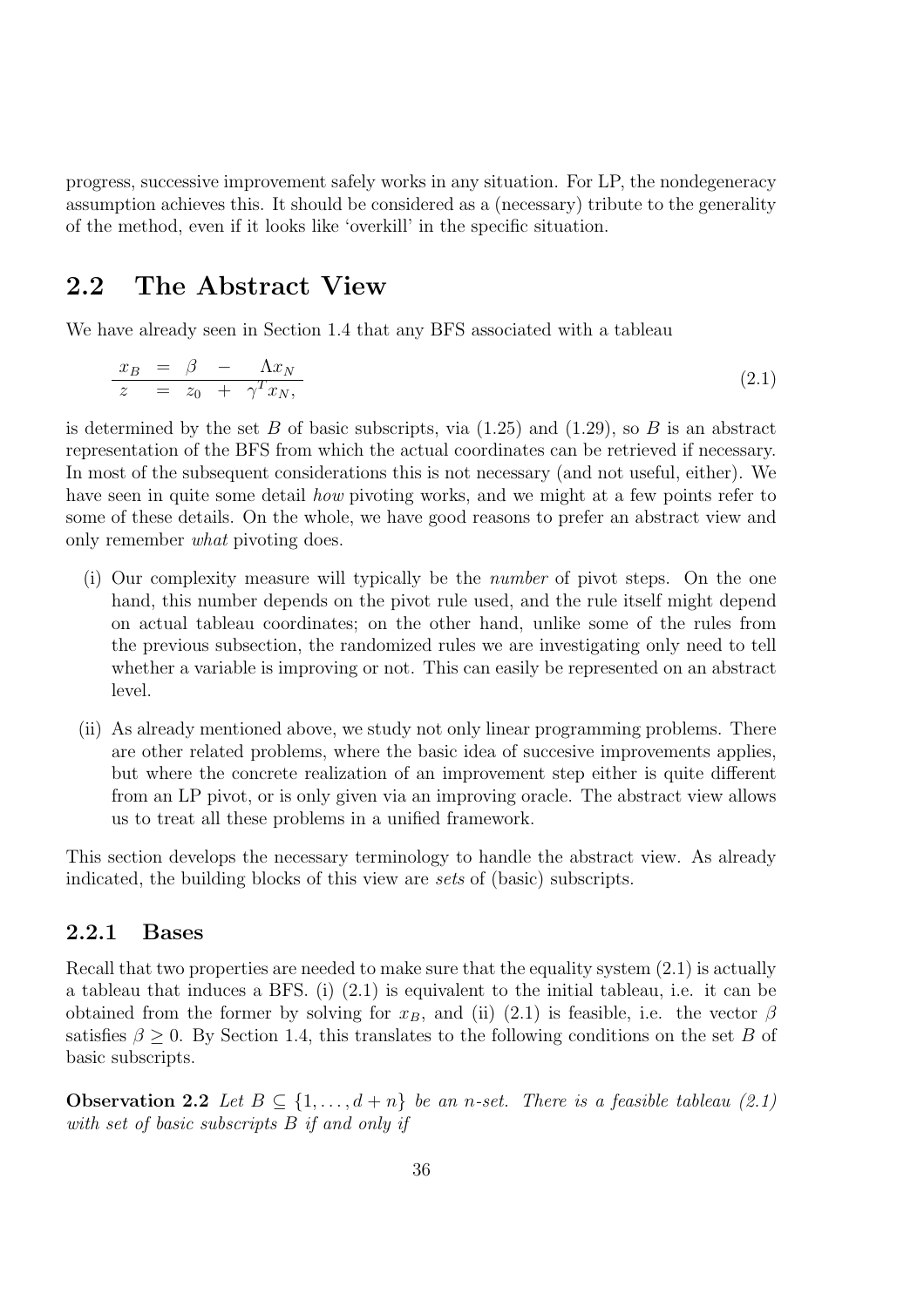progress, successive improvement safely works in any situation. For LP, the nondegeneracy assumption achieves this. It should be considered as a (necessary) tribute to the generality of the method, even if it looks like 'overkill' in the specific situation.

## 2.2 The Abstract View

We have already seen in Section 1.4 that any BFS associated with a tableau

$$\begin{array}{rcrcl} x_B & = & \beta & - & \Lambda x_N \\ \hline z & = & z_0 & + & \gamma^T x_N, \end{array} \tag{2.1}$$

is determined by the set $B$ of basic subscripts, via (1.25) and (1.29), so $B$ is an abstract representation of the BFS from which the actual coordinates can be retrieved if necessary. In most of the subsequent considerations this is not necessary (and not useful, either). We have seen in quite some detail *how* pivoting works, and we might at a few points refer to some of these details. On the whole, we have good reasons to prefer an abstract view and only remember *what* pivoting does.

(i) Our complexity measure will typically be the *number* of pivot steps. On the one hand, this number depends on the pivot rule used, and the rule itself might depend on actual tableau coordinates; on the other hand, unlike some of the rules from the previous subsection, the randomized rules we are investigating only need to tell whether a variable is improving or not. This can easily be represented on an abstract level.

(ii) As already mentioned above, we study not only linear programming problems. There are other related problems, where the basic idea of succesive improvements applies, but where the concrete realization of an improvement step either is quite different from an LP pivot, or is only given via an improving oracle. The abstract view allows us to treat all these problems in a unified framework.

This section develops the necessary terminology to handle the abstract view. As already indicated, the building blocks of this view are *sets* of (basic) subscripts.

### 2.2.1 Bases

Recall that two properties are needed to make sure that the equality system (2.1) is actually a tableau that induces a BFS. (i) (2.1) is equivalent to the initial tableau, i.e. it can be obtained from the former by solving for $x_B$, and (ii) (2.1) is feasible, i.e. the vector $\beta$ satisfies $\beta \geq 0$. By Section 1.4, this translates to the following conditions on the set $B$ of basic subscripts.

**Observation 2.2** *Let $B \subseteq \{1, \ldots, d+n\}$ be an $n$-set. There is a feasible tableau (2.1) with set of basic subscripts $B$ if and only if*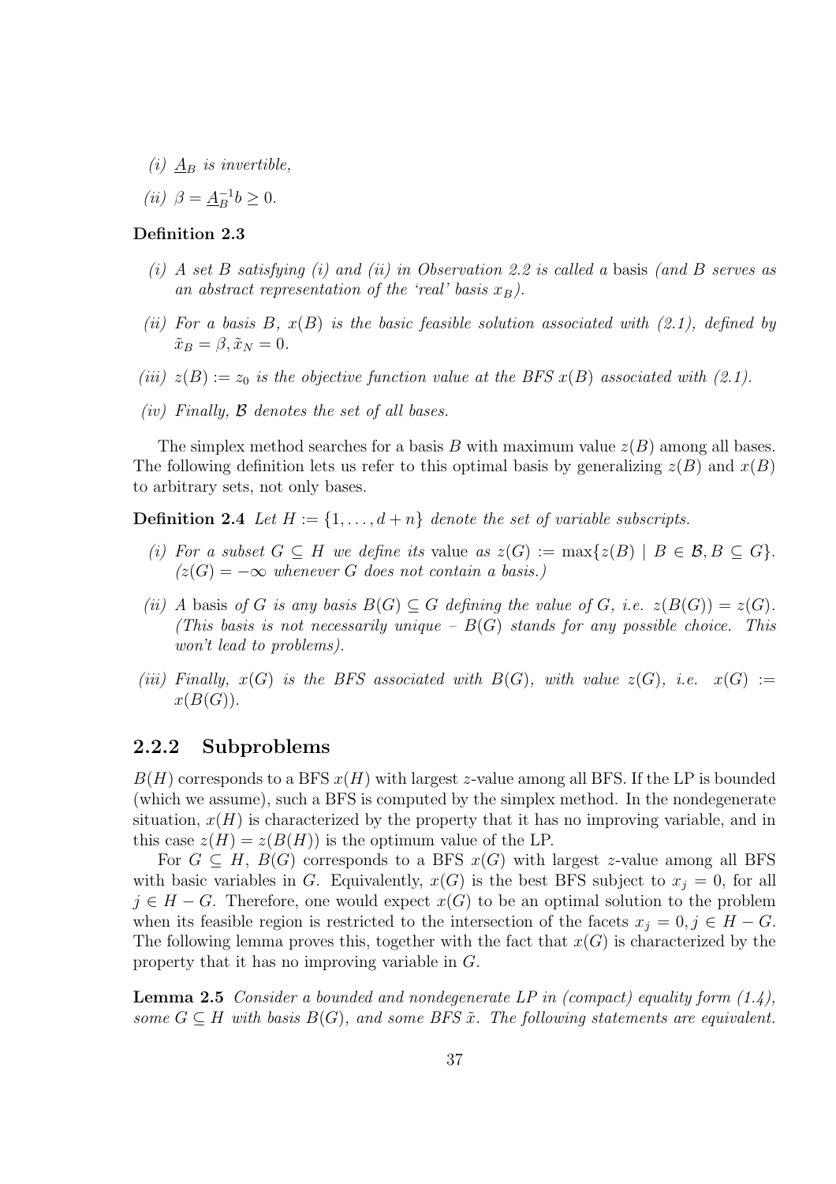(i) $\underline{A}_B$ *is invertible,*

(ii) $\beta = \underline{A}_B^{-1} b \geq 0.$

**Definition 2.3**

*(i) A set $B$ satisfying (i) and (ii) in Observation 2.2 is called a* basis *(and $B$ serves as an abstract representation of the 'real' basis $x_B$).*

*(ii) For a basis $B$, $x(B)$ is the basic feasible solution associated with (2.1), defined by $\tilde{x}_B = \beta, \tilde{x}_N = 0$.*

*(iii) $z(B) := z_0$ is the objective function value at the BFS $x(B)$ associated with (2.1).*

*(iv) Finally, $\mathcal{B}$ denotes the set of all bases.*

The simplex method searches for a basis $B$ with maximum value $z(B)$ among all bases. The following definition lets us refer to this optimal basis by generalizing $z(B)$ and $x(B)$ to arbitrary sets, not only bases.

**Definition 2.4** *Let $H := \{1, \ldots, d+n\}$ denote the set of variable subscripts.*

*(i) For a subset $G \subseteq H$ we define its* value *as $z(G) := \max\{z(B) \mid B \in \mathcal{B}, B \subseteq G\}$. ($z(G) = -\infty$ whenever $G$ does not contain a basis.)*

*(ii) A* basis *of $G$ is any basis $B(G) \subseteq G$ defining the value of $G$, i.e. $z(B(G)) = z(G)$. (This basis is not necessarily unique – $B(G)$ stands for any possible choice. This won't lead to problems).*

*(iii) Finally, $x(G)$ is the BFS associated with $B(G)$, with value $z(G)$, i.e. $x(G) := x(B(G))$.*

### 2.2.2 Subproblems

$B(H)$ corresponds to a BFS $x(H)$ with largest $z$-value among all BFS. If the LP is bounded (which we assume), such a BFS is computed by the simplex method. In the nondegenerate situation, $x(H)$ is characterized by the property that it has no improving variable, and in this case $z(H) = z(B(H))$ is the optimum value of the LP.

For $G \subseteq H$, $B(G)$ corresponds to a BFS $x(G)$ with largest $z$-value among all BFS with basic variables in $G$. Equivalently, $x(G)$ is the best BFS subject to $x_j = 0$, for all $j \in H - G$. Therefore, one would expect $x(G)$ to be an optimal solution to the problem when its feasible region is restricted to the intersection of the facets $x_j = 0, j \in H - G$. The following lemma proves this, together with the fact that $x(G)$ is characterized by the property that it has no improving variable in $G$.

**Lemma 2.5** *Consider a bounded and nondegenerate LP in (compact) equality form (1.4), some $G \subseteq H$ with basis $B(G)$, and some BFS $\tilde{x}$. The following statements are equivalent.*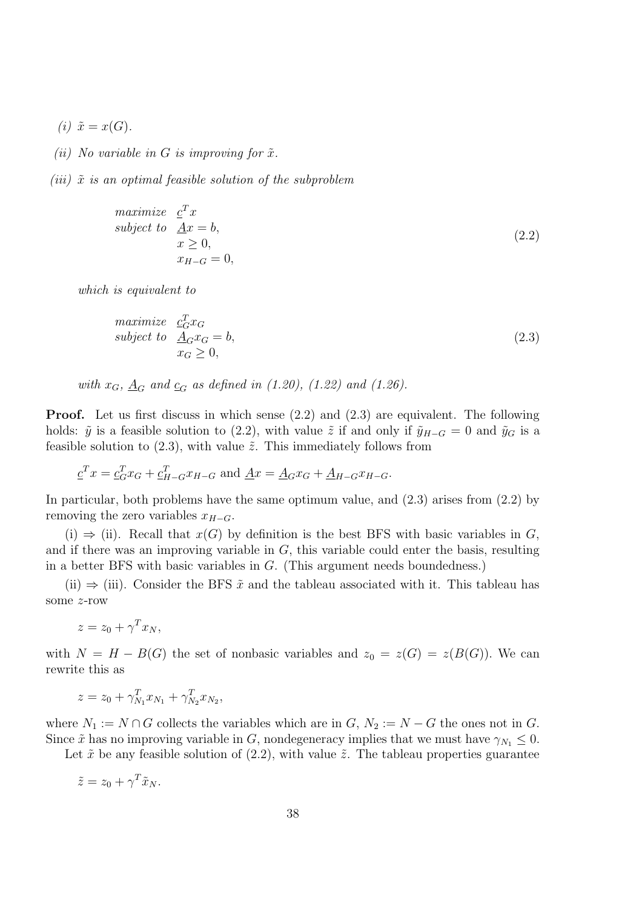*(i)* $\tilde{x} = x(G)$.

*(ii) No variable in* $G$ *is improving for* $\tilde{x}$.

*(iii)* $\tilde{x}$ *is an optimal feasible solution of the subproblem*

$$
\begin{array}{ll}
\text{maximize} & \underline{c}^T x \\
\text{subject to} & \underline{A} x = b, \\
& x \geq 0, \\
& x_{H-G} = 0,
\end{array}
\tag{2.2}
$$

*which is equivalent to*

$$
\begin{array}{ll}
\text{maximize} & \underline{c}_G^T x_G \\
\text{subject to} & \underline{A}_G x_G = b, \\
& x_G \geq 0,
\end{array}
\tag{2.3}
$$

*with* $x_G$*,* $\underline{A}_G$ *and* $\underline{c}_G$ *as defined in (1.20), (1.22) and (1.26).*

**Proof.** Let us first discuss in which sense (2.2) and (2.3) are equivalent. The following holds: $\tilde{y}$ is a feasible solution to (2.2), with value $\tilde{z}$ if and only if $\tilde{y}_{H-G} = 0$ and $\tilde{y}_G$ is a feasible solution to (2.3), with value $\tilde{z}$. This immediately follows from

$$\underline{c}^T x = \underline{c}_G^T x_G + \underline{c}_{H-G}^T x_{H-G} \text{ and } \underline{A} x = \underline{A}_G x_G + \underline{A}_{H-G} x_{H-G}.$$

In particular, both problems have the same optimum value, and (2.3) arises from (2.2) by removing the zero variables $x_{H-G}$.

(i) $\Rightarrow$ (ii). Recall that $x(G)$ by definition is the best BFS with basic variables in $G$, and if there was an improving variable in $G$, this variable could enter the basis, resulting in a better BFS with basic variables in $G$. (This argument needs boundedness.)

(ii) $\Rightarrow$ (iii). Consider the BFS $\tilde{x}$ and the tableau associated with it. This tableau has some $z$-row

$$z = z_0 + \gamma^T x_N,$$

with $N = H - B(G)$ the set of nonbasic variables and $z_0 = z(G) = z(B(G))$. We can rewrite this as

$$z = z_0 + \gamma_{N_1}^T x_{N_1} + \gamma_{N_2}^T x_{N_2},$$

where $N_1 := N \cap G$ collects the variables which are in $G$, $N_2 := N - G$ the ones not in $G$. Since $\tilde{x}$ has no improving variable in $G$, nondegeneracy implies that we must have $\gamma_{N_1} \leq 0$.

Let $\tilde{x}$ be any feasible solution of (2.2), with value $\tilde{z}$. The tableau properties guarantee

$$\tilde{z} = z_0 + \gamma^T \tilde{x}_N.$$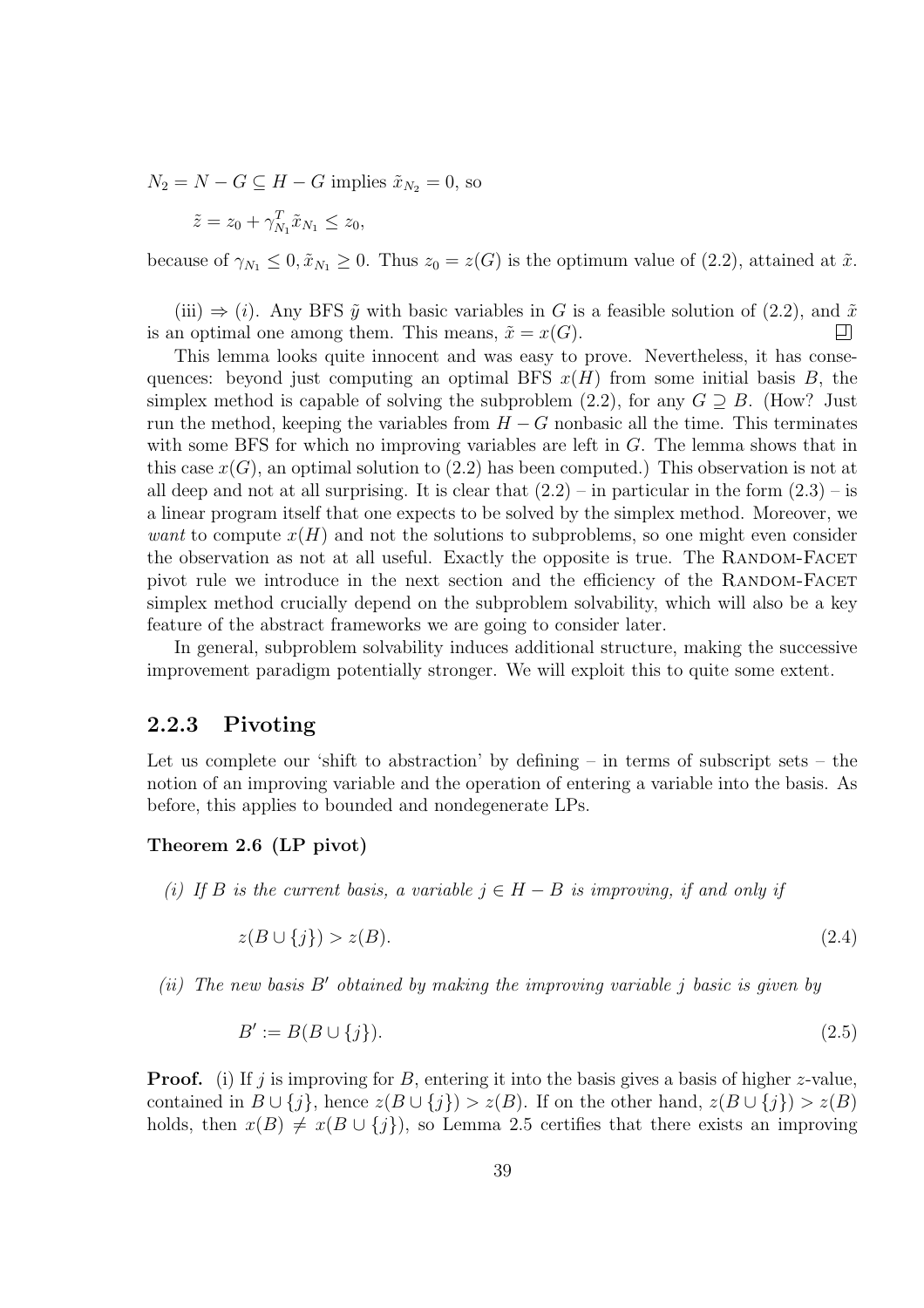$N_2 = N - G \subseteq H - G$ implies $\tilde{x}_{N_2} = 0$, so

$$\tilde{z} = z_0 + \gamma_{N_1}^T \tilde{x}_{N_1} \leq z_0,$$

because of $\gamma_{N_1} \leq 0, \tilde{x}_{N_1} \geq 0$. Thus $z_0 = z(G)$ is the optimum value of (2.2), attained at $\tilde{x}$.

(iii) $\Rightarrow$ (*i*). Any BFS $\tilde{y}$ with basic variables in $G$ is a feasible solution of (2.2), and $\tilde{x}$ is an optimal one among them. This means, $\tilde{x} = x(G)$. □

This lemma looks quite innocent and was easy to prove. Nevertheless, it has consequences: beyond just computing an optimal BFS $x(H)$ from some initial basis $B$, the simplex method is capable of solving the subproblem (2.2), for any $G \supseteq B$. (How? Just run the method, keeping the variables from $H - G$ nonbasic all the time. This terminates with some BFS for which no improving variables are left in $G$. The lemma shows that in this case $x(G)$, an optimal solution to (2.2) has been computed.) This observation is not at all deep and not at all surprising. It is clear that (2.2) – in particular in the form (2.3) – is a linear program itself that one expects to be solved by the simplex method. Moreover, we *want* to compute $x(H)$ and not the solutions to subproblems, so one might even consider the observation as not at all useful. Exactly the opposite is true. The RANDOM-FACET pivot rule we introduce in the next section and the efficiency of the RANDOM-FACET simplex method crucially depend on the subproblem solvability, which will also be a key feature of the abstract frameworks we are going to consider later.

In general, subproblem solvability induces additional structure, making the successive improvement paradigm potentially stronger. We will exploit this to quite some extent.

### 2.2.3 Pivoting

Let us complete our 'shift to abstraction' by defining – in terms of subscript sets – the notion of an improving variable and the operation of entering a variable into the basis. As before, this applies to bounded and nondegenerate LPs.

**Theorem 2.6 (LP pivot)**

*(i) If $B$ is the current basis, a variable $j \in H - B$ is improving, if and only if*

$$z(B \cup \{j\}) > z(B). \tag{2.4}$$

*(ii) The new basis $B'$ obtained by making the improving variable $j$ basic is given by*

$$B' := B(B \cup \{j\}). \tag{2.5}$$

**Proof.** (i) If $j$ is improving for $B$, entering it into the basis gives a basis of higher $z$-value, contained in $B \cup \{j\}$, hence $z(B \cup \{j\}) > z(B)$. If on the other hand, $z(B \cup \{j\}) > z(B)$ holds, then $x(B) \neq x(B \cup \{j\})$, so Lemma 2.5 certifies that there exists an improving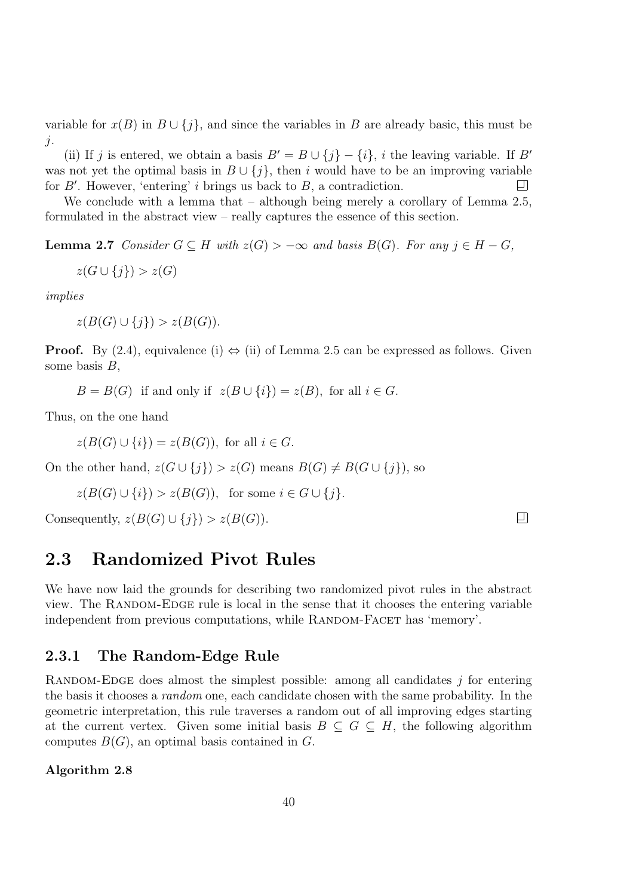variable for $x(B)$ in $B \cup \{j\}$, and since the variables in $B$ are already basic, this must be $j$.

(ii) If $j$ is entered, we obtain a basis $B' = B \cup \{j\} - \{i\}$, $i$ the leaving variable. If $B'$ was not yet the optimal basis in $B \cup \{j\}$, then $i$ would have to be an improving variable for $B'$. However, 'entering' $i$ brings us back to $B$, a contradiction. $\square$

We conclude with a lemma that – although being merely a corollary of Lemma 2.5, formulated in the abstract view – really captures the essence of this section.

**Lemma 2.7** *Consider $G \subseteq H$ with $z(G) > -\infty$ and basis $B(G)$. For any $j \in H - G$,*

$$z(G \cup \{j\}) > z(G)$$

*implies*

$$z(B(G) \cup \{j\}) > z(B(G)).$$

**Proof.** By (2.4), equivalence (i) $\Leftrightarrow$ (ii) of Lemma 2.5 can be expressed as follows. Given some basis $B$,

$$B = B(G) \text{ if and only if } z(B \cup \{i\}) = z(B), \text{ for all } i \in G.$$

Thus, on the one hand

$$z(B(G) \cup \{i\}) = z(B(G)), \text{ for all } i \in G.$$

On the other hand, $z(G \cup \{j\}) > z(G)$ means $B(G) \neq B(G \cup \{j\})$, so

$$z(B(G) \cup \{i\}) > z(B(G)), \text{ for some } i \in G \cup \{j\}.$$

Consequently, $z(B(G) \cup \{j\}) > z(B(G))$. $\square$

## 2.3 Randomized Pivot Rules

We have now laid the grounds for describing two randomized pivot rules in the abstract view. The Random-Edge rule is local in the sense that it chooses the entering variable independent from previous computations, while Random-Facet has 'memory'.

### 2.3.1 The Random-Edge Rule

Random-Edge does almost the simplest possible: among all candidates $j$ for entering the basis it chooses a *random* one, each candidate chosen with the same probability. In the geometric interpretation, this rule traverses a random out of all improving edges starting at the current vertex. Given some initial basis $B \subseteq G \subseteq H$, the following algorithm computes $B(G)$, an optimal basis contained in $G$.

**Algorithm 2.8**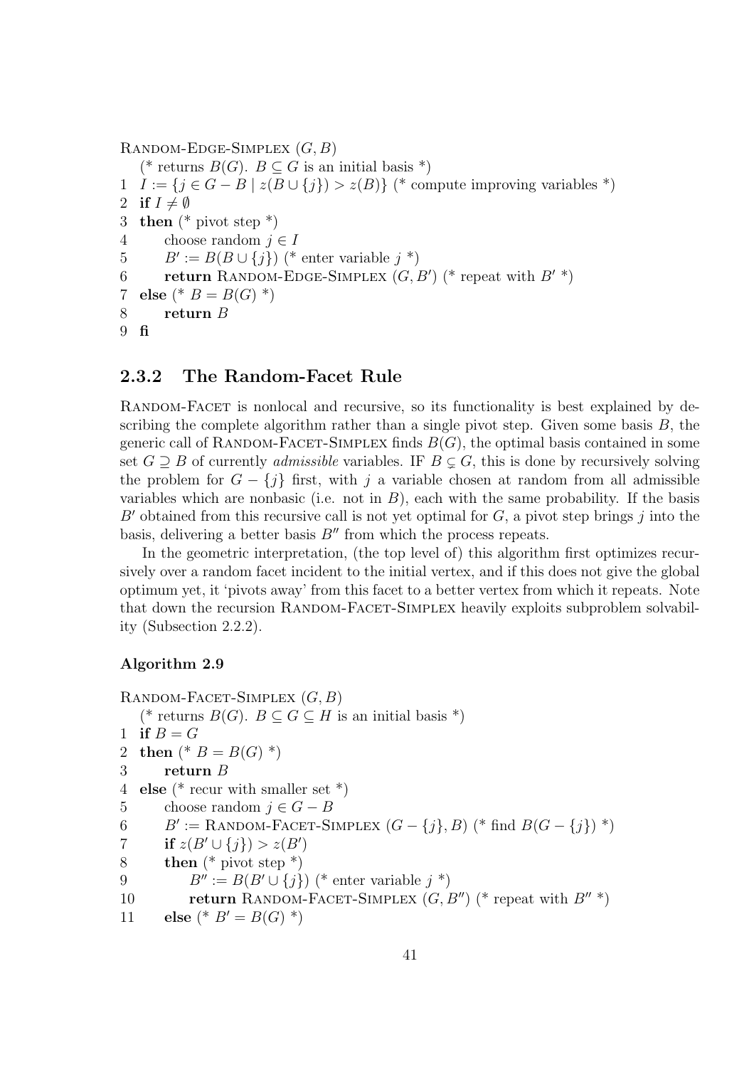```
Random-Edge-Simplex (G, B)
   (* returns B(G). B ⊆ G is an initial basis *)
1  I := {j ∈ G − B | z(B ∪ {j}) > z(B)} (* compute improving variables *)
2  if I ≠ ∅
3  then (* pivot step *)
4      choose random j ∈ I
5      B' := B(B ∪ {j}) (* enter variable j *)
6      return Random-Edge-Simplex (G, B') (* repeat with B' *)
7  else (* B = B(G) *)
8      return B
9  fi
```

### 2.3.2 The Random-Facet Rule

Random-Facet is nonlocal and recursive, so its functionality is best explained by describing the complete algorithm rather than a single pivot step. Given some basis $B$, the generic call of Random-Facet-Simplex finds $B(G)$, the optimal basis contained in some set $G \supseteq B$ of currently *admissible* variables. IF $B \subsetneq G$, this is done by recursively solving the problem for $G - \{j\}$ first, with $j$ a variable chosen at random from all admissible variables which are nonbasic (i.e. not in $B$), each with the same probability. If the basis $B'$ obtained from this recursive call is not yet optimal for $G$, a pivot step brings $j$ into the basis, delivering a better basis $B''$ from which the process repeats.

In the geometric interpretation, (the top level of) this algorithm first optimizes recursively over a random facet incident to the initial vertex, and if this does not give the global optimum yet, it 'pivots away' from this facet to a better vertex from which it repeats. Note that down the recursion Random-Facet-Simplex heavily exploits subproblem solvability (Subsection 2.2.2).

#### Algorithm 2.9

```
Random-Facet-Simplex (G, B)
   (* returns B(G). B ⊆ G ⊆ H is an initial basis *)
1  if B = G
2  then (* B = B(G) *)
3      return B
4  else (* recur with smaller set *)
5      choose random j ∈ G − B
6      B' := Random-Facet-Simplex (G − {j}, B) (* find B(G − {j}) *)
7      if z(B' ∪ {j}) > z(B')
8      then (* pivot step *)
9          B'' := B(B' ∪ {j}) (* enter variable j *)
10         return Random-Facet-Simplex (G, B'') (* repeat with B'' *)
11     else (* B' = B(G) *)
```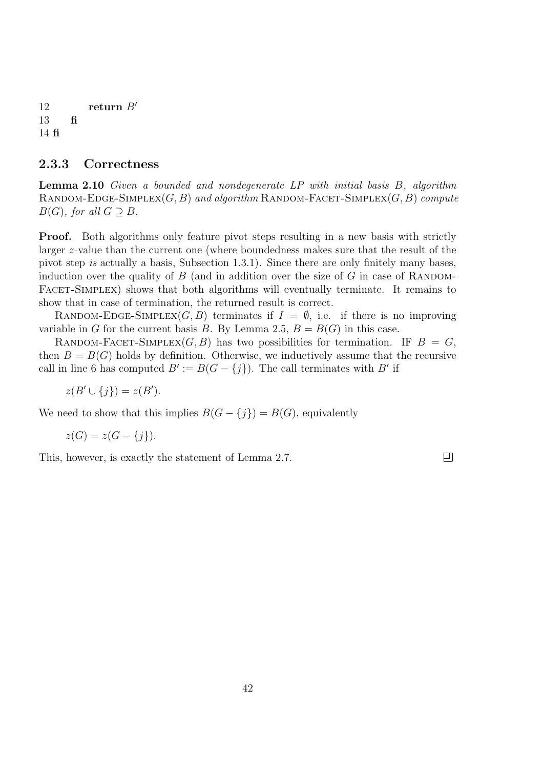```
12         return B'
13     fi
14 fi
```

### 2.3.3 Correctness

**Lemma 2.10** *Given a bounded and nondegenerate LP with initial basis $B$, algorithm* Random-Edge-Simplex$(G, B)$ *and algorithm* Random-Facet-Simplex$(G, B)$ *compute $B(G)$, for all $G \supseteq B$.*

**Proof.** Both algorithms only feature pivot steps resulting in a new basis with strictly larger $z$-value than the current one (where boundedness makes sure that the result of the pivot step *is* actually a basis, Subsection 1.3.1). Since there are only finitely many bases, induction over the quality of $B$ (and in addition over the size of $G$ in case of Random-Facet-Simplex) shows that both algorithms will eventually terminate. It remains to show that in case of termination, the returned result is correct.

Random-Edge-Simplex$(G, B)$ terminates if $I = \emptyset$, i.e. if there is no improving variable in $G$ for the current basis $B$. By Lemma 2.5, $B = B(G)$ in this case.

Random-Facet-Simplex$(G, B)$ has two possibilities for termination. IF $B = G$, then $B = B(G)$ holds by definition. Otherwise, we inductively assume that the recursive call in line 6 has computed $B' := B(G - \{j\})$. The call terminates with $B'$ if

$$z(B' \cup \{j\}) = z(B').$$

We need to show that this implies $B(G - \{j\}) = B(G)$, equivalently

$$z(G) = z(G - \{j\}).$$

This, however, is exactly the statement of Lemma 2.7. □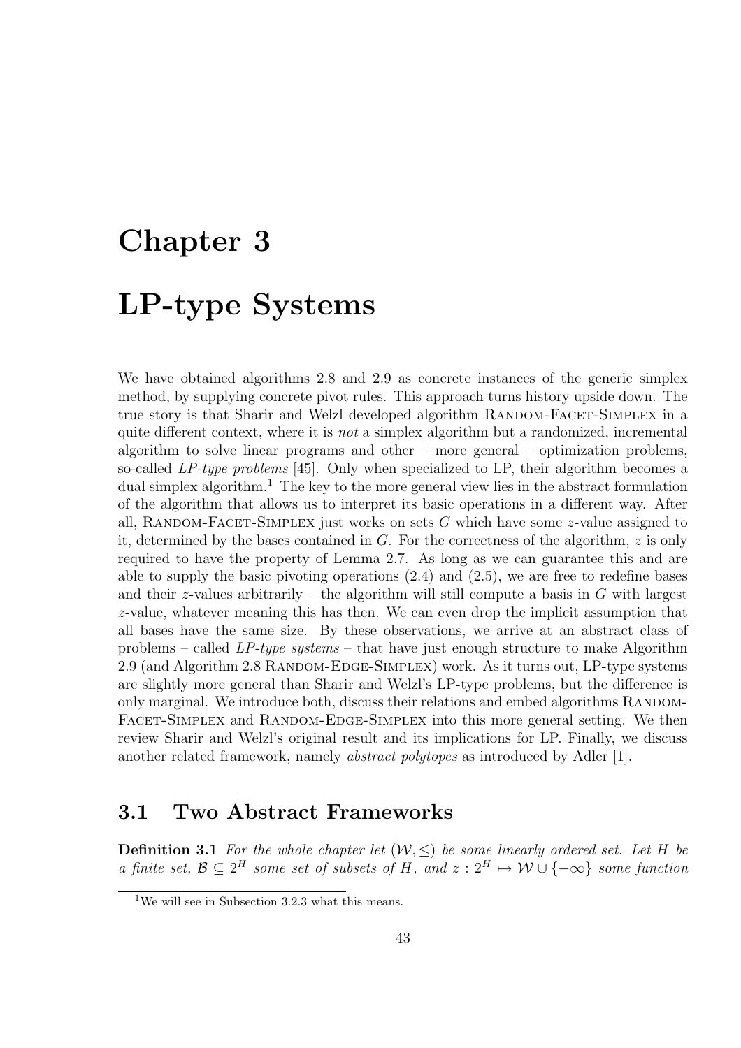# Chapter 3

# LP-type Systems

We have obtained algorithms 2.8 and 2.9 as concrete instances of the generic simplex method, by supplying concrete pivot rules. This approach turns history upside down. The true story is that Sharir and Welzl developed algorithm Random-Facet-Simplex in a quite different context, where it is *not* a simplex algorithm but a randomized, incremental algorithm to solve linear programs and other – more general – optimization problems, so-called *LP-type problems* [45]. Only when specialized to LP, their algorithm becomes a dual simplex algorithm.[1] The key to the more general view lies in the abstract formulation of the algorithm that allows us to interpret its basic operations in a different way. After all, Random-Facet-Simplex just works on sets $G$ which have some $z$-value assigned to it, determined by the bases contained in $G$. For the correctness of the algorithm, $z$ is only required to have the property of Lemma 2.7. As long as we can guarantee this and are able to supply the basic pivoting operations (2.4) and (2.5), we are free to redefine bases and their $z$-values arbitrarily – the algorithm will still compute a basis in $G$ with largest $z$-value, whatever meaning this has then. We can even drop the implicit assumption that all bases have the same size. By these observations, we arrive at an abstract class of problems – called *LP-type systems* – that have just enough structure to make Algorithm 2.9 (and Algorithm 2.8 Random-Edge-Simplex) work. As it turns out, LP-type systems are slightly more general than Sharir and Welzl's LP-type problems, but the difference is only marginal. We introduce both, discuss their relations and embed algorithms Random-Facet-Simplex and Random-Edge-Simplex into this more general setting. We then review Sharir and Welzl's original result and its implications for LP. Finally, we discuss another related framework, namely *abstract polytopes* as introduced by Adler [1].

## 3.1 Two Abstract Frameworks

**Definition 3.1** *For the whole chapter let $(\mathcal{W}, \leq)$ be some linearly ordered set. Let $H$ be a finite set, $\mathcal{B} \subseteq 2^H$ some set of subsets of $H$, and $z : 2^H \mapsto \mathcal{W} \cup \{-\infty\}$ some function*

[1] We will see in Subsection 3.2.3 what this means.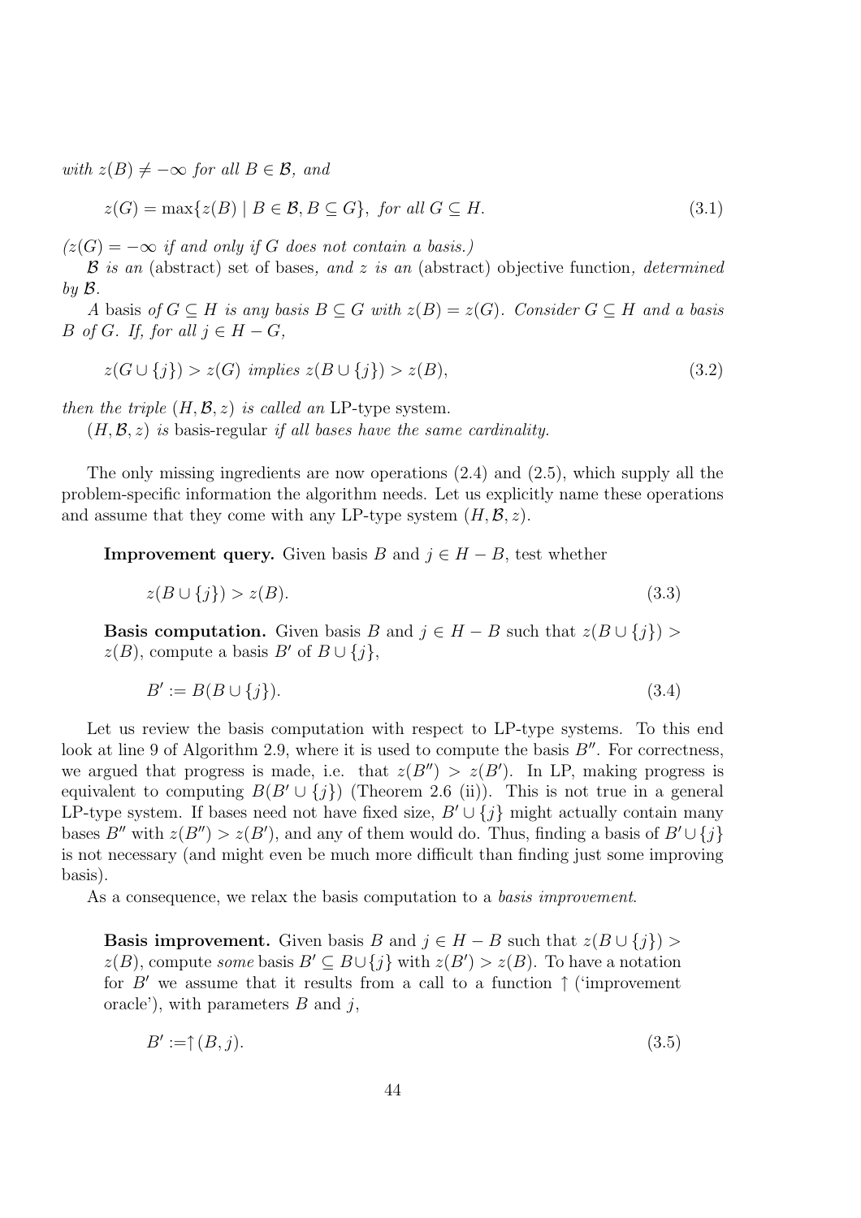*with $z(B) \neq -\infty$ for all $B \in \mathcal{B}$, and*

$$z(G) = \max\{z(B) \mid B \in \mathcal{B}, B \subseteq G\}, \text{ for all } G \subseteq H. \tag{3.1}$$

*($z(G) = -\infty$ if and only if $G$ does not contain a basis.)*

*$\mathcal{B}$ is an* (abstract) set of bases*, and $z$ is an* (abstract) objective function*, determined by $\mathcal{B}$.*

*A* basis *of $G \subseteq H$ is any basis $B \subseteq G$ with $z(B) = z(G)$. Consider $G \subseteq H$ and a basis $B$ of $G$. If, for all $j \in H - G$,*

$$z(G \cup \{j\}) > z(G) \text{ implies } z(B \cup \{j\}) > z(B), \tag{3.2}$$

*then the triple $(H, \mathcal{B}, z)$ is called an* LP-type system.

*$(H, \mathcal{B}, z)$ is* basis-regular *if all bases have the same cardinality.*

The only missing ingredients are now operations (2.4) and (2.5), which supply all the problem-specific information the algorithm needs. Let us explicitly name these operations and assume that they come with any LP-type system $(H, \mathcal{B}, z)$.

**Improvement query.** Given basis $B$ and $j \in H - B$, test whether

$$z(B \cup \{j\}) > z(B). \tag{3.3}$$

**Basis computation.** Given basis $B$ and $j \in H - B$ such that $z(B \cup \{j\}) > z(B)$, compute a basis $B'$ of $B \cup \{j\}$,

$$B' := B(B \cup \{j\}). \tag{3.4}$$

Let us review the basis computation with respect to LP-type systems. To this end look at line 9 of Algorithm 2.9, where it is used to compute the basis $B''$. For correctness, we argued that progress is made, i.e. that $z(B'') > z(B')$. In LP, making progress is equivalent to computing $B(B' \cup \{j\})$ (Theorem 2.6 (ii)). This is not true in a general LP-type system. If bases need not have fixed size, $B' \cup \{j\}$ might actually contain many bases $B''$ with $z(B'') > z(B')$, and any of them would do. Thus, finding a basis of $B' \cup \{j\}$ is not necessary (and might even be much more difficult than finding just some improving basis).

As a consequence, we relax the basis computation to a *basis improvement*.

**Basis improvement.** Given basis $B$ and $j \in H - B$ such that $z(B \cup \{j\}) > z(B)$, compute *some* basis $B' \subseteq B \cup \{j\}$ with $z(B') > z(B)$. To have a notation for $B'$ we assume that it results from a call to a function $\uparrow$ ('improvement oracle'), with parameters $B$ and $j$,

$$B' := \uparrow(B, j). \tag{3.5}$$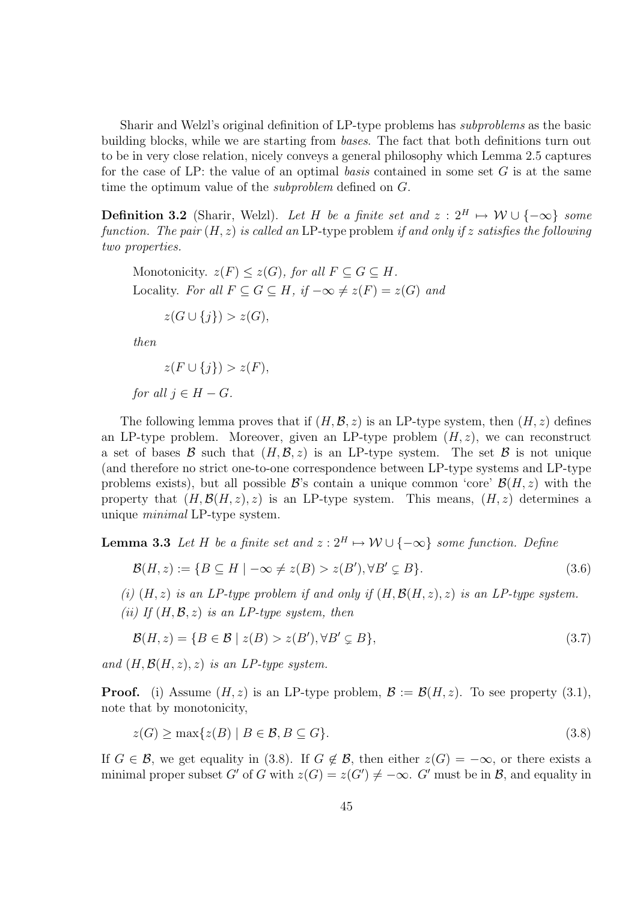Sharir and Welzl's original definition of LP-type problems has *subproblems* as the basic building blocks, while we are starting from *bases*. The fact that both definitions turn out to be in very close relation, nicely conveys a general philosophy which Lemma 2.5 captures for the case of LP: the value of an optimal *basis* contained in some set $G$ is at the same time the optimum value of the *subproblem* defined on $G$.

**Definition 3.2** (Sharir, Welzl). *Let $H$ be a finite set and $z : 2^H \mapsto \mathcal{W} \cup \{-\infty\}$ some function. The pair $(H, z)$ is called an* LP-type problem *if and only if $z$ satisfies the following two properties.*

> Monotonicity. $z(F) \leq z(G)$, *for all $F \subseteq G \subseteq H$.*
>
> Locality. *For all $F \subseteq G \subseteq H$, if $-\infty \neq z(F) = z(G)$ and*
>
> $$z(G \cup \{j\}) > z(G),$$
>
> *then*
>
> $$z(F \cup \{j\}) > z(F),$$
>
> *for all $j \in H - G$.*

The following lemma proves that if $(H, \mathcal{B}, z)$ is an LP-type system, then $(H, z)$ defines an LP-type problem. Moreover, given an LP-type problem $(H, z)$, we can reconstruct a set of bases $\mathcal{B}$ such that $(H, \mathcal{B}, z)$ is an LP-type system. The set $\mathcal{B}$ is not unique (and therefore no strict one-to-one correspondence between LP-type systems and LP-type problems exists), but all possible $\mathcal{B}$'s contain a unique common 'core' $\mathcal{B}(H, z)$ with the property that $(H, \mathcal{B}(H, z), z)$ is an LP-type system. This means, $(H, z)$ determines a unique *minimal* LP-type system.

**Lemma 3.3** *Let $H$ be a finite set and $z : 2^H \mapsto \mathcal{W} \cup \{-\infty\}$ some function. Define*

$$\mathcal{B}(H, z) := \{B \subseteq H \mid -\infty \neq z(B) > z(B'), \forall B' \subsetneq B\}. \tag{3.6}$$

*(i) $(H, z)$ is an LP-type problem if and only if $(H, \mathcal{B}(H, z), z)$ is an LP-type system.*

*(ii) If $(H, \mathcal{B}, z)$ is an LP-type system, then*

$$\mathcal{B}(H, z) = \{B \in \mathcal{B} \mid z(B) > z(B'), \forall B' \subsetneq B\}, \tag{3.7}$$

*and $(H, \mathcal{B}(H, z), z)$ is an LP-type system.*

**Proof.** (i) Assume $(H, z)$ is an LP-type problem, $\mathcal{B} := \mathcal{B}(H, z)$. To see property (3.1), note that by monotonicity,

$$z(G) \geq \max\{z(B) \mid B \in \mathcal{B}, B \subseteq G\}. \tag{3.8}$$

If $G \in \mathcal{B}$, we get equality in (3.8). If $G \notin \mathcal{B}$, then either $z(G) = -\infty$, or there exists a minimal proper subset $G'$ of $G$ with $z(G) = z(G') \neq -\infty$. $G'$ must be in $\mathcal{B}$, and equality in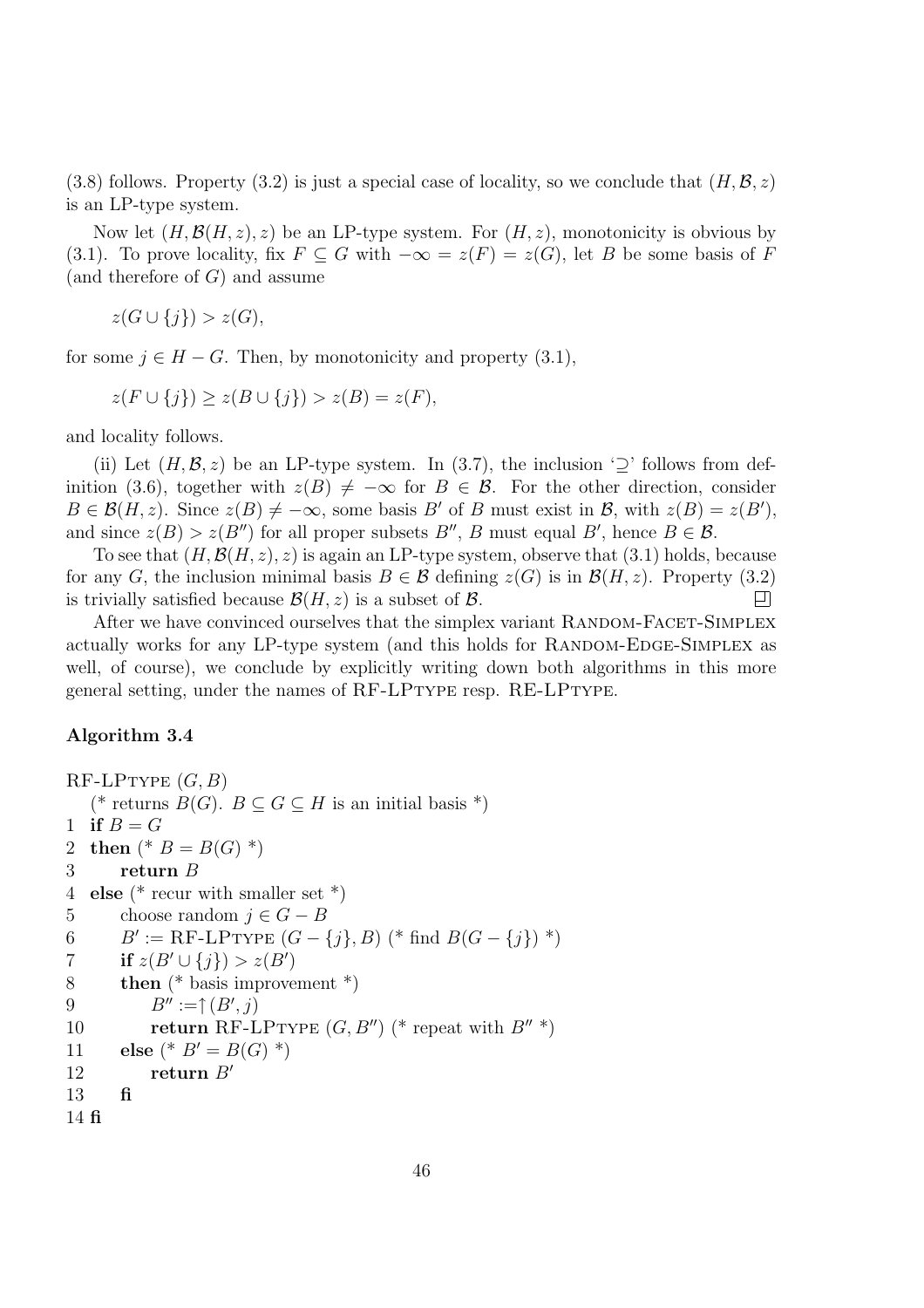(3.8) follows. Property (3.2) is just a special case of locality, so we conclude that $(H, \mathcal{B}, z)$ is an LP-type system.

Now let $(H, \mathcal{B}(H, z), z)$ be an LP-type system. For $(H, z)$, monotonicity is obvious by (3.1). To prove locality, fix $F \subseteq G$ with $-\infty = z(F) = z(G)$, let $B$ be some basis of $F$ (and therefore of $G$) and assume

$$z(G \cup \{j\}) > z(G),$$

for some $j \in H - G$. Then, by monotonicity and property (3.1),

$$z(F \cup \{j\}) \geq z(B \cup \{j\}) > z(B) = z(F),$$

and locality follows.

(ii) Let $(H, \mathcal{B}, z)$ be an LP-type system. In (3.7), the inclusion '$\supseteq$' follows from definition (3.6), together with $z(B) \neq -\infty$ for $B \in \mathcal{B}$. For the other direction, consider $B \in \mathcal{B}(H, z)$. Since $z(B) \neq -\infty$, some basis $B'$ of $B$ must exist in $\mathcal{B}$, with $z(B) = z(B')$, and since $z(B) > z(B'')$ for all proper subsets $B''$, $B$ must equal $B'$, hence $B \in \mathcal{B}$.

To see that $(H, \mathcal{B}(H, z), z)$ is again an LP-type system, observe that (3.1) holds, because for any $G$, the inclusion minimal basis $B \in \mathcal{B}$ defining $z(G)$ is in $\mathcal{B}(H, z)$. Property (3.2) is trivially satisfied because $\mathcal{B}(H, z)$ is a subset of $\mathcal{B}$. $\square$

After we have convinced ourselves that the simplex variant RANDOM-FACET-SIMPLEX actually works for any LP-type system (and this holds for RANDOM-EDGE-SIMPLEX as well, of course), we conclude by explicitly writing down both algorithms in this more general setting, under the names of RF-LPTYPE resp. RE-LPTYPE.

**Algorithm 3.4**

```
RF-LPTYPE (G, B)
   (* returns B(G). B ⊆ G ⊆ H is an initial basis *)
1  if B = G
2  then (* B = B(G) *)
3      return B
4  else (* recur with smaller set *)
5      choose random j ∈ G − B
6      B' := RF-LPTYPE (G − {j}, B) (* find B(G − {j}) *)
7      if z(B' ∪ {j}) > z(B')
8      then (* basis improvement *)
9          B'' :=↑(B', j)
10         return RF-LPTYPE (G, B'') (* repeat with B'' *)
11     else (* B' = B(G) *)
12         return B'
13     fi
14 fi
```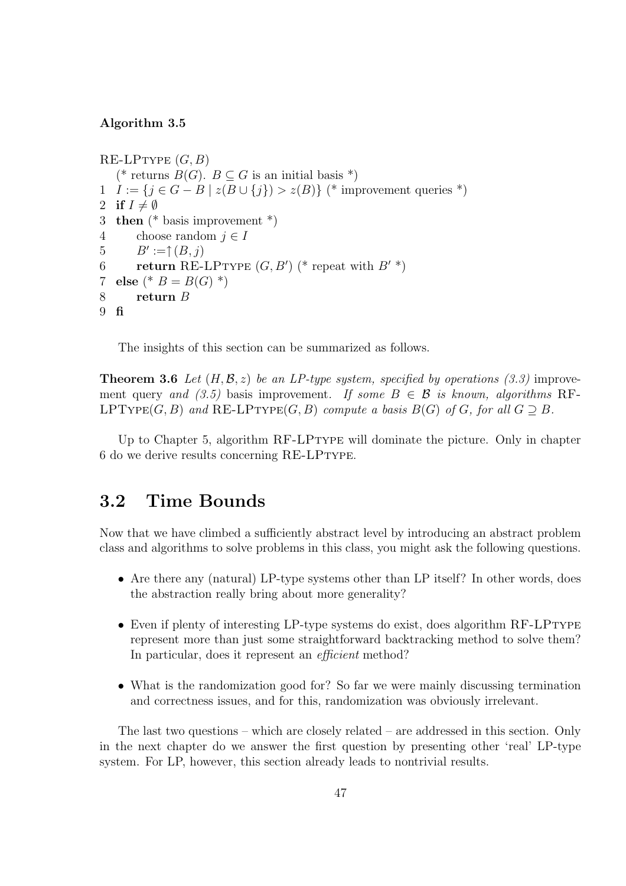**Algorithm 3.5**

```
RE-LPType (G, B)
   (* returns B(G). B ⊆ G is an initial basis *)
1  I := {j ∈ G − B | z(B ∪ {j}) > z(B)} (* improvement queries *)
2  if I ≠ ∅
3  then (* basis improvement *)
4       choose random j ∈ I
5       B' :=↑(B, j)
6       return RE-LPType (G, B') (* repeat with B' *)
7  else (* B = B(G) *)
8       return B
9  fi
```

The insights of this section can be summarized as follows.

**Theorem 3.6** *Let $(H, \mathcal{B}, z)$ be an LP-type system, specified by operations (3.3)* improvement query *and (3.5)* basis improvement. *If some $B \in \mathcal{B}$ is known, algorithms* RF-LPType$(G, B)$ *and* RE-LPType$(G, B)$ *compute a basis $B(G)$ of $G$, for all $G \supseteq B$.*

Up to Chapter 5, algorithm RF-LPType will dominate the picture. Only in chapter 6 do we derive results concerning RE-LPType.

## 3.2 Time Bounds

Now that we have climbed a sufficiently abstract level by introducing an abstract problem class and algorithms to solve problems in this class, you might ask the following questions.

- Are there any (natural) LP-type systems other than LP itself? In other words, does the abstraction really bring about more generality?
- Even if plenty of interesting LP-type systems do exist, does algorithm RF-LPType represent more than just some straightforward backtracking method to solve them? In particular, does it represent an *efficient* method?
- What is the randomization good for? So far we were mainly discussing termination and correctness issues, and for this, randomization was obviously irrelevant.

The last two questions – which are closely related – are addressed in this section. Only in the next chapter do we answer the first question by presenting other 'real' LP-type system. For LP, however, this section already leads to nontrivial results.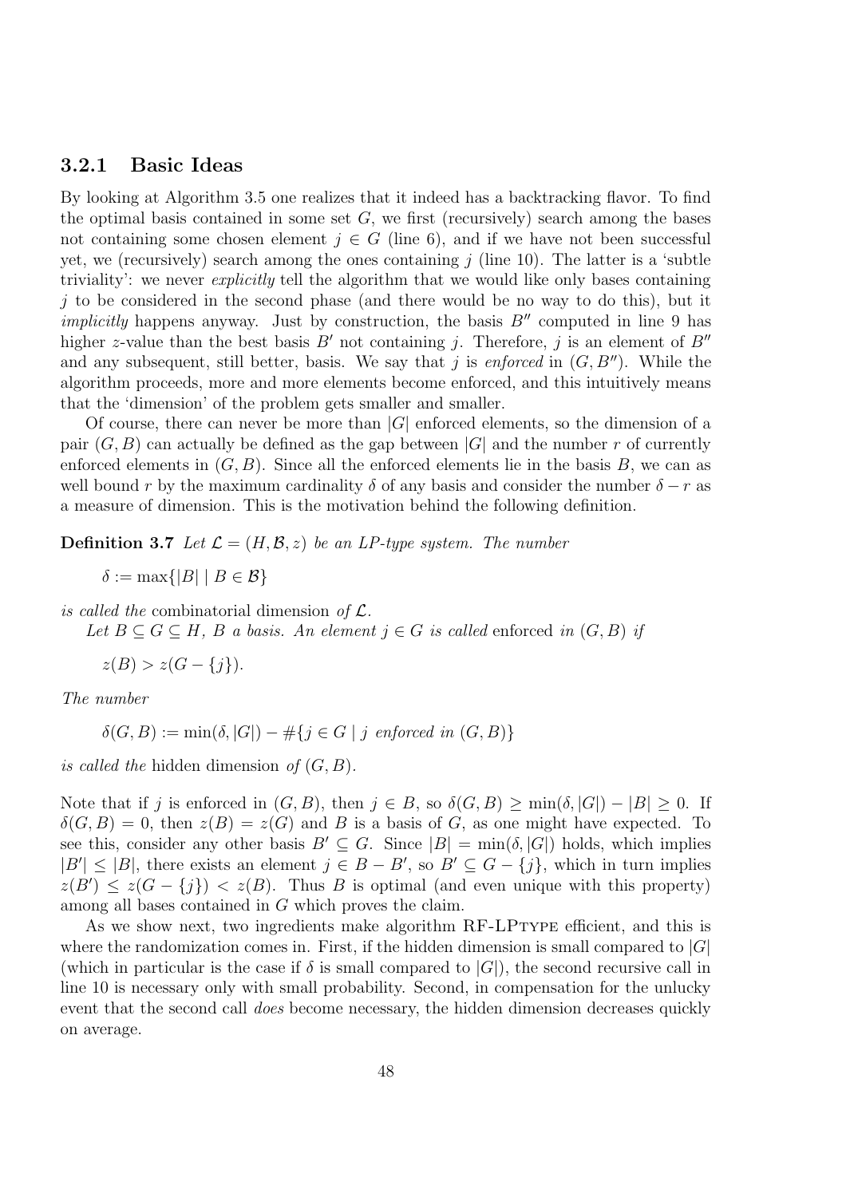### 3.2.1 Basic Ideas

By looking at Algorithm 3.5 one realizes that it indeed has a backtracking flavor. To find the optimal basis contained in some set $G$, we first (recursively) search among the bases not containing some chosen element $j \in G$ (line 6), and if we have not been successful yet, we (recursively) search among the ones containing $j$ (line 10). The latter is a 'subtle triviality': we never *explicitly* tell the algorithm that we would like only bases containing $j$ to be considered in the second phase (and there would be no way to do this), but it *implicitly* happens anyway. Just by construction, the basis $B''$ computed in line 9 has higher $z$-value than the best basis $B'$ not containing $j$. Therefore, $j$ is an element of $B''$ and any subsequent, still better, basis. We say that $j$ is *enforced* in $(G, B'')$. While the algorithm proceeds, more and more elements become enforced, and this intuitively means that the 'dimension' of the problem gets smaller and smaller.

Of course, there can never be more than $|G|$ enforced elements, so the dimension of a pair $(G, B)$ can actually be defined as the gap between $|G|$ and the number $r$ of currently enforced elements in $(G, B)$. Since all the enforced elements lie in the basis $B$, we can as well bound $r$ by the maximum cardinality $\delta$ of any basis and consider the number $\delta - r$ as a measure of dimension. This is the motivation behind the following definition.

**Definition 3.7** *Let $\mathcal{L} = (H, \mathcal{B}, z)$ be an LP-type system. The number*

$$\delta := \max\{|B| \mid B \in \mathcal{B}\}$$

*is called the* combinatorial dimension *of $\mathcal{L}$.*

*Let $B \subseteq G \subseteq H$, $B$ a basis. An element $j \in G$ is called* enforced *in $(G, B)$ if*

$$z(B) > z(G - \{j\}).$$

*The number*

$$\delta(G, B) := \min(\delta, |G|) - \#\{j \in G \mid j \text{ enforced in } (G, B)\}$$

*is called the* hidden dimension *of $(G, B)$.*

Note that if $j$ is enforced in $(G, B)$, then $j \in B$, so $\delta(G, B) \geq \min(\delta, |G|) - |B| \geq 0$. If $\delta(G, B) = 0$, then $z(B) = z(G)$ and $B$ is a basis of $G$, as one might have expected. To see this, consider any other basis $B' \subseteq G$. Since $|B| = \min(\delta, |G|)$ holds, which implies $|B'| \leq |B|$, there exists an element $j \in B - B'$, so $B' \subseteq G - \{j\}$, which in turn implies $z(B') \leq z(G - \{j\}) < z(B)$. Thus $B$ is optimal (and even unique with this property) among all bases contained in $G$ which proves the claim.

As we show next, two ingredients make algorithm RF-LPtype efficient, and this is where the randomization comes in. First, if the hidden dimension is small compared to $|G|$ (which in particular is the case if $\delta$ is small compared to $|G|$), the second recursive call in line 10 is necessary only with small probability. Second, in compensation for the unlucky event that the second call *does* become necessary, the hidden dimension decreases quickly on average.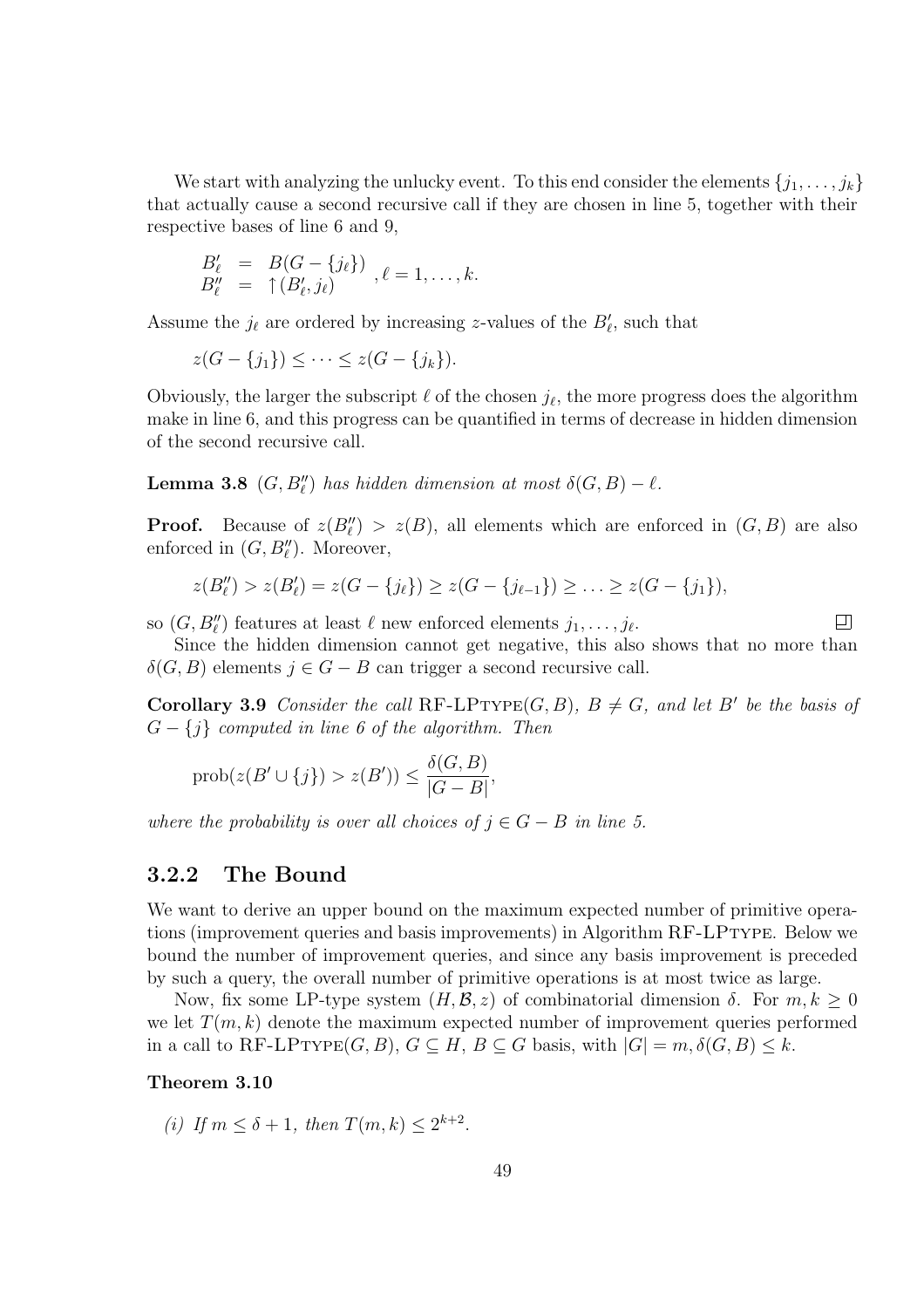We start with analyzing the unlucky event. To this end consider the elements $\{j_1, \ldots, j_k\}$ that actually cause a second recursive call if they are chosen in line 5, together with their respective bases of line 6 and 9,

$$\begin{array}{lcl} B'_\ell & = & B(G - \{j_\ell\}) \\ B''_\ell & = & \uparrow(B'_\ell, j_\ell) \end{array}, \ell = 1, \ldots, k.$$

Assume the $j_\ell$ are ordered by increasing $z$-values of the $B'_\ell$, such that

$$z(G - \{j_1\}) \leq \cdots \leq z(G - \{j_k\}).$$

Obviously, the larger the subscript $\ell$ of the chosen $j_\ell$, the more progress does the algorithm make in line 6, and this progress can be quantified in terms of decrease in hidden dimension of the second recursive call.

**Lemma 3.8** *$(G, B''_\ell)$ has hidden dimension at most $\delta(G, B) - \ell$.*

**Proof.** Because of $z(B''_\ell) > z(B)$, all elements which are enforced in $(G, B)$ are also enforced in $(G, B''_\ell)$. Moreover,

$$z(B''_\ell) > z(B'_\ell) = z(G - \{j_\ell\}) \geq z(G - \{j_{\ell-1}\}) \geq \ldots \geq z(G - \{j_1\}),$$

so $(G, B''_\ell)$ features at least $\ell$ new enforced elements $j_1, \ldots, j_\ell$. $\square$

Since the hidden dimension cannot get negative, this also shows that no more than $\delta(G, B)$ elements $j \in G - B$ can trigger a second recursive call.

**Corollary 3.9** *Consider the call* RF-LPTYPE$(G, B)$*, $B \neq G$, and let $B'$ be the basis of $G - \{j\}$ computed in line 6 of the algorithm. Then*

$$\text{prob}(z(B' \cup \{j\}) > z(B')) \leq \frac{\delta(G, B)}{|G - B|},$$

*where the probability is over all choices of $j \in G - B$ in line 5.*

### 3.2.2 The Bound

We want to derive an upper bound on the maximum expected number of primitive operations (improvement queries and basis improvements) in Algorithm RF-LPTYPE. Below we bound the number of improvement queries, and since any basis improvement is preceded by such a query, the overall number of primitive operations is at most twice as large.

Now, fix some LP-type system $(H, \mathcal{B}, z)$ of combinatorial dimension $\delta$. For $m, k \geq 0$ we let $T(m, k)$ denote the maximum expected number of improvement queries performed in a call to RF-LPTYPE$(G, B)$, $G \subseteq H$, $B \subseteq G$ basis, with $|G| = m, \delta(G, B) \leq k$.

**Theorem 3.10**

*(i) If $m \leq \delta + 1$, then $T(m, k) \leq 2^{k+2}$.*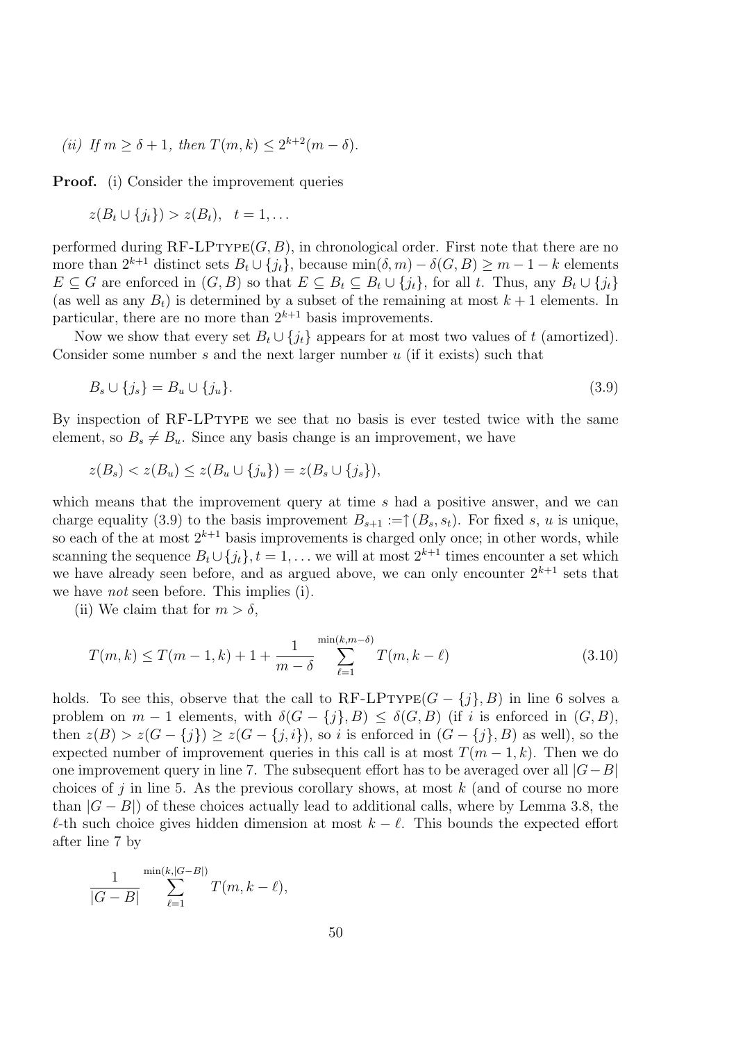*(ii) If $m \geq \delta + 1$, then $T(m,k) \leq 2^{k+2}(m-\delta)$.*

**Proof.** (i) Consider the improvement queries

$$z(B_t \cup \{j_t\}) > z(B_t), \quad t = 1, \ldots$$

performed during RF-LPTYPE$(G, B)$, in chronological order. First note that there are no more than $2^{k+1}$ distinct sets $B_t \cup \{j_t\}$, because $\min(\delta, m) - \delta(G, B) \geq m - 1 - k$ elements $E \subseteq G$ are enforced in $(G, B)$ so that $E \subseteq B_t \subseteq B_t \cup \{j_t\}$, for all $t$. Thus, any $B_t \cup \{j_t\}$ (as well as any $B_t$) is determined by a subset of the remaining at most $k+1$ elements. In particular, there are no more than $2^{k+1}$ basis improvements.

Now we show that every set $B_t \cup \{j_t\}$ appears for at most two values of $t$ (amortized). Consider some number $s$ and the next larger number $u$ (if it exists) such that

$$B_s \cup \{j_s\} = B_u \cup \{j_u\}. \tag{3.9}$$

By inspection of RF-LPTYPE we see that no basis is ever tested twice with the same element, so $B_s \neq B_u$. Since any basis change is an improvement, we have

$$z(B_s) < z(B_u) \leq z(B_u \cup \{j_u\}) = z(B_s \cup \{j_s\}),$$

which means that the improvement query at time $s$ had a positive answer, and we can charge equality (3.9) to the basis improvement $B_{s+1} := \uparrow(B_s, s_t)$. For fixed $s$, $u$ is unique, so each of the at most $2^{k+1}$ basis improvements is charged only once; in other words, while scanning the sequence $B_t \cup \{j_t\}, t = 1, \ldots$ we will at most $2^{k+1}$ times encounter a set which we have already seen before, and as argued above, we can only encounter $2^{k+1}$ sets that we have *not* seen before. This implies (i).

(ii) We claim that for $m > \delta$,

$$T(m,k) \leq T(m-1,k) + 1 + \frac{1}{m-\delta} \sum_{\ell=1}^{\min(k, m-\delta)} T(m, k-\ell) \tag{3.10}$$

holds. To see this, observe that the call to RF-LPTYPE$(G - \{j\}, B)$ in line 6 solves a problem on $m-1$ elements, with $\delta(G - \{j\}, B) \leq \delta(G, B)$ (if $i$ is enforced in $(G, B)$, then $z(B) > z(G - \{j\}) \geq z(G - \{j, i\})$, so $i$ is enforced in $(G - \{j\}, B)$ as well), so the expected number of improvement queries in this call is at most $T(m-1,k)$. Then we do one improvement query in line 7. The subsequent effort has to be averaged over all $|G - B|$ choices of $j$ in line 5. As the previous corollary shows, at most $k$ (and of course no more than $|G - B|$) of these choices actually lead to additional calls, where by Lemma 3.8, the $\ell$-th such choice gives hidden dimension at most $k - \ell$. This bounds the expected effort after line 7 by

$$\frac{1}{|G-B|} \sum_{\ell=1}^{\min(k, |G-B|)} T(m, k-\ell),$$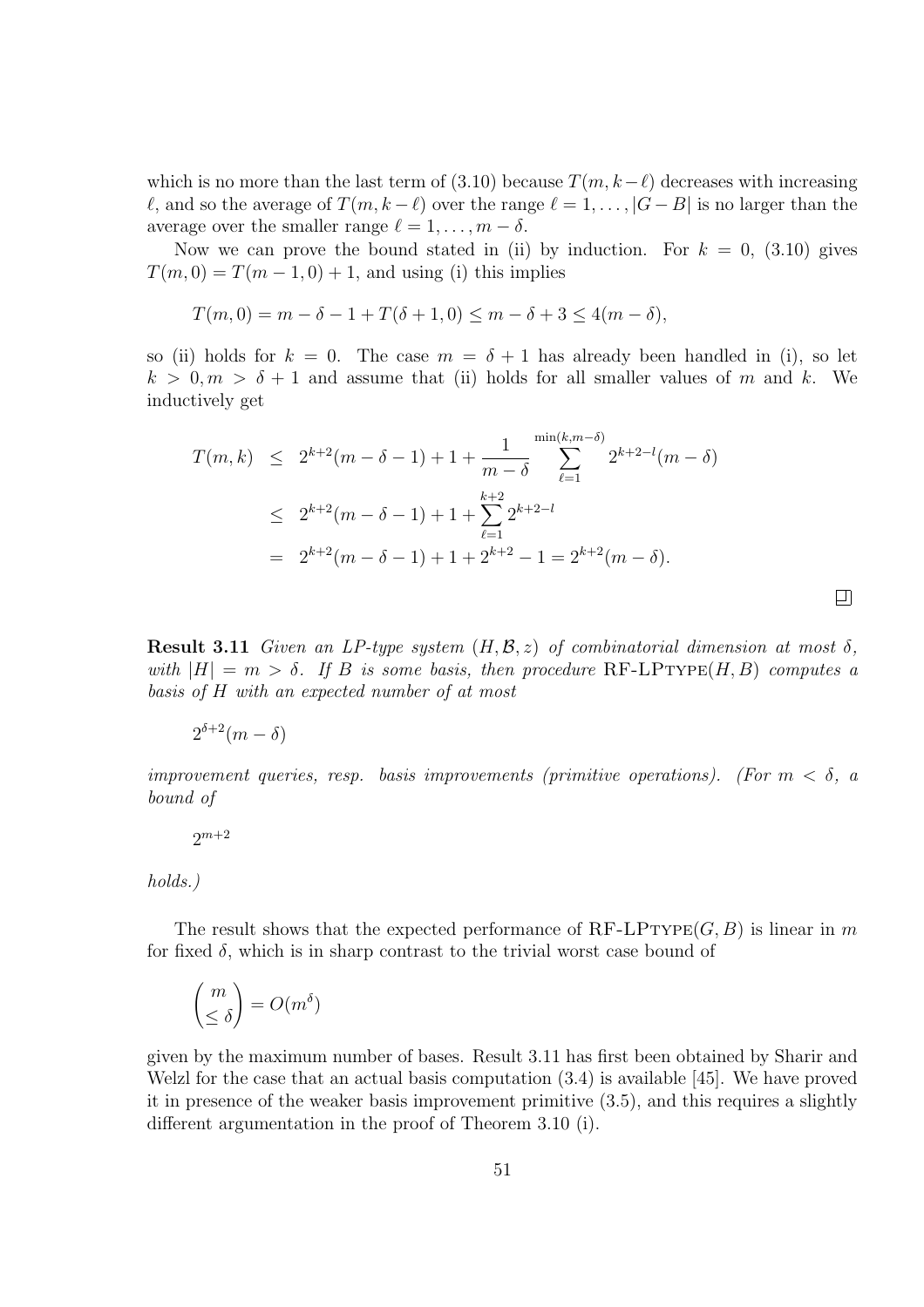which is no more than the last term of (3.10) because $T(m, k-\ell)$ decreases with increasing $\ell$, and so the average of $T(m, k-\ell)$ over the range $\ell = 1, \ldots, |G-B|$ is no larger than the average over the smaller range $\ell = 1, \ldots, m-\delta$.

Now we can prove the bound stated in (ii) by induction. For $k = 0$, (3.10) gives $T(m, 0) = T(m-1, 0) + 1$, and using (i) this implies

$$T(m, 0) = m - \delta - 1 + T(\delta + 1, 0) \leq m - \delta + 3 \leq 4(m - \delta),$$

so (ii) holds for $k = 0$. The case $m = \delta + 1$ has already been handled in (i), so let $k > 0, m > \delta + 1$ and assume that (ii) holds for all smaller values of $m$ and $k$. We inductively get

$$\begin{aligned}
T(m,k) &\leq 2^{k+2}(m-\delta-1) + 1 + \frac{1}{m-\delta} \sum_{\ell=1}^{\min(k,m-\delta)} 2^{k+2-l}(m-\delta) \\
&\leq 2^{k+2}(m-\delta-1) + 1 + \sum_{\ell=1}^{k+2} 2^{k+2-l} \\
&= 2^{k+2}(m-\delta-1) + 1 + 2^{k+2} - 1 = 2^{k+2}(m-\delta).
\end{aligned}$$

□

**Result 3.11** *Given an LP-type system $(H, \mathcal{B}, z)$ of combinatorial dimension at most $\delta$, with $|H| = m > \delta$. If $B$ is some basis, then procedure* RF-LPtype$(H, B)$ *computes a basis of $H$ with an expected number of at most*

$$2^{\delta+2}(m-\delta)$$

*improvement queries, resp. basis improvements (primitive operations). (For $m < \delta$, a bound of*

$$2^{m+2}$$

*holds.)*

The result shows that the expected performance of RF-LPtype$(G, B)$ is linear in $m$ for fixed $\delta$, which is in sharp contrast to the trivial worst case bound of

$$\binom{m}{\leq \delta} = O(m^\delta)$$

given by the maximum number of bases. Result 3.11 has first been obtained by Sharir and Welzl for the case that an actual basis computation (3.4) is available [45]. We have proved it in presence of the weaker basis improvement primitive (3.5), and this requires a slightly different argumentation in the proof of Theorem 3.10 (i).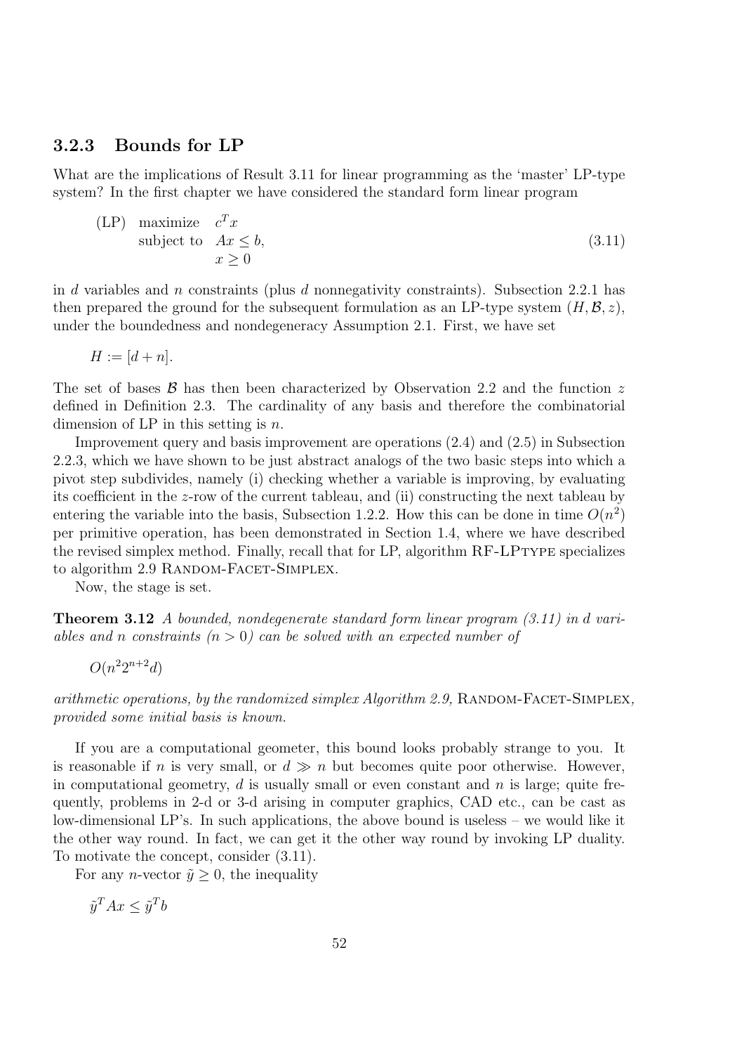### 3.2.3 Bounds for LP

What are the implications of Result 3.11 for linear programming as the 'master' LP-type system? In the first chapter we have considered the standard form linear program

$$\begin{array}{lll} \text{(LP)} & \text{maximize} & c^T x \\ & \text{subject to} & Ax \leq b, \\ & & x \geq 0 \end{array} \tag{3.11}$$

in $d$ variables and $n$ constraints (plus $d$ nonnegativity constraints). Subsection 2.2.1 has then prepared the ground for the subsequent formulation as an LP-type system $(H, \mathcal{B}, z)$, under the boundedness and nondegeneracy Assumption 2.1. First, we have set

$$H := [d + n].$$

The set of bases $\mathcal{B}$ has then been characterized by Observation 2.2 and the function $z$ defined in Definition 2.3. The cardinality of any basis and therefore the combinatorial dimension of LP in this setting is $n$.

Improvement query and basis improvement are operations (2.4) and (2.5) in Subsection 2.2.3, which we have shown to be just abstract analogs of the two basic steps into which a pivot step subdivides, namely (i) checking whether a variable is improving, by evaluating its coefficient in the $z$-row of the current tableau, and (ii) constructing the next tableau by entering the variable into the basis, Subsection 1.2.2. How this can be done in time $O(n^2)$ per primitive operation, has been demonstrated in Section 1.4, where we have described the revised simplex method. Finally, recall that for LP, algorithm RF-LPTYPE specializes to algorithm 2.9 RANDOM-FACET-SIMPLEX.

Now, the stage is set.

**Theorem 3.12** *A bounded, nondegenerate standard form linear program (3.11) in $d$ variables and $n$ constraints ($n > 0$) can be solved with an expected number of*

$$O(n^2 2^{n+2} d)$$

*arithmetic operations, by the randomized simplex Algorithm 2.9,* RANDOM-FACET-SIMPLEX*, provided some initial basis is known.*

If you are a computational geometer, this bound looks probably strange to you. It is reasonable if $n$ is very small, or $d \gg n$ but becomes quite poor otherwise. However, in computational geometry, $d$ is usually small or even constant and $n$ is large; quite frequently, problems in 2-d or 3-d arising in computer graphics, CAD etc., can be cast as low-dimensional LP's. In such applications, the above bound is useless – we would like it the other way round. In fact, we can get it the other way round by invoking LP duality. To motivate the concept, consider (3.11).

For any $n$-vector $\tilde{y} \geq 0$, the inequality

$$\tilde{y}^T A x \leq \tilde{y}^T b$$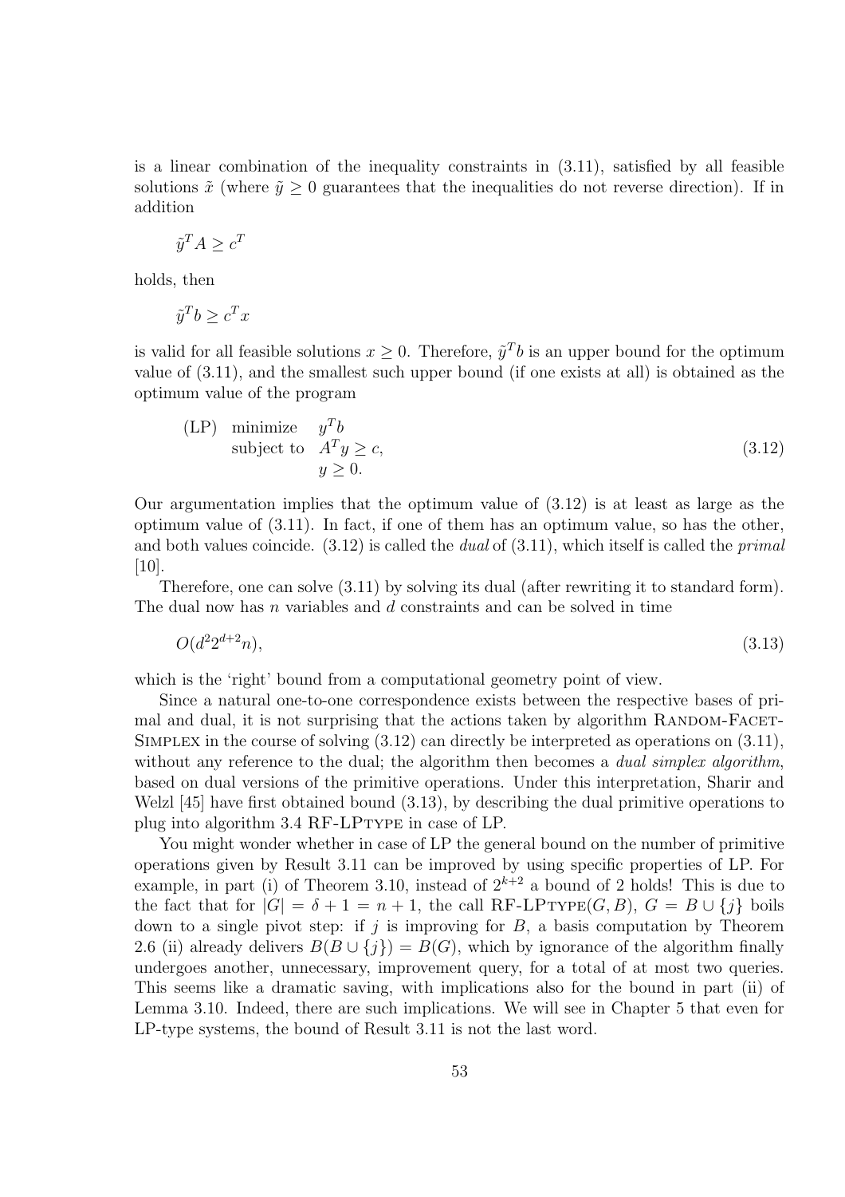is a linear combination of the inequality constraints in (3.11), satisfied by all feasible solutions $\tilde{x}$ (where $\tilde{y} \geq 0$ guarantees that the inequalities do not reverse direction). If in addition

$$\tilde{y}^T A \geq c^T$$

holds, then

$$\tilde{y}^T b \geq c^T x$$

is valid for all feasible solutions $x \geq 0$. Therefore, $\tilde{y}^T b$ is an upper bound for the optimum value of (3.11), and the smallest such upper bound (if one exists at all) is obtained as the optimum value of the program

$$\begin{array}{lll} \text{(LP)} & \text{minimize} & y^T b \\ & \text{subject to} & A^T y \geq c, \\ & & y \geq 0. \end{array} \tag{3.12}$$

Our argumentation implies that the optimum value of (3.12) is at least as large as the optimum value of (3.11). In fact, if one of them has an optimum value, so has the other, and both values coincide. (3.12) is called the *dual* of (3.11), which itself is called the *primal* [10].

Therefore, one can solve (3.11) by solving its dual (after rewriting it to standard form). The dual now has $n$ variables and $d$ constraints and can be solved in time

$$O(d^2 2^{d+2} n), \tag{3.13}$$

which is the 'right' bound from a computational geometry point of view.

Since a natural one-to-one correspondence exists between the respective bases of primal and dual, it is not surprising that the actions taken by algorithm Random-Facet-Simplex in the course of solving (3.12) can directly be interpreted as operations on (3.11), without any reference to the dual; the algorithm then becomes a *dual simplex algorithm*, based on dual versions of the primitive operations. Under this interpretation, Sharir and Welzl [45] have first obtained bound (3.13), by describing the dual primitive operations to plug into algorithm 3.4 RF-LPtype in case of LP.

You might wonder whether in case of LP the general bound on the number of primitive operations given by Result 3.11 can be improved by using specific properties of LP. For example, in part (i) of Theorem 3.10, instead of $2^{k+2}$ a bound of 2 holds! This is due to the fact that for $|G| = \delta + 1 = n + 1$, the call RF-LPtype$(G, B)$, $G = B \cup \{j\}$ boils down to a single pivot step: if $j$ is improving for $B$, a basis computation by Theorem 2.6 (ii) already delivers $B(B \cup \{j\}) = B(G)$, which by ignorance of the algorithm finally undergoes another, unnecessary, improvement query, for a total of at most two queries. This seems like a dramatic saving, with implications also for the bound in part (ii) of Lemma 3.10. Indeed, there are such implications. We will see in Chapter 5 that even for LP-type systems, the bound of Result 3.11 is not the last word.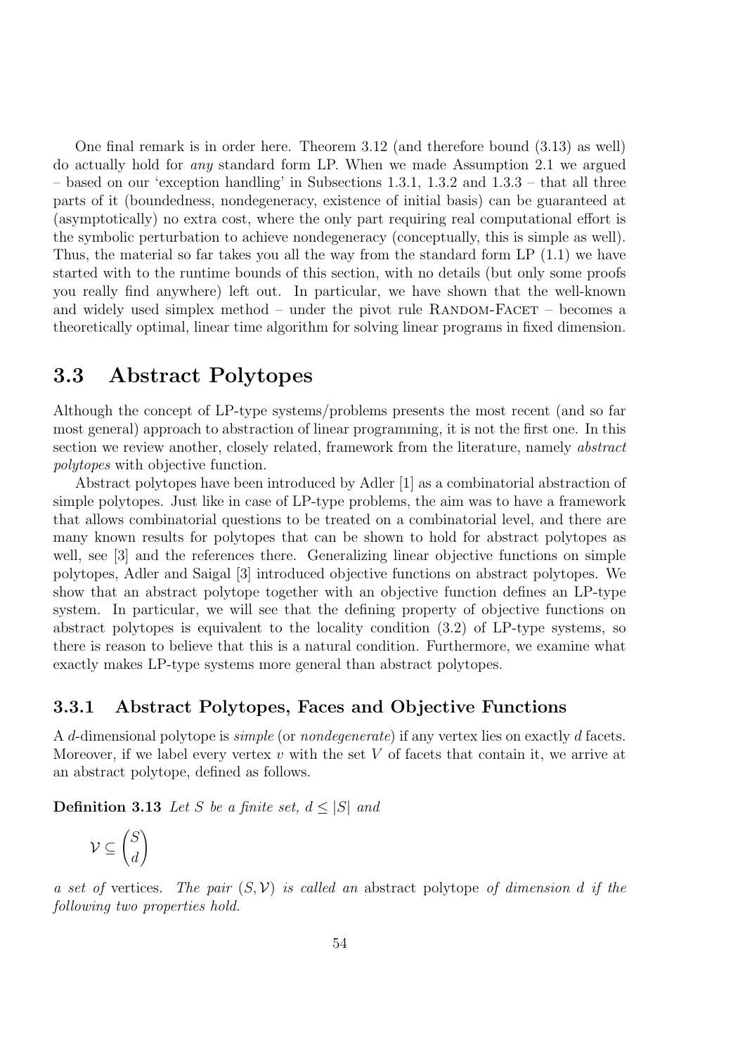One final remark is in order here. Theorem 3.12 (and therefore bound (3.13) as well) do actually hold for *any* standard form LP. When we made Assumption 2.1 we argued – based on our 'exception handling' in Subsections 1.3.1, 1.3.2 and 1.3.3 – that all three parts of it (boundedness, nondegeneracy, existence of initial basis) can be guaranteed at (asymptotically) no extra cost, where the only part requiring real computational effort is the symbolic perturbation to achieve nondegeneracy (conceptually, this is simple as well). Thus, the material so far takes you all the way from the standard form LP (1.1) we have started with to the runtime bounds of this section, with no details (but only some proofs you really find anywhere) left out. In particular, we have shown that the well-known and widely used simplex method – under the pivot rule Random-Facet – becomes a theoretically optimal, linear time algorithm for solving linear programs in fixed dimension.

## 3.3 Abstract Polytopes

Although the concept of LP-type systems/problems presents the most recent (and so far most general) approach to abstraction of linear programming, it is not the first one. In this section we review another, closely related, framework from the literature, namely *abstract polytopes* with objective function.

Abstract polytopes have been introduced by Adler [1] as a combinatorial abstraction of simple polytopes. Just like in case of LP-type problems, the aim was to have a framework that allows combinatorial questions to be treated on a combinatorial level, and there are many known results for polytopes that can be shown to hold for abstract polytopes as well, see [3] and the references there. Generalizing linear objective functions on simple polytopes, Adler and Saigal [3] introduced objective functions on abstract polytopes. We show that an abstract polytope together with an objective function defines an LP-type system. In particular, we will see that the defining property of objective functions on abstract polytopes is equivalent to the locality condition (3.2) of LP-type systems, so there is reason to believe that this is a natural condition. Furthermore, we examine what exactly makes LP-type systems more general than abstract polytopes.

### 3.3.1 Abstract Polytopes, Faces and Objective Functions

A $d$-dimensional polytope is *simple* (or *nondegenerate*) if any vertex lies on exactly $d$ facets. Moreover, if we label every vertex $v$ with the set $V$ of facets that contain it, we arrive at an abstract polytope, defined as follows.

**Definition 3.13** *Let $S$ be a finite set, $d \leq |S|$ and*

$$\mathcal{V} \subseteq \binom{S}{d}$$

*a set of* vertices. *The pair $(S, \mathcal{V})$ is called an* abstract polytope *of dimension $d$ if the following two properties hold.*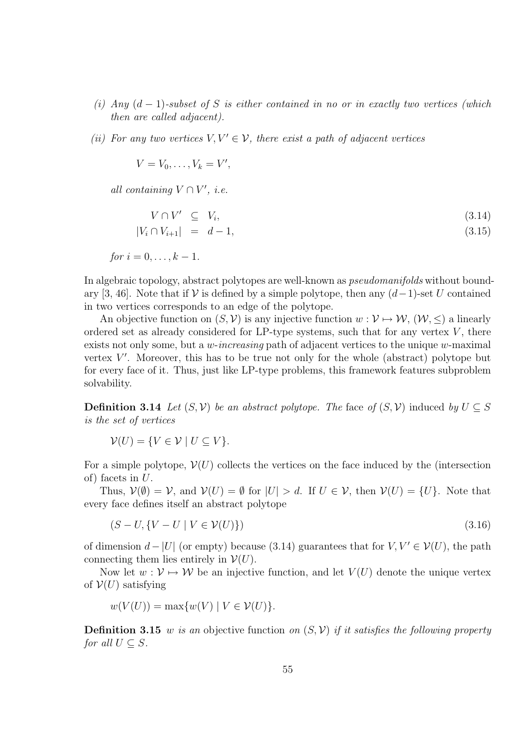(i) *Any $(d-1)$-subset of $S$ is either contained in no or in exactly two vertices (which then are called adjacent).*

(ii) *For any two vertices $V, V' \in \mathcal{V}$, there exist a path of adjacent vertices*

$$V = V_0, \ldots, V_k = V',$$

*all containing $V \cap V'$, i.e.*

$$V \cap V' \subseteq V_i, \tag{3.14}$$

$$|V_i \cap V_{i+1}| = d - 1, \tag{3.15}$$

*for $i = 0, \ldots, k-1$.*

In algebraic topology, abstract polytopes are well-known as *pseudomanifolds* without boundary [3, 46]. Note that if $\mathcal{V}$ is defined by a simple polytope, then any $(d-1)$-set $U$ contained in two vertices corresponds to an edge of the polytope.

An objective function on $(S, \mathcal{V})$ is any injective function $w : \mathcal{V} \mapsto \mathcal{W}$, $(\mathcal{W}, \leq)$ a linearly ordered set as already considered for LP-type systems, such that for any vertex $V$, there exists not only some, but a *$w$-increasing* path of adjacent vertices to the unique $w$-maximal vertex $V'$. Moreover, this has to be true not only for the whole (abstract) polytope but for every face of it. Thus, just like LP-type problems, this framework features subproblem solvability.

**Definition 3.14** *Let $(S, \mathcal{V})$ be an abstract polytope. The* face *of $(S, \mathcal{V})$ induced by $U \subseteq S$ is the set of vertices*

$$\mathcal{V}(U) = \{V \in \mathcal{V} \mid U \subseteq V\}.$$

For a simple polytope, $\mathcal{V}(U)$ collects the vertices on the face induced by the (intersection of) facets in $U$.

Thus, $\mathcal{V}(\emptyset) = \mathcal{V}$, and $\mathcal{V}(U) = \emptyset$ for $|U| > d$. If $U \in \mathcal{V}$, then $\mathcal{V}(U) = \{U\}$. Note that every face defines itself an abstract polytope

$$(S - U, \{V - U \mid V \in \mathcal{V}(U)\}) \tag{3.16}$$

of dimension $d - |U|$ (or empty) because (3.14) guarantees that for $V, V' \in \mathcal{V}(U)$, the path connecting them lies entirely in $\mathcal{V}(U)$.

Now let $w : \mathcal{V} \mapsto \mathcal{W}$ be an injective function, and let $V(U)$ denote the unique vertex of $\mathcal{V}(U)$ satisfying

$$w(V(U)) = \max\{w(V) \mid V \in \mathcal{V}(U)\}.$$

**Definition 3.15** *$w$ is an* objective function *on $(S, \mathcal{V})$ if it satisfies the following property for all $U \subseteq S$.*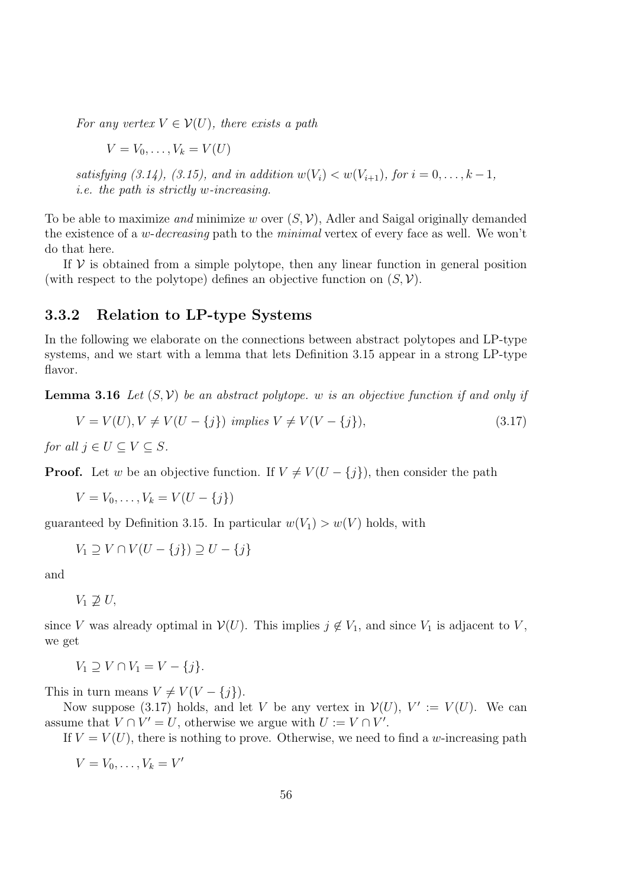*For any vertex $V \in \mathcal{V}(U)$, there exists a path*

$$V = V_0, \ldots, V_k = V(U)$$

*satisfying (3.14), (3.15), and in addition $w(V_i) < w(V_{i+1})$, for $i = 0, \ldots, k-1$, i.e. the path is strictly $w$-increasing.*

To be able to maximize *and* minimize $w$ over $(S, \mathcal{V})$, Adler and Saigal originally demanded the existence of a $w$-*decreasing* path to the *minimal* vertex of every face as well. We won't do that here.

If $\mathcal{V}$ is obtained from a simple polytope, then any linear function in general position (with respect to the polytope) defines an objective function on $(S, \mathcal{V})$.

### 3.3.2 Relation to LP-type Systems

In the following we elaborate on the connections between abstract polytopes and LP-type systems, and we start with a lemma that lets Definition 3.15 appear in a strong LP-type flavor.

**Lemma 3.16** *Let $(S, \mathcal{V})$ be an abstract polytope. $w$ is an objective function if and only if*

$$V = V(U), V \neq V(U - \{j\}) \text{ implies } V \neq V(V - \{j\}), \tag{3.17}$$

*for all $j \in U \subseteq V \subseteq S$.*

**Proof.** Let $w$ be an objective function. If $V \neq V(U - \{j\})$, then consider the path

$$V = V_0, \ldots, V_k = V(U - \{j\})$$

guaranteed by Definition 3.15. In particular $w(V_1) > w(V)$ holds, with

$$V_1 \supseteq V \cap V(U - \{j\}) \supseteq U - \{j\}$$

and

$$V_1 \not\supseteq U,$$

since $V$ was already optimal in $\mathcal{V}(U)$. This implies $j \notin V_1$, and since $V_1$ is adjacent to $V$, we get

$$V_1 \supseteq V \cap V_1 = V - \{j\}.$$

This in turn means $V \neq V(V - \{j\})$.

Now suppose (3.17) holds, and let $V$ be any vertex in $\mathcal{V}(U)$, $V' := V(U)$. We can assume that $V \cap V' = U$, otherwise we argue with $U := V \cap V'$.

If $V = V(U)$, there is nothing to prove. Otherwise, we need to find a $w$-increasing path

$$V = V_0, \ldots, V_k = V'$$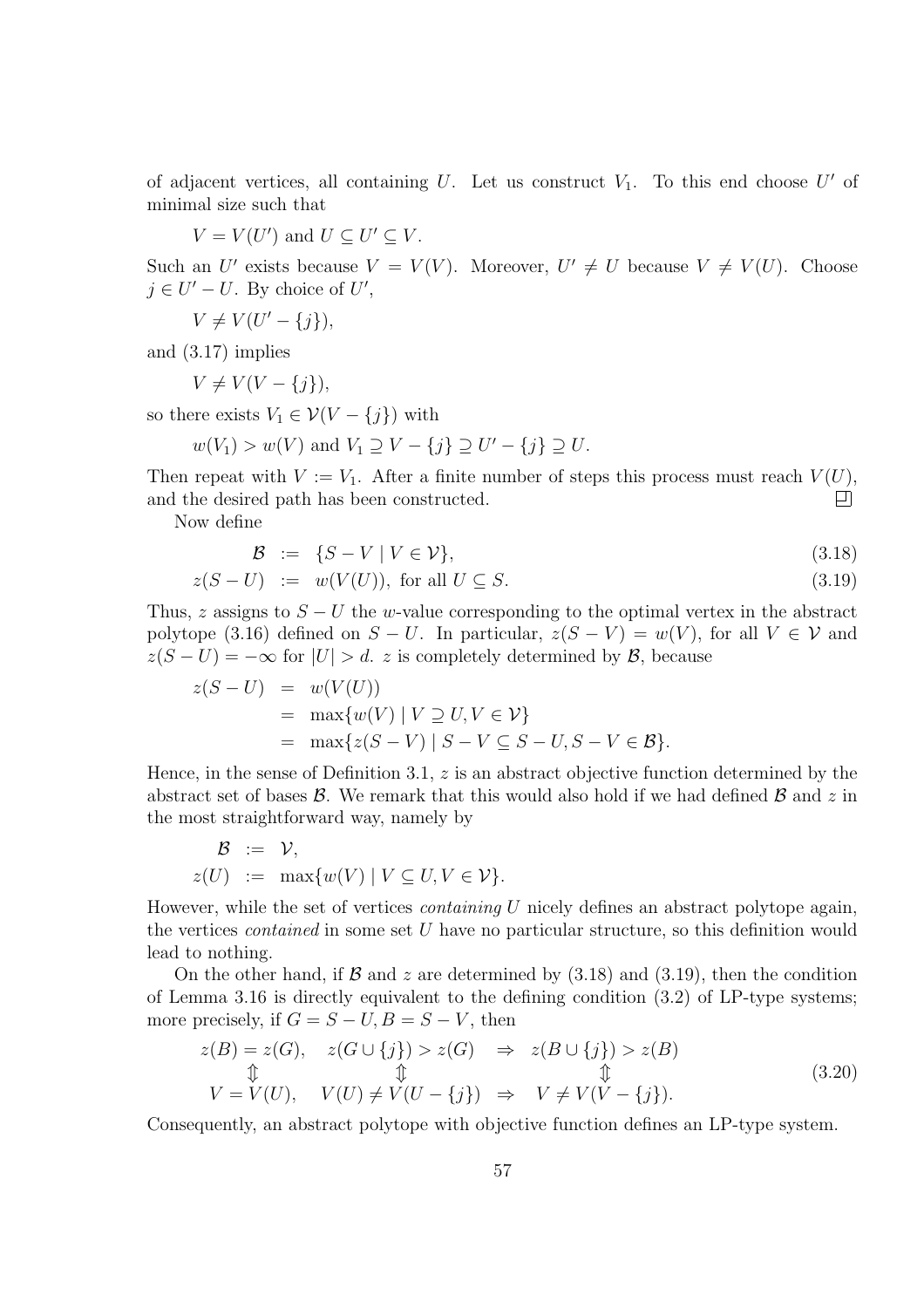of adjacent vertices, all containing $U$. Let us construct $V_1$. To this end choose $U'$ of minimal size such that

$$V = V(U') \text{ and } U \subseteq U' \subseteq V.$$

Such an $U'$ exists because $V = V(V)$. Moreover, $U' \neq U$ because $V \neq V(U)$. Choose $j \in U' - U$. By choice of $U'$,

$$V \neq V(U' - \{j\}),$$

and (3.17) implies

$$V \neq V(V - \{j\}),$$

so there exists $V_1 \in \mathcal{V}(V - \{j\})$ with

$$w(V_1) > w(V) \text{ and } V_1 \supseteq V - \{j\} \supseteq U' - \{j\} \supseteq U.$$

Then repeat with $V := V_1$. After a finite number of steps this process must reach $V(U)$, and the desired path has been constructed. $\square$

Now define

$$\mathcal{B} := \{S - V \mid V \in \mathcal{V}\}, \tag{3.18}$$

$$z(S - U) := w(V(U)), \text{ for all } U \subseteq S. \tag{3.19}$$

Thus, $z$ assigns to $S - U$ the $w$-value corresponding to the optimal vertex in the abstract polytope (3.16) defined on $S - U$. In particular, $z(S - V) = w(V)$, for all $V \in \mathcal{V}$ and $z(S - U) = -\infty$ for $|U| > d$. $z$ is completely determined by $\mathcal{B}$, because

$$\begin{aligned}
z(S - U) &= w(V(U)) \\
&= \max\{w(V) \mid V \supseteq U, V \in \mathcal{V}\} \\
&= \max\{z(S - V) \mid S - V \subseteq S - U, S - V \in \mathcal{B}\}.
\end{aligned}$$

Hence, in the sense of Definition 3.1, $z$ is an abstract objective function determined by the abstract set of bases $\mathcal{B}$. We remark that this would also hold if we had defined $\mathcal{B}$ and $z$ in the most straightforward way, namely by

$$\begin{aligned}
\mathcal{B} &:= \mathcal{V}, \\
z(U) &:= \max\{w(V) \mid V \subseteq U, V \in \mathcal{V}\}.
\end{aligned}$$

However, while the set of vertices *containing* $U$ nicely defines an abstract polytope again, the vertices *contained* in some set $U$ have no particular structure, so this definition would lead to nothing.

On the other hand, if $\mathcal{B}$ and $z$ are determined by (3.18) and (3.19), then the condition of Lemma 3.16 is directly equivalent to the defining condition (3.2) of LP-type systems; more precisely, if $G = S - U, B = S - V$, then

$$\begin{array}{ccccc}
z(B) = z(G), & z(G \cup \{j\}) > z(G) & \Rightarrow & z(B \cup \{j\}) > z(B) \\
\Updownarrow & \Updownarrow & & \Updownarrow \\
V = V(U), & V(U) \neq V(U - \{j\}) & \Rightarrow & V \neq V(V - \{j\}).
\end{array} \tag{3.20}$$

Consequently, an abstract polytope with objective function defines an LP-type system.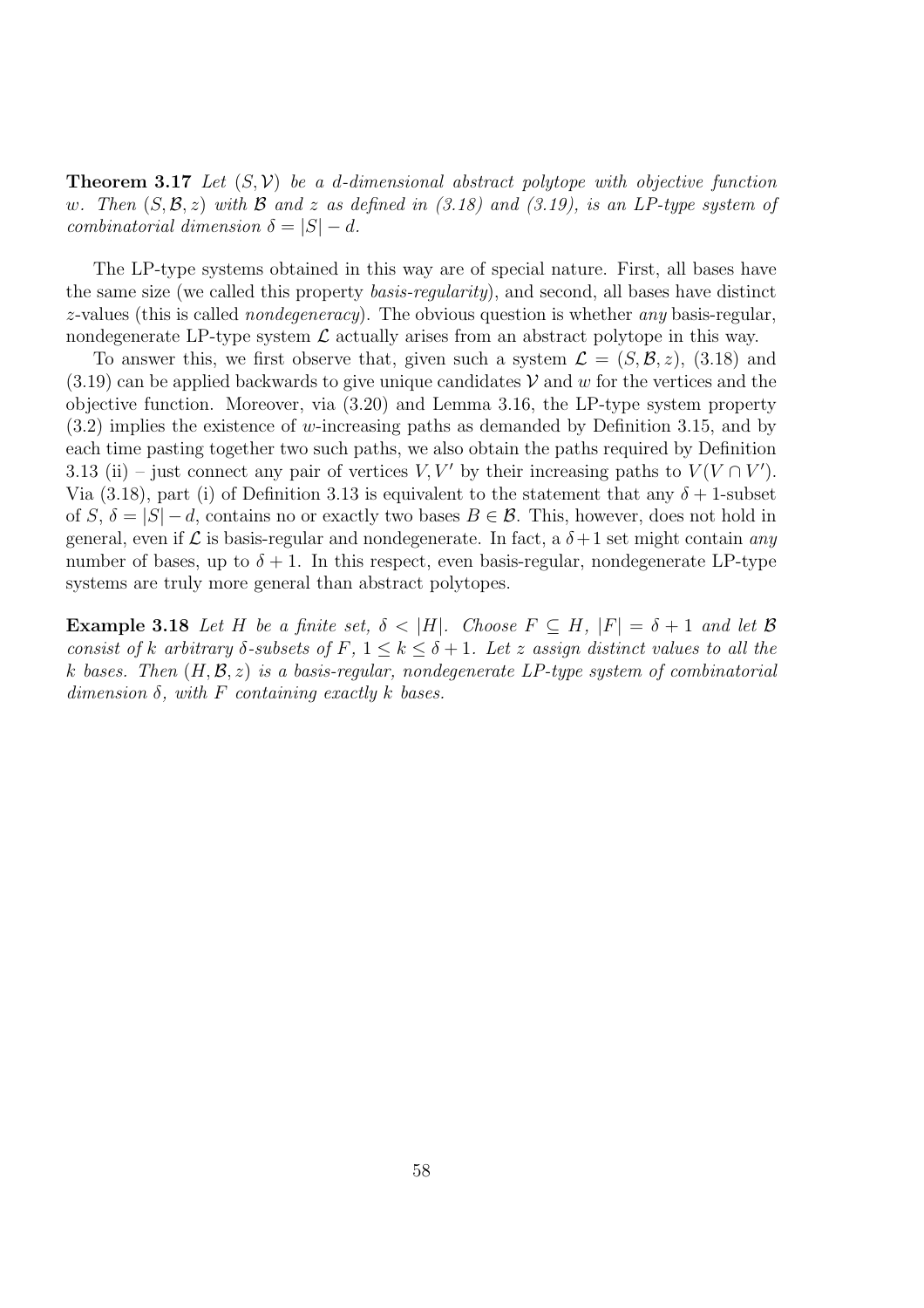**Theorem 3.17** *Let $(S, \mathcal{V})$ be a $d$-dimensional abstract polytope with objective function $w$. Then $(S, \mathcal{B}, z)$ with $\mathcal{B}$ and $z$ as defined in (3.18) and (3.19), is an LP-type system of combinatorial dimension $\delta = |S| - d$.*

The LP-type systems obtained in this way are of special nature. First, all bases have the same size (we called this property *basis-regularity*), and second, all bases have distinct $z$-values (this is called *nondegeneracy*). The obvious question is whether *any* basis-regular, nondegenerate LP-type system $\mathcal{L}$ actually arises from an abstract polytope in this way.

To answer this, we first observe that, given such a system $\mathcal{L} = (S, \mathcal{B}, z)$, (3.18) and (3.19) can be applied backwards to give unique candidates $\mathcal{V}$ and $w$ for the vertices and the objective function. Moreover, via (3.20) and Lemma 3.16, the LP-type system property (3.2) implies the existence of $w$-increasing paths as demanded by Definition 3.15, and by each time pasting together two such paths, we also obtain the paths required by Definition 3.13 (ii) – just connect any pair of vertices $V, V'$ by their increasing paths to $V(V \cap V')$. Via (3.18), part (i) of Definition 3.13 is equivalent to the statement that any $\delta + 1$-subset of $S$, $\delta = |S| - d$, contains no or exactly two bases $B \in \mathcal{B}$. This, however, does not hold in general, even if $\mathcal{L}$ is basis-regular and nondegenerate. In fact, a $\delta + 1$ set might contain *any* number of bases, up to $\delta + 1$. In this respect, even basis-regular, nondegenerate LP-type systems are truly more general than abstract polytopes.

**Example 3.18** *Let $H$ be a finite set, $\delta < |H|$. Choose $F \subseteq H$, $|F| = \delta + 1$ and let $\mathcal{B}$ consist of $k$ arbitrary $\delta$-subsets of $F$, $1 \leq k \leq \delta + 1$. Let $z$ assign distinct values to all the $k$ bases. Then $(H, \mathcal{B}, z)$ is a basis-regular, nondegenerate LP-type system of combinatorial dimension $\delta$, with $F$ containing exactly $k$ bases.*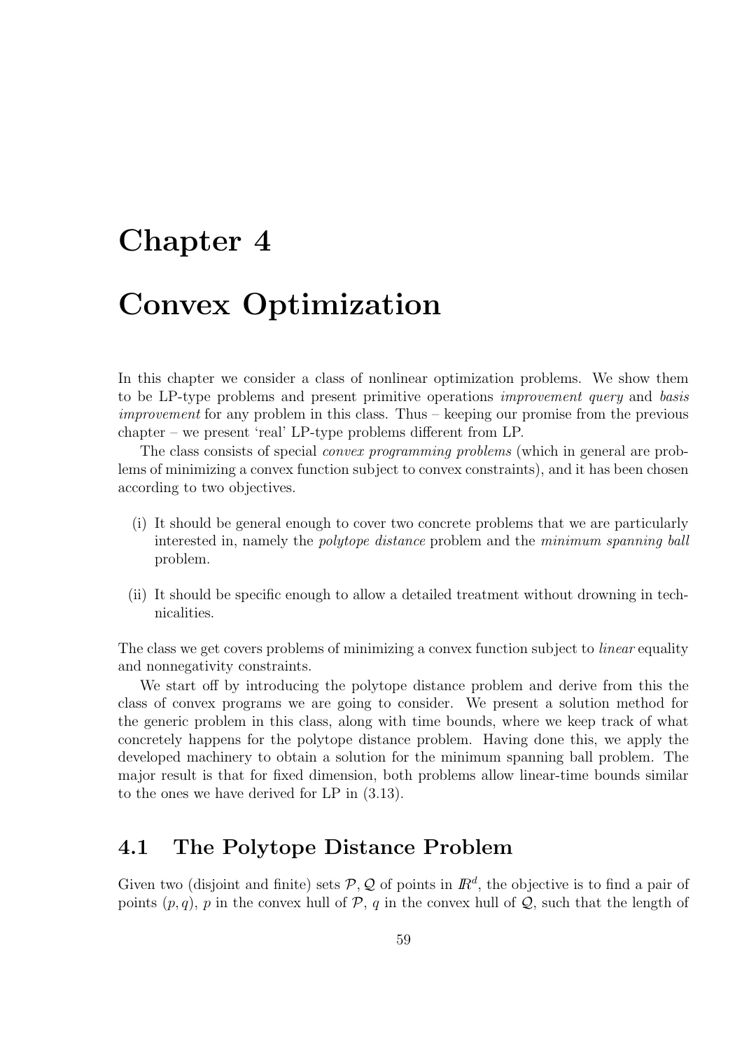# Chapter 4

# Convex Optimization

In this chapter we consider a class of nonlinear optimization problems. We show them to be LP-type problems and present primitive operations *improvement query* and *basis improvement* for any problem in this class. Thus – keeping our promise from the previous chapter – we present 'real' LP-type problems different from LP.

The class consists of special *convex programming problems* (which in general are problems of minimizing a convex function subject to convex constraints), and it has been chosen according to two objectives.

(i) It should be general enough to cover two concrete problems that we are particularly interested in, namely the *polytope distance* problem and the *minimum spanning ball* problem.

(ii) It should be specific enough to allow a detailed treatment without drowning in technicalities.

The class we get covers problems of minimizing a convex function subject to *linear* equality and nonnegativity constraints.

We start off by introducing the polytope distance problem and derive from this the class of convex programs we are going to consider. We present a solution method for the generic problem in this class, along with time bounds, where we keep track of what concretely happens for the polytope distance problem. Having done this, we apply the developed machinery to obtain a solution for the minimum spanning ball problem. The major result is that for fixed dimension, both problems allow linear-time bounds similar to the ones we have derived for LP in (3.13).

## 4.1 The Polytope Distance Problem

Given two (disjoint and finite) sets $\mathcal{P}, \mathcal{Q}$ of points in $\mathbb{R}^d$, the objective is to find a pair of points $(p, q)$, $p$ in the convex hull of $\mathcal{P}$, $q$ in the convex hull of $\mathcal{Q}$, such that the length of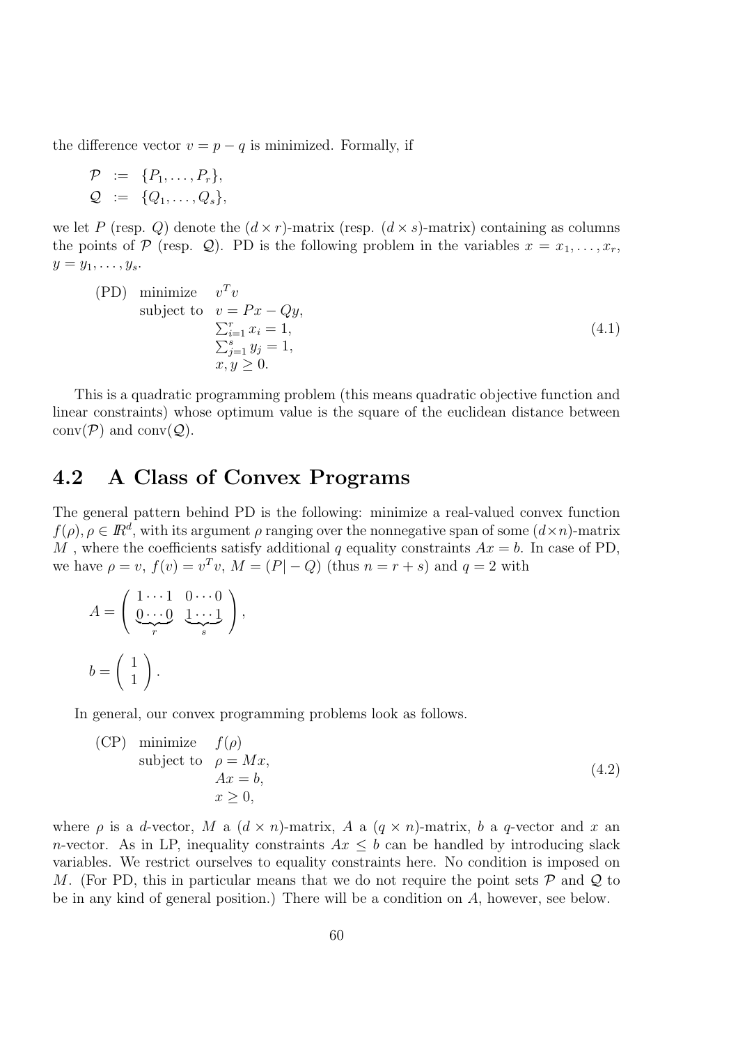the difference vector $v = p - q$ is minimized. Formally, if

$$
\begin{aligned}
\mathcal{P} &:= \{P_1, \ldots, P_r\}, \\
\mathcal{Q} &:= \{Q_1, \ldots, Q_s\},
\end{aligned}
$$

we let $P$ (resp. $Q$) denote the $(d \times r)$-matrix (resp. $(d \times s)$-matrix) containing as columns the points of $\mathcal{P}$ (resp. $\mathcal{Q}$). PD is the following problem in the variables $x = x_1, \ldots, x_r$, $y = y_1, \ldots, y_s$.

$$
\begin{array}{lll}
\text{(PD)} & \text{minimize} & v^T v \\
& \text{subject to} & v = Px - Qy, \\
& & \sum_{i=1}^{r} x_i = 1, \\
& & \sum_{j=1}^{s} y_j = 1, \\
& & x, y \geq 0.
\end{array}
\tag{4.1}
$$

This is a quadratic programming problem (this means quadratic objective function and linear constraints) whose optimum value is the square of the euclidean distance between $\text{conv}(\mathcal{P})$ and $\text{conv}(\mathcal{Q})$.

## 4.2 A Class of Convex Programs

The general pattern behind PD is the following: minimize a real-valued convex function $f(\rho), \rho \in \mathbb{R}^d$, with its argument $\rho$ ranging over the nonnegative span of some $(d \times n)$-matrix $M$ , where the coefficients satisfy additional $q$ equality constraints $Ax = b$. In case of PD, we have $\rho = v$, $f(v) = v^T v$, $M = (P | -Q)$ (thus $n = r + s$) and $q = 2$ with

$$
A = \left( \begin{array}{cc} 1 \cdots 1 & 0 \cdots 0 \\ \underbrace{0 \cdots 0}_{r} & \underbrace{1 \cdots 1}_{s} \end{array} \right),
$$

$$
b = \left( \begin{array}{c} 1 \\ 1 \end{array} \right).
$$

In general, our convex programming problems look as follows.

$$
\begin{array}{lll}
\text{(CP)} & \text{minimize} & f(\rho) \\
& \text{subject to} & \rho = Mx, \\
& & Ax = b, \\
& & x \geq 0,
\end{array}
\tag{4.2}
$$

where $\rho$ is a $d$-vector, $M$ a $(d \times n)$-matrix, $A$ a $(q \times n)$-matrix, $b$ a $q$-vector and $x$ an $n$-vector. As in LP, inequality constraints $Ax \leq b$ can be handled by introducing slack variables. We restrict ourselves to equality constraints here. No condition is imposed on $M$. (For PD, this in particular means that we do not require the point sets $\mathcal{P}$ and $\mathcal{Q}$ to be in any kind of general position.) There will be a condition on $A$, however, see below.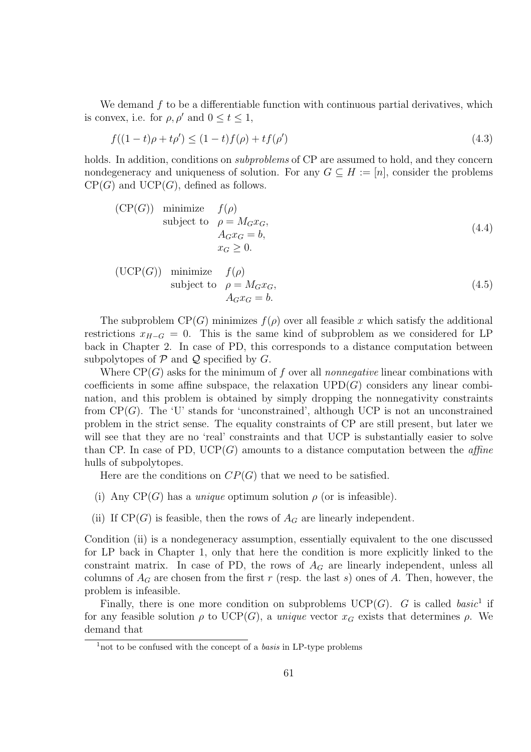We demand $f$ to be a differentiable function with continuous partial derivatives, which is convex, i.e. for $\rho, \rho'$ and $0 \leq t \leq 1$,

$$f((1-t)\rho + t\rho') \leq (1-t)f(\rho) + tf(\rho') \tag{4.3}$$

holds. In addition, conditions on *subproblems* of CP are assumed to hold, and they concern nondegeneracy and uniqueness of solution. For any $G \subseteq H := [n]$, consider the problems $\mathrm{CP}(G)$ and $\mathrm{UCP}(G)$, defined as follows.

$$\begin{array}{lll} (\mathrm{CP}(G)) & \text{minimize} & f(\rho) \\ & \text{subject to} & \rho = M_G x_G, \\ & & A_G x_G = b, \\ & & x_G \geq 0. \end{array} \tag{4.4}$$

$$\begin{array}{lll} (\mathrm{UCP}(G)) & \text{minimize} & f(\rho) \\ & \text{subject to} & \rho = M_G x_G, \\ & & A_G x_G = b. \end{array} \tag{4.5}$$

The subproblem $\mathrm{CP}(G)$ minimizes $f(\rho)$ over all feasible $x$ which satisfy the additional restrictions $x_{H-G} = 0$. This is the same kind of subproblem as we considered for LP back in Chapter 2. In case of PD, this corresponds to a distance computation between subpolytopes of $\mathcal{P}$ and $\mathcal{Q}$ specified by $G$.

Where $\mathrm{CP}(G)$ asks for the minimum of $f$ over all *nonnegative* linear combinations with coefficients in some affine subspace, the relaxation $\mathrm{UPD}(G)$ considers any linear combination, and this problem is obtained by simply dropping the nonnegativity constraints from $\mathrm{CP}(G)$. The 'U' stands for 'unconstrained', although UCP is not an unconstrained problem in the strict sense. The equality constraints of CP are still present, but later we will see that they are no 'real' constraints and that UCP is substantially easier to solve than CP. In case of PD, $\mathrm{UCP}(G)$ amounts to a distance computation between the *affine* hulls of subpolytopes.

Here are the conditions on $CP(G)$ that we need to be satisfied.

(i) Any $\mathrm{CP}(G)$ has a *unique* optimum solution $\rho$ (or is infeasible).

(ii) If $\mathrm{CP}(G)$ is feasible, then the rows of $A_G$ are linearly independent.

Condition (ii) is a nondegeneracy assumption, essentially equivalent to the one discussed for LP back in Chapter 1, only that here the condition is more explicitly linked to the constraint matrix. In case of PD, the rows of $A_G$ are linearly independent, unless all columns of $A_G$ are chosen from the first $r$ (resp. the last $s$) ones of $A$. Then, however, the problem is infeasible.

Finally, there is one more condition on subproblems $\mathrm{UCP}(G)$. $G$ is called *basic*[1] if for any feasible solution $\rho$ to $\mathrm{UCP}(G)$, a *unique* vector $x_G$ exists that determines $\rho$. We demand that

[1] not to be confused with the concept of a *basis* in LP-type problems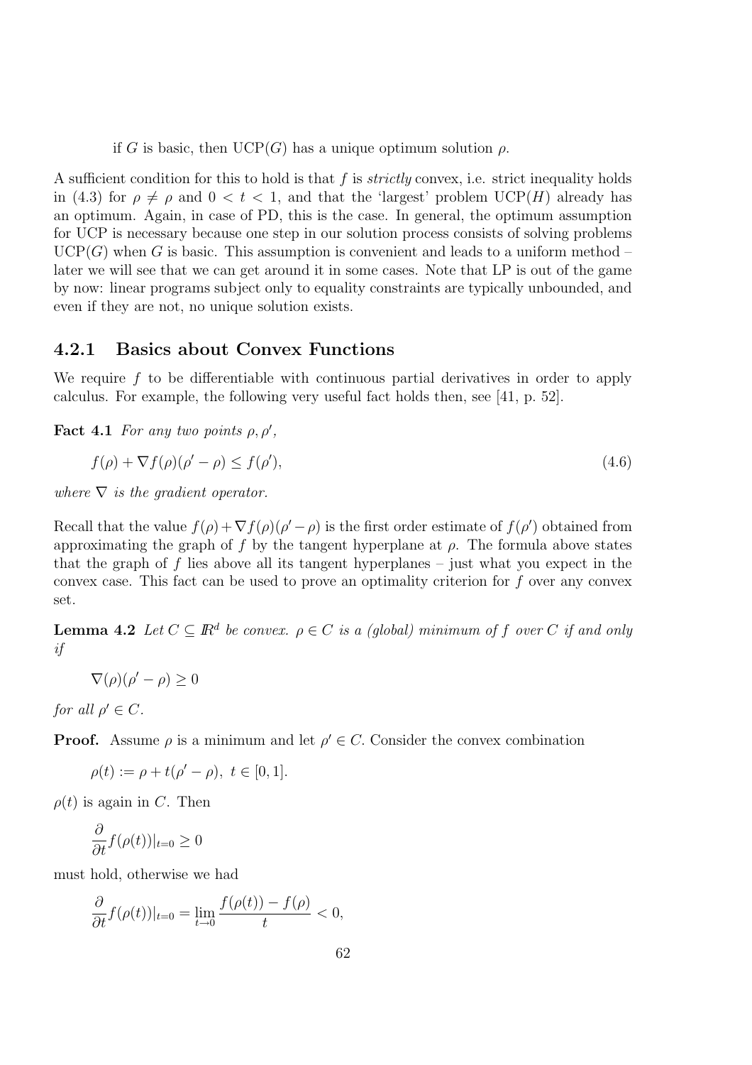if $G$ is basic, then UCP($G$) has a unique optimum solution $\rho$.

A sufficient condition for this to hold is that $f$ is *strictly* convex, i.e. strict inequality holds in (4.3) for $\rho \neq \rho$ and $0 < t < 1$, and that the 'largest' problem UCP($H$) already has an optimum. Again, in case of PD, this is the case. In general, the optimum assumption for UCP is necessary because one step in our solution process consists of solving problems UCP($G$) when $G$ is basic. This assumption is convenient and leads to a uniform method – later we will see that we can get around it in some cases. Note that LP is out of the game by now: linear programs subject only to equality constraints are typically unbounded, and even if they are not, no unique solution exists.

### 4.2.1 Basics about Convex Functions

We require $f$ to be differentiable with continuous partial derivatives in order to apply calculus. For example, the following very useful fact holds then, see [41, p. 52].

**Fact 4.1** *For any two points $\rho, \rho'$,*

$$f(\rho) + \nabla f(\rho)(\rho' - \rho) \leq f(\rho'), \tag{4.6}$$

*where $\nabla$ is the gradient operator.*

Recall that the value $f(\rho) + \nabla f(\rho)(\rho' - \rho)$ is the first order estimate of $f(\rho')$ obtained from approximating the graph of $f$ by the tangent hyperplane at $\rho$. The formula above states that the graph of $f$ lies above all its tangent hyperplanes – just what you expect in the convex case. This fact can be used to prove an optimality criterion for $f$ over any convex set.

**Lemma 4.2** *Let $C \subseteq \mathbb{R}^d$ be convex. $\rho \in C$ is a (global) minimum of $f$ over $C$ if and only if*

$$\nabla(\rho)(\rho' - \rho) \geq 0$$

*for all $\rho' \in C$.*

**Proof.** Assume $\rho$ is a minimum and let $\rho' \in C$. Consider the convex combination

$$\rho(t) := \rho + t(\rho' - \rho), \ t \in [0, 1].$$

$\rho(t)$ is again in $C$. Then

$$\frac{\partial}{\partial t} f(\rho(t))|_{t=0} \geq 0$$

must hold, otherwise we had

$$\frac{\partial}{\partial t} f(\rho(t))|_{t=0} = \lim_{t \to 0} \frac{f(\rho(t)) - f(\rho)}{t} < 0,$$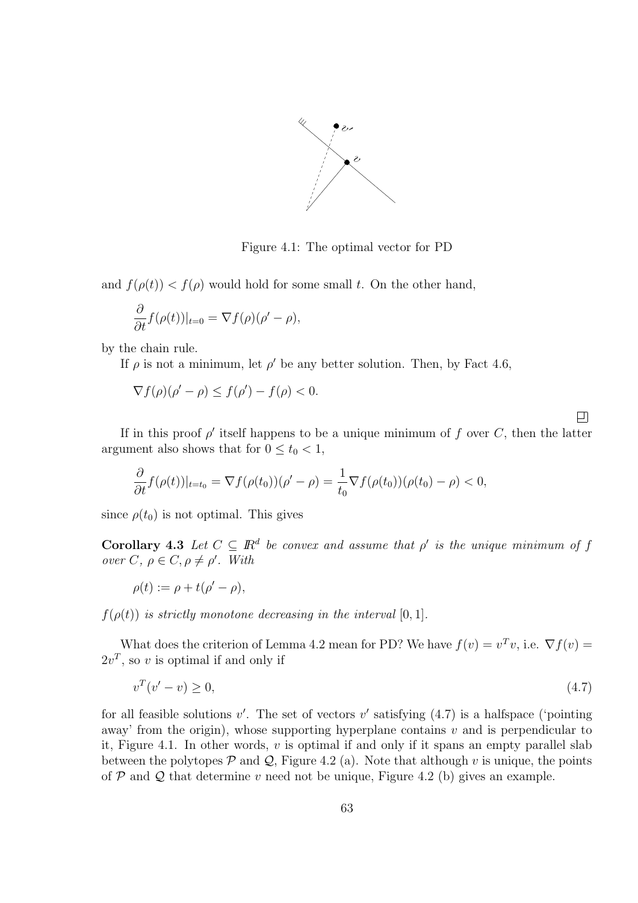Figure 4.1: The optimal vector for PD

and $f(\rho(t)) < f(\rho)$ would hold for some small $t$. On the other hand,

$$\frac{\partial}{\partial t} f(\rho(t))|_{t=0} = \nabla f(\rho)(\rho' - \rho),$$

by the chain rule.

If $\rho$ is not a minimum, let $\rho'$ be any better solution. Then, by Fact 4.6,

$$\nabla f(\rho)(\rho' - \rho) \leq f(\rho') - f(\rho) < 0.$$

$\square$

If in this proof $\rho'$ itself happens to be a unique minimum of $f$ over $C$, then the latter argument also shows that for $0 \leq t_0 < 1$,

$$\frac{\partial}{\partial t} f(\rho(t))|_{t=t_0} = \nabla f(\rho(t_0))(\rho' - \rho) = \frac{1}{t_0} \nabla f(\rho(t_0))(\rho(t_0) - \rho) < 0,$$

since $\rho(t_0)$ is not optimal. This gives

**Corollary 4.3** *Let $C \subseteq \mathbb{R}^d$ be convex and assume that $\rho'$ is the unique minimum of $f$ over $C$, $\rho \in C, \rho \neq \rho'$. With*

$$\rho(t) := \rho + t(\rho' - \rho),$$

*$f(\rho(t))$ is strictly monotone decreasing in the interval $[0, 1]$.*

What does the criterion of Lemma 4.2 mean for PD? We have $f(v) = v^T v$, i.e. $\nabla f(v) = 2v^T$, so $v$ is optimal if and only if

$$v^T(v' - v) \geq 0, \tag{4.7}$$

for all feasible solutions $v'$. The set of vectors $v'$ satisfying (4.7) is a halfspace ('pointing away' from the origin), whose supporting hyperplane contains $v$ and is perpendicular to it, Figure 4.1. In other words, $v$ is optimal if and only if it spans an empty parallel slab between the polytopes $\mathcal{P}$ and $\mathcal{Q}$, Figure 4.2 (a). Note that although $v$ is unique, the points of $\mathcal{P}$ and $\mathcal{Q}$ that determine $v$ need not be unique, Figure 4.2 (b) gives an example.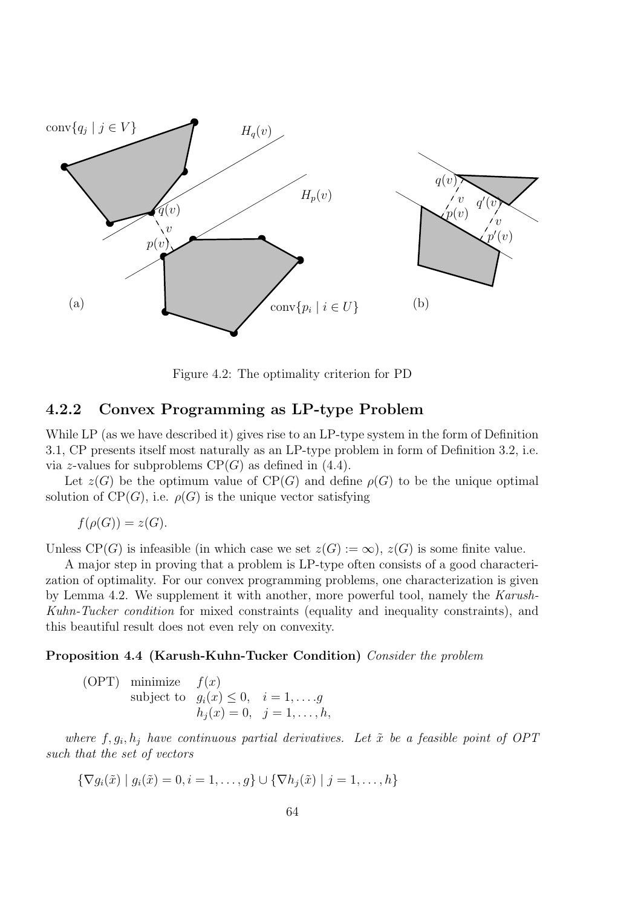Figure 4.2: The optimality criterion for PD

### 4.2.2 Convex Programming as LP-type Problem

While LP (as we have described it) gives rise to an LP-type system in the form of Definition 3.1, CP presents itself most naturally as an LP-type problem in form of Definition 3.2, i.e. via $z$-values for subproblems $\mathrm{CP}(G)$ as defined in (4.4).

Let $z(G)$ be the optimum value of $\mathrm{CP}(G)$ and define $\rho(G)$ to be the unique optimal solution of $\mathrm{CP}(G)$, i.e. $\rho(G)$ is the unique vector satisfying

$$f(\rho(G)) = z(G).$$

Unless $\mathrm{CP}(G)$ is infeasible (in which case we set $z(G) := \infty$), $z(G)$ is some finite value.

A major step in proving that a problem is LP-type often consists of a good characterization of optimality. For our convex programming problems, one characterization is given by Lemma 4.2. We supplement it with another, more powerful tool, namely the *Karush-Kuhn-Tucker condition* for mixed constraints (equality and inequality constraints), and this beautiful result does not even rely on convexity.

**Proposition 4.4 (Karush-Kuhn-Tucker Condition)** *Consider the problem*

$$\begin{array}{lll} \text{(OPT)} & \text{minimize} & f(x) \\ & \text{subject to} & g_i(x) \leq 0, \quad i = 1, \ldots . g \\ & & h_j(x) = 0, \quad j = 1, \ldots, h, \end{array}$$

*where $f, g_i, h_j$ have continuous partial derivatives. Let $\tilde{x}$ be a feasible point of OPT such that the set of vectors*

$$\{\nabla g_i(\tilde{x}) \mid g_i(\tilde{x}) = 0, i = 1, \ldots, g\} \cup \{\nabla h_j(\tilde{x}) \mid j = 1, \ldots, h\}$$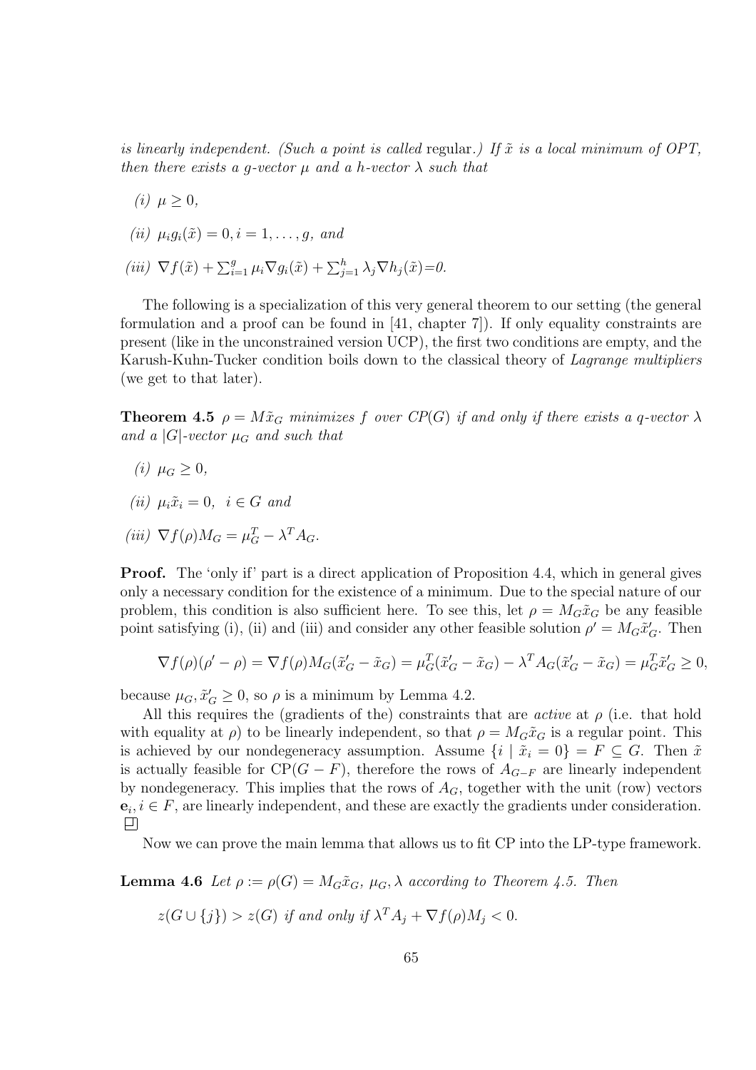*is linearly independent. (Such a point is called* regular*.) If $\tilde{x}$ is a local minimum of OPT, then there exists a g-vector $\mu$ and a h-vector $\lambda$ such that*

*(i)* $\mu \geq 0$,

*(ii)* $\mu_i g_i(\tilde{x}) = 0, i = 1, \ldots, g,$ *and*

*(iii)* $\nabla f(\tilde{x}) + \sum_{i=1}^{g} \mu_i \nabla g_i(\tilde{x}) + \sum_{j=1}^{h} \lambda_j \nabla h_j(\tilde{x}) = 0.$

The following is a specialization of this very general theorem to our setting (the general formulation and a proof can be found in [41, chapter 7]). If only equality constraints are present (like in the unconstrained version UCP), the first two conditions are empty, and the Karush-Kuhn-Tucker condition boils down to the classical theory of *Lagrange multipliers* (we get to that later).

**Theorem 4.5** *$\rho = M\tilde{x}_G$ minimizes $f$ over CP($G$) if and only if there exists a $q$-vector $\lambda$ and a $|G|$-vector $\mu_G$ and such that*

*(i)* $\mu_G \geq 0$,

*(ii)* $\mu_i \tilde{x}_i = 0, \ \ i \in G$ *and*

*(iii)* $\nabla f(\rho) M_G = \mu_G^T - \lambda^T A_G$.

**Proof.** The 'only if' part is a direct application of Proposition 4.4, which in general gives only a necessary condition for the existence of a minimum. Due to the special nature of our problem, this condition is also sufficient here. To see this, let $\rho = M_G\tilde{x}_G$ be any feasible point satisfying (i), (ii) and (iii) and consider any other feasible solution $\rho' = M_G\tilde{x}'_G$. Then

$$\nabla f(\rho)(\rho' - \rho) = \nabla f(\rho) M_G(\tilde{x}'_G - \tilde{x}_G) = \mu_G^T(\tilde{x}'_G - \tilde{x}_G) - \lambda^T A_G(\tilde{x}'_G - \tilde{x}_G) = \mu_G^T \tilde{x}'_G \geq 0,$$

because $\mu_G, \tilde{x}'_G \geq 0$, so $\rho$ is a minimum by Lemma 4.2.

All this requires the (gradients of the) constraints that are *active* at $\rho$ (i.e. that hold with equality at $\rho$) to be linearly independent, so that $\rho = M_G\tilde{x}_G$ is a regular point. This is achieved by our nondegeneracy assumption. Assume $\{i \mid \tilde{x}_i = 0\} = F \subseteq G$. Then $\tilde{x}$ is actually feasible for CP($G - F$), therefore the rows of $A_{G-F}$ are linearly independent by nondegeneracy. This implies that the rows of $A_G$, together with the unit (row) vectors $\mathbf{e}_i, i \in F$, are linearly independent, and these are exactly the gradients under consideration. □

Now we can prove the main lemma that allows us to fit CP into the LP-type framework.

**Lemma 4.6** *Let $\rho := \rho(G) = M_G\tilde{x}_G$, $\mu_G, \lambda$ according to Theorem 4.5. Then*

$z(G \cup \{j\}) > z(G)$ *if and only if* $\lambda^T A_j + \nabla f(\rho) M_j < 0.$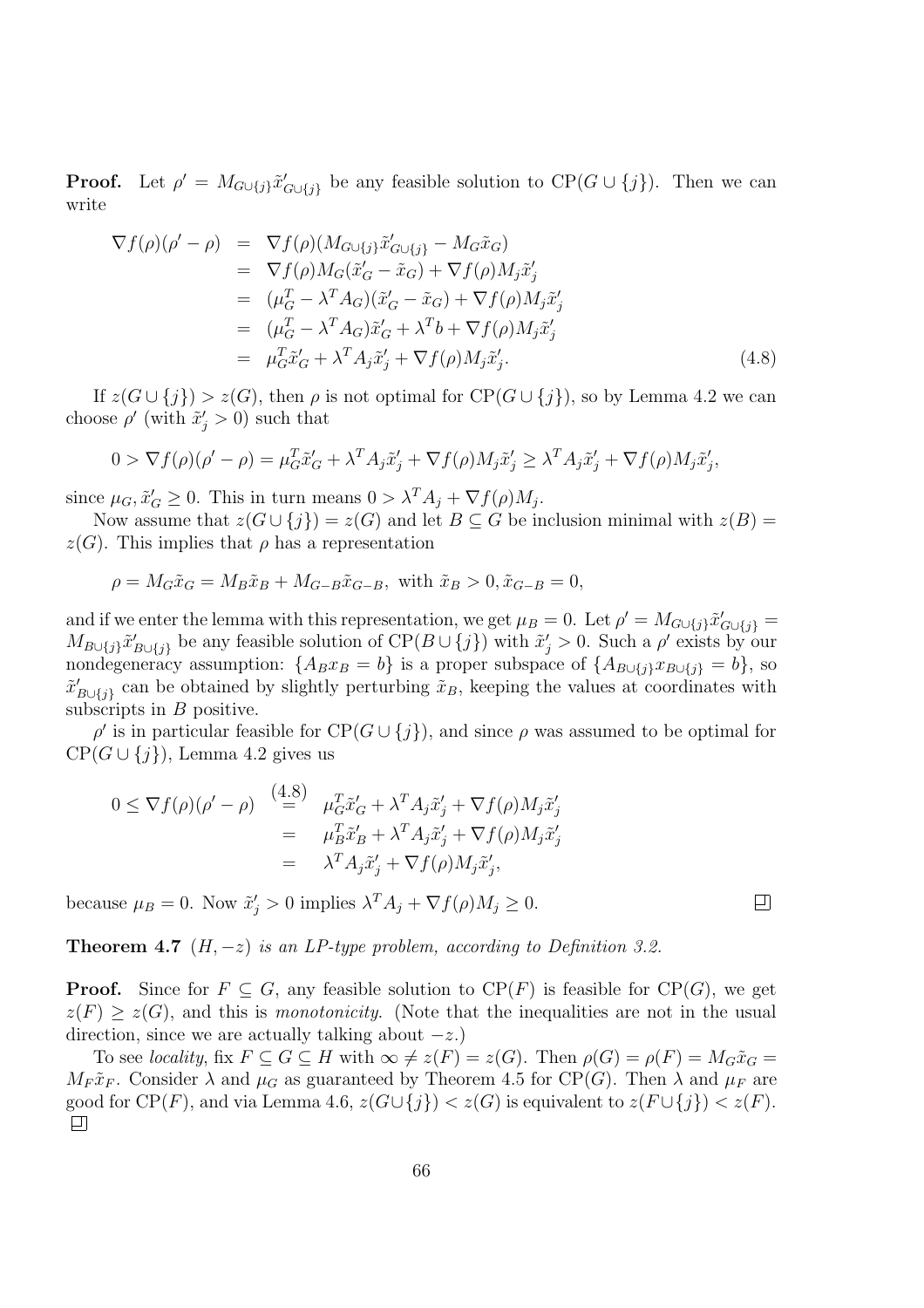**Proof.** Let $\rho' = M_{G\cup\{j\}}\tilde{x}'_{G\cup\{j\}}$ be any feasible solution to CP$(G \cup \{j\})$. Then we can write

$$
\begin{aligned}
\nabla f(\rho)(\rho' - \rho) &= \nabla f(\rho)(M_{G\cup\{j\}}\tilde{x}'_{G\cup\{j\}} - M_G\tilde{x}_G) \\
&= \nabla f(\rho)M_G(\tilde{x}'_G - \tilde{x}_G) + \nabla f(\rho)M_j\tilde{x}'_j \\
&= (\mu_G^T - \lambda^T A_G)(\tilde{x}'_G - \tilde{x}_G) + \nabla f(\rho)M_j\tilde{x}'_j \\
&= (\mu_G^T - \lambda^T A_G)\tilde{x}'_G + \lambda^T b + \nabla f(\rho)M_j\tilde{x}'_j \\
&= \mu_G^T\tilde{x}'_G + \lambda^T A_j\tilde{x}'_j + \nabla f(\rho)M_j\tilde{x}'_j. \qquad (4.8)
\end{aligned}
$$

If $z(G \cup \{j\}) > z(G)$, then $\rho$ is not optimal for CP$(G \cup \{j\})$, so by Lemma 4.2 we can choose $\rho'$ (with $\tilde{x}'_j > 0$) such that

$$
0 > \nabla f(\rho)(\rho' - \rho) = \mu_G^T\tilde{x}'_G + \lambda^T A_j\tilde{x}'_j + \nabla f(\rho)M_j\tilde{x}'_j \geq \lambda^T A_j\tilde{x}'_j + \nabla f(\rho)M_j\tilde{x}'_j,
$$

since $\mu_G, \tilde{x}'_G \geq 0$. This in turn means $0 > \lambda^T A_j + \nabla f(\rho)M_j$.

Now assume that $z(G \cup \{j\}) = z(G)$ and let $B \subseteq G$ be inclusion minimal with $z(B) = z(G)$. This implies that $\rho$ has a representation

$$
\rho = M_G\tilde{x}_G = M_B\tilde{x}_B + M_{G-B}\tilde{x}_{G-B}, \text{ with } \tilde{x}_B > 0, \tilde{x}_{G-B} = 0,
$$

and if we enter the lemma with this representation, we get $\mu_B = 0$. Let $\rho' = M_{G\cup\{j\}}\tilde{x}'_{G\cup\{j\}} = M_{B\cup\{j\}}\tilde{x}'_{B\cup\{j\}}$ be any feasible solution of CP$(B \cup \{j\})$ with $\tilde{x}'_j > 0$. Such a $\rho'$ exists by our nondegeneracy assumption: $\{A_Bx_B = b\}$ is a proper subspace of $\{A_{B\cup\{j\}}x_{B\cup\{j\}} = b\}$, so $\tilde{x}'_{B\cup\{j\}}$ can be obtained by slightly perturbing $\tilde{x}_B$, keeping the values at coordinates with subscripts in $B$ positive.

$\rho'$ is in particular feasible for CP$(G \cup \{j\})$, and since $\rho$ was assumed to be optimal for CP$(G \cup \{j\})$, Lemma 4.2 gives us

$$
\begin{aligned}
0 \leq \nabla f(\rho)(\rho' - \rho) &\overset{(4.8)}{=} \mu_G^T\tilde{x}'_G + \lambda^T A_j\tilde{x}'_j + \nabla f(\rho)M_j\tilde{x}'_j \\
&= \mu_B^T\tilde{x}'_B + \lambda^T A_j\tilde{x}'_j + \nabla f(\rho)M_j\tilde{x}'_j \\
&= \lambda^T A_j\tilde{x}'_j + \nabla f(\rho)M_j\tilde{x}'_j,
\end{aligned}
$$

because $\mu_B = 0$. Now $\tilde{x}'_j > 0$ implies $\lambda^T A_j + \nabla f(\rho)M_j \geq 0$. ◻

**Theorem 4.7** *$(H, -z)$ is an LP-type problem, according to Definition 3.2.*

**Proof.** Since for $F \subseteq G$, any feasible solution to CP$(F)$ is feasible for CP$(G)$, we get $z(F) \geq z(G)$, and this is *monotonicity*. (Note that the inequalities are not in the usual direction, since we are actually talking about $-z$.)

To see *locality*, fix $F \subseteq G \subseteq H$ with $\infty \neq z(F) = z(G)$. Then $\rho(G) = \rho(F) = M_G\tilde{x}_G = M_F\tilde{x}_F$. Consider $\lambda$ and $\mu_G$ as guaranteed by Theorem 4.5 for CP$(G)$. Then $\lambda$ and $\mu_F$ are good for CP$(F)$, and via Lemma 4.6, $z(G \cup \{j\}) < z(G)$ is equivalent to $z(F \cup \{j\}) < z(F)$. ◻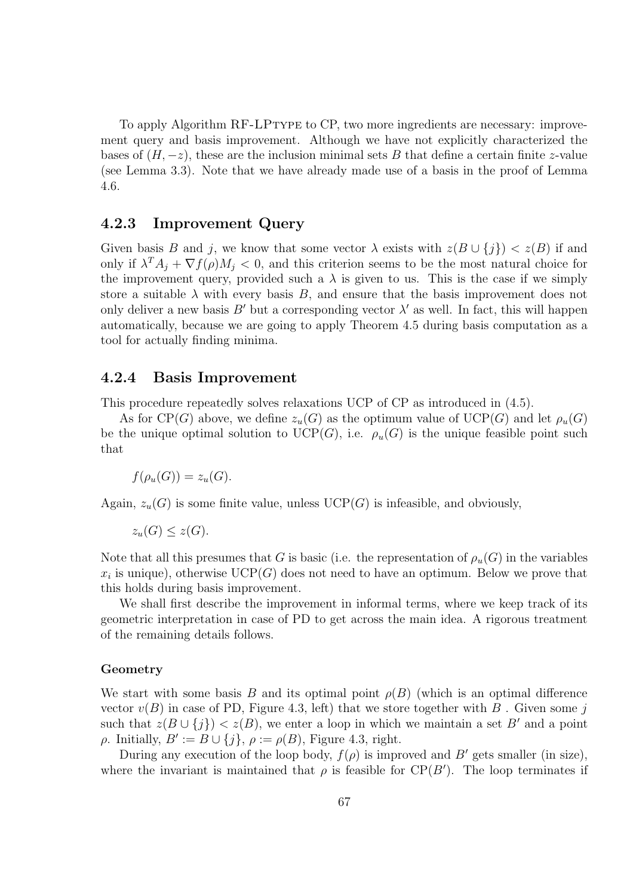To apply Algorithm RF-LPtype to CP, two more ingredients are necessary: improvement query and basis improvement. Although we have not explicitly characterized the bases of $(H, -z)$, these are the inclusion minimal sets $B$ that define a certain finite $z$-value (see Lemma 3.3). Note that we have already made use of a basis in the proof of Lemma 4.6.

### 4.2.3 Improvement Query

Given basis $B$ and $j$, we know that some vector $\lambda$ exists with $z(B \cup \{j\}) < z(B)$ if and only if $\lambda^T A_j + \nabla f(\rho) M_j < 0$, and this criterion seems to be the most natural choice for the improvement query, provided such a $\lambda$ is given to us. This is the case if we simply store a suitable $\lambda$ with every basis $B$, and ensure that the basis improvement does not only deliver a new basis $B'$ but a corresponding vector $\lambda'$ as well. In fact, this will happen automatically, because we are going to apply Theorem 4.5 during basis computation as a tool for actually finding minima.

### 4.2.4 Basis Improvement

This procedure repeatedly solves relaxations UCP of CP as introduced in (4.5).

As for CP($G$) above, we define $z_u(G)$ as the optimum value of UCP($G$) and let $\rho_u(G)$ be the unique optimal solution to UCP($G$), i.e. $\rho_u(G)$ is the unique feasible point such that

$$f(\rho_u(G)) = z_u(G).$$

Again, $z_u(G)$ is some finite value, unless UCP($G$) is infeasible, and obviously,

$$z_u(G) \leq z(G).$$

Note that all this presumes that $G$ is basic (i.e. the representation of $\rho_u(G)$ in the variables $x_i$ is unique), otherwise UCP($G$) does not need to have an optimum. Below we prove that this holds during basis improvement.

We shall first describe the improvement in informal terms, where we keep track of its geometric interpretation in case of PD to get across the main idea. A rigorous treatment of the remaining details follows.

#### Geometry

We start with some basis $B$ and its optimal point $\rho(B)$ (which is an optimal difference vector $v(B)$ in case of PD, Figure 4.3, left) that we store together with $B$ . Given some $j$ such that $z(B \cup \{j\}) < z(B)$, we enter a loop in which we maintain a set $B'$ and a point $\rho$. Initially, $B' := B \cup \{j\}$, $\rho := \rho(B)$, Figure 4.3, right.

During any execution of the loop body, $f(\rho)$ is improved and $B'$ gets smaller (in size), where the invariant is maintained that $\rho$ is feasible for CP($B'$). The loop terminates if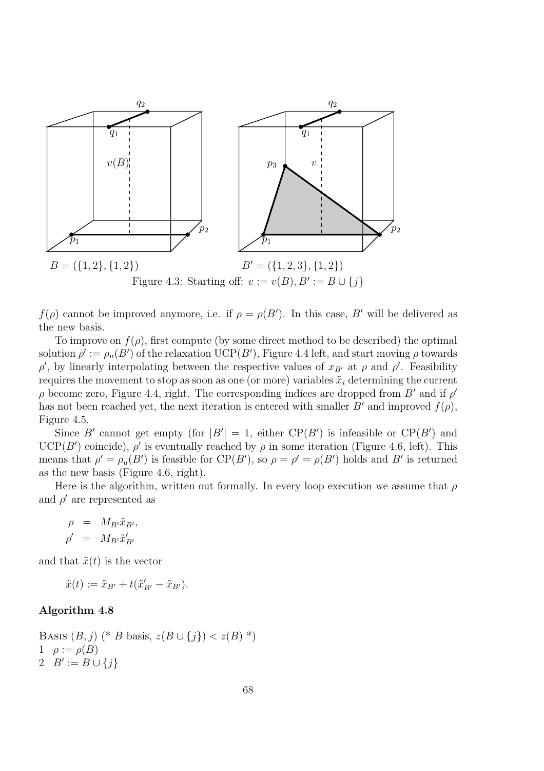$B = (\{1,2\},\{1,2\})$ $\qquad\qquad$ $B' = (\{1,2,3\},\{1,2\})$

Figure 4.3: Starting off: $v := v(B), B' := B \cup \{j\}$

$f(\rho)$ cannot be improved anymore, i.e. if $\rho = \rho(B')$. In this case, $B'$ will be delivered as the new basis.

To improve on $f(\rho)$, first compute (by some direct method to be described) the optimal solution $\rho' := \rho_u(B')$ of the relaxation $\mathrm{UCP}(B')$, Figure 4.4 left, and start moving $\rho$ towards $\rho'$, by linearly interpolating between the respective values of $x_{B'}$ at $\rho$ and $\rho'$. Feasibility requires the movement to stop as soon as one (or more) variables $\tilde{x}_i$ determining the current $\rho$ become zero, Figure 4.4, right. The corresponding indices are dropped from $B'$ and if $\rho'$ has not been reached yet, the next iteration is entered with smaller $B'$ and improved $f(\rho)$, Figure 4.5.

Since $B'$ cannot get empty (for $|B'| = 1$, either $\mathrm{CP}(B')$ is infeasible or $\mathrm{CP}(B')$ and $\mathrm{UCP}(B')$ coincide), $\rho'$ is eventually reached by $\rho$ in some iteration (Figure 4.6, left). This means that $\rho' = \rho_u(B')$ is feasible for $\mathrm{CP}(B')$, so $\rho = \rho' = \rho(B')$ holds and $B'$ is returned as the new basis (Figure 4.6, right).

Here is the algorithm, written out formally. In every loop execution we assume that $\rho$ and $\rho'$ are represented as

$$\rho = M_{B'}\tilde{x}_{B'},$$
$$\rho' = M_{B'}\tilde{x}'_{B'}$$

and that $\tilde{x}(t)$ is the vector

$$\tilde{x}(t) := \tilde{x}_{B'} + t(\tilde{x}'_{B'} - \tilde{x}_{B'}).$$

**Algorithm 4.8**

Basis $(B, j)$ (* $B$ basis, $z(B \cup \{j\}) < z(B)$ *)
1 $\rho := \rho(B)$
2 $B' := B \cup \{j\}$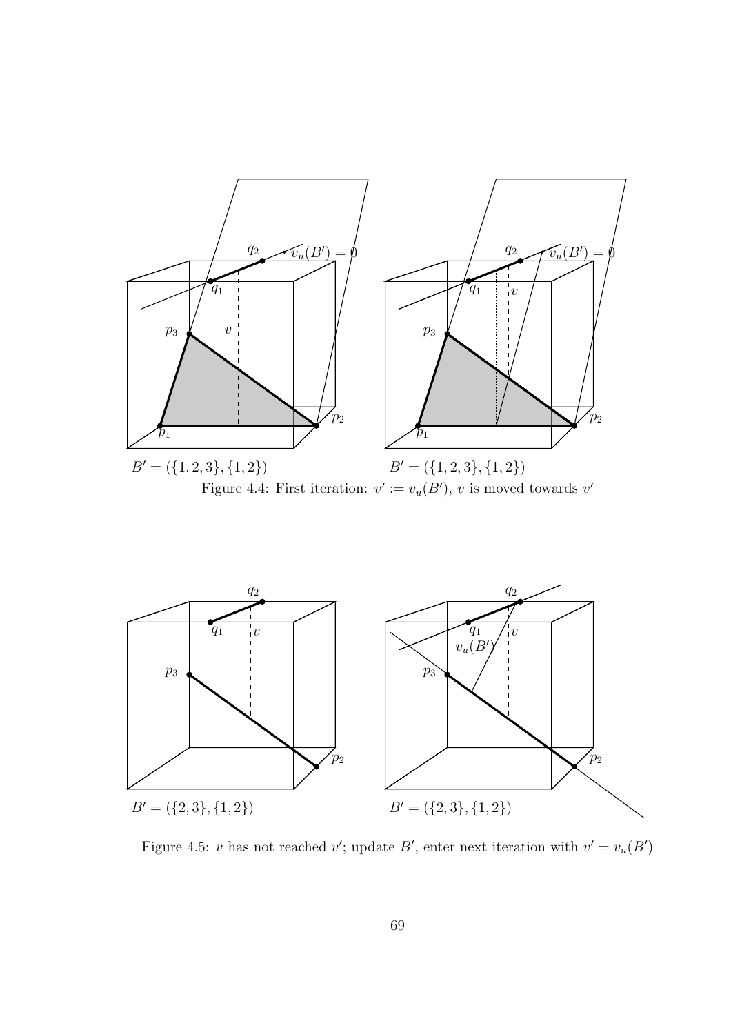$B' = (\{1, 2, 3\}, \{1, 2\})$

$B' = (\{1, 2, 3\}, \{1, 2\})$

Figure 4.4: First iteration: $v' := v_u(B')$, $v$ is moved towards $v'$

$B' = (\{2, 3\}, \{1, 2\})$

$B' = (\{2, 3\}, \{1, 2\})$

Figure 4.5: $v$ has not reached $v'$; update $B'$, enter next iteration with $v' = v_u(B')$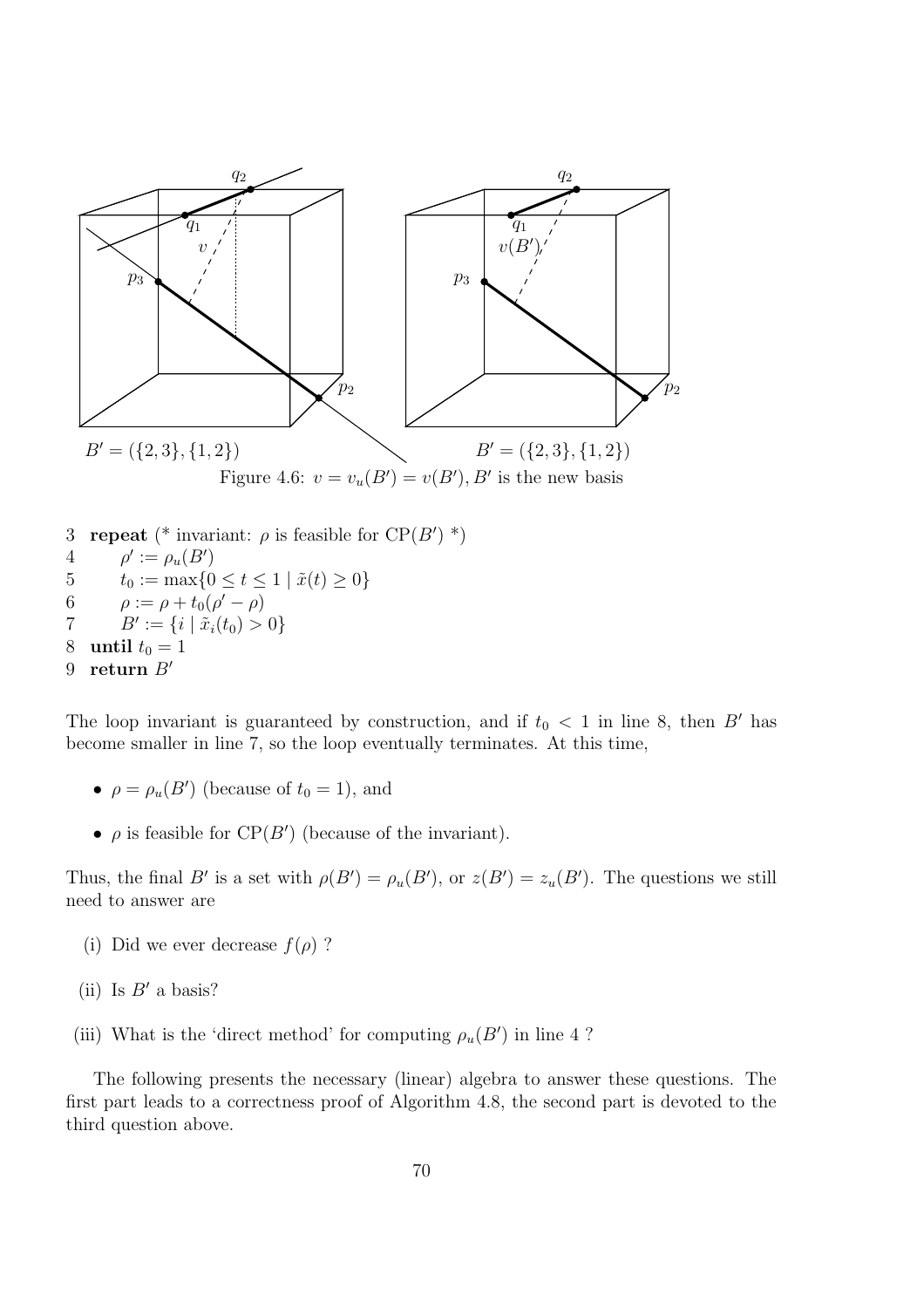$B' = (\{2,3\},\{1,2\})$ $B' = (\{2,3\},\{1,2\})$

Figure 4.6: $v = v_u(B') = v(B')$, $B'$ is the new basis

```
3  repeat (* invariant: ρ is feasible for CP(B') *)
4      ρ' := ρ_u(B')
5      t_0 := max{0 ≤ t ≤ 1 | x̃(t) ≥ 0}
6      ρ := ρ + t_0(ρ' − ρ)
7      B' := {i | x̃_i(t_0) > 0}
8  until t_0 = 1
9  return B'
```

The loop invariant is guaranteed by construction, and if $t_0 < 1$ in line 8, then $B'$ has become smaller in line 7, so the loop eventually terminates. At this time,

- $\rho = \rho_u(B')$ (because of $t_0 = 1$), and
- $\rho$ is feasible for $\mathrm{CP}(B')$ (because of the invariant).

Thus, the final $B'$ is a set with $\rho(B') = \rho_u(B')$, or $z(B') = z_u(B')$. The questions we still need to answer are

(i) Did we ever decrease $f(\rho)$ ?

(ii) Is $B'$ a basis?

(iii) What is the 'direct method' for computing $\rho_u(B')$ in line 4 ?

The following presents the necessary (linear) algebra to answer these questions. The first part leads to a correctness proof of Algorithm 4.8, the second part is devoted to the third question above.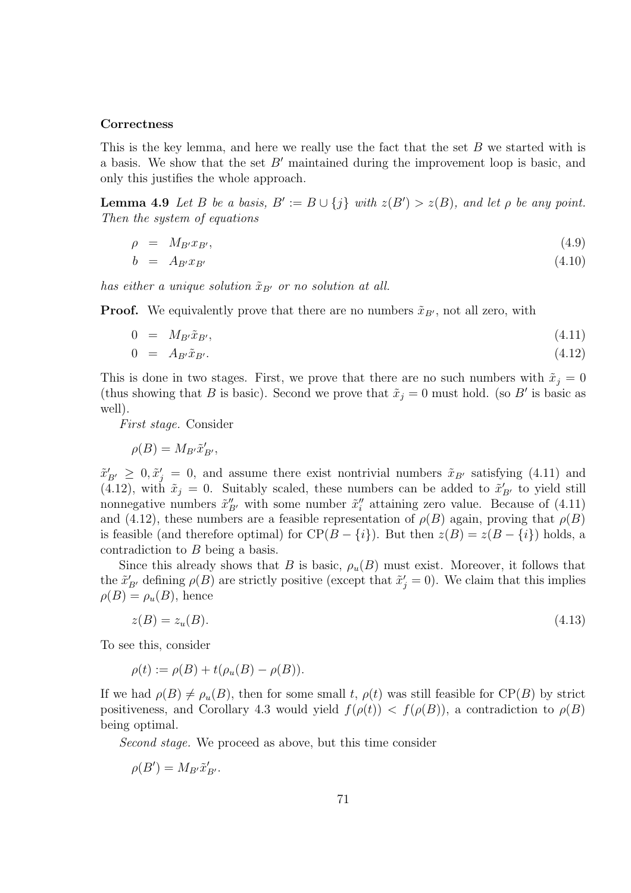**Correctness**

This is the key lemma, and here we really use the fact that the set $B$ we started with is a basis. We show that the set $B'$ maintained during the improvement loop is basic, and only this justifies the whole approach.

**Lemma 4.9** *Let $B$ be a basis, $B' := B \cup \{j\}$ with $z(B') > z(B)$, and let $\rho$ be any point. Then the system of equations*

$$\rho = M_{B'} x_{B'}, \tag{4.9}$$

$$b = A_{B'} x_{B'} \tag{4.10}$$

*has either a unique solution $\tilde{x}_{B'}$ or no solution at all.*

**Proof.** We equivalently prove that there are no numbers $\tilde{x}_{B'}$, not all zero, with

$$0 = M_{B'} \tilde{x}_{B'}, \tag{4.11}$$

$$0 = A_{B'} \tilde{x}_{B'}. \tag{4.12}$$

This is done in two stages. First, we prove that there are no such numbers with $\tilde{x}_j = 0$ (thus showing that $B$ is basic). Second we prove that $\tilde{x}_j = 0$ must hold. (so $B'$ is basic as well).

*First stage.* Consider

$$\rho(B) = M_{B'} \tilde{x}'_{B'},$$

$\tilde{x}'_{B'} \geq 0, \tilde{x}'_j = 0$, and assume there exist nontrivial numbers $\tilde{x}_{B'}$ satisfying (4.11) and (4.12), with $\tilde{x}_j = 0$. Suitably scaled, these numbers can be added to $\tilde{x}'_{B'}$ to yield still nonnegative numbers $\tilde{x}''_{B'}$ with some number $\tilde{x}''_i$ attaining zero value. Because of (4.11) and (4.12), these numbers are a feasible representation of $\rho(B)$ again, proving that $\rho(B)$ is feasible (and therefore optimal) for $\mathrm{CP}(B - \{i\})$. But then $z(B) = z(B - \{i\})$ holds, a contradiction to $B$ being a basis.

Since this already shows that $B$ is basic, $\rho_u(B)$ must exist. Moreover, it follows that the $\tilde{x}'_{B'}$ defining $\rho(B)$ are strictly positive (except that $\tilde{x}'_j = 0$). We claim that this implies $\rho(B) = \rho_u(B)$, hence

$$z(B) = z_u(B). \tag{4.13}$$

To see this, consider

$$\rho(t) := \rho(B) + t(\rho_u(B) - \rho(B)).$$

If we had $\rho(B) \neq \rho_u(B)$, then for some small $t$, $\rho(t)$ was still feasible for $\mathrm{CP}(B)$ by strict positiveness, and Corollary 4.3 would yield $f(\rho(t)) < f(\rho(B))$, a contradiction to $\rho(B)$ being optimal.

*Second stage.* We proceed as above, but this time consider

$$\rho(B') = M_{B'} \tilde{x}'_{B'}.$$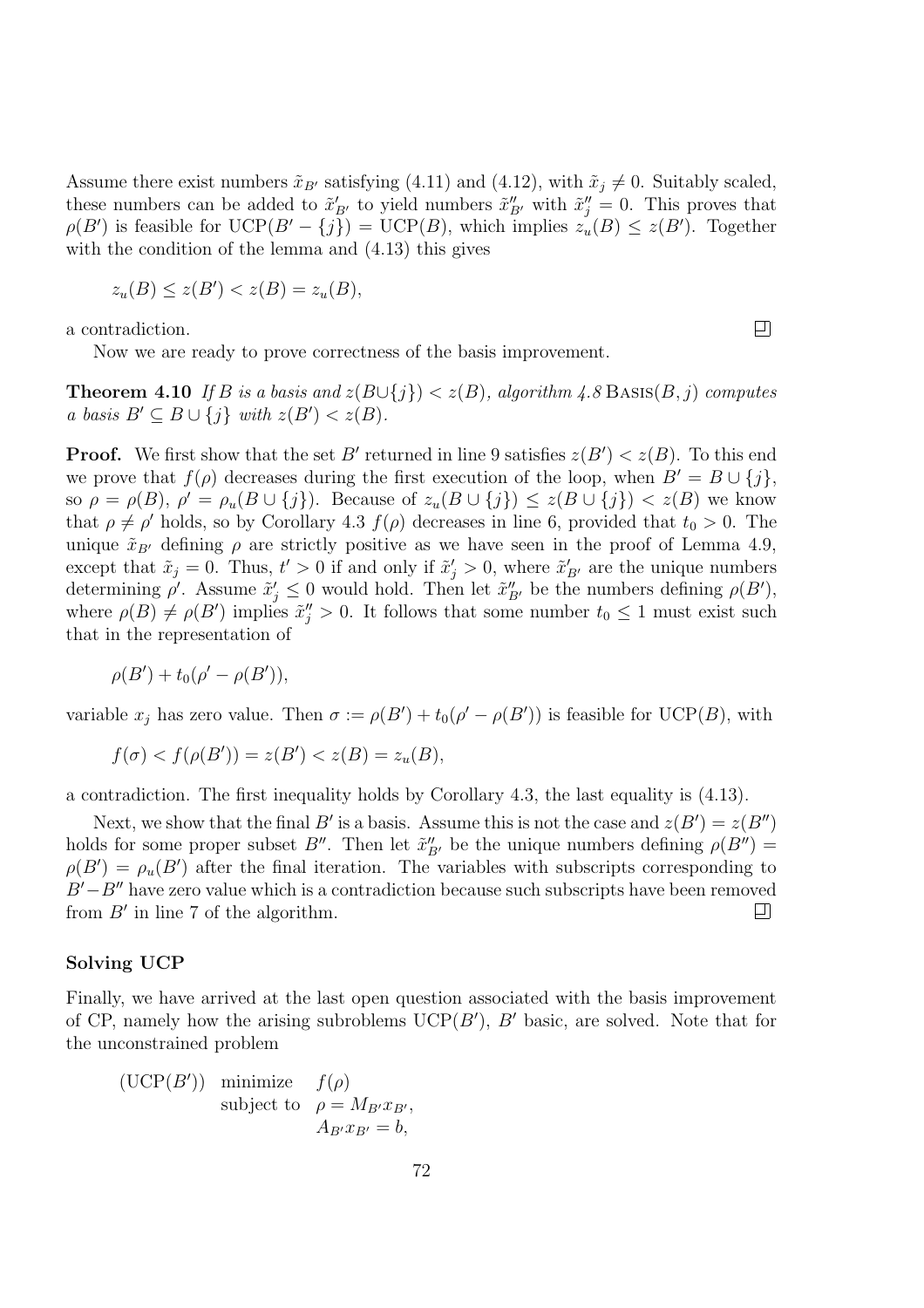Assume there exist numbers $\tilde{x}_{B'}$ satisfying (4.11) and (4.12), with $\tilde{x}_j \neq 0$. Suitably scaled, these numbers can be added to $\tilde{x}'_{B'}$ to yield numbers $\tilde{x}''_{B'}$ with $\tilde{x}''_j = 0$. This proves that $\rho(B')$ is feasible for $\mathrm{UCP}(B' - \{j\}) = \mathrm{UCP}(B)$, which implies $z_u(B) \leq z(B')$. Together with the condition of the lemma and (4.13) this gives

$$z_u(B) \leq z(B') < z(B) = z_u(B),$$

a contradiction. $\square$

Now we are ready to prove correctness of the basis improvement.

**Theorem 4.10** *If $B$ is a basis and $z(B \cup \{j\}) < z(B)$, algorithm 4.8* Basis$(B, j)$ *computes a basis $B' \subseteq B \cup \{j\}$ with $z(B') < z(B)$.*

**Proof.** We first show that the set $B'$ returned in line 9 satisfies $z(B') < z(B)$. To this end we prove that $f(\rho)$ decreases during the first execution of the loop, when $B' = B \cup \{j\}$, so $\rho = \rho(B)$, $\rho' = \rho_u(B \cup \{j\})$. Because of $z_u(B \cup \{j\}) \leq z(B \cup \{j\}) < z(B)$ we know that $\rho \neq \rho'$ holds, so by Corollary 4.3 $f(\rho)$ decreases in line 6, provided that $t_0 > 0$. The unique $\tilde{x}_{B'}$ defining $\rho$ are strictly positive as we have seen in the proof of Lemma 4.9, except that $\tilde{x}_j = 0$. Thus, $t' > 0$ if and only if $\tilde{x}'_j > 0$, where $\tilde{x}'_{B'}$ are the unique numbers determining $\rho'$. Assume $\tilde{x}'_j \leq 0$ would hold. Then let $\tilde{x}''_{B'}$ be the numbers defining $\rho(B')$, where $\rho(B) \neq \rho(B')$ implies $\tilde{x}''_j > 0$. It follows that some number $t_0 \leq 1$ must exist such that in the representation of

$$\rho(B') + t_0(\rho' - \rho(B')),$$

variable $x_j$ has zero value. Then $\sigma := \rho(B') + t_0(\rho' - \rho(B'))$ is feasible for $\mathrm{UCP}(B)$, with

$$f(\sigma) < f(\rho(B')) = z(B') < z(B) = z_u(B),$$

a contradiction. The first inequality holds by Corollary 4.3, the last equality is (4.13).

Next, we show that the final $B'$ is a basis. Assume this is not the case and $z(B') = z(B'')$ holds for some proper subset $B''$. Then let $\tilde{x}''_{B'}$ be the unique numbers defining $\rho(B'') = \rho(B') = \rho_u(B')$ after the final iteration. The variables with subscripts corresponding to $B' - B''$ have zero value which is a contradiction because such subscripts have been removed from $B'$ in line 7 of the algorithm. $\square$

### Solving UCP

Finally, we have arrived at the last open question associated with the basis improvement of CP, namely how the arising subroblems $\mathrm{UCP}(B')$, $B'$ basic, are solved. Note that for the unconstrained problem

$$\begin{array}{lll} (\mathrm{UCP}(B')) & \text{minimize} & f(\rho) \\ & \text{subject to} & \rho = M_{B'} x_{B'}, \\ & & A_{B'} x_{B'} = b, \end{array}$$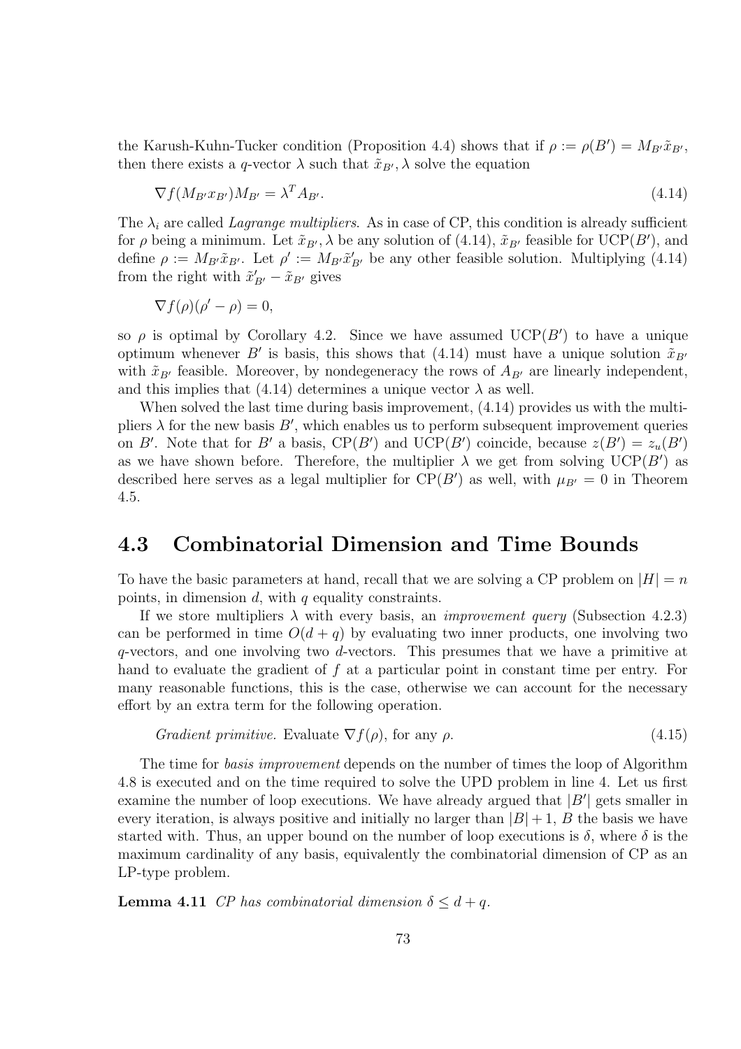the Karush-Kuhn-Tucker condition (Proposition 4.4) shows that if $\rho := \rho(B') = M_{B'}\tilde{x}_{B'}$, then there exists a $q$-vector $\lambda$ such that $\tilde{x}_{B'}, \lambda$ solve the equation

$$\nabla f(M_{B'}x_{B'})M_{B'} = \lambda^T A_{B'}. \tag{4.14}$$

The $\lambda_i$ are called *Lagrange multipliers*. As in case of CP, this condition is already sufficient for $\rho$ being a minimum. Let $\tilde{x}_{B'}, \lambda$ be any solution of (4.14), $\tilde{x}_{B'}$ feasible for UCP($B'$), and define $\rho := M_{B'}\tilde{x}_{B'}$. Let $\rho' := M_{B'}\tilde{x}'_{B'}$ be any other feasible solution. Multiplying (4.14) from the right with $\tilde{x}'_{B'} - \tilde{x}_{B'}$ gives

$$\nabla f(\rho)(\rho' - \rho) = 0,$$

so $\rho$ is optimal by Corollary 4.2. Since we have assumed UCP($B'$) to have a unique optimum whenever $B'$ is basis, this shows that (4.14) must have a unique solution $\tilde{x}_{B'}$ with $\tilde{x}_{B'}$ feasible. Moreover, by nondegeneracy the rows of $A_{B'}$ are linearly independent, and this implies that (4.14) determines a unique vector $\lambda$ as well.

When solved the last time during basis improvement, (4.14) provides us with the multipliers $\lambda$ for the new basis $B'$, which enables us to perform subsequent improvement queries on $B'$. Note that for $B'$ a basis, CP($B'$) and UCP($B'$) coincide, because $z(B') = z_u(B')$ as we have shown before. Therefore, the multiplier $\lambda$ we get from solving UCP($B'$) as described here serves as a legal multiplier for CP($B'$) as well, with $\mu_{B'} = 0$ in Theorem 4.5.

## 4.3 Combinatorial Dimension and Time Bounds

To have the basic parameters at hand, recall that we are solving a CP problem on $|H| = n$ points, in dimension $d$, with $q$ equality constraints.

If we store multipliers $\lambda$ with every basis, an *improvement query* (Subsection 4.2.3) can be performed in time $O(d + q)$ by evaluating two inner products, one involving two $q$-vectors, and one involving two $d$-vectors. This presumes that we have a primitive at hand to evaluate the gradient of $f$ at a particular point in constant time per entry. For many reasonable functions, this is the case, otherwise we can account for the necessary effort by an extra term for the following operation.

$$\textit{Gradient primitive.}\ \text{Evaluate } \nabla f(\rho), \text{ for any } \rho. \tag{4.15}$$

The time for *basis improvement* depends on the number of times the loop of Algorithm 4.8 is executed and on the time required to solve the UPD problem in line 4. Let us first examine the number of loop executions. We have already argued that $|B'|$ gets smaller in every iteration, is always positive and initially no larger than $|B| + 1$, $B$ the basis we have started with. Thus, an upper bound on the number of loop executions is $\delta$, where $\delta$ is the maximum cardinality of any basis, equivalently the combinatorial dimension of CP as an LP-type problem.

**Lemma 4.11** *CP has combinatorial dimension $\delta \leq d + q$.*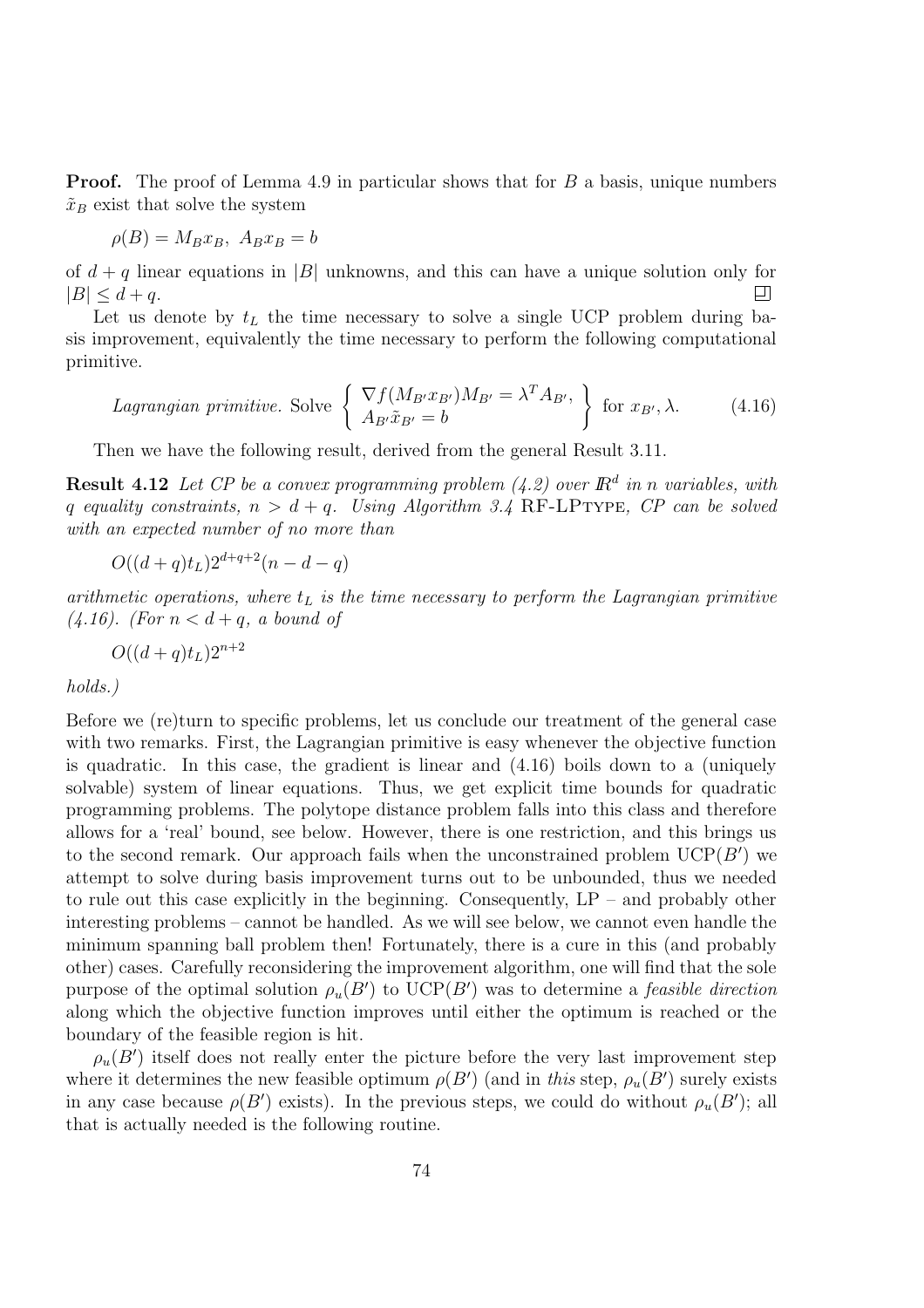**Proof.** The proof of Lemma 4.9 in particular shows that for $B$ a basis, unique numbers $\tilde{x}_B$ exist that solve the system

$$\rho(B) = M_B x_B, \; A_B x_B = b$$

of $d + q$ linear equations in $|B|$ unknowns, and this can have a unique solution only for $|B| \leq d + q$. □

Let us denote by $t_L$ the time necessary to solve a single UCP problem during basis improvement, equivalently the time necessary to perform the following computational primitive.

$$\textit{Lagrangian primitive.} \text{ Solve } \left\{ \begin{array}{l} \nabla f(M_{B'} x_{B'}) M_{B'} = \lambda^T A_{B'}, \\ A_{B'} \tilde{x}_{B'} = b \end{array} \right\} \text{ for } x_{B'}, \lambda. \qquad (4.16)$$

Then we have the following result, derived from the general Result 3.11.

**Result 4.12** *Let CP be a convex programming problem (4.2) over $\mathbb{R}^d$ in $n$ variables, with $q$ equality constraints, $n > d + q$. Using Algorithm 3.4* RF-LPTYPE*, CP can be solved with an expected number of no more than*

$$O((d + q)t_L)2^{d+q+2}(n - d - q)$$

*arithmetic operations, where $t_L$ is the time necessary to perform the Lagrangian primitive (4.16). (For $n < d + q$, a bound of*

$$O((d + q)t_L)2^{n+2}$$

*holds.)*

Before we (re)turn to specific problems, let us conclude our treatment of the general case with two remarks. First, the Lagrangian primitive is easy whenever the objective function is quadratic. In this case, the gradient is linear and (4.16) boils down to a (uniquely solvable) system of linear equations. Thus, we get explicit time bounds for quadratic programming problems. The polytope distance problem falls into this class and therefore allows for a 'real' bound, see below. However, there is one restriction, and this brings us to the second remark. Our approach fails when the unconstrained problem UCP($B'$) we attempt to solve during basis improvement turns out to be unbounded, thus we needed to rule out this case explicitly in the beginning. Consequently, LP – and probably other interesting problems – cannot be handled. As we will see below, we cannot even handle the minimum spanning ball problem then! Fortunately, there is a cure in this (and probably other) cases. Carefully reconsidering the improvement algorithm, one will find that the sole purpose of the optimal solution $\rho_u(B')$ to UCP($B'$) was to determine a *feasible direction* along which the objective function improves until either the optimum is reached or the boundary of the feasible region is hit.

$\rho_u(B')$ itself does not really enter the picture before the very last improvement step where it determines the new feasible optimum $\rho(B')$ (and in *this* step, $\rho_u(B')$ surely exists in any case because $\rho(B')$ exists). In the previous steps, we could do without $\rho_u(B')$; all that is actually needed is the following routine.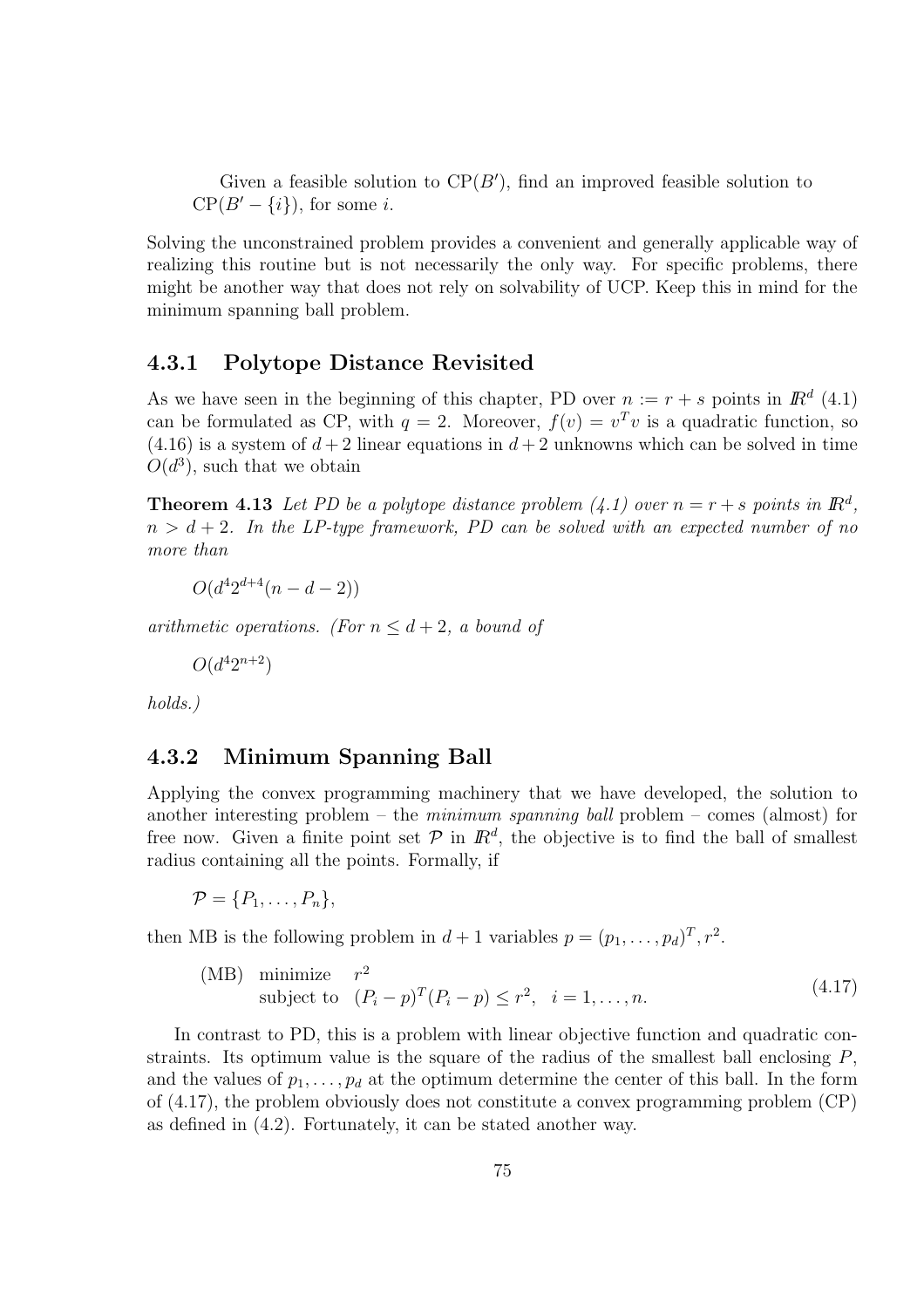Given a feasible solution to $\text{CP}(B')$, find an improved feasible solution to $\text{CP}(B' - \{i\})$, for some $i$.

Solving the unconstrained problem provides a convenient and generally applicable way of realizing this routine but is not necessarily the only way. For specific problems, there might be another way that does not rely on solvability of UCP. Keep this in mind for the minimum spanning ball problem.

### 4.3.1 Polytope Distance Revisited

As we have seen in the beginning of this chapter, PD over $n := r + s$ points in $\mathbb{R}^d$ (4.1) can be formulated as CP, with $q = 2$. Moreover, $f(v) = v^T v$ is a quadratic function, so (4.16) is a system of $d + 2$ linear equations in $d + 2$ unknowns which can be solved in time $O(d^3)$, such that we obtain

**Theorem 4.13** *Let PD be a polytope distance problem (4.1) over $n = r + s$ points in $\mathbb{R}^d$, $n > d + 2$. In the LP-type framework, PD can be solved with an expected number of no more than*

$$O(d^4 2^{d+4}(n - d - 2))$$

*arithmetic operations. (For $n \leq d + 2$, a bound of*

$$O(d^4 2^{n+2})$$

*holds.)*

### 4.3.2 Minimum Spanning Ball

Applying the convex programming machinery that we have developed, the solution to another interesting problem – the *minimum spanning ball* problem – comes (almost) for free now. Given a finite point set $\mathcal{P}$ in $\mathbb{R}^d$, the objective is to find the ball of smallest radius containing all the points. Formally, if

$$\mathcal{P} = \{P_1, \ldots, P_n\},$$

then MB is the following problem in $d + 1$ variables $p = (p_1, \ldots, p_d)^T, r^2$.

$$\begin{array}{lll} \text{(MB)} & \text{minimize} & r^2 \\ & \text{subject to} & (P_i - p)^T (P_i - p) \leq r^2, \quad i = 1, \ldots, n. \end{array} \tag{4.17}$$

In contrast to PD, this is a problem with linear objective function and quadratic constraints. Its optimum value is the square of the radius of the smallest ball enclosing $P$, and the values of $p_1, \ldots, p_d$ at the optimum determine the center of this ball. In the form of (4.17), the problem obviously does not constitute a convex programming problem (CP) as defined in (4.2). Fortunately, it can be stated another way.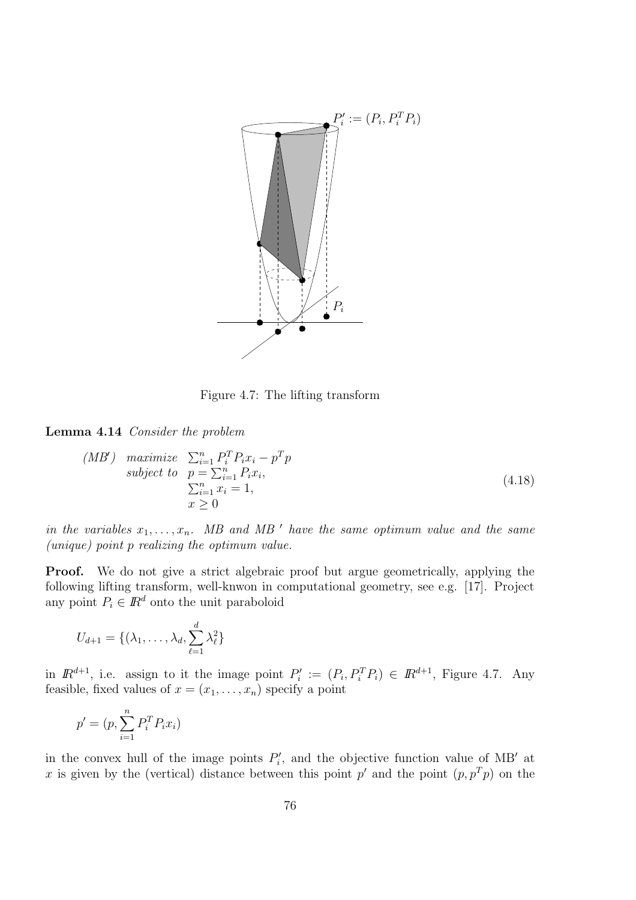Figure 4.7: The lifting transform

**Lemma 4.14** *Consider the problem*

$$
\begin{array}{lll}
(MB') & \text{maximize} & \sum_{i=1}^n P_i^T P_i x_i - p^T p \\
& \text{subject to} & p = \sum_{i=1}^n P_i x_i, \\
& & \sum_{i=1}^n x_i = 1, \\
& & x \geq 0
\end{array}
\tag{4.18}
$$

*in the variables $x_1, \ldots, x_n$. MB and MB$'$ have the same optimum value and the same (unique) point $p$ realizing the optimum value.*

**Proof.** We do not give a strict algebraic proof but argue geometrically, applying the following lifting transform, well-knwon in computational geometry, see e.g. [17]. Project any point $P_i \in \mathbb{R}^d$ onto the unit paraboloid

$$
U_{d+1} = \{(\lambda_1, \ldots, \lambda_d, \sum_{\ell=1}^d \lambda_\ell^2\}
$$

in $\mathbb{R}^{d+1}$, i.e. assign to it the image point $P_i' := (P_i, P_i^T P_i) \in \mathbb{R}^{d+1}$, Figure 4.7. Any feasible, fixed values of $x = (x_1, \ldots, x_n)$ specify a point

$$
p' = (p, \sum_{i=1}^n P_i^T P_i x_i)
$$

in the convex hull of the image points $P_i'$, and the objective function value of MB$'$ at $x$ is given by the (vertical) distance between this point $p'$ and the point $(p, p^T p)$ on the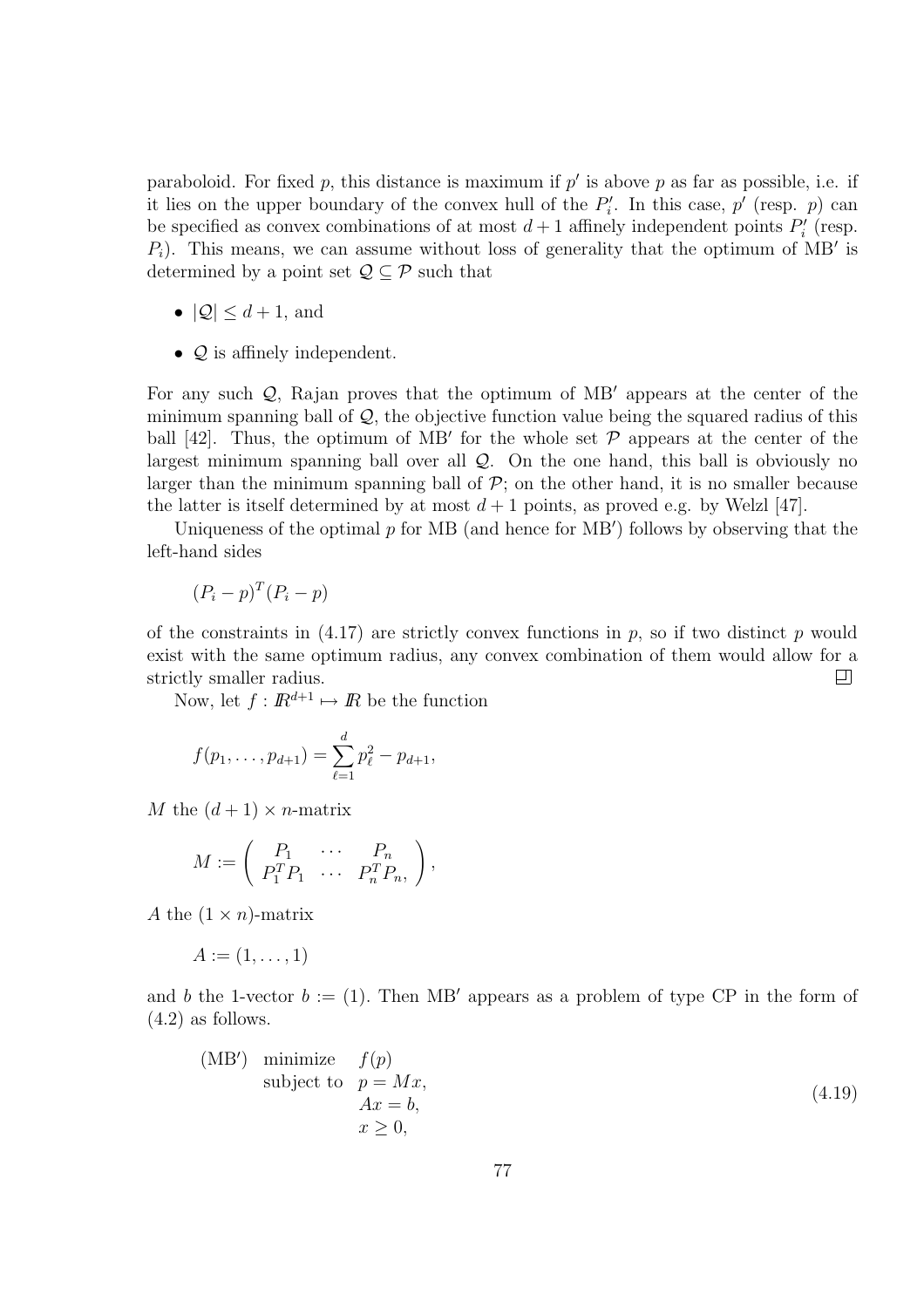paraboloid. For fixed $p$, this distance is maximum if $p'$ is above $p$ as far as possible, i.e. if it lies on the upper boundary of the convex hull of the $P_i'$. In this case, $p'$ (resp. $p$) can be specified as convex combinations of at most $d+1$ affinely independent points $P_i'$ (resp. $P_i$). This means, we can assume without loss of generality that the optimum of MB′ is determined by a point set $\mathcal{Q} \subseteq \mathcal{P}$ such that

- $|\mathcal{Q}| \leq d+1$, and
- $\mathcal{Q}$ is affinely independent.

For any such $\mathcal{Q}$, Rajan proves that the optimum of MB′ appears at the center of the minimum spanning ball of $\mathcal{Q}$, the objective function value being the squared radius of this ball [42]. Thus, the optimum of MB′ for the whole set $\mathcal{P}$ appears at the center of the largest minimum spanning ball over all $\mathcal{Q}$. On the one hand, this ball is obviously no larger than the minimum spanning ball of $\mathcal{P}$; on the other hand, it is no smaller because the latter is itself determined by at most $d+1$ points, as proved e.g. by Welzl [47].

Uniqueness of the optimal $p$ for MB (and hence for MB′) follows by observing that the left-hand sides

$$(P_i - p)^T(P_i - p)$$

of the constraints in (4.17) are strictly convex functions in $p$, so if two distinct $p$ would exist with the same optimum radius, any convex combination of them would allow for a strictly smaller radius. □

Now, let $f : \mathbb{R}^{d+1} \mapsto \mathbb{R}$ be the function

$$f(p_1, \ldots, p_{d+1}) = \sum_{\ell=1}^{d} p_\ell^2 - p_{d+1},$$

$M$ the $(d+1) \times n$-matrix

$$M := \begin{pmatrix} P_1 & \cdots & P_n \\ P_1^T P_1 & \cdots & P_n^T P_n, \end{pmatrix},$$

$A$ the $(1 \times n)$-matrix

$$A := (1, \ldots, 1)$$

and $b$ the 1-vector $b := (1)$. Then MB′ appears as a problem of type CP in the form of (4.2) as follows.

$$\begin{array}{lll} (\text{MB}') & \text{minimize} & f(p) \\ & \text{subject to} & p = Mx, \\ & & Ax = b, \\ & & x \geq 0, \end{array} \tag{4.19}$$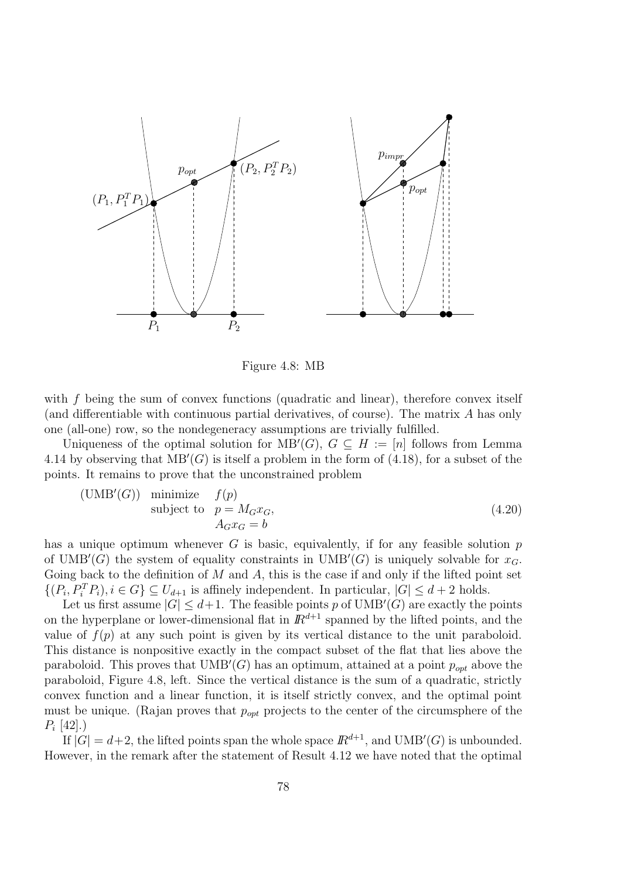Figure 4.8: MB

with $f$ being the sum of convex functions (quadratic and linear), therefore convex itself (and differentiable with continuous partial derivatives, of course). The matrix $A$ has only one (all-one) row, so the nondegeneracy assumptions are trivially fulfilled.

Uniqueness of the optimal solution for $\text{MB}'(G)$, $G \subseteq H := [n]$ follows from Lemma 4.14 by observing that $\text{MB}'(G)$ is itself a problem in the form of (4.18), for a subset of the points. It remains to prove that the unconstrained problem

$$
\begin{array}{lll}
(\text{UMB}'(G)) & \text{minimize} & f(p) \\
& \text{subject to} & p = M_G x_G, \\
& & A_G x_G = b
\end{array}
\tag{4.20}
$$

has a unique optimum whenever $G$ is basic, equivalently, if for any feasible solution $p$ of $\text{UMB}'(G)$ the system of equality constraints in $\text{UMB}'(G)$ is uniquely solvable for $x_G$. Going back to the definition of $M$ and $A$, this is the case if and only if the lifted point set $\{(P_i, P_i^T P_i), i \in G\} \subseteq U_{d+1}$ is affinely independent. In particular, $|G| \leq d+2$ holds.

Let us first assume $|G| \leq d+1$. The feasible points $p$ of $\text{UMB}'(G)$ are exactly the points on the hyperplane or lower-dimensional flat in $\mathbb{R}^{d+1}$ spanned by the lifted points, and the value of $f(p)$ at any such point is given by its vertical distance to the unit paraboloid. This distance is nonpositive exactly in the compact subset of the flat that lies above the paraboloid. This proves that $\text{UMB}'(G)$ has an optimum, attained at a point $p_{opt}$ above the paraboloid, Figure 4.8, left. Since the vertical distance is the sum of a quadratic, strictly convex function and a linear function, it is itself strictly convex, and the optimal point must be unique. (Rajan proves that $p_{opt}$ projects to the center of the circumsphere of the $P_i$ [42].)

If $|G| = d+2$, the lifted points span the whole space $\mathbb{R}^{d+1}$, and $\text{UMB}'(G)$ is unbounded. However, in the remark after the statement of Result 4.12 we have noted that the optimal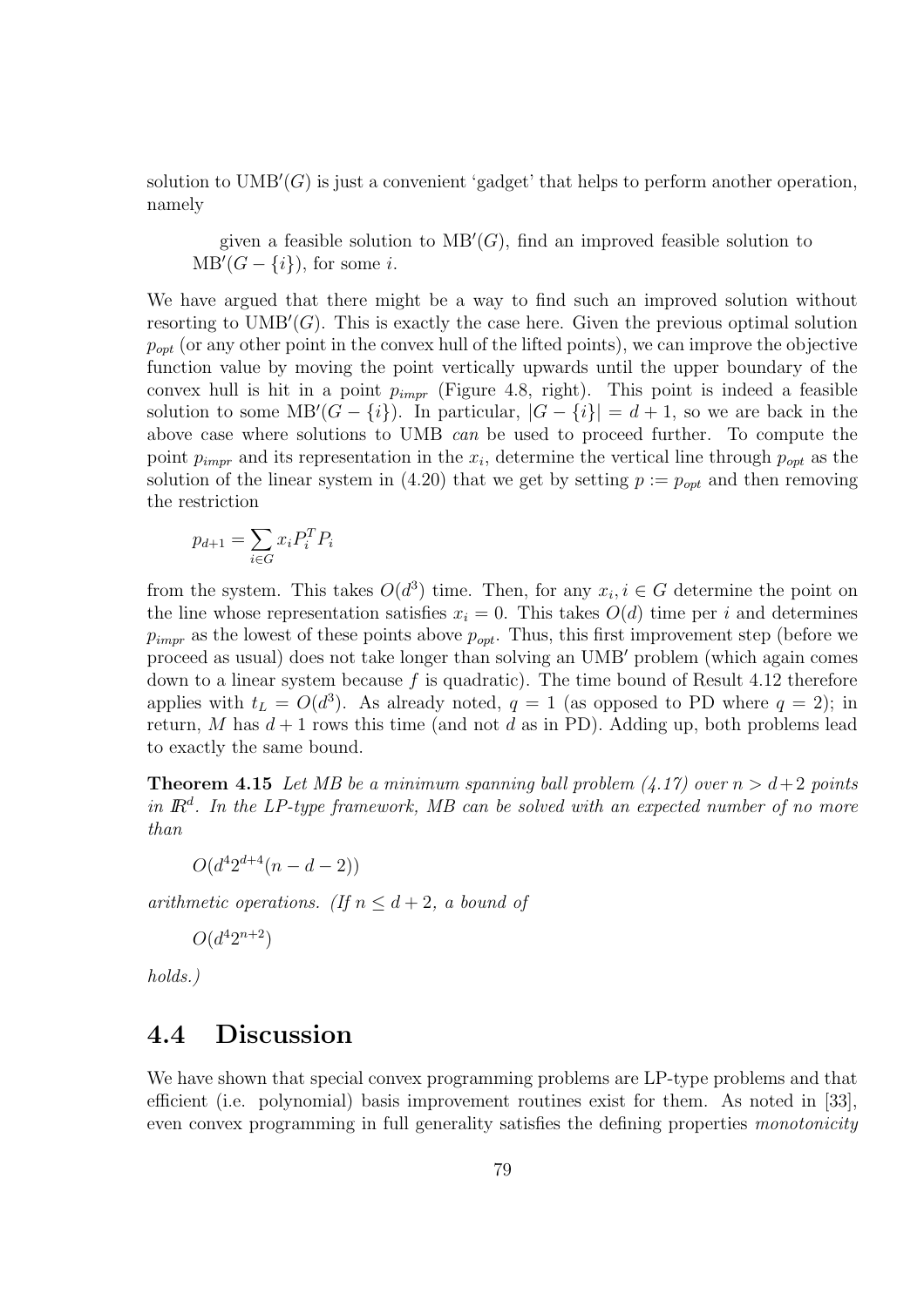solution to $\text{UMB}'(G)$ is just a convenient 'gadget' that helps to perform another operation, namely

> given a feasible solution to $\text{MB}'(G)$, find an improved feasible solution to $\text{MB}'(G - \{i\})$, for some $i$.

We have argued that there might be a way to find such an improved solution without resorting to $\text{UMB}'(G)$. This is exactly the case here. Given the previous optimal solution $p_{opt}$ (or any other point in the convex hull of the lifted points), we can improve the objective function value by moving the point vertically upwards until the upper boundary of the convex hull is hit in a point $p_{impr}$ (Figure 4.8, right). This point is indeed a feasible solution to some $\text{MB}'(G - \{i\})$. In particular, $|G - \{i\}| = d + 1$, so we are back in the above case where solutions to UMB *can* be used to proceed further. To compute the point $p_{impr}$ and its representation in the $x_i$, determine the vertical line through $p_{opt}$ as the solution of the linear system in (4.20) that we get by setting $p := p_{opt}$ and then removing the restriction

$$p_{d+1} = \sum_{i \in G} x_i P_i^T P_i$$

from the system. This takes $O(d^3)$ time. Then, for any $x_i, i \in G$ determine the point on the line whose representation satisfies $x_i = 0$. This takes $O(d)$ time per $i$ and determines $p_{impr}$ as the lowest of these points above $p_{opt}$. Thus, this first improvement step (before we proceed as usual) does not take longer than solving an $\text{UMB}'$ problem (which again comes down to a linear system because $f$ is quadratic). The time bound of Result 4.12 therefore applies with $t_L = O(d^3)$. As already noted, $q = 1$ (as opposed to PD where $q = 2$); in return, $M$ has $d + 1$ rows this time (and not $d$ as in PD). Adding up, both problems lead to exactly the same bound.

**Theorem 4.15** *Let MB be a minimum spanning ball problem (4.17) over $n > d+2$ points in $\mathbb{R}^d$. In the LP-type framework, MB can be solved with an expected number of no more than*

$$O(d^4 2^{d+4}(n - d - 2))$$

*arithmetic operations. (If $n \leq d + 2$, a bound of*

$$O(d^4 2^{n+2})$$

*holds.)*

## 4.4 Discussion

We have shown that special convex programming problems are LP-type problems and that efficient (i.e. polynomial) basis improvement routines exist for them. As noted in [33], even convex programming in full generality satisfies the defining properties *monotonicity*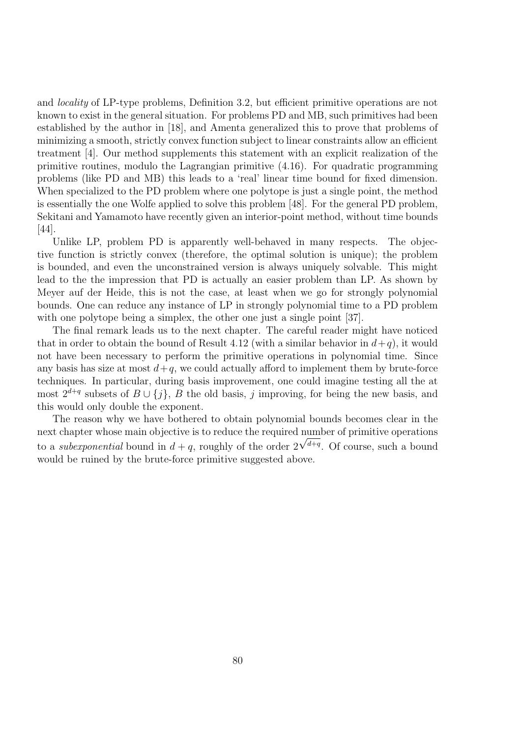and *locality* of LP-type problems, Definition 3.2, but efficient primitive operations are not known to exist in the general situation. For problems PD and MB, such primitives had been established by the author in [18], and Amenta generalized this to prove that problems of minimizing a smooth, strictly convex function subject to linear constraints allow an efficient treatment [4]. Our method supplements this statement with an explicit realization of the primitive routines, modulo the Lagrangian primitive (4.16). For quadratic programming problems (like PD and MB) this leads to a 'real' linear time bound for fixed dimension. When specialized to the PD problem where one polytope is just a single point, the method is essentially the one Wolfe applied to solve this problem [48]. For the general PD problem, Sekitani and Yamamoto have recently given an interior-point method, without time bounds [44].

Unlike LP, problem PD is apparently well-behaved in many respects. The objective function is strictly convex (therefore, the optimal solution is unique); the problem is bounded, and even the unconstrained version is always uniquely solvable. This might lead to the the impression that PD is actually an easier problem than LP. As shown by Meyer auf der Heide, this is not the case, at least when we go for strongly polynomial bounds. One can reduce any instance of LP in strongly polynomial time to a PD problem with one polytope being a simplex, the other one just a single point [37].

The final remark leads us to the next chapter. The careful reader might have noticed that in order to obtain the bound of Result 4.12 (with a similar behavior in $d+q$), it would not have been necessary to perform the primitive operations in polynomial time. Since any basis has size at most $d+q$, we could actually afford to implement them by brute-force techniques. In particular, during basis improvement, one could imagine testing all the at most $2^{d+q}$ subsets of $B \cup \{j\}$, $B$ the old basis, $j$ improving, for being the new basis, and this would only double the exponent.

The reason why we have bothered to obtain polynomial bounds becomes clear in the next chapter whose main objective is to reduce the required number of primitive operations to a *subexponential* bound in $d+q$, roughly of the order $2^{\sqrt{d+q}}$. Of course, such a bound would be ruined by the brute-force primitive suggested above.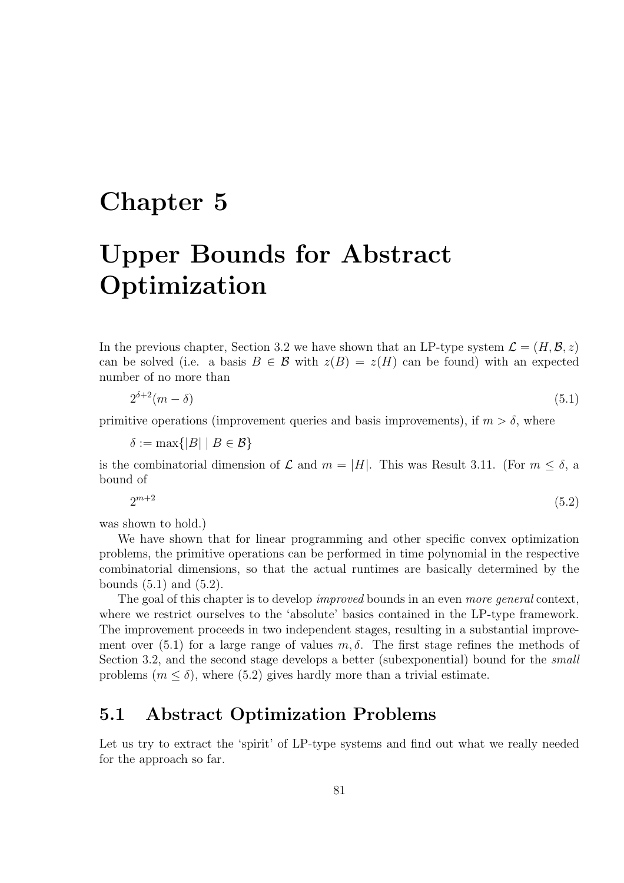# Chapter 5

# Upper Bounds for Abstract Optimization

In the previous chapter, Section 3.2 we have shown that an LP-type system $\mathcal{L} = (H, \mathcal{B}, z)$ can be solved (i.e. a basis $B \in \mathcal{B}$ with $z(B) = z(H)$ can be found) with an expected number of no more than

$$2^{\delta+2}(m - \delta) \tag{5.1}$$

primitive operations (improvement queries and basis improvements), if $m > \delta$, where

$$\delta := \max\{|B| \mid B \in \mathcal{B}\}$$

is the combinatorial dimension of $\mathcal{L}$ and $m = |H|$. This was Result 3.11. (For $m \leq \delta$, a bound of

$$2^{m+2} \tag{5.2}$$

was shown to hold.)

We have shown that for linear programming and other specific convex optimization problems, the primitive operations can be performed in time polynomial in the respective combinatorial dimensions, so that the actual runtimes are basically determined by the bounds (5.1) and (5.2).

The goal of this chapter is to develop *improved* bounds in an even *more general* context, where we restrict ourselves to the 'absolute' basics contained in the LP-type framework. The improvement proceeds in two independent stages, resulting in a substantial improvement over (5.1) for a large range of values $m, \delta$. The first stage refines the methods of Section 3.2, and the second stage develops a better (subexponential) bound for the *small* problems ($m \leq \delta$), where (5.2) gives hardly more than a trivial estimate.

## 5.1 Abstract Optimization Problems

Let us try to extract the 'spirit' of LP-type systems and find out what we really needed for the approach so far.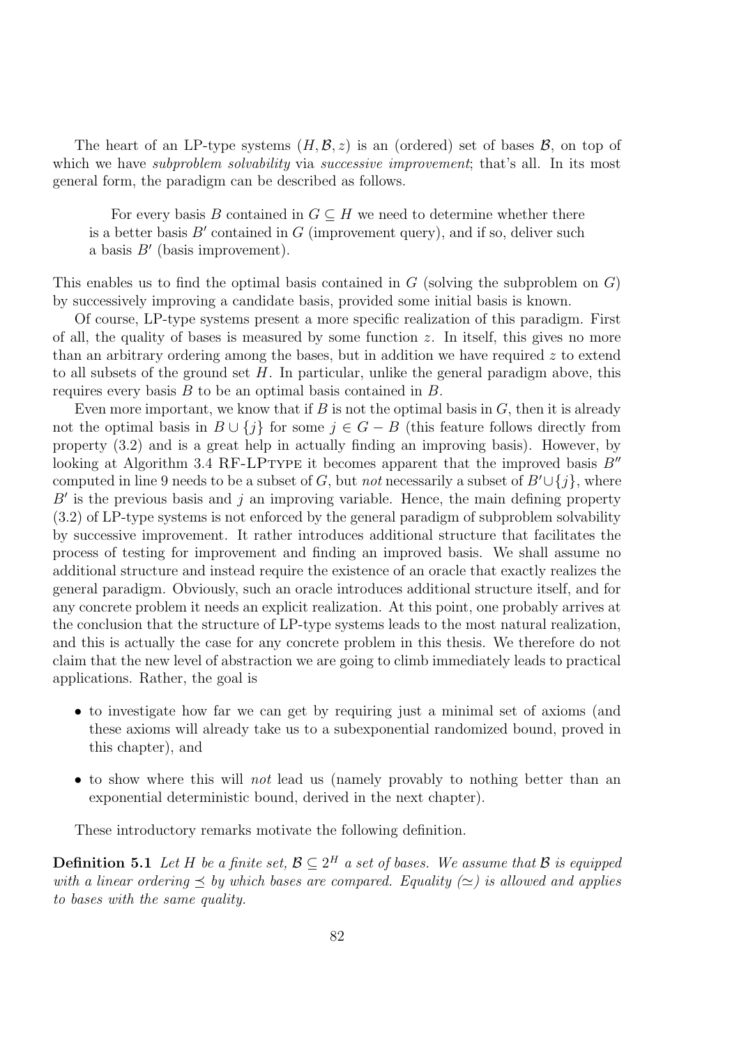The heart of an LP-type systems $(H, \mathcal{B}, z)$ is an (ordered) set of bases $\mathcal{B}$, on top of which we have *subproblem solvability* via *successive improvement*; that's all. In its most general form, the paradigm can be described as follows.

> For every basis $B$ contained in $G \subseteq H$ we need to determine whether there is a better basis $B'$ contained in $G$ (improvement query), and if so, deliver such a basis $B'$ (basis improvement).

This enables us to find the optimal basis contained in $G$ (solving the subproblem on $G$) by successively improving a candidate basis, provided some initial basis is known.

Of course, LP-type systems present a more specific realization of this paradigm. First of all, the quality of bases is measured by some function $z$. In itself, this gives no more than an arbitrary ordering among the bases, but in addition we have required $z$ to extend to all subsets of the ground set $H$. In particular, unlike the general paradigm above, this requires every basis $B$ to be an optimal basis contained in $B$.

Even more important, we know that if $B$ is not the optimal basis in $G$, then it is already not the optimal basis in $B \cup \{j\}$ for some $j \in G - B$ (this feature follows directly from property (3.2) and is a great help in actually finding an improving basis). However, by looking at Algorithm 3.4 RF-LPTYPE it becomes apparent that the improved basis $B''$ computed in line 9 needs to be a subset of $G$, but *not* necessarily a subset of $B' \cup \{j\}$, where $B'$ is the previous basis and $j$ an improving variable. Hence, the main defining property (3.2) of LP-type systems is not enforced by the general paradigm of subproblem solvability by successive improvement. It rather introduces additional structure that facilitates the process of testing for improvement and finding an improved basis. We shall assume no additional structure and instead require the existence of an oracle that exactly realizes the general paradigm. Obviously, such an oracle introduces additional structure itself, and for any concrete problem it needs an explicit realization. At this point, one probably arrives at the conclusion that the structure of LP-type systems leads to the most natural realization, and this is actually the case for any concrete problem in this thesis. We therefore do not claim that the new level of abstraction we are going to climb immediately leads to practical applications. Rather, the goal is

- to investigate how far we can get by requiring just a minimal set of axioms (and these axioms will already take us to a subexponential randomized bound, proved in this chapter), and
- to show where this will *not* lead us (namely provably to nothing better than an exponential deterministic bound, derived in the next chapter).

These introductory remarks motivate the following definition.

**Definition 5.1** *Let $H$ be a finite set, $\mathcal{B} \subseteq 2^H$ a set of bases. We assume that $\mathcal{B}$ is equipped with a linear ordering $\preceq$ by which bases are compared. Equality ($\simeq$) is allowed and applies to bases with the same quality.*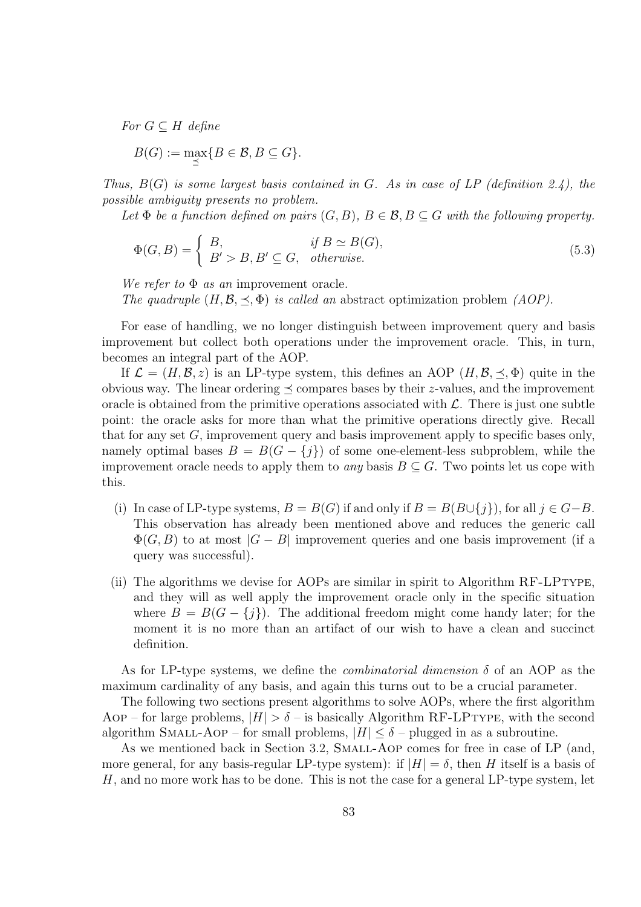*For $G \subseteq H$ define*

$$B(G) := \max_{\preceq}\{B \in \mathcal{B}, B \subseteq G\}.$$

*Thus, $B(G)$ is some largest basis contained in $G$. As in case of LP (definition 2.4), the possible ambiguity presents no problem.*

*Let $\Phi$ be a function defined on pairs $(G, B)$, $B \in \mathcal{B}, B \subseteq G$ with the following property.*

$$\Phi(G, B) = \begin{cases} B, & \text{if } B \simeq B(G), \\ B' > B, B' \subseteq G, & \text{otherwise.} \end{cases} \tag{5.3}$$

*We refer to $\Phi$ as an* improvement oracle.

*The quadruple $(H, \mathcal{B}, \preceq, \Phi)$ is called an* abstract optimization problem *(AOP).*

For ease of handling, we no longer distinguish between improvement query and basis improvement but collect both operations under the improvement oracle. This, in turn, becomes an integral part of the AOP.

If $\mathcal{L} = (H, \mathcal{B}, z)$ is an LP-type system, this defines an AOP $(H, \mathcal{B}, \preceq, \Phi)$ quite in the obvious way. The linear ordering $\preceq$ compares bases by their $z$-values, and the improvement oracle is obtained from the primitive operations associated with $\mathcal{L}$. There is just one subtle point: the oracle asks for more than what the primitive operations directly give. Recall that for any set $G$, improvement query and basis improvement apply to specific bases only, namely optimal bases $B = B(G - \{j\})$ of some one-element-less subproblem, while the improvement oracle needs to apply them to *any* basis $B \subseteq G$. Two points let us cope with this.

(i) In case of LP-type systems, $B = B(G)$ if and only if $B = B(B \cup \{j\})$, for all $j \in G - B$. This observation has already been mentioned above and reduces the generic call $\Phi(G, B)$ to at most $|G - B|$ improvement queries and one basis improvement (if a query was successful).

(ii) The algorithms we devise for AOPs are similar in spirit to Algorithm RF-LPtype, and they will as well apply the improvement oracle only in the specific situation where $B = B(G - \{j\})$. The additional freedom might come handy later; for the moment it is no more than an artifact of our wish to have a clean and succinct definition.

As for LP-type systems, we define the *combinatorial dimension* $\delta$ of an AOP as the maximum cardinality of any basis, and again this turns out to be a crucial parameter.

The following two sections present algorithms to solve AOPs, where the first algorithm Aop – for large problems, $|H| > \delta$ – is basically Algorithm RF-LPtype, with the second algorithm Small-Aop – for small problems, $|H| \leq \delta$ – plugged in as a subroutine.

As we mentioned back in Section 3.2, Small-Aop comes for free in case of LP (and, more general, for any basis-regular LP-type system): if $|H| = \delta$, then $H$ itself is a basis of $H$, and no more work has to be done. This is not the case for a general LP-type system, let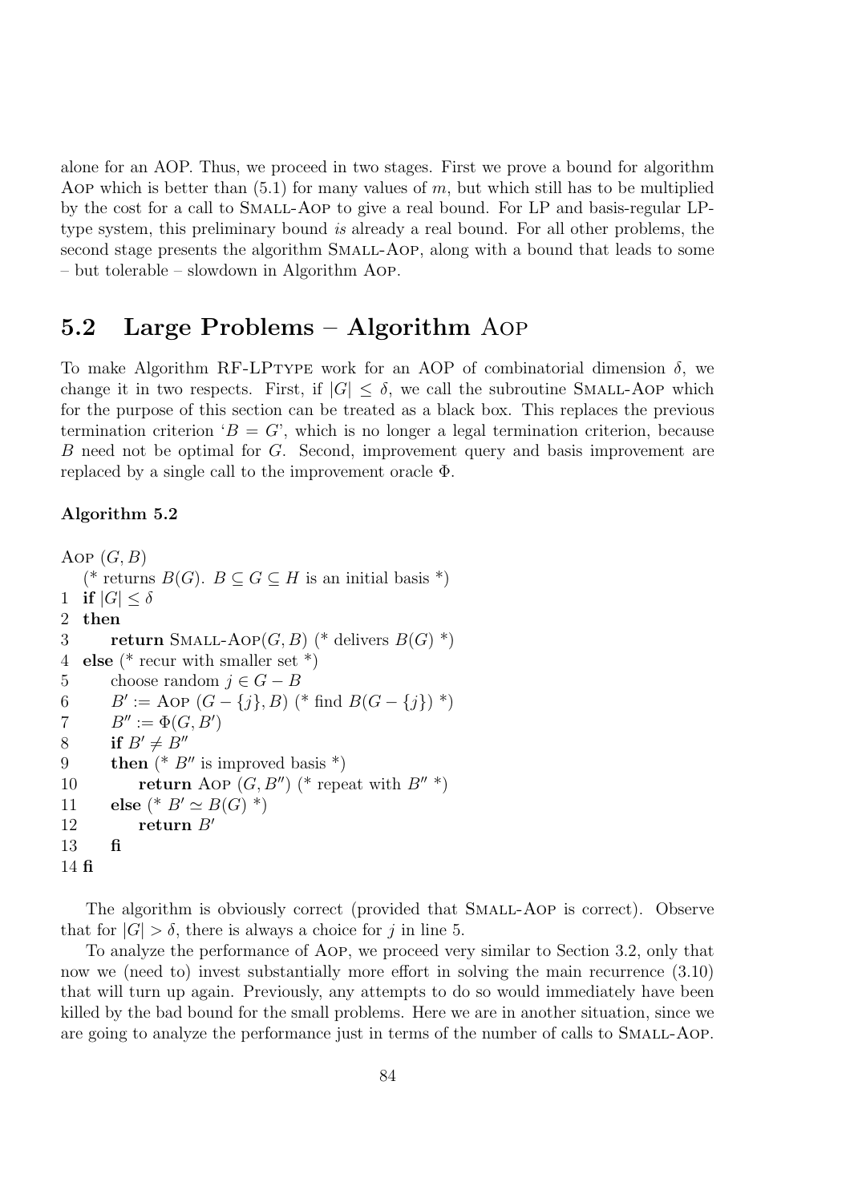alone for an AOP. Thus, we proceed in two stages. First we prove a bound for algorithm Aop which is better than (5.1) for many values of $m$, but which still has to be multiplied by the cost for a call to Small-Aop to give a real bound. For LP and basis-regular LP-type system, this preliminary bound *is* already a real bound. For all other problems, the second stage presents the algorithm Small-Aop, along with a bound that leads to some – but tolerable – slowdown in Algorithm Aop.

## 5.2 Large Problems – Algorithm Aop

To make Algorithm RF-LPtype work for an AOP of combinatorial dimension $\delta$, we change it in two respects. First, if $|G| \leq \delta$, we call the subroutine Small-Aop which for the purpose of this section can be treated as a black box. This replaces the previous termination criterion '$B = G$', which is no longer a legal termination criterion, because $B$ need not be optimal for $G$. Second, improvement query and basis improvement are replaced by a single call to the improvement oracle $\Phi$.

**Algorithm 5.2**

```
Aop (G, B)
   (* returns B(G). B ⊆ G ⊆ H is an initial basis *)
1  if |G| ≤ δ
2  then
3       return Small-Aop(G, B) (* delivers B(G) *)
4  else (* recur with smaller set *)
5       choose random j ∈ G − B
6       B' := Aop (G − {j}, B) (* find B(G − {j}) *)
7       B'' := Φ(G, B')
8       if B' ≠ B''
9       then (* B'' is improved basis *)
10           return Aop (G, B'') (* repeat with B'' *)
11      else (* B' ≃ B(G) *)
12           return B'
13      fi
14 fi
```

The algorithm is obviously correct (provided that Small-Aop is correct). Observe that for $|G| > \delta$, there is always a choice for $j$ in line 5.

To analyze the performance of Aop, we proceed very similar to Section 3.2, only that now we (need to) invest substantially more effort in solving the main recurrence (3.10) that will turn up again. Previously, any attempts to do so would immediately have been killed by the bad bound for the small problems. Here we are in another situation, since we are going to analyze the performance just in terms of the number of calls to Small-Aop.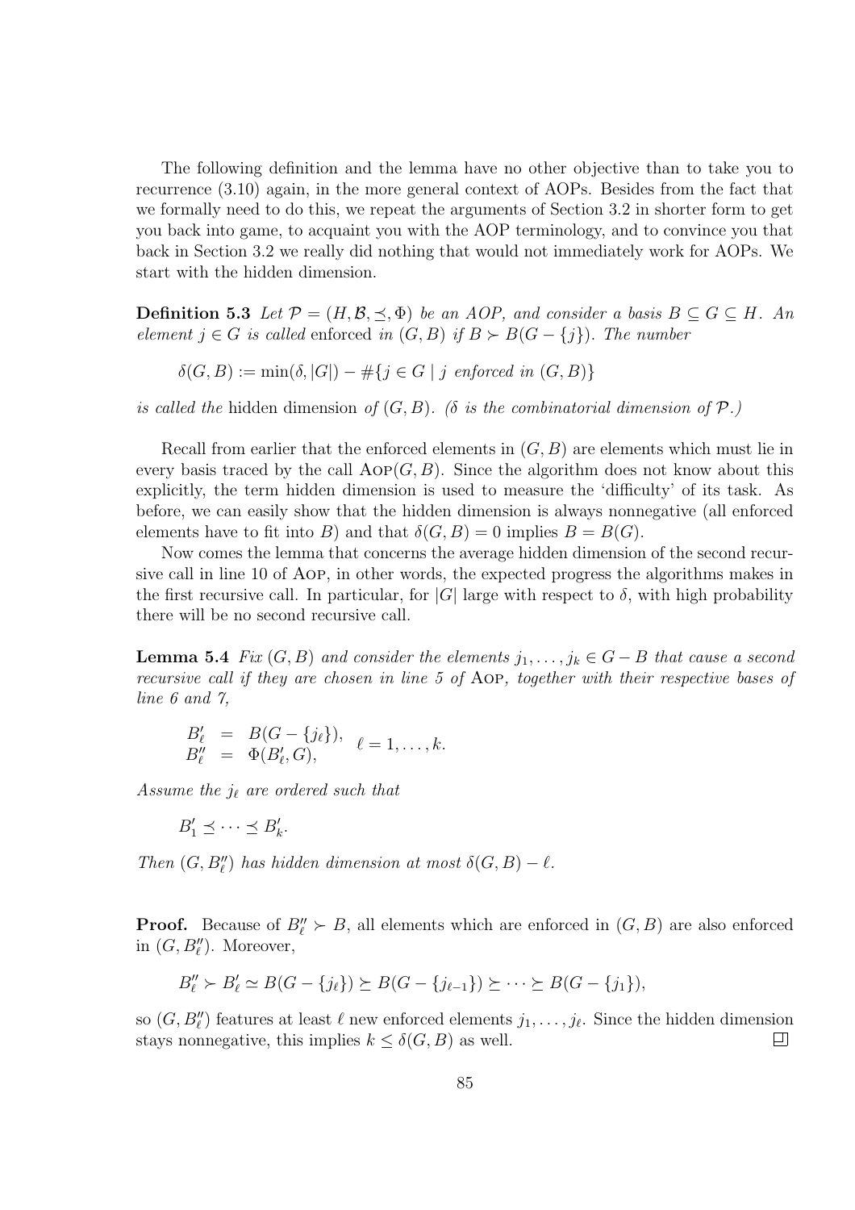The following definition and the lemma have no other objective than to take you to recurrence (3.10) again, in the more general context of AOPs. Besides from the fact that we formally need to do this, we repeat the arguments of Section 3.2 in shorter form to get you back into game, to acquaint you with the AOP terminology, and to convince you that back in Section 3.2 we really did nothing that would not immediately work for AOPs. We start with the hidden dimension.

**Definition 5.3** *Let $\mathcal{P} = (H, \mathcal{B}, \preceq, \Phi)$ be an AOP, and consider a basis $B \subseteq G \subseteq H$. An element $j \in G$ is called* enforced *in $(G, B)$ if $B \succ B(G - \{j\})$. The number*

$$\delta(G, B) := \min(\delta, |G|) - \#\{j \in G \mid j \text{ enforced in } (G, B)\}$$

*is called the* hidden dimension *of $(G, B)$. ($\delta$ is the combinatorial dimension of $\mathcal{P}$.)*

Recall from earlier that the enforced elements in $(G, B)$ are elements which must lie in every basis traced by the call $\text{Aop}(G, B)$. Since the algorithm does not know about this explicitly, the term hidden dimension is used to measure the 'difficulty' of its task. As before, we can easily show that the hidden dimension is always nonnegative (all enforced elements have to fit into $B$) and that $\delta(G, B) = 0$ implies $B = B(G)$.

Now comes the lemma that concerns the average hidden dimension of the second recursive call in line 10 of Aop, in other words, the expected progress the algorithms makes in the first recursive call. In particular, for $|G|$ large with respect to $\delta$, with high probability there will be no second recursive call.

**Lemma 5.4** *Fix $(G, B)$ and consider the elements $j_1, \ldots, j_k \in G - B$ that cause a second recursive call if they are chosen in line 5 of* Aop*, together with their respective bases of line 6 and 7,*

$$\begin{aligned} B'_\ell &= B(G - \{j_\ell\}), \\ B''_\ell &= \Phi(B'_\ell, G), \end{aligned} \quad \ell = 1, \ldots, k.$$

*Assume the $j_\ell$ are ordered such that*

$$B'_1 \preceq \cdots \preceq B'_k.$$

*Then $(G, B''_\ell)$ has hidden dimension at most $\delta(G, B) - \ell$.*

**Proof.** Because of $B''_\ell \succ B$, all elements which are enforced in $(G, B)$ are also enforced in $(G, B''_\ell)$. Moreover,

$$B''_\ell \succ B'_\ell \simeq B(G - \{j_\ell\}) \succeq B(G - \{j_{\ell-1}\}) \succeq \cdots \succeq B(G - \{j_1\}),$$

so $(G, B''_\ell)$ features at least $\ell$ new enforced elements $j_1, \ldots, j_\ell$. Since the hidden dimension stays nonnegative, this implies $k \leq \delta(G, B)$ as well. □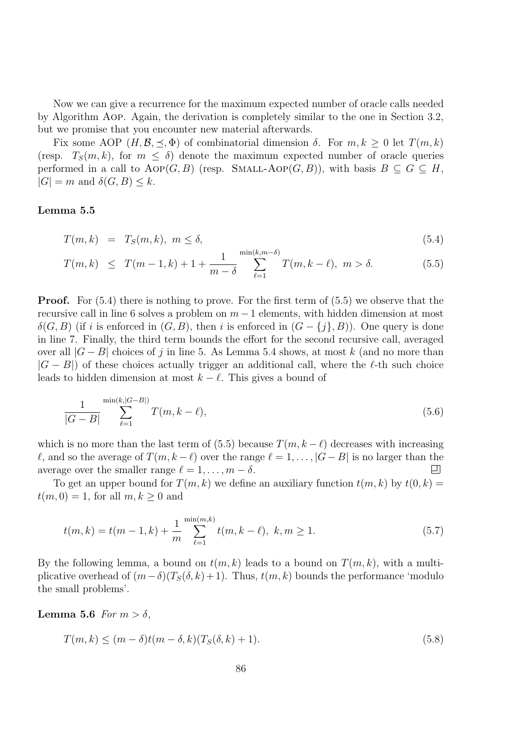Now we can give a recurrence for the maximum expected number of oracle calls needed by Algorithm Aop. Again, the derivation is completely similar to the one in Section 3.2, but we promise that you encounter new material afterwards.

Fix some AOP $(H, \mathcal{B}, \preceq, \Phi)$ of combinatorial dimension $\delta$. For $m, k \geq 0$ let $T(m,k)$ (resp. $T_S(m,k)$, for $m \leq \delta$) denote the maximum expected number of oracle queries performed in a call to $\text{Aop}(G, B)$ (resp. $\text{Small-Aop}(G, B)$), with basis $B \subseteq G \subseteq H$, $|G| = m$ and $\delta(G, B) \leq k$.

**Lemma 5.5**

$$
\begin{aligned}
T(m,k) &= T_S(m,k), \ m \leq \delta, && (5.4)\\
T(m,k) &\leq T(m-1,k) + 1 + \frac{1}{m-\delta} \sum_{\ell=1}^{\min(k, m-\delta)} T(m, k-\ell), \ m > \delta. && (5.5)
\end{aligned}
$$

**Proof.** For (5.4) there is nothing to prove. For the first term of (5.5) we observe that the recursive call in line 6 solves a problem on $m-1$ elements, with hidden dimension at most $\delta(G, B)$ (if $i$ is enforced in $(G, B)$, then $i$ is enforced in $(G - \{j\}, B)$). One query is done in line 7. Finally, the third term bounds the effort for the second recursive call, averaged over all $|G - B|$ choices of $j$ in line 5. As Lemma 5.4 shows, at most $k$ (and no more than $|G - B|$) of these choices actually trigger an additional call, where the $\ell$-th such choice leads to hidden dimension at most $k - \ell$. This gives a bound of

$$
\frac{1}{|G-B|} \sum_{\ell=1}^{\min(k, |G-B|)} T(m, k-\ell), \tag{5.6}
$$

which is no more than the last term of (5.5) because $T(m, k-\ell)$ decreases with increasing $\ell$, and so the average of $T(m, k-\ell)$ over the range $\ell = 1, \ldots, |G - B|$ is no larger than the average over the smaller range $\ell = 1, \ldots, m - \delta$. □

To get an upper bound for $T(m,k)$ we define an auxiliary function $t(m,k)$ by $t(0,k) = t(m,0) = 1$, for all $m, k \geq 0$ and

$$
t(m,k) = t(m-1,k) + \frac{1}{m} \sum_{\ell=1}^{\min(m,k)} t(m, k-\ell), \ k, m \geq 1. \tag{5.7}
$$

By the following lemma, a bound on $t(m,k)$ leads to a bound on $T(m,k)$, with a multiplicative overhead of $(m-\delta)(T_S(\delta,k)+1)$. Thus, $t(m,k)$ bounds the performance 'modulo the small problems'.

**Lemma 5.6** *For $m > \delta$,*

$$
T(m,k) \leq (m-\delta)t(m-\delta,k)(T_S(\delta,k)+1). \tag{5.8}
$$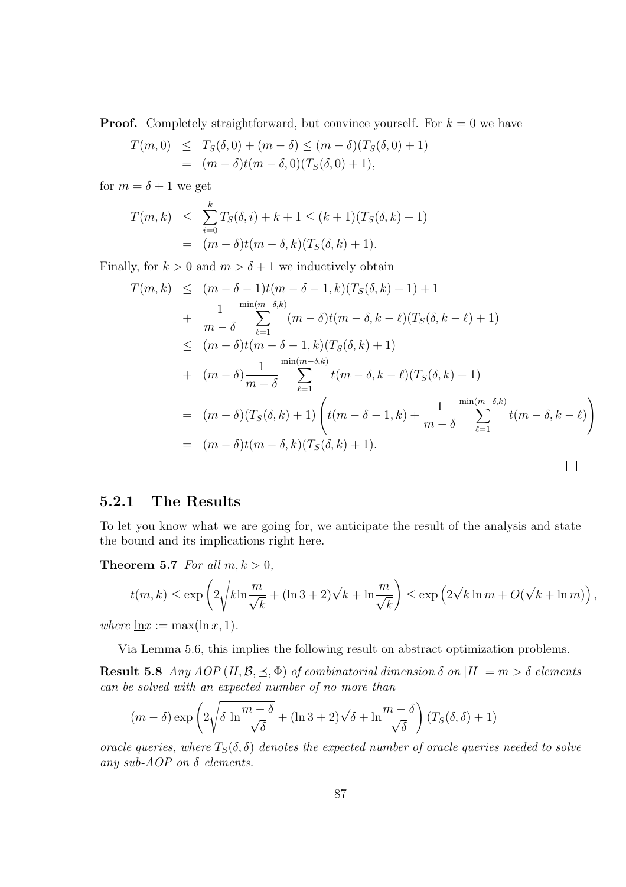**Proof.** Completely straightforward, but convince yourself. For $k = 0$ we have

$$\begin{aligned} T(m,0) &\leq T_S(\delta,0) + (m-\delta) \leq (m-\delta)(T_S(\delta,0)+1) \\ &= (m-\delta)t(m-\delta,0)(T_S(\delta,0)+1), \end{aligned}$$

for $m = \delta + 1$ we get

$$\begin{aligned} T(m,k) &\leq \sum_{i=0}^{k} T_S(\delta,i) + k + 1 \leq (k+1)(T_S(\delta,k)+1) \\ &= (m-\delta)t(m-\delta,k)(T_S(\delta,k)+1). \end{aligned}$$

Finally, for $k > 0$ and $m > \delta + 1$ we inductively obtain

$$\begin{aligned} T(m,k) &\leq (m-\delta-1)t(m-\delta-1,k)(T_S(\delta,k)+1) + 1 \\ &+ \frac{1}{m-\delta} \sum_{\ell=1}^{\min(m-\delta,k)} (m-\delta)t(m-\delta,k-\ell)(T_S(\delta,k-\ell)+1) \\ &\leq (m-\delta)t(m-\delta-1,k)(T_S(\delta,k)+1) \\ &+ (m-\delta)\frac{1}{m-\delta} \sum_{\ell=1}^{\min(m-\delta,k)} t(m-\delta,k-\ell)(T_S(\delta,k)+1) \\ &= (m-\delta)(T_S(\delta,k)+1)\left(t(m-\delta-1,k) + \frac{1}{m-\delta}\sum_{\ell=1}^{\min(m-\delta,k)} t(m-\delta,k-\ell)\right) \\ &= (m-\delta)t(m-\delta,k)(T_S(\delta,k)+1). \end{aligned}$$

□

### 5.2.1 The Results

To let you know what we are going for, we anticipate the result of the analysis and state the bound and its implications right here.

**Theorem 5.7** *For all $m, k > 0$,*

$$t(m,k) \leq \exp\left(2\sqrt{k\underline{\ln}\frac{m}{\sqrt{k}}} + (\ln 3 + 2)\sqrt{k} + \underline{\ln}\frac{m}{\sqrt{k}}\right) \leq \exp\left(2\sqrt{k\ln m} + O(\sqrt{k} + \ln m)\right),$$

*where $\underline{\ln}x := \max(\ln x, 1)$.*

Via Lemma 5.6, this implies the following result on abstract optimization problems.

**Result 5.8** *Any AOP $(H, \mathcal{B}, \preceq, \Phi)$ of combinatorial dimension $\delta$ on $|H| = m > \delta$ elements can be solved with an expected number of no more than*

$$(m-\delta)\exp\left(2\sqrt{\delta\ \underline{\ln}\frac{m-\delta}{\sqrt{\delta}}} + (\ln 3 + 2)\sqrt{\delta} + \underline{\ln}\frac{m-\delta}{\sqrt{\delta}}\right)(T_S(\delta,\delta)+1)$$

*oracle queries, where $T_S(\delta,\delta)$ denotes the expected number of oracle queries needed to solve any sub-AOP on $\delta$ elements.*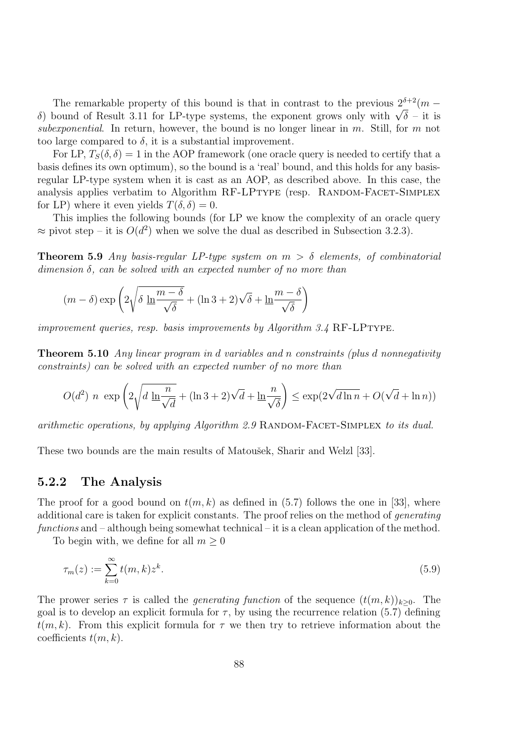The remarkable property of this bound is that in contrast to the previous $2^{\delta+2}(m - \delta)$ bound of Result 3.11 for LP-type systems, the exponent grows only with $\sqrt{\delta}$ – it is *subexponential*. In return, however, the bound is no longer linear in $m$. Still, for $m$ not too large compared to $\delta$, it is a substantial improvement.

For LP, $T_S(\delta, \delta) = 1$ in the AOP framework (one oracle query is needed to certify that a basis defines its own optimum), so the bound is a 'real' bound, and this holds for any basis-regular LP-type system when it is cast as an AOP, as described above. In this case, the analysis applies verbatim to Algorithm RF-LPTYPE (resp. RANDOM-FACET-SIMPLEX for LP) where it even yields $T(\delta, \delta) = 0$.

This implies the following bounds (for LP we know the complexity of an oracle query $\approx$ pivot step – it is $O(d^2)$ when we solve the dual as described in Subsection 3.2.3).

**Theorem 5.9** *Any basis-regular LP-type system on $m > \delta$ elements, of combinatorial dimension $\delta$, can be solved with an expected number of no more than*

$$(m-\delta)\exp\left(2\sqrt{\delta\ \underline{\ln}\frac{m-\delta}{\sqrt{\delta}}} + (\ln 3 + 2)\sqrt{\delta} + \underline{\ln}\frac{m-\delta}{\sqrt{\delta}}\right)$$

*improvement queries, resp. basis improvements by Algorithm 3.4* RF-LPTYPE.

**Theorem 5.10** *Any linear program in $d$ variables and $n$ constraints (plus $d$ nonnegativity constraints) can be solved with an expected number of no more than*

$$O(d^2)\ n\ \exp\left(2\sqrt{d\ \underline{\ln}\frac{n}{\sqrt{d}}} + (\ln 3 + 2)\sqrt{d} + \underline{\ln}\frac{n}{\sqrt{\delta}}\right) \leq \exp(2\sqrt{d \ln n} + O(\sqrt{d} + \ln n))$$

*arithmetic operations, by applying Algorithm 2.9* RANDOM-FACET-SIMPLEX *to its dual.*

These two bounds are the main results of Matoušek, Sharir and Welzl [33].

### 5.2.2 The Analysis

The proof for a good bound on $t(m, k)$ as defined in (5.7) follows the one in [33], where additional care is taken for explicit constants. The proof relies on the method of *generating functions* and – although being somewhat technical – it is a clean application of the method.

To begin with, we define for all $m \geq 0$

$$\tau_m(z) := \sum_{k=0}^{\infty} t(m, k) z^k. \tag{5.9}$$

The prower series $\tau$ is called the *generating function* of the sequence $(t(m, k))_{k \geq 0}$. The goal is to develop an explicit formula for $\tau$, by using the recurrence relation (5.7) defining $t(m, k)$. From this explicit formula for $\tau$ we then try to retrieve information about the coefficients $t(m, k)$.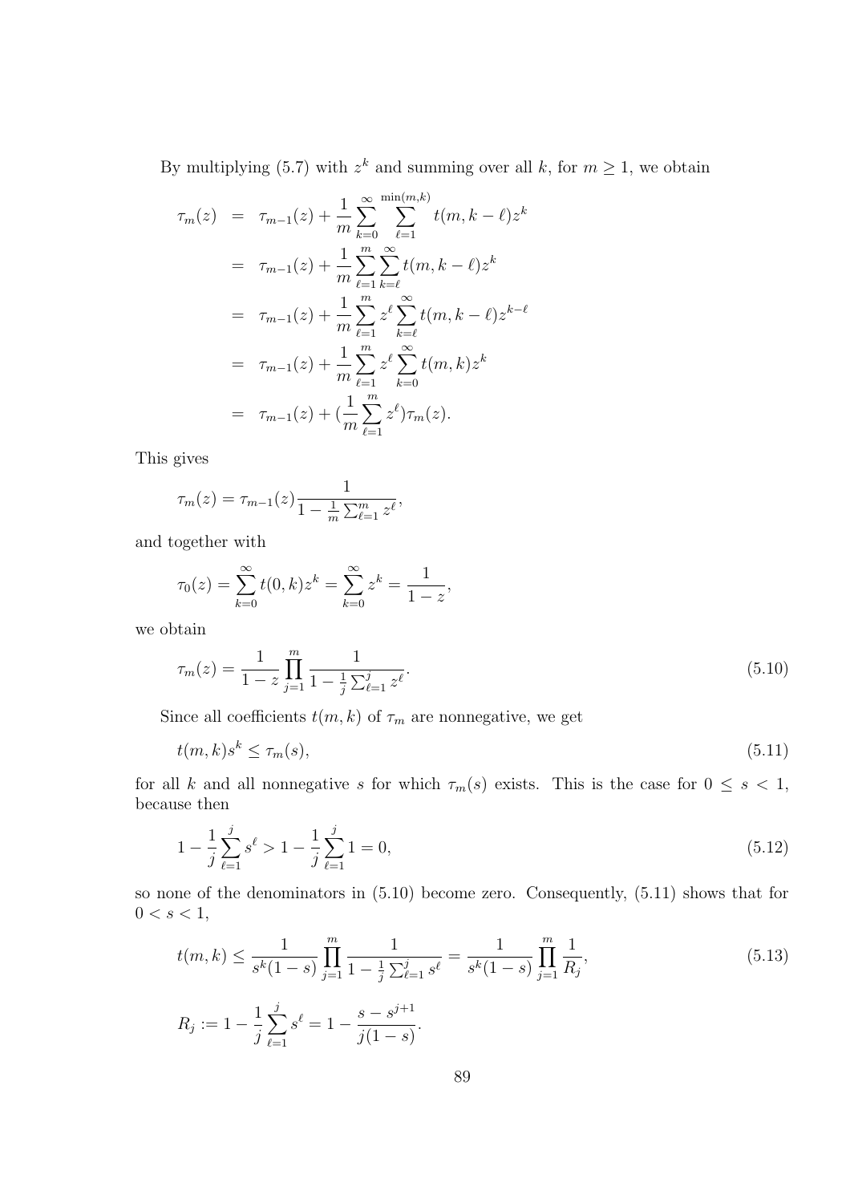By multiplying (5.7) with $z^k$ and summing over all $k$, for $m \geq 1$, we obtain

$$
\begin{aligned}
\tau_m(z) &= \tau_{m-1}(z) + \frac{1}{m} \sum_{k=0}^{\infty} \sum_{\ell=1}^{\min(m,k)} t(m, k-\ell) z^k \\
&= \tau_{m-1}(z) + \frac{1}{m} \sum_{\ell=1}^{m} \sum_{k=\ell}^{\infty} t(m, k-\ell) z^k \\
&= \tau_{m-1}(z) + \frac{1}{m} \sum_{\ell=1}^{m} z^\ell \sum_{k=\ell}^{\infty} t(m, k-\ell) z^{k-\ell} \\
&= \tau_{m-1}(z) + \frac{1}{m} \sum_{\ell=1}^{m} z^\ell \sum_{k=0}^{\infty} t(m, k) z^k \\
&= \tau_{m-1}(z) + (\frac{1}{m} \sum_{\ell=1}^{m} z^\ell) \tau_m(z).
\end{aligned}
$$

This gives

$$
\tau_m(z) = \tau_{m-1}(z) \frac{1}{1 - \frac{1}{m} \sum_{\ell=1}^{m} z^\ell},
$$

and together with

$$
\tau_0(z) = \sum_{k=0}^{\infty} t(0, k) z^k = \sum_{k=0}^{\infty} z^k = \frac{1}{1-z},
$$

we obtain

$$
\tau_m(z) = \frac{1}{1-z} \prod_{j=1}^{m} \frac{1}{1 - \frac{1}{j} \sum_{\ell=1}^{j} z^\ell}. \tag{5.10}
$$

Since all coefficients $t(m, k)$ of $\tau_m$ are nonnegative, we get

$$
t(m, k) s^k \leq \tau_m(s), \tag{5.11}
$$

for all $k$ and all nonnegative $s$ for which $\tau_m(s)$ exists. This is the case for $0 \leq s < 1$, because then

$$
1 - \frac{1}{j} \sum_{\ell=1}^{j} s^\ell > 1 - \frac{1}{j} \sum_{\ell=1}^{j} 1 = 0, \tag{5.12}
$$

so none of the denominators in (5.10) become zero. Consequently, (5.11) shows that for $0 < s < 1$,

$$
t(m, k) \leq \frac{1}{s^k (1-s)} \prod_{j=1}^{m} \frac{1}{1 - \frac{1}{j} \sum_{\ell=1}^{j} s^\ell} = \frac{1}{s^k (1-s)} \prod_{j=1}^{m} \frac{1}{R_j}, \tag{5.13}
$$

$$
R_j := 1 - \frac{1}{j} \sum_{\ell=1}^{j} s^\ell = 1 - \frac{s - s^{j+1}}{j(1-s)}.
$$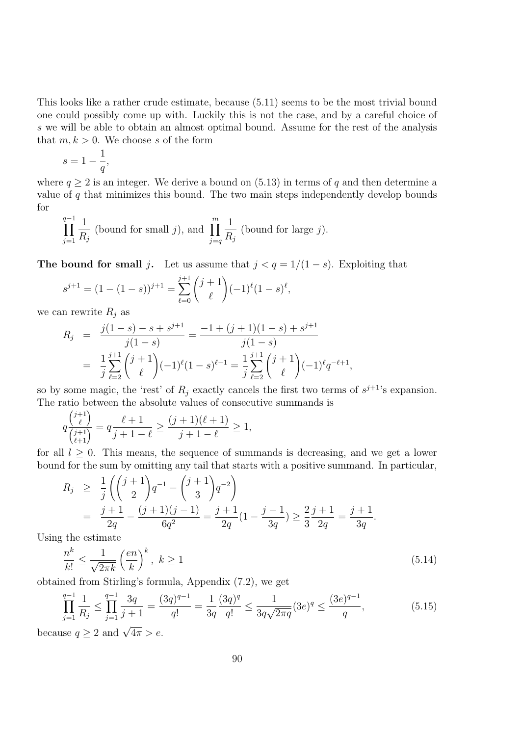This looks like a rather crude estimate, because (5.11) seems to be the most trivial bound one could possibly come up with. Luckily this is not the case, and by a careful choice of $s$ we will be able to obtain an almost optimal bound. Assume for the rest of the analysis that $m, k > 0$. We choose $s$ of the form

$$s = 1 - \frac{1}{q},$$

where $q \geq 2$ is an integer. We derive a bound on (5.13) in terms of $q$ and then determine a value of $q$ that minimizes this bound. The two main steps independently develop bounds for

$$\prod_{j=1}^{q-1} \frac{1}{R_j} \text{ (bound for small } j\text{), and } \prod_{j=q}^{m} \frac{1}{R_j} \text{ (bound for large } j\text{).}$$

**The bound for small $j$.** Let us assume that $j < q = 1/(1-s)$. Exploiting that

$$s^{j+1} = (1-(1-s))^{j+1} = \sum_{\ell=0}^{j+1} \binom{j+1}{\ell} (-1)^\ell (1-s)^\ell,$$

we can rewrite $R_j$ as

$$\begin{aligned} R_j &= \frac{j(1-s) - s + s^{j+1}}{j(1-s)} = \frac{-1 + (j+1)(1-s) + s^{j+1}}{j(1-s)} \\ &= \frac{1}{j} \sum_{\ell=2}^{j+1} \binom{j+1}{\ell} (-1)^\ell (1-s)^{\ell-1} = \frac{1}{j} \sum_{\ell=2}^{j+1} \binom{j+1}{\ell} (-1)^\ell q^{-\ell+1}, \end{aligned}$$

so by some magic, the 'rest' of $R_j$ exactly cancels the first two terms of $s^{j+1}$'s expansion. The ratio between the absolute values of consecutive summands is

$$q \frac{\binom{j+1}{\ell}}{\binom{j+1}{\ell+1}} = q \frac{\ell+1}{j+1-\ell} \geq \frac{(j+1)(\ell+1)}{j+1-\ell} \geq 1,$$

for all $l \geq 0$. This means, the sequence of summands is decreasing, and we get a lower bound for the sum by omitting any tail that starts with a positive summand. In particular,

$$\begin{aligned} R_j &\geq \frac{1}{j} \left( \binom{j+1}{2} q^{-1} - \binom{j+1}{3} q^{-2} \right) \\ &= \frac{j+1}{2q} - \frac{(j+1)(j-1)}{6q^2} = \frac{j+1}{2q}\left(1 - \frac{j-1}{3q}\right) \geq \frac{2}{3} \frac{j+1}{2q} = \frac{j+1}{3q}. \end{aligned}$$

Using the estimate

$$\frac{n^k}{k!} \leq \frac{1}{\sqrt{2\pi k}} \left(\frac{en}{k}\right)^k, \ k \geq 1 \tag{5.14}$$

obtained from Stirling's formula, Appendix (7.2), we get

$$\prod_{j=1}^{q-1} \frac{1}{R_j} \leq \prod_{j=1}^{q-1} \frac{3q}{j+1} = \frac{(3q)^{q-1}}{q!} = \frac{1}{3q} \frac{(3q)^q}{q!} \leq \frac{1}{3q\sqrt{2\pi q}} (3e)^q \leq \frac{(3e)^{q-1}}{q}, \tag{5.15}$$

because $q \geq 2$ and $\sqrt{4\pi} > e$.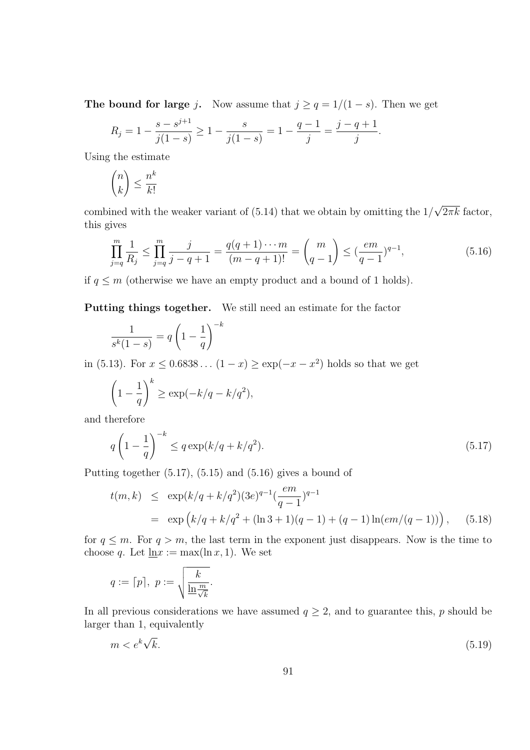**The bound for large $j$.** Now assume that $j \geq q = 1/(1-s)$. Then we get

$$R_j = 1 - \frac{s - s^{j+1}}{j(1-s)} \geq 1 - \frac{s}{j(1-s)} = 1 - \frac{q-1}{j} = \frac{j-q+1}{j}.$$

Using the estimate

$$\binom{n}{k} \leq \frac{n^k}{k!}$$

combined with the weaker variant of (5.14) that we obtain by omitting the $1/\sqrt{2\pi k}$ factor, this gives

$$\prod_{j=q}^{m} \frac{1}{R_j} \leq \prod_{j=q}^{m} \frac{j}{j-q+1} = \frac{q(q+1)\cdots m}{(m-q+1)!} = \binom{m}{q-1} \leq (\frac{em}{q-1})^{q-1}, \tag{5.16}$$

if $q \leq m$ (otherwise we have an empty product and a bound of 1 holds).

**Putting things together.** We still need an estimate for the factor

$$\frac{1}{s^k(1-s)} = q\left(1 - \frac{1}{q}\right)^{-k}$$

in (5.13). For $x \leq 0.6838\ldots$ $(1-x) \geq \exp(-x - x^2)$ holds so that we get

$$\left(1 - \frac{1}{q}\right)^k \geq \exp(-k/q - k/q^2),$$

and therefore

$$q\left(1 - \frac{1}{q}\right)^{-k} \leq q \exp(k/q + k/q^2). \tag{5.17}$$

Putting together (5.17), (5.15) and (5.16) gives a bound of

$$\begin{aligned} t(m,k) &\leq \exp(k/q + k/q^2)(3e)^{q-1}(\frac{em}{q-1})^{q-1} \\ &= \exp\left(k/q + k/q^2 + (\ln 3 + 1)(q-1) + (q-1)\ln(em/(q-1))\right), \end{aligned} \tag{5.18}$$

for $q \leq m$. For $q > m$, the last term in the exponent just disappears. Now is the time to choose $q$. Let $\underline{\ln} x := \max(\ln x, 1)$. We set

$$q := \lceil p \rceil, \; p := \sqrt{\frac{k}{\underline{\ln} \frac{m}{\sqrt{k}}}}.$$

In all previous considerations we have assumed $q \geq 2$, and to guarantee this, $p$ should be larger than 1, equivalently

$$m < e^k \sqrt{k}. \tag{5.19}$$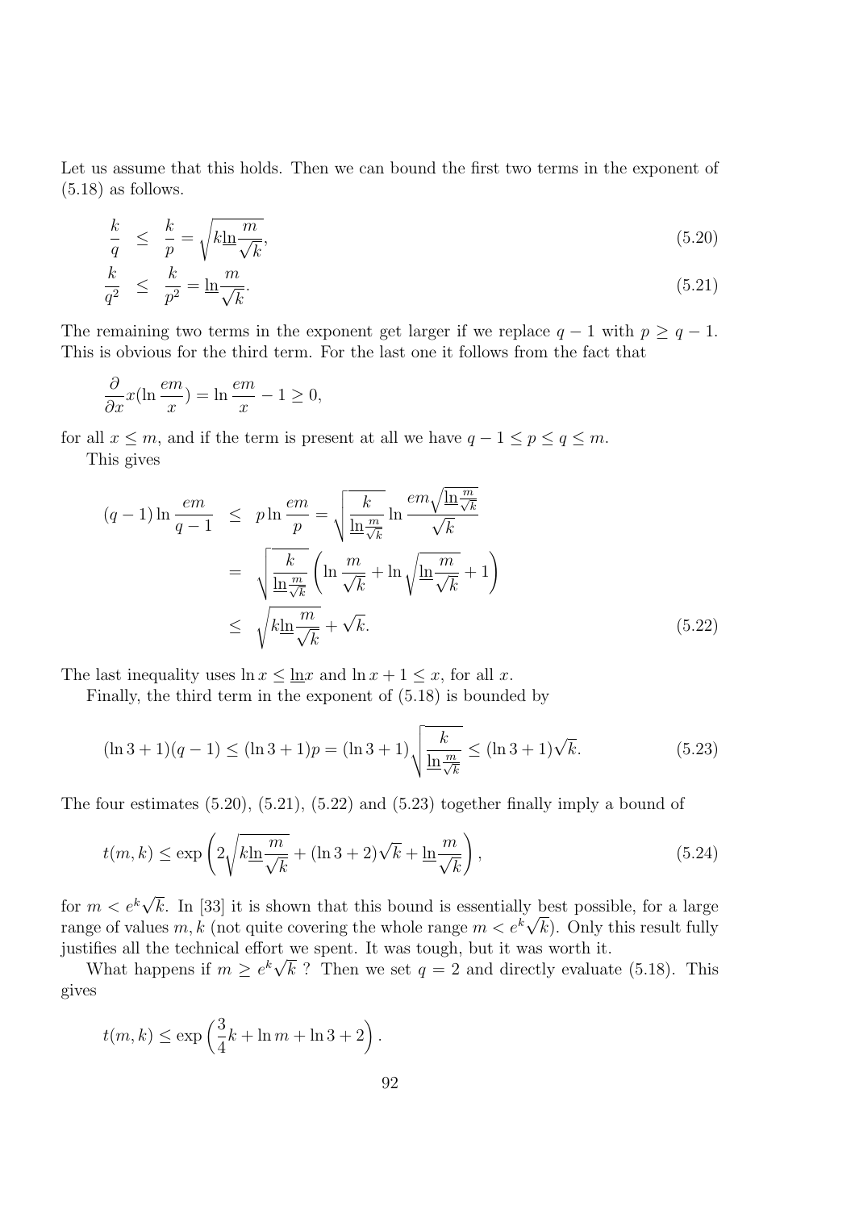Let us assume that this holds. Then we can bound the first two terms in the exponent of (5.18) as follows.

$$\frac{k}{q} \leq \frac{k}{p} = \sqrt{k \underline{\ln} \frac{m}{\sqrt{k}}}, \tag{5.20}$$

$$\frac{k}{q^2} \leq \frac{k}{p^2} = \underline{\ln} \frac{m}{\sqrt{k}}. \tag{5.21}$$

The remaining two terms in the exponent get larger if we replace $q-1$ with $p \geq q-1$. This is obvious for the third term. For the last one it follows from the fact that

$$\frac{\partial}{\partial x} x (\ln \frac{em}{x}) = \ln \frac{em}{x} - 1 \geq 0,$$

for all $x \leq m$, and if the term is present at all we have $q - 1 \leq p \leq q \leq m$.

This gives

$$\begin{aligned}
(q-1) \ln \frac{em}{q-1} &\leq p \ln \frac{em}{p} = \sqrt{\frac{k}{\underline{\ln} \frac{m}{\sqrt{k}}}} \ln \frac{em \sqrt{\underline{\ln} \frac{m}{\sqrt{k}}}}{\sqrt{k}} \\
&= \sqrt{\frac{k}{\underline{\ln} \frac{m}{\sqrt{k}}}} \left( \ln \frac{m}{\sqrt{k}} + \ln \sqrt{\underline{\ln} \frac{m}{\sqrt{k}}} + 1 \right) \\
&\leq \sqrt{k \underline{\ln} \frac{m}{\sqrt{k}}} + \sqrt{k}.
\end{aligned} \tag{5.22}$$

The last inequality uses $\ln x \leq \underline{\ln} x$ and $\ln x + 1 \leq x$, for all $x$.

Finally, the third term in the exponent of (5.18) is bounded by

$$(\ln 3 + 1)(q-1) \leq (\ln 3 + 1)p = (\ln 3 + 1) \sqrt{\frac{k}{\underline{\ln} \frac{m}{\sqrt{k}}}} \leq (\ln 3 + 1)\sqrt{k}. \tag{5.23}$$

The four estimates (5.20), (5.21), (5.22) and (5.23) together finally imply a bound of

$$t(m,k) \leq \exp\left( 2\sqrt{k \underline{\ln} \frac{m}{\sqrt{k}}} + (\ln 3 + 2)\sqrt{k} + \underline{\ln} \frac{m}{\sqrt{k}} \right), \tag{5.24}$$

for $m < e^k \sqrt{k}$. In [33] it is shown that this bound is essentially best possible, for a large range of values $m, k$ (not quite covering the whole range $m < e^k \sqrt{k}$). Only this result fully justifies all the technical effort we spent. It was tough, but it was worth it.

What happens if $m \geq e^k \sqrt{k}$ ? Then we set $q = 2$ and directly evaluate (5.18). This gives

$$t(m,k) \leq \exp\left( \frac{3}{4}k + \ln m + \ln 3 + 2 \right).$$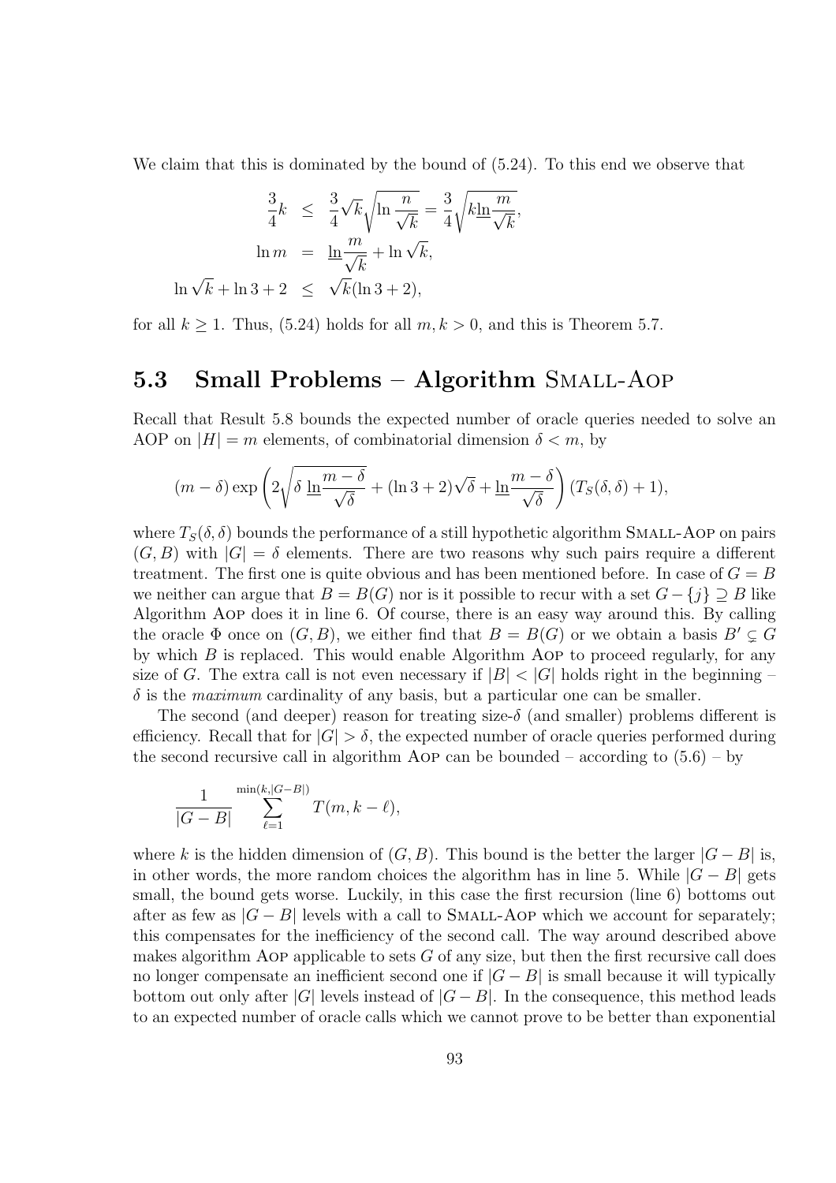We claim that this is dominated by the bound of (5.24). To this end we observe that

$$
\begin{aligned}
\frac{3}{4}k &\leq \frac{3}{4}\sqrt{k}\sqrt{\ln \frac{n}{\sqrt{k}}} = \frac{3}{4}\sqrt{k\underline{\ln}\frac{m}{\sqrt{k}}},\\
\ln m &= \underline{\ln}\frac{m}{\sqrt{k}} + \ln\sqrt{k},\\
\ln\sqrt{k} + \ln 3 + 2 &\leq \sqrt{k}(\ln 3 + 2),
\end{aligned}
$$

for all $k \geq 1$. Thus, (5.24) holds for all $m, k > 0$, and this is Theorem 5.7.

## 5.3 Small Problems – Algorithm Small-Aop

Recall that Result 5.8 bounds the expected number of oracle queries needed to solve an AOP on $|H| = m$ elements, of combinatorial dimension $\delta < m$, by

$$
(m-\delta)\exp\left(2\sqrt{\delta\ \underline{\ln}\frac{m-\delta}{\sqrt{\delta}}} + (\ln 3 + 2)\sqrt{\delta} + \underline{\ln}\frac{m-\delta}{\sqrt{\delta}}\right)(T_S(\delta,\delta)+1),
$$

where $T_S(\delta,\delta)$ bounds the performance of a still hypothetic algorithm Small-Aop on pairs $(G, B)$ with $|G| = \delta$ elements. There are two reasons why such pairs require a different treatment. The first one is quite obvious and has been mentioned before. In case of $G = B$ we neither can argue that $B = B(G)$ nor is it possible to recur with a set $G - \{j\} \supseteq B$ like Algorithm Aop does it in line 6. Of course, there is an easy way around this. By calling the oracle $\Phi$ once on $(G, B)$, we either find that $B = B(G)$ or we obtain a basis $B' \subsetneq G$ by which $B$ is replaced. This would enable Algorithm Aop to proceed regularly, for any size of $G$. The extra call is not even necessary if $|B| < |G|$ holds right in the beginning – $\delta$ is the *maximum* cardinality of any basis, but a particular one can be smaller.

The second (and deeper) reason for treating size-$\delta$ (and smaller) problems different is efficiency. Recall that for $|G| > \delta$, the expected number of oracle queries performed during the second recursive call in algorithm Aop can be bounded – according to (5.6) – by

$$
\frac{1}{|G-B|}\sum_{\ell=1}^{\min(k,|G-B|)} T(m, k-\ell),
$$

where $k$ is the hidden dimension of $(G, B)$. This bound is the better the larger $|G - B|$ is, in other words, the more random choices the algorithm has in line 5. While $|G - B|$ gets small, the bound gets worse. Luckily, in this case the first recursion (line 6) bottoms out after as few as $|G - B|$ levels with a call to Small-Aop which we account for separately; this compensates for the inefficiency of the second call. The way around described above makes algorithm Aop applicable to sets $G$ of any size, but then the first recursive call does no longer compensate an inefficient second one if $|G - B|$ is small because it will typically bottom out only after $|G|$ levels instead of $|G - B|$. In the consequence, this method leads to an expected number of oracle calls which we cannot prove to be better than exponential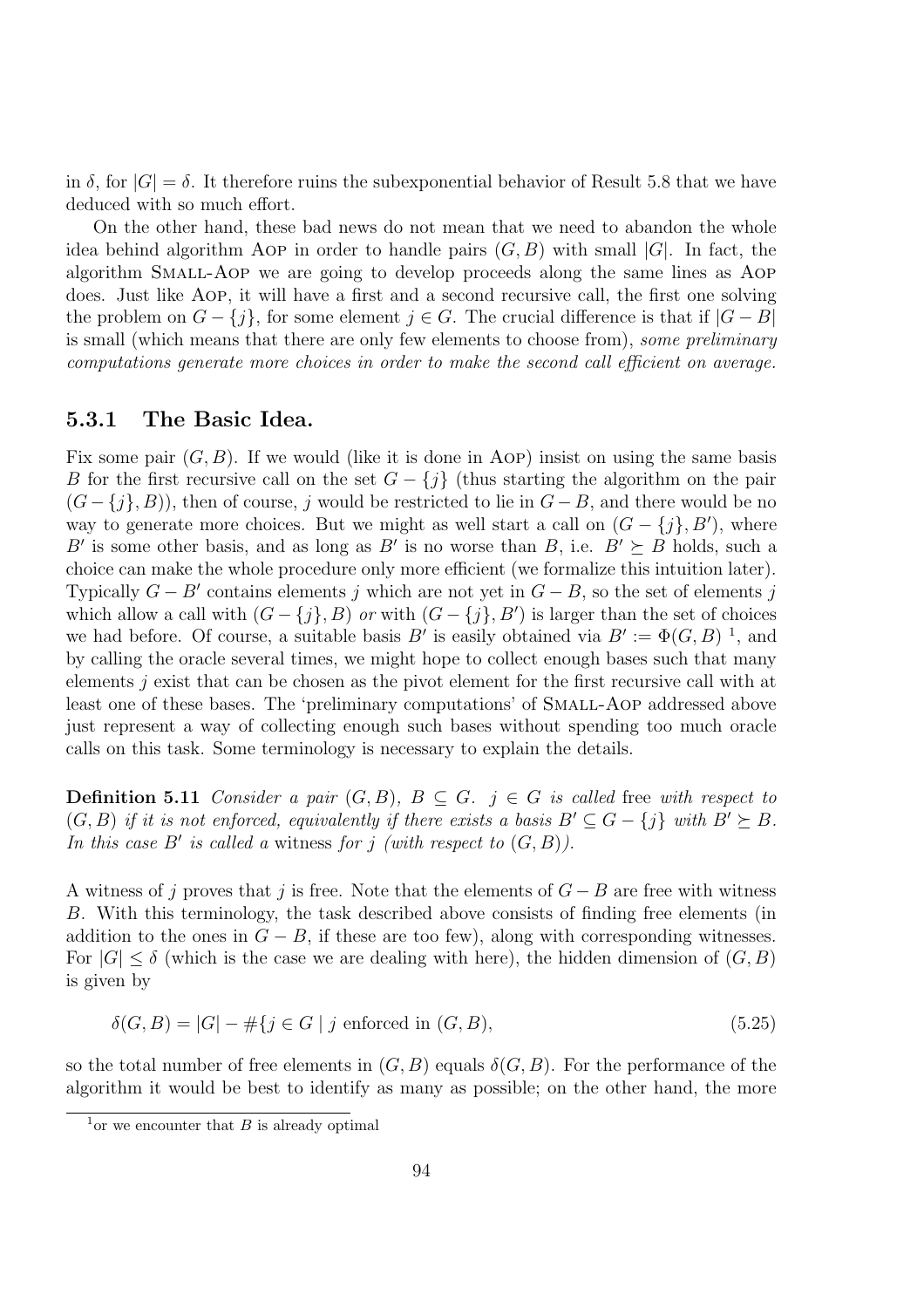in $\delta$, for $|G| = \delta$. It therefore ruins the subexponential behavior of Result 5.8 that we have deduced with so much effort.

On the other hand, these bad news do not mean that we need to abandon the whole idea behind algorithm Aop in order to handle pairs $(G, B)$ with small $|G|$. In fact, the algorithm Small-Aop we are going to develop proceeds along the same lines as Aop does. Just like Aop, it will have a first and a second recursive call, the first one solving the problem on $G - \{j\}$, for some element $j \in G$. The crucial difference is that if $|G - B|$ is small (which means that there are only few elements to choose from), *some preliminary computations generate more choices in order to make the second call efficient on average.*

### 5.3.1 The Basic Idea.

Fix some pair $(G, B)$. If we would (like it is done in Aop) insist on using the same basis $B$ for the first recursive call on the set $G - \{j\}$ (thus starting the algorithm on the pair $(G - \{j\}, B)$), then of course, $j$ would be restricted to lie in $G - B$, and there would be no way to generate more choices. But we might as well start a call on $(G - \{j\}, B')$, where $B'$ is some other basis, and as long as $B'$ is no worse than $B$, i.e. $B' \succeq B$ holds, such a choice can make the whole procedure only more efficient (we formalize this intuition later). Typically $G - B'$ contains elements $j$ which are not yet in $G - B$, so the set of elements $j$ which allow a call with $(G - \{j\}, B)$ *or* with $(G - \{j\}, B')$ is larger than the set of choices we had before. Of course, a suitable basis $B'$ is easily obtained via $B' := \Phi(G, B)$ [1], and by calling the oracle several times, we might hope to collect enough bases such that many elements $j$ exist that can be chosen as the pivot element for the first recursive call with at least one of these bases. The 'preliminary computations' of Small-Aop addressed above just represent a way of collecting enough such bases without spending too much oracle calls on this task. Some terminology is necessary to explain the details.

**Definition 5.11** *Consider a pair $(G, B)$, $B \subseteq G$. $j \in G$ is called* free *with respect to $(G, B)$ if it is not enforced, equivalently if there exists a basis $B' \subseteq G - \{j\}$ with $B' \succeq B$. In this case $B'$ is called a* witness *for $j$ (with respect to $(G, B)$).*

A witness of $j$ proves that $j$ is free. Note that the elements of $G - B$ are free with witness $B$. With this terminology, the task described above consists of finding free elements (in addition to the ones in $G - B$, if these are too few), along with corresponding witnesses. For $|G| \leq \delta$ (which is the case we are dealing with here), the hidden dimension of $(G, B)$ is given by

$$\delta(G, B) = |G| - \#\{j \in G \mid j \text{ enforced in } (G, B), \tag{5.25}$$

so the total number of free elements in $(G, B)$ equals $\delta(G, B)$. For the performance of the algorithm it would be best to identify as many as possible; on the other hand, the more

[1] or we encounter that $B$ is already optimal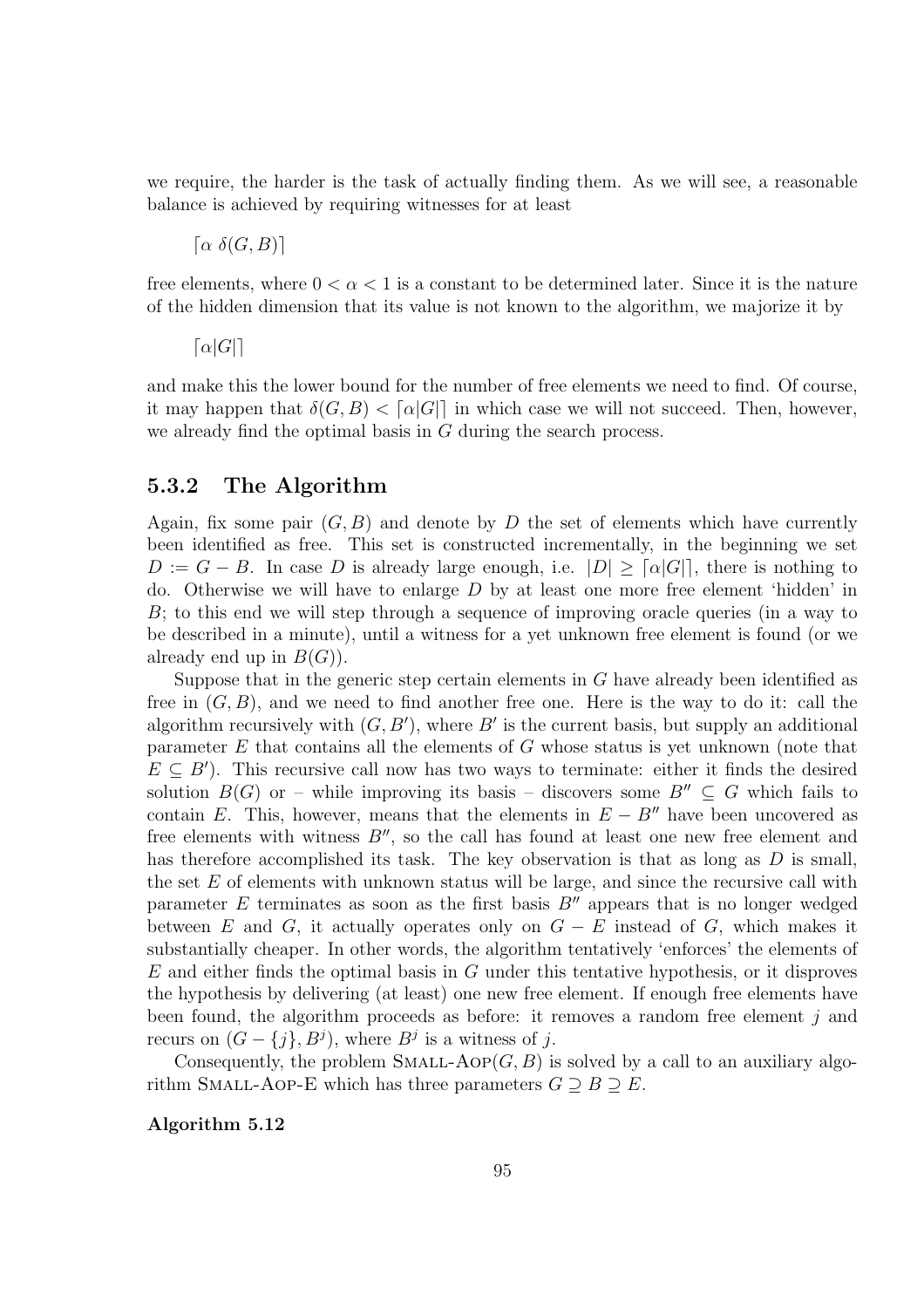we require, the harder is the task of actually finding them. As we will see, a reasonable balance is achieved by requiring witnesses for at least

$$\lceil \alpha \; \delta(G, B) \rceil$$

free elements, where $0 < \alpha < 1$ is a constant to be determined later. Since it is the nature of the hidden dimension that its value is not known to the algorithm, we majorize it by

$$\lceil \alpha |G| \rceil$$

and make this the lower bound for the number of free elements we need to find. Of course, it may happen that $\delta(G, B) < \lceil \alpha |G| \rceil$ in which case we will not succeed. Then, however, we already find the optimal basis in $G$ during the search process.

### 5.3.2 The Algorithm

Again, fix some pair $(G, B)$ and denote by $D$ the set of elements which have currently been identified as free. This set is constructed incrementally, in the beginning we set $D := G - B$. In case $D$ is already large enough, i.e. $|D| \geq \lceil \alpha |G| \rceil$, there is nothing to do. Otherwise we will have to enlarge $D$ by at least one more free element 'hidden' in $B$; to this end we will step through a sequence of improving oracle queries (in a way to be described in a minute), until a witness for a yet unknown free element is found (or we already end up in $B(G)$).

Suppose that in the generic step certain elements in $G$ have already been identified as free in $(G, B)$, and we need to find another free one. Here is the way to do it: call the algorithm recursively with $(G, B')$, where $B'$ is the current basis, but supply an additional parameter $E$ that contains all the elements of $G$ whose status is yet unknown (note that $E \subseteq B'$). This recursive call now has two ways to terminate: either it finds the desired solution $B(G)$ or – while improving its basis – discovers some $B'' \subseteq G$ which fails to contain $E$. This, however, means that the elements in $E - B''$ have been uncovered as free elements with witness $B''$, so the call has found at least one new free element and has therefore accomplished its task. The key observation is that as long as $D$ is small, the set $E$ of elements with unknown status will be large, and since the recursive call with parameter $E$ terminates as soon as the first basis $B''$ appears that is no longer wedged between $E$ and $G$, it actually operates only on $G - E$ instead of $G$, which makes it substantially cheaper. In other words, the algorithm tentatively 'enforces' the elements of $E$ and either finds the optimal basis in $G$ under this tentative hypothesis, or it disproves the hypothesis by delivering (at least) one new free element. If enough free elements have been found, the algorithm proceeds as before: it removes a random free element $j$ and recurs on $(G - \{j\}, B^j)$, where $B^j$ is a witness of $j$.

Consequently, the problem SMALL-AOP$(G, B)$ is solved by a call to an auxiliary algorithm SMALL-AOP-E which has three parameters $G \supseteq B \supseteq E$.

**Algorithm 5.12**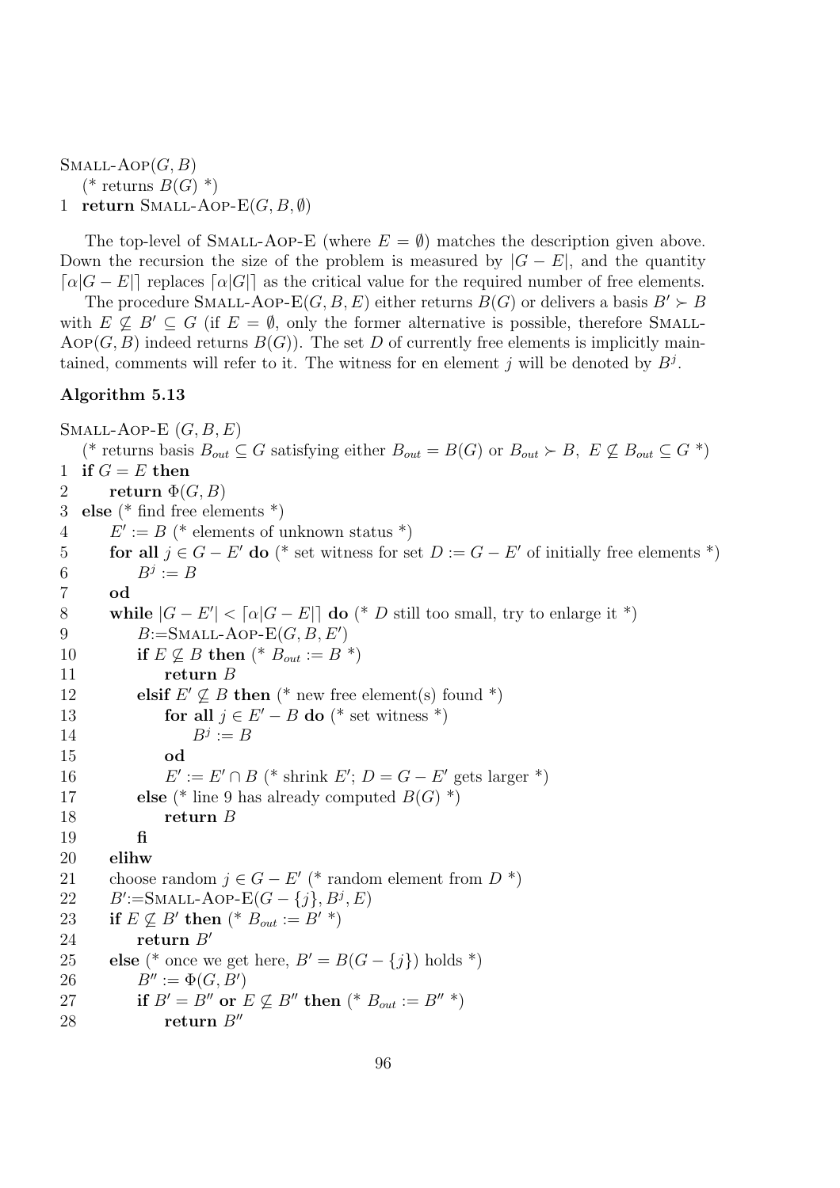SMALL-AOP$(G, B)$
   (* returns $B(G)$ *)
1  **return** SMALL-AOP-E$(G, B, \emptyset)$

The top-level of SMALL-AOP-E (where $E = \emptyset$) matches the description given above. Down the recursion the size of the problem is measured by $|G - E|$, and the quantity $\lceil \alpha |G - E| \rceil$ replaces $\lceil \alpha |G| \rceil$ as the critical value for the required number of free elements.

The procedure SMALL-AOP-E$(G, B, E)$ either returns $B(G)$ or delivers a basis $B' \succ B$ with $E \not\subseteq B' \subseteq G$ (if $E = \emptyset$, only the former alternative is possible, therefore SMALL-AOP$(G, B)$ indeed returns $B(G)$). The set $D$ of currently free elements is implicitly maintained, comments will refer to it. The witness for en element $j$ will be denoted by $B^j$.

### Algorithm 5.13

```
SMALL-AOP-E (G, B, E)
   (* returns basis B_out ⊆ G satisfying either B_out = B(G) or B_out ≻ B, E ⊈ B_out ⊆ G *)
1  if G = E then
2      return Φ(G, B)
3  else (* find free elements *)
4      E' := B (* elements of unknown status *)
5      for all j ∈ G − E' do (* set witness for set D := G − E' of initially free elements *)
6          B^j := B
7      od
8      while |G − E'| < ⌈α|G − E|⌉ do (* D still too small, try to enlarge it *)
9          B := SMALL-AOP-E(G, B, E')
10         if E ⊈ B then (* B_out := B *)
11             return B
12         elsif E' ⊈ B then (* new free element(s) found *)
13             for all j ∈ E' − B do (* set witness *)
14                 B^j := B
15             od
16             E' := E' ∩ B (* shrink E'; D = G − E' gets larger *)
17         else (* line 9 has already computed B(G) *)
18             return B
19         fi
20     elihw
21     choose random j ∈ G − E' (* random element from D *)
22     B' := SMALL-AOP-E(G − {j}, B^j, E)
23     if E ⊈ B' then (* B_out := B' *)
24         return B'
25     else (* once we get here, B' = B(G − {j}) holds *)
26         B'' := Φ(G, B')
27         if B' = B'' or E ⊈ B'' then (* B_out := B'' *)
28             return B''
```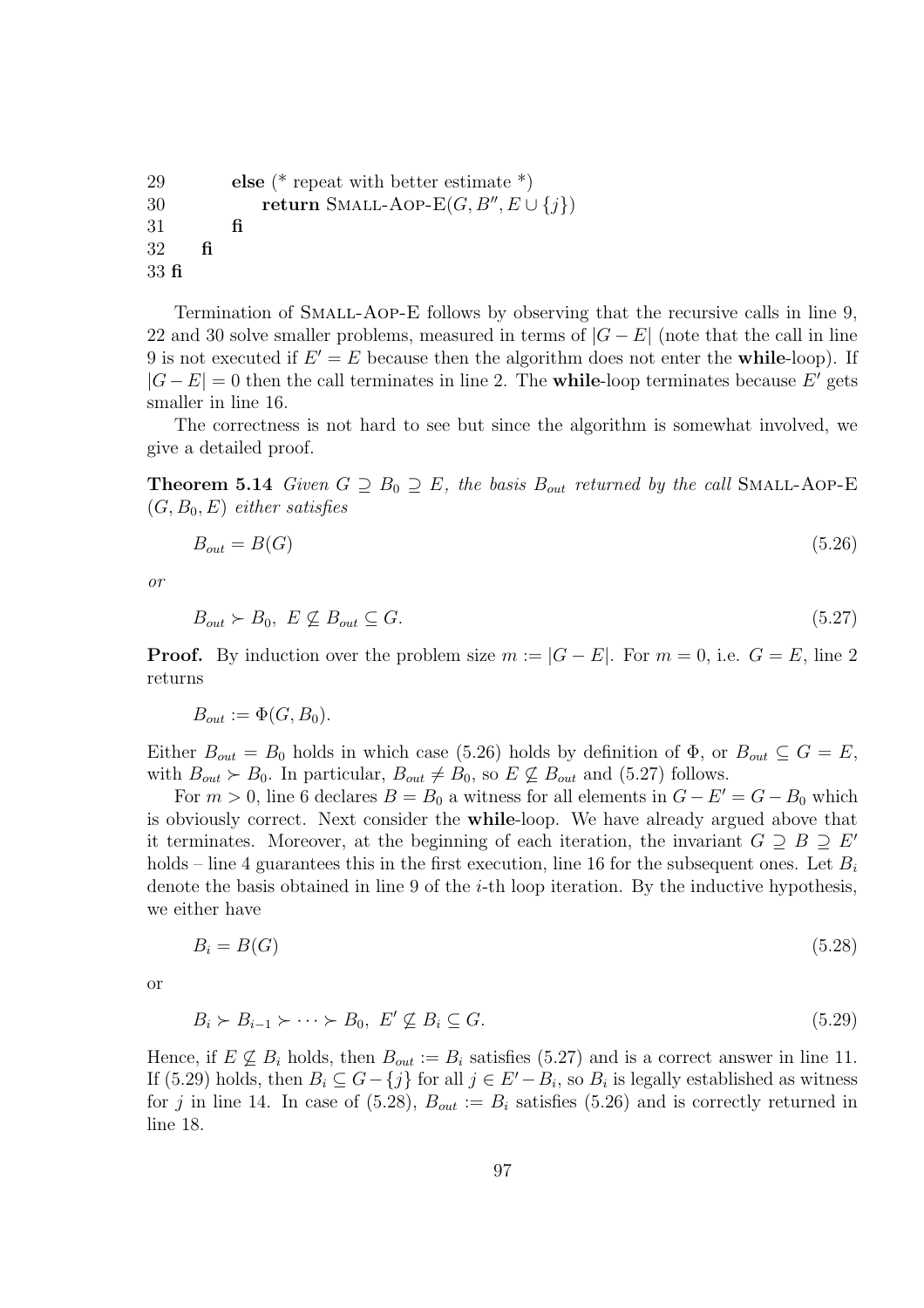```
29          else (* repeat with better estimate *)
30              return SMALL-AOP-E(G, B'', E ∪ {j})
31          fi
32      fi
33 fi
```

Termination of SMALL-AOP-E follows by observing that the recursive calls in line 9, 22 and 30 solve smaller problems, measured in terms of $|G - E|$ (note that the call in line 9 is not executed if $E' = E$ because then the algorithm does not enter the **while**-loop). If $|G - E| = 0$ then the call terminates in line 2. The **while**-loop terminates because $E'$ gets smaller in line 16.

The correctness is not hard to see but since the algorithm is somewhat involved, we give a detailed proof.

**Theorem 5.14** *Given $G \supseteq B_0 \supseteq E$, the basis $B_{out}$ returned by the call* SMALL-AOP-E $(G, B_0, E)$ *either satisfies*

$$B_{out} = B(G) \tag{5.26}$$

*or*

$$B_{out} \succ B_0,\ E \not\subseteq B_{out} \subseteq G. \tag{5.27}$$

**Proof.** By induction over the problem size $m := |G - E|$. For $m = 0$, i.e. $G = E$, line 2 returns

$$B_{out} := \Phi(G, B_0).$$

Either $B_{out} = B_0$ holds in which case (5.26) holds by definition of $\Phi$, or $B_{out} \subseteq G = E$, with $B_{out} \succ B_0$. In particular, $B_{out} \neq B_0$, so $E \not\subseteq B_{out}$ and (5.27) follows.

For $m > 0$, line 6 declares $B = B_0$ a witness for all elements in $G - E' = G - B_0$ which is obviously correct. Next consider the **while**-loop. We have already argued above that it terminates. Moreover, at the beginning of each iteration, the invariant $G \supseteq B \supseteq E'$ holds – line 4 guarantees this in the first execution, line 16 for the subsequent ones. Let $B_i$ denote the basis obtained in line 9 of the $i$-th loop iteration. By the inductive hypothesis, we either have

$$B_i = B(G) \tag{5.28}$$

or

$$B_i \succ B_{i-1} \succ \cdots \succ B_0,\ E' \not\subseteq B_i \subseteq G. \tag{5.29}$$

Hence, if $E \not\subseteq B_i$ holds, then $B_{out} := B_i$ satisfies (5.27) and is a correct answer in line 11. If (5.29) holds, then $B_i \subseteq G - \{j\}$ for all $j \in E' - B_i$, so $B_i$ is legally established as witness for $j$ in line 14. In case of (5.28), $B_{out} := B_i$ satisfies (5.26) and is correctly returned in line 18.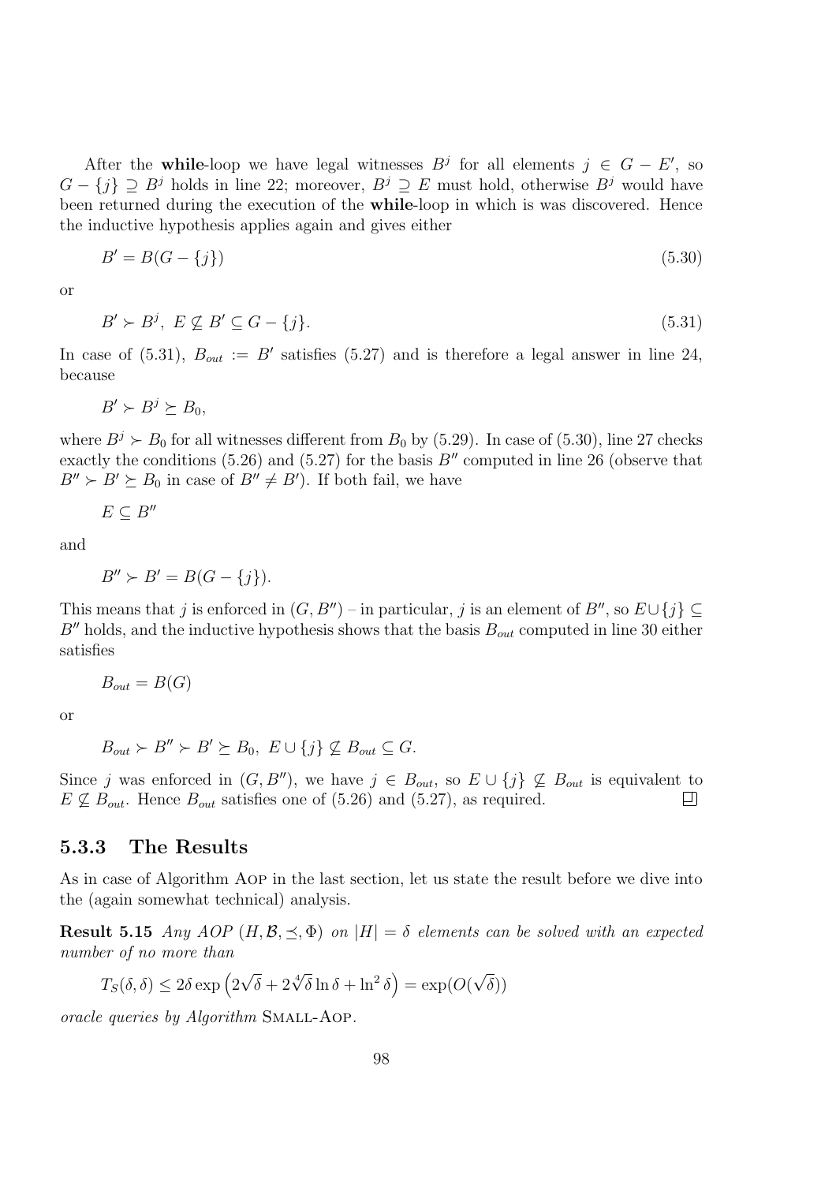After the **while**-loop we have legal witnesses $B^j$ for all elements $j \in G - E'$, so $G - \{j\} \supseteq B^j$ holds in line 22; moreover, $B^j \supseteq E$ must hold, otherwise $B^j$ would have been returned during the execution of the **while**-loop in which is was discovered. Hence the inductive hypothesis applies again and gives either

$$B' = B(G - \{j\}) \tag{5.30}$$

or

$$B' \succ B^j, \ E \not\subseteq B' \subseteq G - \{j\}. \tag{5.31}$$

In case of (5.31), $B_{out} := B'$ satisfies (5.27) and is therefore a legal answer in line 24, because

$$B' \succ B^j \succeq B_0,$$

where $B^j \succ B_0$ for all witnesses different from $B_0$ by (5.29). In case of (5.30), line 27 checks exactly the conditions (5.26) and (5.27) for the basis $B''$ computed in line 26 (observe that $B'' \succ B' \succeq B_0$ in case of $B'' \neq B'$). If both fail, we have

$$E \subseteq B''$$

and

$$B'' \succ B' = B(G - \{j\}).$$

This means that $j$ is enforced in $(G, B'')$ – in particular, $j$ is an element of $B''$, so $E \cup \{j\} \subseteq B''$ holds, and the inductive hypothesis shows that the basis $B_{out}$ computed in line 30 either satisfies

$$B_{out} = B(G)$$

or

$$B_{out} \succ B'' \succ B' \succeq B_0, \ E \cup \{j\} \not\subseteq B_{out} \subseteq G.$$

Since $j$ was enforced in $(G, B'')$, we have $j \in B_{out}$, so $E \cup \{j\} \not\subseteq B_{out}$ is equivalent to $E \not\subseteq B_{out}$. Hence $B_{out}$ satisfies one of (5.26) and (5.27), as required. □

### 5.3.3 The Results

As in case of Algorithm AOP in the last section, let us state the result before we dive into the (again somewhat technical) analysis.

**Result 5.15** *Any AOP $(H, \mathcal{B}, \preceq, \Phi)$ on $|H| = \delta$ elements can be solved with an expected number of no more than*

$$T_S(\delta, \delta) \leq 2\delta \exp\left(2\sqrt{\delta} + 2\sqrt[4]{\delta} \ln \delta + \ln^2 \delta\right) = \exp(O(\sqrt{\delta}))$$

*oracle queries by Algorithm* SMALL-AOP.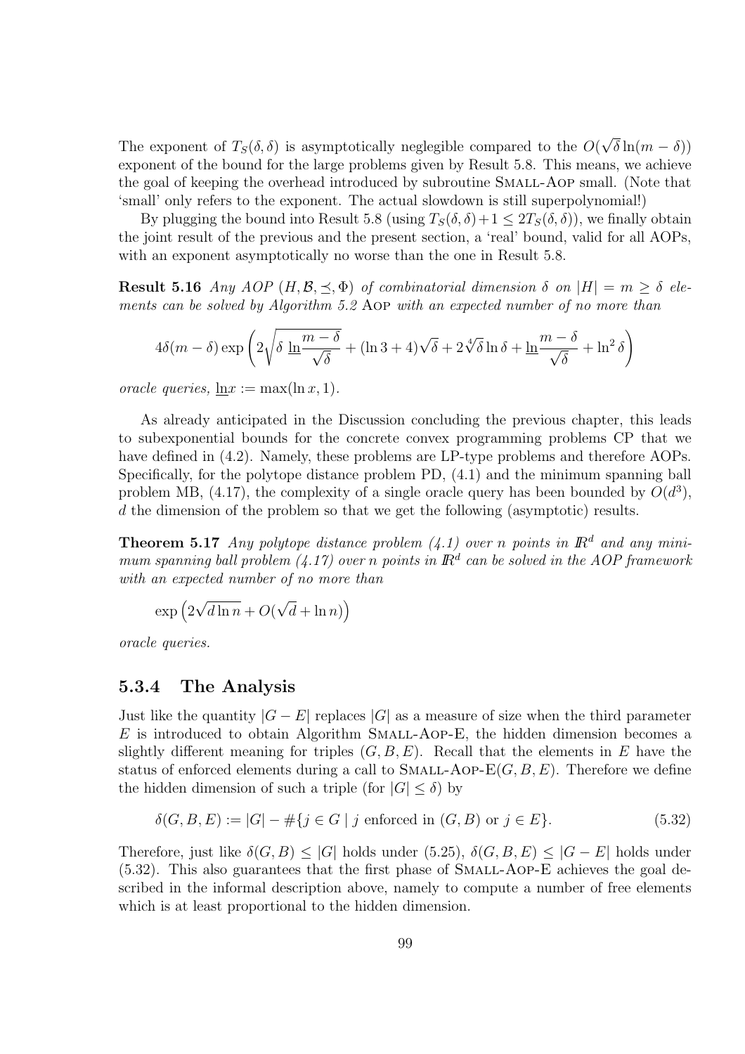The exponent of $T_S(\delta, \delta)$ is asymptotically neglegible compared to the $O(\sqrt{\delta} \ln(m - \delta))$ exponent of the bound for the large problems given by Result 5.8. This means, we achieve the goal of keeping the overhead introduced by subroutine SMALL-AOP small. (Note that 'small' only refers to the exponent. The actual slowdown is still superpolynomial!)

By plugging the bound into Result 5.8 (using $T_S(\delta, \delta) + 1 \leq 2T_S(\delta, \delta)$), we finally obtain the joint result of the previous and the present section, a 'real' bound, valid for all AOPs, with an exponent asymptotically no worse than the one in Result 5.8.

**Result 5.16** *Any AOP $(H, \mathcal{B}, \preceq, \Phi)$ of combinatorial dimension $\delta$ on $|H| = m \geq \delta$ elements can be solved by Algorithm 5.2* AOP *with an expected number of no more than*

$$4\delta(m - \delta) \exp\left(2\sqrt{\delta\, \underline{\ln}\frac{m - \delta}{\sqrt{\delta}}} + (\ln 3 + 4)\sqrt{\delta} + 2\sqrt[4]{\delta} \ln \delta + \underline{\ln}\frac{m - \delta}{\sqrt{\delta}} + \ln^2 \delta\right)$$

*oracle queries,* $\underline{\ln} x := \max(\ln x, 1)$.

As already anticipated in the Discussion concluding the previous chapter, this leads to subexponential bounds for the concrete convex programming problems CP that we have defined in (4.2). Namely, these problems are LP-type problems and therefore AOPs. Specifically, for the polytope distance problem PD, (4.1) and the minimum spanning ball problem MB, (4.17), the complexity of a single oracle query has been bounded by $O(d^3)$, $d$ the dimension of the problem so that we get the following (asymptotic) results.

**Theorem 5.17** *Any polytope distance problem (4.1) over $n$ points in $\mathbb{R}^d$ and any minimum spanning ball problem (4.17) over $n$ points in $\mathbb{R}^d$ can be solved in the AOP framework with an expected number of no more than*

$$\exp\left(2\sqrt{d \ln n} + O(\sqrt{d} + \ln n)\right)$$

*oracle queries.*

### 5.3.4 The Analysis

Just like the quantity $|G - E|$ replaces $|G|$ as a measure of size when the third parameter $E$ is introduced to obtain Algorithm SMALL-AOP-E, the hidden dimension becomes a slightly different meaning for triples $(G, B, E)$. Recall that the elements in $E$ have the status of enforced elements during a call to SMALL-AOP-E$(G, B, E)$. Therefore we define the hidden dimension of such a triple (for $|G| \leq \delta$) by

$$\delta(G, B, E) := |G| - \#\{j \in G \mid j \text{ enforced in } (G, B) \text{ or } j \in E\}. \tag{5.32}$$

Therefore, just like $\delta(G, B) \leq |G|$ holds under (5.25), $\delta(G, B, E) \leq |G - E|$ holds under (5.32). This also guarantees that the first phase of SMALL-AOP-E achieves the goal described in the informal description above, namely to compute a number of free elements which is at least proportional to the hidden dimension.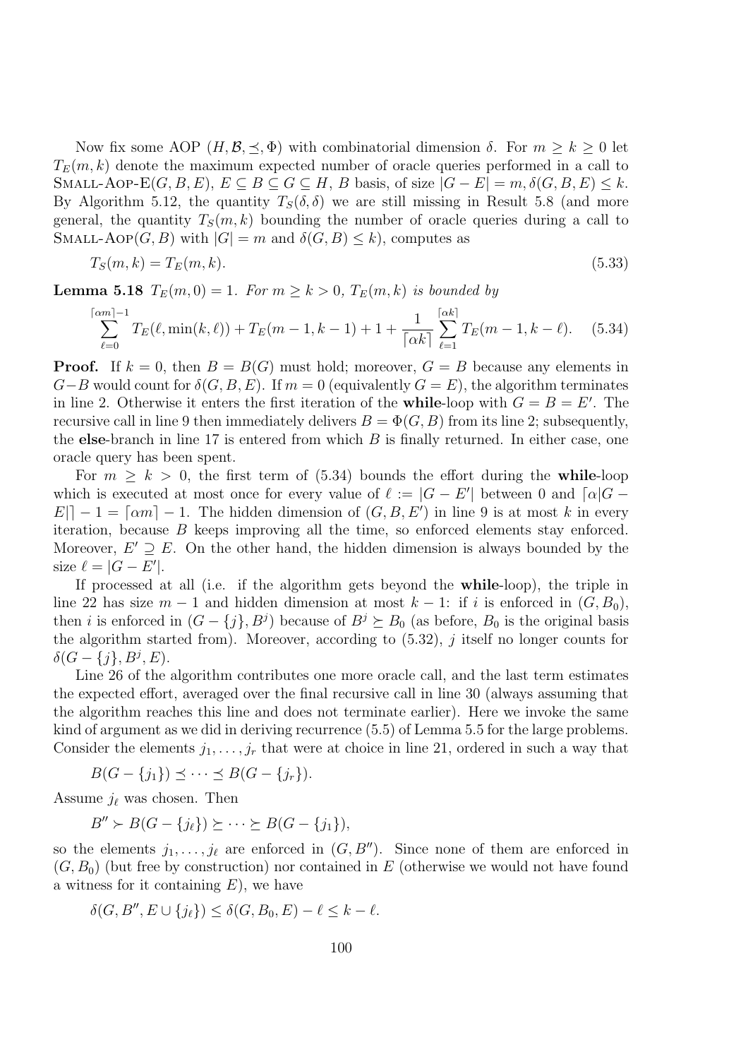Now fix some AOP $(H, \mathcal{B}, \preceq, \Phi)$ with combinatorial dimension $\delta$. For $m \geq k \geq 0$ let $T_E(m,k)$ denote the maximum expected number of oracle queries performed in a call to Small-Aop-E$(G, B, E)$, $E \subseteq B \subseteq G \subseteq H$, $B$ basis, of size $|G - E| = m$, $\delta(G, B, E) \leq k$. By Algorithm 5.12, the quantity $T_S(\delta, \delta)$ we are still missing in Result 5.8 (and more general, the quantity $T_S(m,k)$ bounding the number of oracle queries during a call to Small-Aop$(G, B)$ with $|G| = m$ and $\delta(G, B) \leq k$), computes as

$$T_S(m,k) = T_E(m,k). \tag{5.33}$$

**Lemma 5.18** *$T_E(m, 0) = 1$. For $m \geq k > 0$, $T_E(m,k)$ is bounded by*

$$\sum_{\ell=0}^{\lceil \alpha m \rceil - 1} T_E(\ell, \min(k, \ell)) + T_E(m-1, k-1) + 1 + \frac{1}{\lceil \alpha k \rceil} \sum_{\ell=1}^{\lceil \alpha k \rceil} T_E(m-1, k-\ell). \tag{5.34}$$

**Proof.** If $k = 0$, then $B = B(G)$ must hold; moreover, $G = B$ because any elements in $G - B$ would count for $\delta(G, B, E)$. If $m = 0$ (equivalently $G = E$), the algorithm terminates in line 2. Otherwise it enters the first iteration of the **while**-loop with $G = B = E'$. The recursive call in line 9 then immediately delivers $B = \Phi(G, B)$ from its line 2; subsequently, the **else**-branch in line 17 is entered from which $B$ is finally returned. In either case, one oracle query has been spent.

For $m \geq k > 0$, the first term of (5.34) bounds the effort during the **while**-loop which is executed at most once for every value of $\ell := |G - E'|$ between 0 and $\lceil \alpha |G - E| \rceil - 1 = \lceil \alpha m \rceil - 1$. The hidden dimension of $(G, B, E')$ in line 9 is at most $k$ in every iteration, because $B$ keeps improving all the time, so enforced elements stay enforced. Moreover, $E' \supseteq E$. On the other hand, the hidden dimension is always bounded by the size $\ell = |G - E'|$.

If processed at all (i.e. if the algorithm gets beyond the **while**-loop), the triple in line 22 has size $m - 1$ and hidden dimension at most $k - 1$: if $i$ is enforced in $(G, B_0)$, then $i$ is enforced in $(G - \{j\}, B^j)$ because of $B^j \succeq B_0$ (as before, $B_0$ is the original basis the algorithm started from). Moreover, according to (5.32), $j$ itself no longer counts for $\delta(G - \{j\}, B^j, E)$.

Line 26 of the algorithm contributes one more oracle call, and the last term estimates the expected effort, averaged over the final recursive call in line 30 (always assuming that the algorithm reaches this line and does not terminate earlier). Here we invoke the same kind of argument as we did in deriving recurrence (5.5) of Lemma 5.5 for the large problems. Consider the elements $j_1, \ldots, j_r$ that were at choice in line 21, ordered in such a way that

$$B(G - \{j_1\}) \preceq \cdots \preceq B(G - \{j_r\}).$$

Assume $j_\ell$ was chosen. Then

$$B'' \succ B(G - \{j_\ell\}) \succeq \cdots \succeq B(G - \{j_1\}),$$

so the elements $j_1, \ldots, j_\ell$ are enforced in $(G, B'')$. Since none of them are enforced in $(G, B_0)$ (but free by construction) nor contained in $E$ (otherwise we would not have found a witness for it containing $E$), we have

$$\delta(G, B'', E \cup \{j_\ell\}) \leq \delta(G, B_0, E) - \ell \leq k - \ell.$$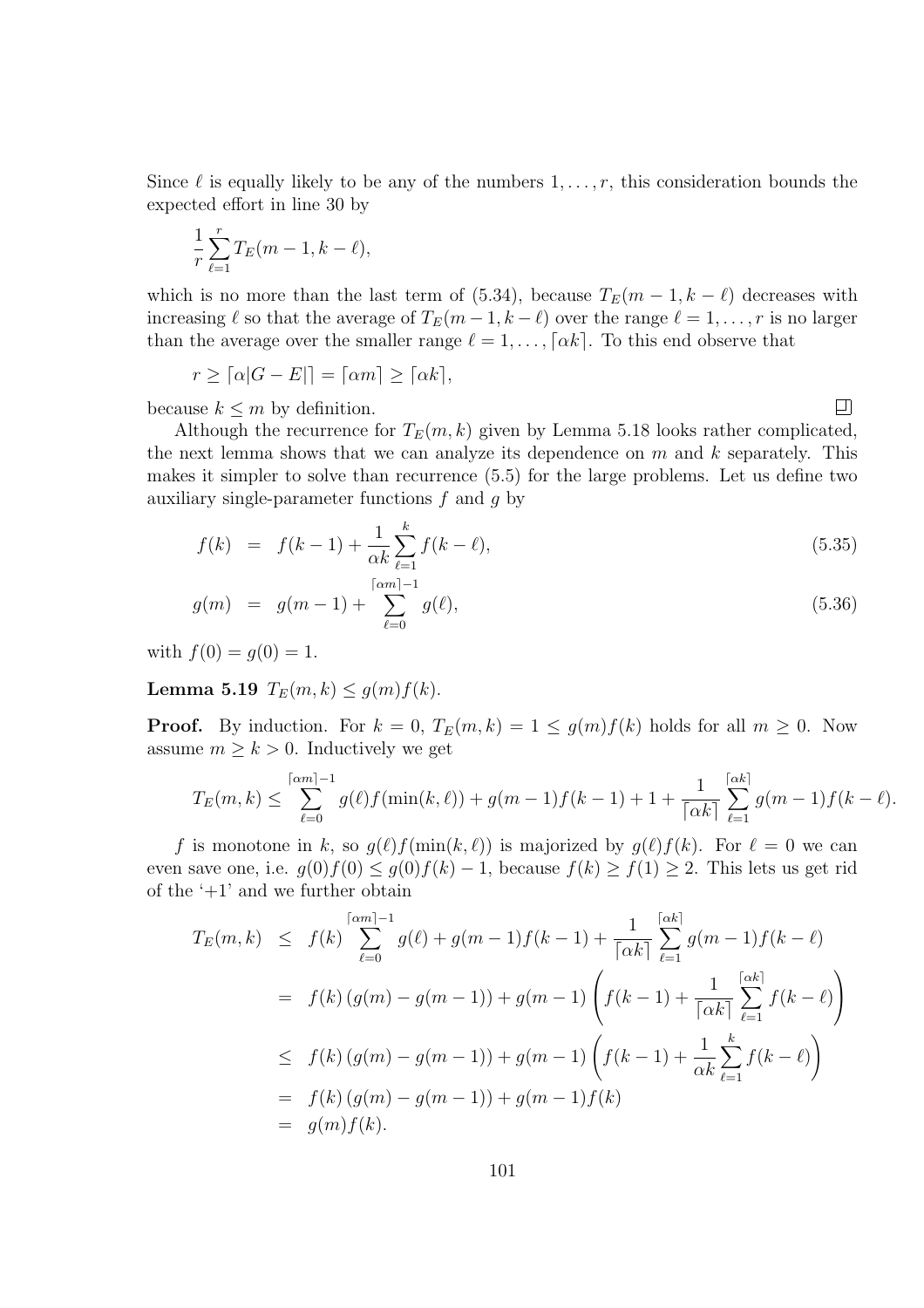Since $\ell$ is equally likely to be any of the numbers $1, \ldots, r$, this consideration bounds the expected effort in line 30 by

$$\frac{1}{r}\sum_{\ell=1}^{r} T_E(m-1, k-\ell),$$

which is no more than the last term of (5.34), because $T_E(m-1, k-\ell)$ decreases with increasing $\ell$ so that the average of $T_E(m-1, k-\ell)$ over the range $\ell = 1, \ldots, r$ is no larger than the average over the smaller range $\ell = 1, \ldots, \lceil \alpha k \rceil$. To this end observe that

$$r \geq \lceil \alpha |G - E| \rceil = \lceil \alpha m \rceil \geq \lceil \alpha k \rceil,$$

because $k \leq m$ by definition. $\square$

Although the recurrence for $T_E(m, k)$ given by Lemma 5.18 looks rather complicated, the next lemma shows that we can analyze its dependence on $m$ and $k$ separately. This makes it simpler to solve than recurrence (5.5) for the large problems. Let us define two auxiliary single-parameter functions $f$ and $g$ by

$$f(k) = f(k-1) + \frac{1}{\alpha k}\sum_{\ell=1}^{k} f(k-\ell), \tag{5.35}$$

$$g(m) = g(m-1) + \sum_{\ell=0}^{\lceil \alpha m \rceil - 1} g(\ell), \tag{5.36}$$

with $f(0) = g(0) = 1$.

**Lemma 5.19** $T_E(m, k) \leq g(m) f(k)$.

**Proof.** By induction. For $k = 0$, $T_E(m, k) = 1 \leq g(m) f(k)$ holds for all $m \geq 0$. Now assume $m \geq k > 0$. Inductively we get

$$T_E(m, k) \leq \sum_{\ell=0}^{\lceil \alpha m \rceil - 1} g(\ell) f(\min(k, \ell)) + g(m-1) f(k-1) + 1 + \frac{1}{\lceil \alpha k \rceil}\sum_{\ell=1}^{\lceil \alpha k \rceil} g(m-1) f(k-\ell).$$

$f$ is monotone in $k$, so $g(\ell) f(\min(k, \ell))$ is majorized by $g(\ell) f(k)$. For $\ell = 0$ we can even save one, i.e. $g(0) f(0) \leq g(0) f(k) - 1$, because $f(k) \geq f(1) \geq 2$. This lets us get rid of the '+1' and we further obtain

$$\begin{aligned}
T_E(m, k) &\leq f(k)\sum_{\ell=0}^{\lceil \alpha m \rceil - 1} g(\ell) + g(m-1) f(k-1) + \frac{1}{\lceil \alpha k \rceil}\sum_{\ell=1}^{\lceil \alpha k \rceil} g(m-1) f(k-\ell) \\
&= f(k)\left(g(m) - g(m-1)\right) + g(m-1)\left(f(k-1) + \frac{1}{\lceil \alpha k \rceil}\sum_{\ell=1}^{\lceil \alpha k \rceil} f(k-\ell)\right) \\
&\leq f(k)\left(g(m) - g(m-1)\right) + g(m-1)\left(f(k-1) + \frac{1}{\alpha k}\sum_{\ell=1}^{k} f(k-\ell)\right) \\
&= f(k)\left(g(m) - g(m-1)\right) + g(m-1) f(k) \\
&= g(m) f(k).
\end{aligned}$$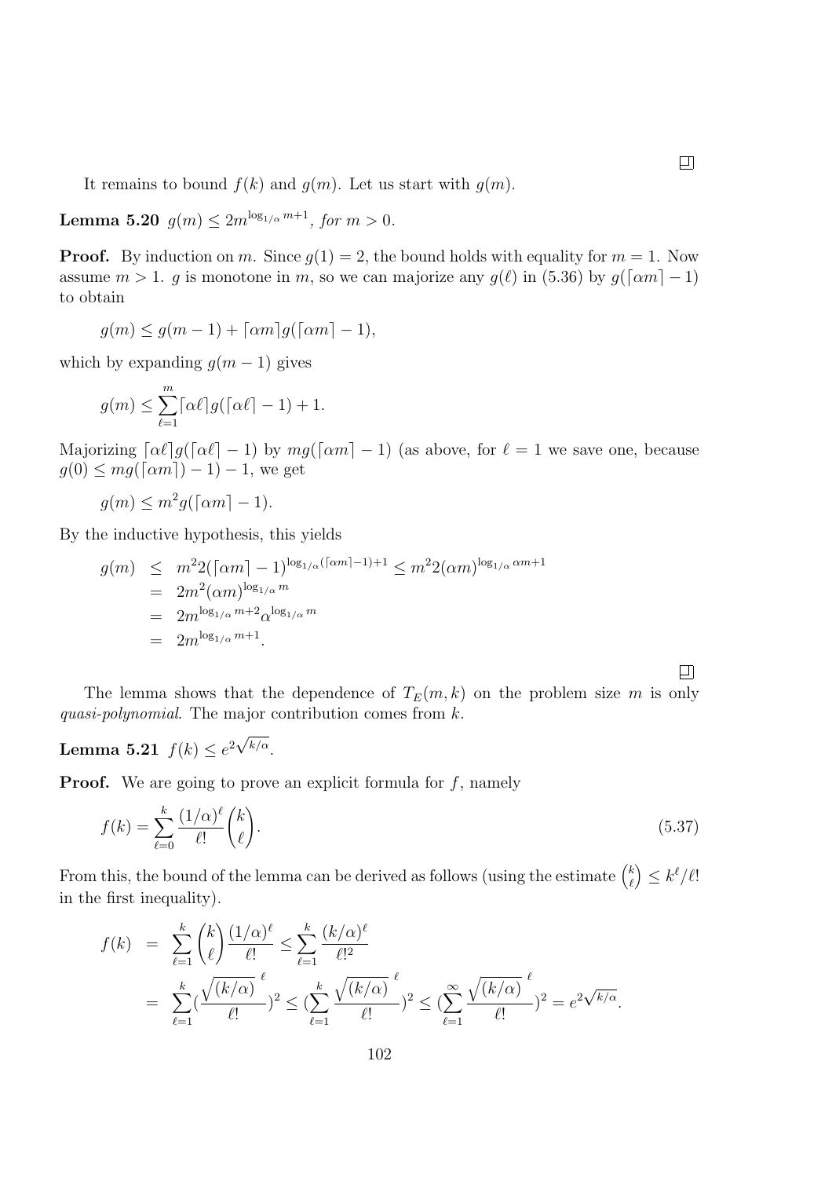□

It remains to bound $f(k)$ and $g(m)$. Let us start with $g(m)$.

**Lemma 5.20** *$g(m) \leq 2m^{\log_{1/\alpha} m+1}$, for $m > 0$.*

**Proof.** By induction on $m$. Since $g(1) = 2$, the bound holds with equality for $m = 1$. Now assume $m > 1$. $g$ is monotone in $m$, so we can majorize any $g(\ell)$ in (5.36) by $g(\lceil \alpha m \rceil - 1)$ to obtain

$$g(m) \leq g(m-1) + \lceil \alpha m \rceil g(\lceil \alpha m \rceil - 1),$$

which by expanding $g(m-1)$ gives

$$g(m) \leq \sum_{\ell=1}^{m} \lceil \alpha \ell \rceil g(\lceil \alpha \ell \rceil - 1) + 1.$$

Majorizing $\lceil \alpha \ell \rceil g(\lceil \alpha \ell \rceil - 1)$ by $mg(\lceil \alpha m \rceil - 1)$ (as above, for $\ell = 1$ we save one, because $g(0) \leq mg(\lceil \alpha m \rceil) - 1) - 1$, we get

$$g(m) \leq m^2 g(\lceil \alpha m \rceil - 1).$$

By the inductive hypothesis, this yields

$$\begin{aligned}
g(m) &\leq m^2 2(\lceil \alpha m \rceil - 1)^{\log_{1/\alpha}(\lceil \alpha m \rceil - 1)+1} \leq m^2 2(\alpha m)^{\log_{1/\alpha} \alpha m+1} \\
&= 2m^2 (\alpha m)^{\log_{1/\alpha} m} \\
&= 2m^{\log_{1/\alpha} m+2} \alpha^{\log_{1/\alpha} m} \\
&= 2m^{\log_{1/\alpha} m+1}.
\end{aligned}$$

□

The lemma shows that the dependence of $T_E(m,k)$ on the problem size $m$ is only *quasi-polynomial*. The major contribution comes from $k$.

**Lemma 5.21** *$f(k) \leq e^{2\sqrt{k/\alpha}}$.*

**Proof.** We are going to prove an explicit formula for $f$, namely

$$f(k) = \sum_{\ell=0}^{k} \frac{(1/\alpha)^\ell}{\ell!} \binom{k}{\ell}. \tag{5.37}$$

From this, the bound of the lemma can be derived as follows (using the estimate $\binom{k}{\ell} \leq k^\ell/\ell!$ in the first inequality).

$$\begin{aligned}
f(k) &= \sum_{\ell=1}^{k} \binom{k}{\ell} \frac{(1/\alpha)^\ell}{\ell!} \leq \sum_{\ell=1}^{k} \frac{(k/\alpha)^\ell}{\ell!^2} \\
&= \sum_{\ell=1}^{k} \left(\frac{\sqrt{(k/\alpha)}^{\,\ell}}{\ell!}\right)^2 \leq \left(\sum_{\ell=1}^{k} \frac{\sqrt{(k/\alpha)}^{\,\ell}}{\ell!}\right)^2 \leq \left(\sum_{\ell=1}^{\infty} \frac{\sqrt{(k/\alpha)}^{\,\ell}}{\ell!}\right)^2 = e^{2\sqrt{k/\alpha}}.
\end{aligned}$$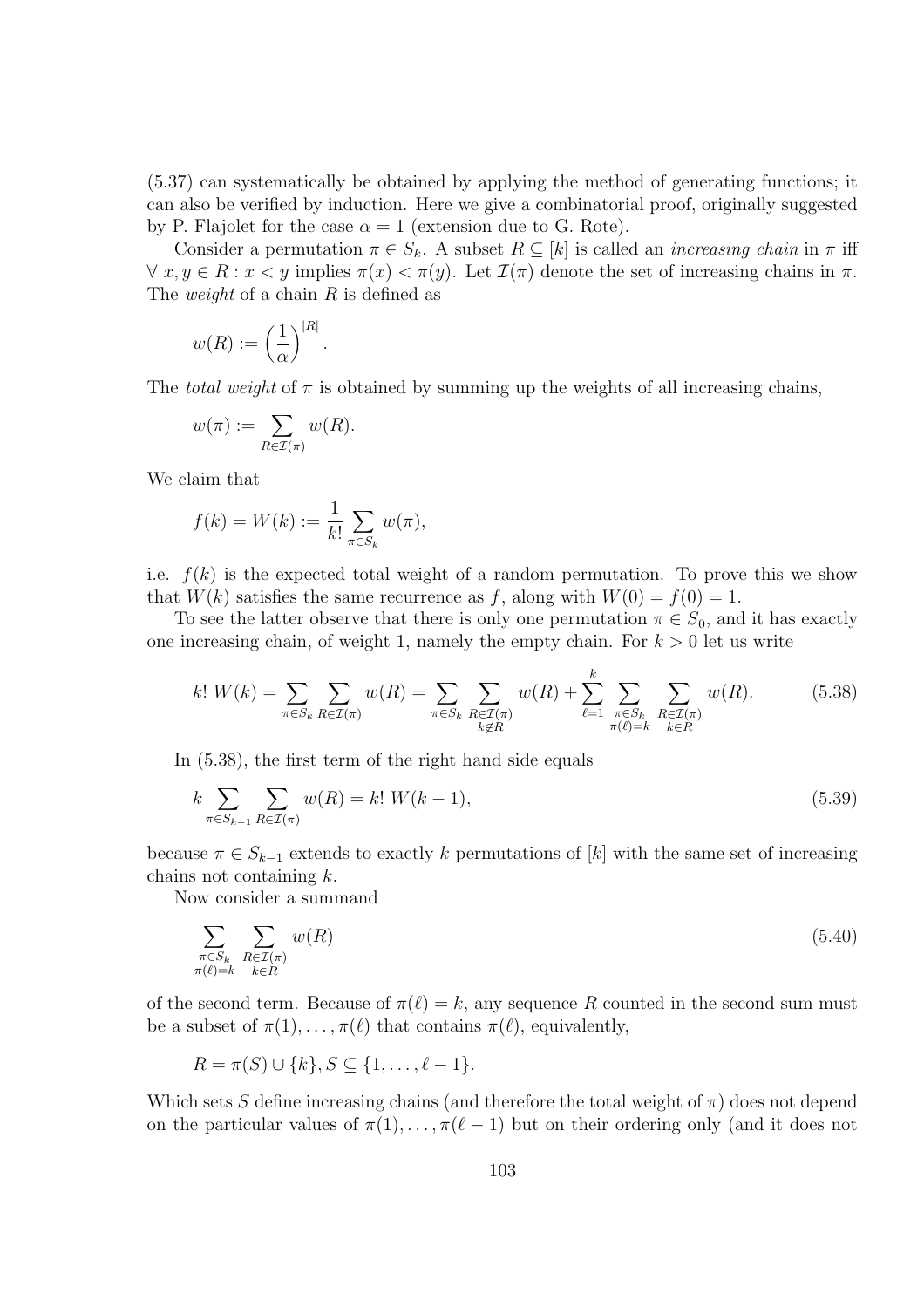(5.37) can systematically be obtained by applying the method of generating functions; it can also be verified by induction. Here we give a combinatorial proof, originally suggested by P. Flajolet for the case $\alpha = 1$ (extension due to G. Rote).

Consider a permutation $\pi \in S_k$. A subset $R \subseteq [k]$ is called an *increasing chain* in $\pi$ iff $\forall\, x, y \in R : x < y$ implies $\pi(x) < \pi(y)$. Let $\mathcal{I}(\pi)$ denote the set of increasing chains in $\pi$. The *weight* of a chain $R$ is defined as

$$w(R) := \left(\frac{1}{\alpha}\right)^{|R|}.$$

The *total weight* of $\pi$ is obtained by summing up the weights of all increasing chains,

$$w(\pi) := \sum_{R \in \mathcal{I}(\pi)} w(R).$$

We claim that

$$f(k) = W(k) := \frac{1}{k!} \sum_{\pi \in S_k} w(\pi),$$

i.e. $f(k)$ is the expected total weight of a random permutation. To prove this we show that $W(k)$ satisfies the same recurrence as $f$, along with $W(0) = f(0) = 1$.

To see the latter observe that there is only one permutation $\pi \in S_0$, and it has exactly one increasing chain, of weight 1, namely the empty chain. For $k > 0$ let us write

$$k!\, W(k) = \sum_{\pi \in S_k} \sum_{R \in \mathcal{I}(\pi)} w(R) = \sum_{\pi \in S_k} \sum_{\substack{R \in \mathcal{I}(\pi) \\ k \notin R}} w(R) + \sum_{\ell=1}^{k} \sum_{\substack{\pi \in S_k \\ \pi(\ell) = k}} \sum_{\substack{R \in \mathcal{I}(\pi) \\ k \in R}} w(R). \tag{5.38}$$

In (5.38), the first term of the right hand side equals

$$k \sum_{\pi \in S_{k-1}} \sum_{R \in \mathcal{I}(\pi)} w(R) = k!\, W(k-1), \tag{5.39}$$

because $\pi \in S_{k-1}$ extends to exactly $k$ permutations of $[k]$ with the same set of increasing chains not containing $k$.

Now consider a summand

$$\sum_{\substack{\pi \in S_k \\ \pi(\ell) = k}} \sum_{\substack{R \in \mathcal{I}(\pi) \\ k \in R}} w(R) \tag{5.40}$$

of the second term. Because of $\pi(\ell) = k$, any sequence $R$ counted in the second sum must be a subset of $\pi(1), \ldots, \pi(\ell)$ that contains $\pi(\ell)$, equivalently,

$$R = \pi(S) \cup \{k\}, S \subseteq \{1, \ldots, \ell - 1\}.$$

Which sets $S$ define increasing chains (and therefore the total weight of $\pi$) does not depend on the particular values of $\pi(1), \ldots, \pi(\ell - 1)$ but on their ordering only (and it does not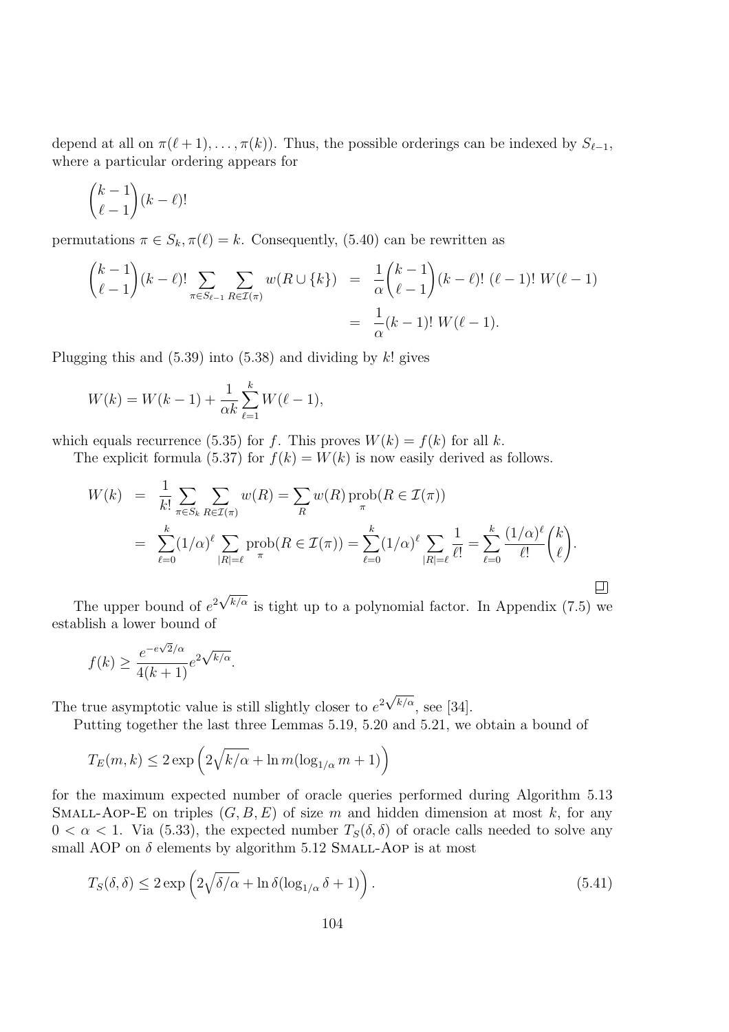depend at all on $\pi(\ell+1), \ldots, \pi(k)$). Thus, the possible orderings can be indexed by $S_{\ell-1}$, where a particular ordering appears for

$$\binom{k-1}{\ell-1}(k-\ell)!$$

permutations $\pi \in S_k, \pi(\ell) = k$. Consequently, (5.40) can be rewritten as

$$\begin{aligned}
\binom{k-1}{\ell-1}(k-\ell)! \sum_{\pi \in S_{\ell-1}} \sum_{R \in \mathcal{I}(\pi)} w(R \cup \{k\}) &= \frac{1}{\alpha}\binom{k-1}{\ell-1}(k-\ell)!\ (\ell-1)!\ W(\ell-1) \\
&= \frac{1}{\alpha}(k-1)!\ W(\ell-1).
\end{aligned}$$

Plugging this and (5.39) into (5.38) and dividing by $k!$ gives

$$W(k) = W(k-1) + \frac{1}{\alpha k}\sum_{\ell=1}^{k} W(\ell-1),$$

which equals recurrence (5.35) for $f$. This proves $W(k) = f(k)$ for all $k$.

The explicit formula (5.37) for $f(k) = W(k)$ is now easily derived as follows.

$$\begin{aligned}
W(k) &= \frac{1}{k!}\sum_{\pi \in S_k}\sum_{R \in \mathcal{I}(\pi)} w(R) = \sum_R w(R) \operatorname*{prob}_{\pi}(R \in \mathcal{I}(\pi)) \\
&= \sum_{\ell=0}^{k}(1/\alpha)^\ell \sum_{|R|=\ell} \operatorname*{prob}_{\pi}(R \in \mathcal{I}(\pi)) = \sum_{\ell=0}^{k}(1/\alpha)^\ell \sum_{|R|=\ell}\frac{1}{\ell!} = \sum_{\ell=0}^{k}\frac{(1/\alpha)^\ell}{\ell!}\binom{k}{\ell}.
\end{aligned}$$

□

The upper bound of $e^{2\sqrt{k/\alpha}}$ is tight up to a polynomial factor. In Appendix (7.5) we establish a lower bound of

$$f(k) \geq \frac{e^{-e\sqrt{2}/\alpha}}{4(k+1)} e^{2\sqrt{k/\alpha}}.$$

The true asymptotic value is still slightly closer to $e^{2\sqrt{k/\alpha}}$, see [34].

Putting together the last three Lemmas 5.19, 5.20 and 5.21, we obtain a bound of

$$T_E(m,k) \leq 2\exp\left(2\sqrt{k/\alpha} + \ln m(\log_{1/\alpha} m + 1)\right)$$

for the maximum expected number of oracle queries performed during Algorithm 5.13 Small-Aop-E on triples $(G, B, E)$ of size $m$ and hidden dimension at most $k$, for any $0 < \alpha < 1$. Via (5.33), the expected number $T_S(\delta, \delta)$ of oracle calls needed to solve any small AOP on $\delta$ elements by algorithm 5.12 Small-Aop is at most

$$T_S(\delta,\delta) \leq 2\exp\left(2\sqrt{\delta/\alpha} + \ln\delta(\log_{1/\alpha}\delta + 1)\right). \tag{5.41}$$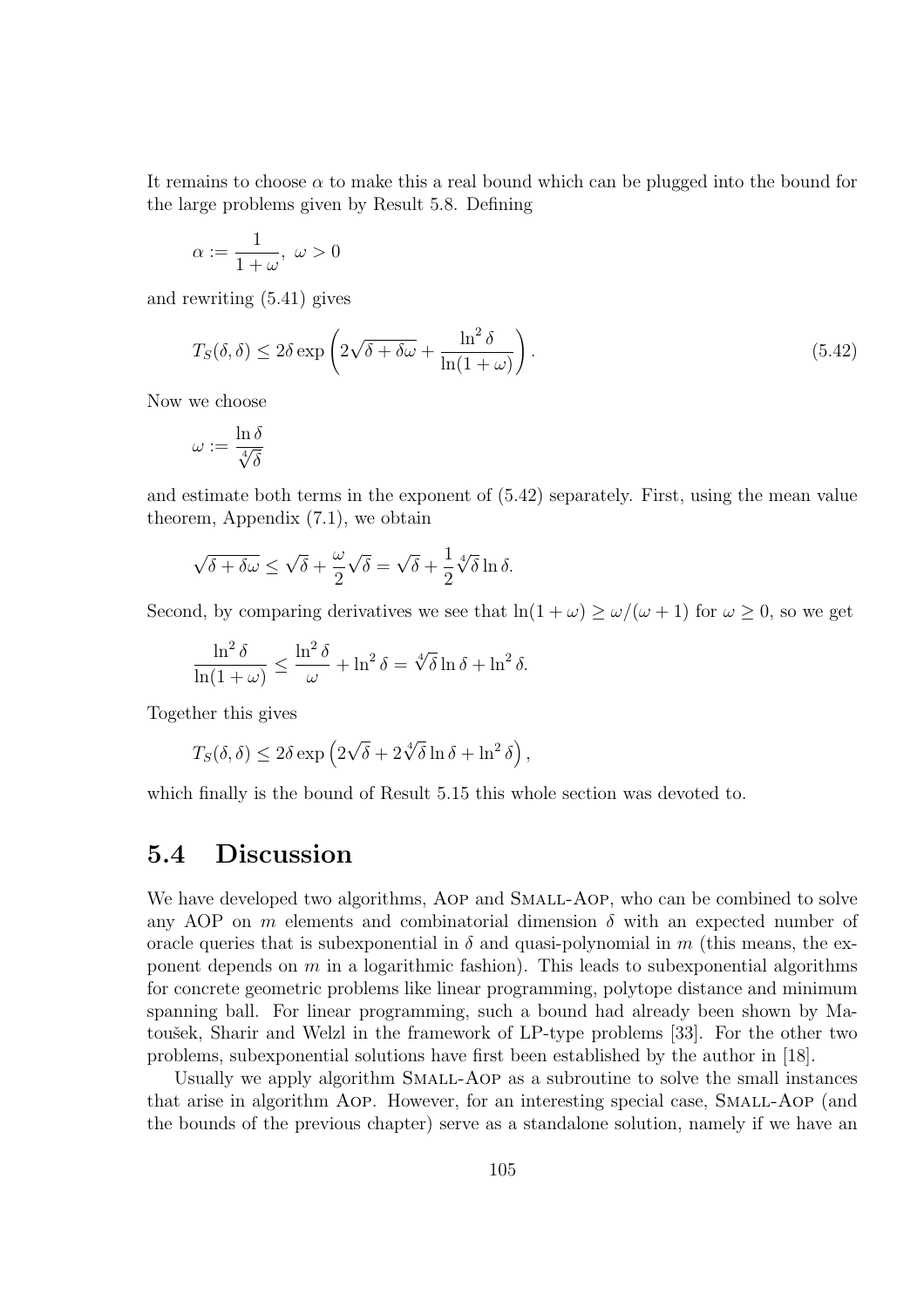It remains to choose $\alpha$ to make this a real bound which can be plugged into the bound for the large problems given by Result 5.8. Defining

$$\alpha := \frac{1}{1+\omega},\ \omega > 0$$

and rewriting (5.41) gives

$$T_S(\delta, \delta) \leq 2\delta \exp\left(2\sqrt{\delta + \delta\omega} + \frac{\ln^2 \delta}{\ln(1+\omega)}\right). \tag{5.42}$$

Now we choose

$$\omega := \frac{\ln \delta}{\sqrt[4]{\delta}}$$

and estimate both terms in the exponent of (5.42) separately. First, using the mean value theorem, Appendix (7.1), we obtain

$$\sqrt{\delta + \delta\omega} \leq \sqrt{\delta} + \frac{\omega}{2}\sqrt{\delta} = \sqrt{\delta} + \frac{1}{2}\sqrt[4]{\delta}\ln \delta.$$

Second, by comparing derivatives we see that $\ln(1+\omega) \geq \omega/(\omega+1)$ for $\omega \geq 0$, so we get

$$\frac{\ln^2 \delta}{\ln(1+\omega)} \leq \frac{\ln^2 \delta}{\omega} + \ln^2 \delta = \sqrt[4]{\delta}\ln \delta + \ln^2 \delta.$$

Together this gives

$$T_S(\delta, \delta) \leq 2\delta \exp\left(2\sqrt{\delta} + 2\sqrt[4]{\delta}\ln \delta + \ln^2 \delta\right),$$

which finally is the bound of Result 5.15 this whole section was devoted to.

## 5.4 Discussion

We have developed two algorithms, Aop and Small-Aop, who can be combined to solve any AOP on $m$ elements and combinatorial dimension $\delta$ with an expected number of oracle queries that is subexponential in $\delta$ and quasi-polynomial in $m$ (this means, the exponent depends on $m$ in a logarithmic fashion). This leads to subexponential algorithms for concrete geometric problems like linear programming, polytope distance and minimum spanning ball. For linear programming, such a bound had already been shown by Matoušek, Sharir and Welzl in the framework of LP-type problems [33]. For the other two problems, subexponential solutions have first been established by the author in [18].

Usually we apply algorithm Small-Aop as a subroutine to solve the small instances that arise in algorithm Aop. However, for an interesting special case, Small-Aop (and the bounds of the previous chapter) serve as a standalone solution, namely if we have an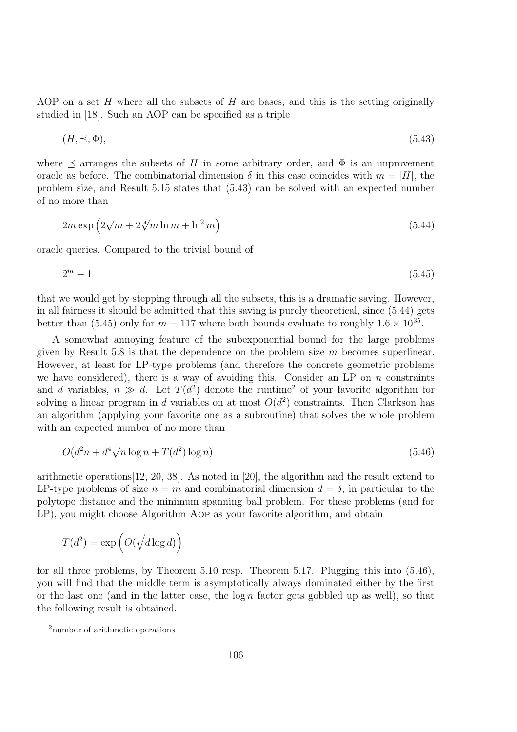AOP on a set $H$ where all the subsets of $H$ are bases, and this is the setting originally studied in [18]. Such an AOP can be specified as a triple

$$(H, \preceq, \Phi), \tag{5.43}$$

where $\preceq$ arranges the subsets of $H$ in some arbitrary order, and $\Phi$ is an improvement oracle as before. The combinatorial dimension $\delta$ in this case coincides with $m = |H|$, the problem size, and Result 5.15 states that (5.43) can be solved with an expected number of no more than

$$2m \exp\left(2\sqrt{m} + 2\sqrt[4]{m} \ln m + \ln^2 m\right) \tag{5.44}$$

oracle queries. Compared to the trivial bound of

$$2^m - 1 \tag{5.45}$$

that we would get by stepping through all the subsets, this is a dramatic saving. However, in all fairness it should be admitted that this saving is purely theoretical, since (5.44) gets better than (5.45) only for $m = 117$ where both bounds evaluate to roughly $1.6 \times 10^{35}$.

A somewhat annoying feature of the subexponential bound for the large problems given by Result 5.8 is that the dependence on the problem size $m$ becomes superlinear. However, at least for LP-type problems (and therefore the concrete geometric problems we have considered), there is a way of avoiding this. Consider an LP on $n$ constraints and $d$ variables, $n \gg d$. Let $T(d^2)$ denote the runtime[2] of your favorite algorithm for solving a linear program in $d$ variables on at most $O(d^2)$ constraints. Then Clarkson has an algorithm (applying your favorite one as a subroutine) that solves the whole problem with an expected number of no more than

$$O(d^2 n + d^4 \sqrt{n} \log n + T(d^2) \log n) \tag{5.46}$$

arithmetic operations[12, 20, 38]. As noted in [20], the algorithm and the result extend to LP-type problems of size $n = m$ and combinatorial dimension $d = \delta$, in particular to the polytope distance and the minimum spanning ball problem. For these problems (and for LP), you might choose Algorithm Aop as your favorite algorithm, and obtain

$$T(d^2) = \exp\left(O(\sqrt{d \log d})\right)$$

for all three problems, by Theorem 5.10 resp. Theorem 5.17. Plugging this into (5.46), you will find that the middle term is asymptotically always dominated either by the first or the last one (and in the latter case, the $\log n$ factor gets gobbled up as well), so that the following result is obtained.

[2] number of arithmetic operations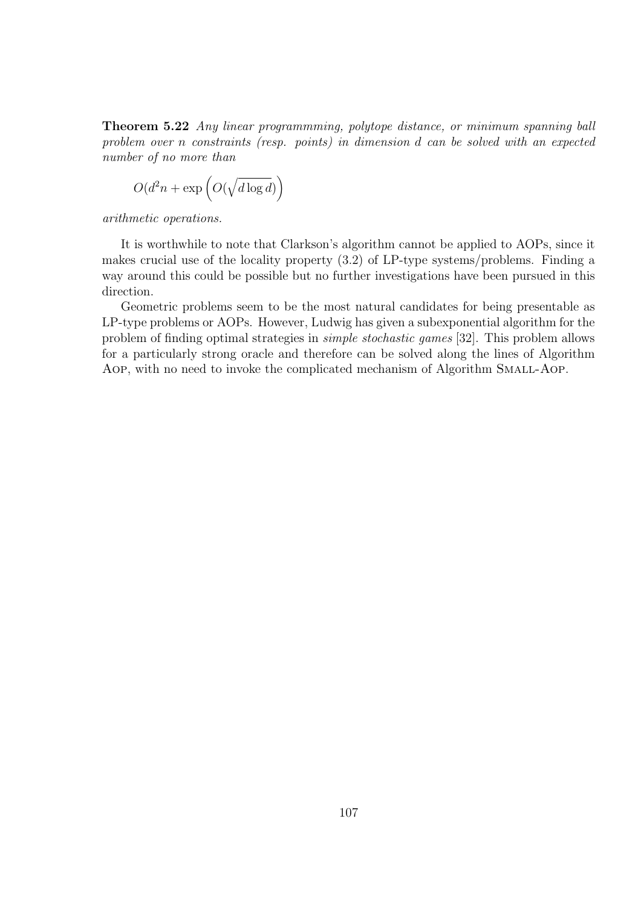**Theorem 5.22** *Any linear programmming, polytope distance, or minimum spanning ball problem over $n$ constraints (resp. points) in dimension $d$ can be solved with an expected number of no more than*

$$O(d^2 n + \exp\left(O(\sqrt{d \log d})\right)$$

*arithmetic operations.*

It is worthwhile to note that Clarkson's algorithm cannot be applied to AOPs, since it makes crucial use of the locality property (3.2) of LP-type systems/problems. Finding a way around this could be possible but no further investigations have been pursued in this direction.

Geometric problems seem to be the most natural candidates for being presentable as LP-type problems or AOPs. However, Ludwig has given a subexponential algorithm for the problem of finding optimal strategies in *simple stochastic games* [32]. This problem allows for a particularly strong oracle and therefore can be solved along the lines of Algorithm Aop, with no need to invoke the complicated mechanism of Algorithm Small-Aop.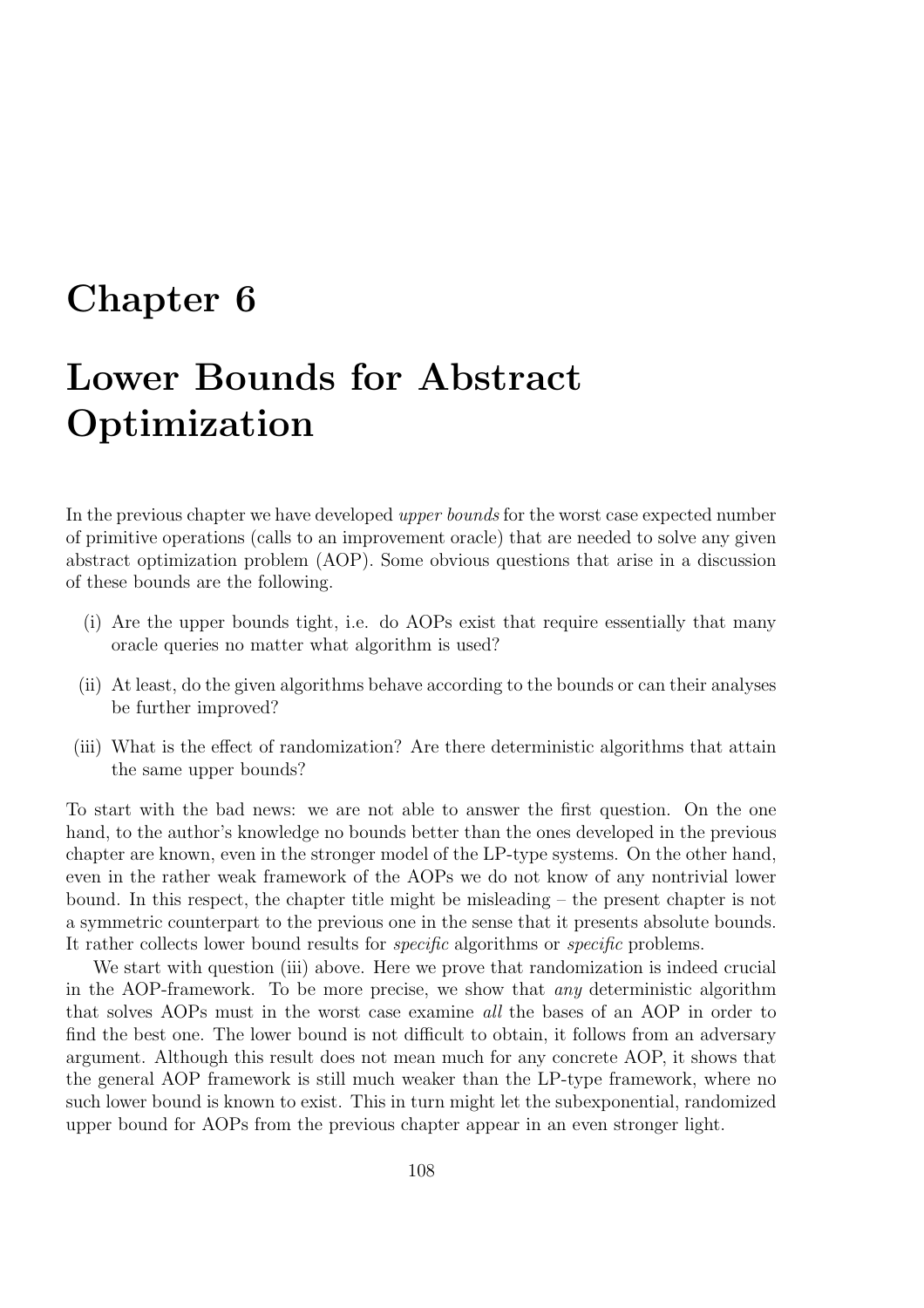# Chapter 6

# Lower Bounds for Abstract Optimization

In the previous chapter we have developed *upper bounds* for the worst case expected number of primitive operations (calls to an improvement oracle) that are needed to solve any given abstract optimization problem (AOP). Some obvious questions that arise in a discussion of these bounds are the following.

(i) Are the upper bounds tight, i.e. do AOPs exist that require essentially that many oracle queries no matter what algorithm is used?

(ii) At least, do the given algorithms behave according to the bounds or can their analyses be further improved?

(iii) What is the effect of randomization? Are there deterministic algorithms that attain the same upper bounds?

To start with the bad news: we are not able to answer the first question. On the one hand, to the author's knowledge no bounds better than the ones developed in the previous chapter are known, even in the stronger model of the LP-type systems. On the other hand, even in the rather weak framework of the AOPs we do not know of any nontrivial lower bound. In this respect, the chapter title might be misleading – the present chapter is not a symmetric counterpart to the previous one in the sense that it presents absolute bounds. It rather collects lower bound results for *specific* algorithms or *specific* problems.

We start with question (iii) above. Here we prove that randomization is indeed crucial in the AOP-framework. To be more precise, we show that *any* deterministic algorithm that solves AOPs must in the worst case examine *all* the bases of an AOP in order to find the best one. The lower bound is not difficult to obtain, it follows from an adversary argument. Although this result does not mean much for any concrete AOP, it shows that the general AOP framework is still much weaker than the LP-type framework, where no such lower bound is known to exist. This in turn might let the subexponential, randomized upper bound for AOPs from the previous chapter appear in an even stronger light.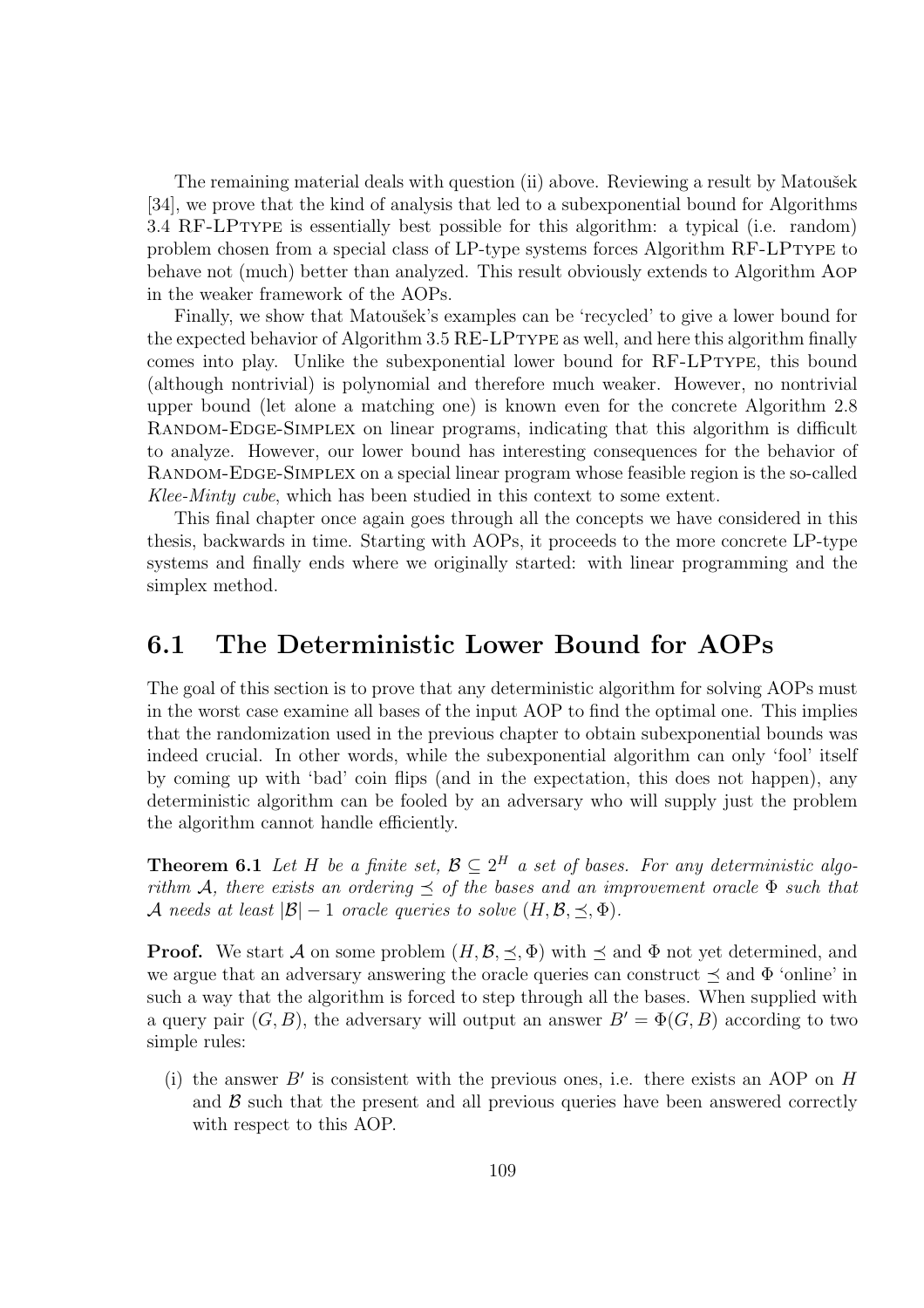The remaining material deals with question (ii) above. Reviewing a result by Matoušek [34], we prove that the kind of analysis that led to a subexponential bound for Algorithms 3.4 RF-LPtype is essentially best possible for this algorithm: a typical (i.e. random) problem chosen from a special class of LP-type systems forces Algorithm RF-LPtype to behave not (much) better than analyzed. This result obviously extends to Algorithm Aop in the weaker framework of the AOPs.

Finally, we show that Matoušek's examples can be 'recycled' to give a lower bound for the expected behavior of Algorithm 3.5 RE-LPtype as well, and here this algorithm finally comes into play. Unlike the subexponential lower bound for RF-LPtype, this bound (although nontrivial) is polynomial and therefore much weaker. However, no nontrivial upper bound (let alone a matching one) is known even for the concrete Algorithm 2.8 Random-Edge-Simplex on linear programs, indicating that this algorithm is difficult to analyze. However, our lower bound has interesting consequences for the behavior of Random-Edge-Simplex on a special linear program whose feasible region is the so-called *Klee-Minty cube*, which has been studied in this context to some extent.

This final chapter once again goes through all the concepts we have considered in this thesis, backwards in time. Starting with AOPs, it proceeds to the more concrete LP-type systems and finally ends where we originally started: with linear programming and the simplex method.

## 6.1 The Deterministic Lower Bound for AOPs

The goal of this section is to prove that any deterministic algorithm for solving AOPs must in the worst case examine all bases of the input AOP to find the optimal one. This implies that the randomization used in the previous chapter to obtain subexponential bounds was indeed crucial. In other words, while the subexponential algorithm can only 'fool' itself by coming up with 'bad' coin flips (and in the expectation, this does not happen), any deterministic algorithm can be fooled by an adversary who will supply just the problem the algorithm cannot handle efficiently.

**Theorem 6.1** *Let $H$ be a finite set, $\mathcal{B} \subseteq 2^H$ a set of bases. For any deterministic algorithm $\mathcal{A}$, there exists an ordering $\preceq$ of the bases and an improvement oracle $\Phi$ such that $\mathcal{A}$ needs at least $|\mathcal{B}| - 1$ oracle queries to solve $(H, \mathcal{B}, \preceq, \Phi)$.*

**Proof.** We start $\mathcal{A}$ on some problem $(H, \mathcal{B}, \preceq, \Phi)$ with $\preceq$ and $\Phi$ not yet determined, and we argue that an adversary answering the oracle queries can construct $\preceq$ and $\Phi$ 'online' in such a way that the algorithm is forced to step through all the bases. When supplied with a query pair $(G, B)$, the adversary will output an answer $B' = \Phi(G, B)$ according to two simple rules:

(i) the answer $B'$ is consistent with the previous ones, i.e. there exists an AOP on $H$ and $\mathcal{B}$ such that the present and all previous queries have been answered correctly with respect to this AOP.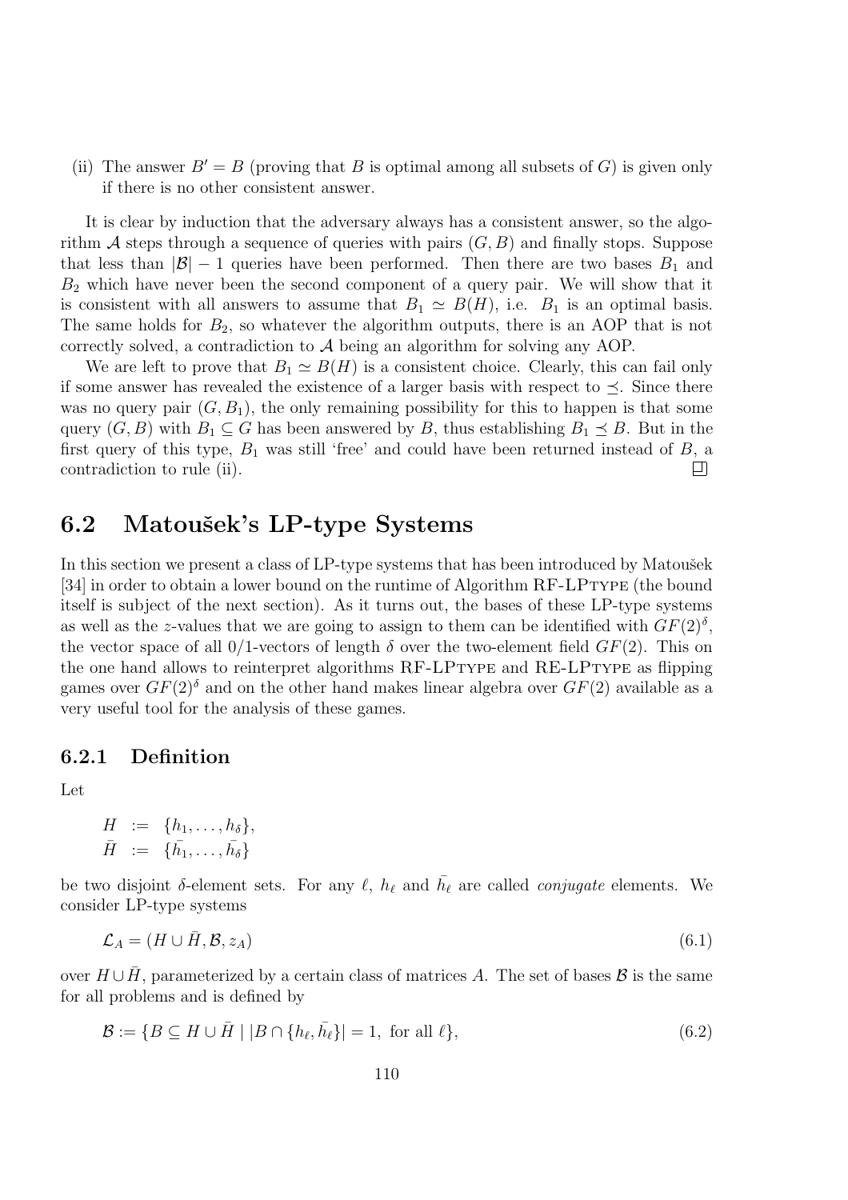(ii) The answer $B' = B$ (proving that $B$ is optimal among all subsets of $G$) is given only if there is no other consistent answer.

It is clear by induction that the adversary always has a consistent answer, so the algorithm $\mathcal{A}$ steps through a sequence of queries with pairs $(G, B)$ and finally stops. Suppose that less than $|\mathcal{B}| - 1$ queries have been performed. Then there are two bases $B_1$ and $B_2$ which have never been the second component of a query pair. We will show that it is consistent with all answers to assume that $B_1 \simeq B(H)$, i.e. $B_1$ is an optimal basis. The same holds for $B_2$, so whatever the algorithm outputs, there is an AOP that is not correctly solved, a contradiction to $\mathcal{A}$ being an algorithm for solving any AOP.

We are left to prove that $B_1 \simeq B(H)$ is a consistent choice. Clearly, this can fail only if some answer has revealed the existence of a larger basis with respect to $\preceq$. Since there was no query pair $(G, B_1)$, the only remaining possibility for this to happen is that some query $(G, B)$ with $B_1 \subseteq G$ has been answered by $B$, thus establishing $B_1 \preceq B$. But in the first query of this type, $B_1$ was still 'free' and could have been returned instead of $B$, a contradiction to rule (ii). □

## 6.2 Matoušek's LP-type Systems

In this section we present a class of LP-type systems that has been introduced by Matoušek [34] in order to obtain a lower bound on the runtime of Algorithm RF-LPtype (the bound itself is subject of the next section). As it turns out, the bases of these LP-type systems as well as the $z$-values that we are going to assign to them can be identified with $GF(2)^\delta$, the vector space of all 0/1-vectors of length $\delta$ over the two-element field $GF(2)$. This on the one hand allows to reinterpret algorithms RF-LPtype and RE-LPtype as flipping games over $GF(2)^\delta$ and on the other hand makes linear algebra over $GF(2)$ available as a very useful tool for the analysis of these games.

### 6.2.1 Definition

Let

$$
\begin{aligned}
H &:= \{h_1, \ldots, h_\delta\}, \\
\bar{H} &:= \{\bar{h_1}, \ldots, \bar{h_\delta}\}
\end{aligned}
$$

be two disjoint $\delta$-element sets. For any $\ell$, $h_\ell$ and $\bar{h_\ell}$ are called *conjugate* elements. We consider LP-type systems

$$
\mathcal{L}_A = (H \cup \bar{H}, \mathcal{B}, z_A) \tag{6.1}
$$

over $H \cup \bar{H}$, parameterized by a certain class of matrices $A$. The set of bases $\mathcal{B}$ is the same for all problems and is defined by

$$
\mathcal{B} := \{B \subseteq H \cup \bar{H} \mid |B \cap \{h_\ell, \bar{h_\ell}\}| = 1, \text{ for all } \ell\}, \tag{6.2}
$$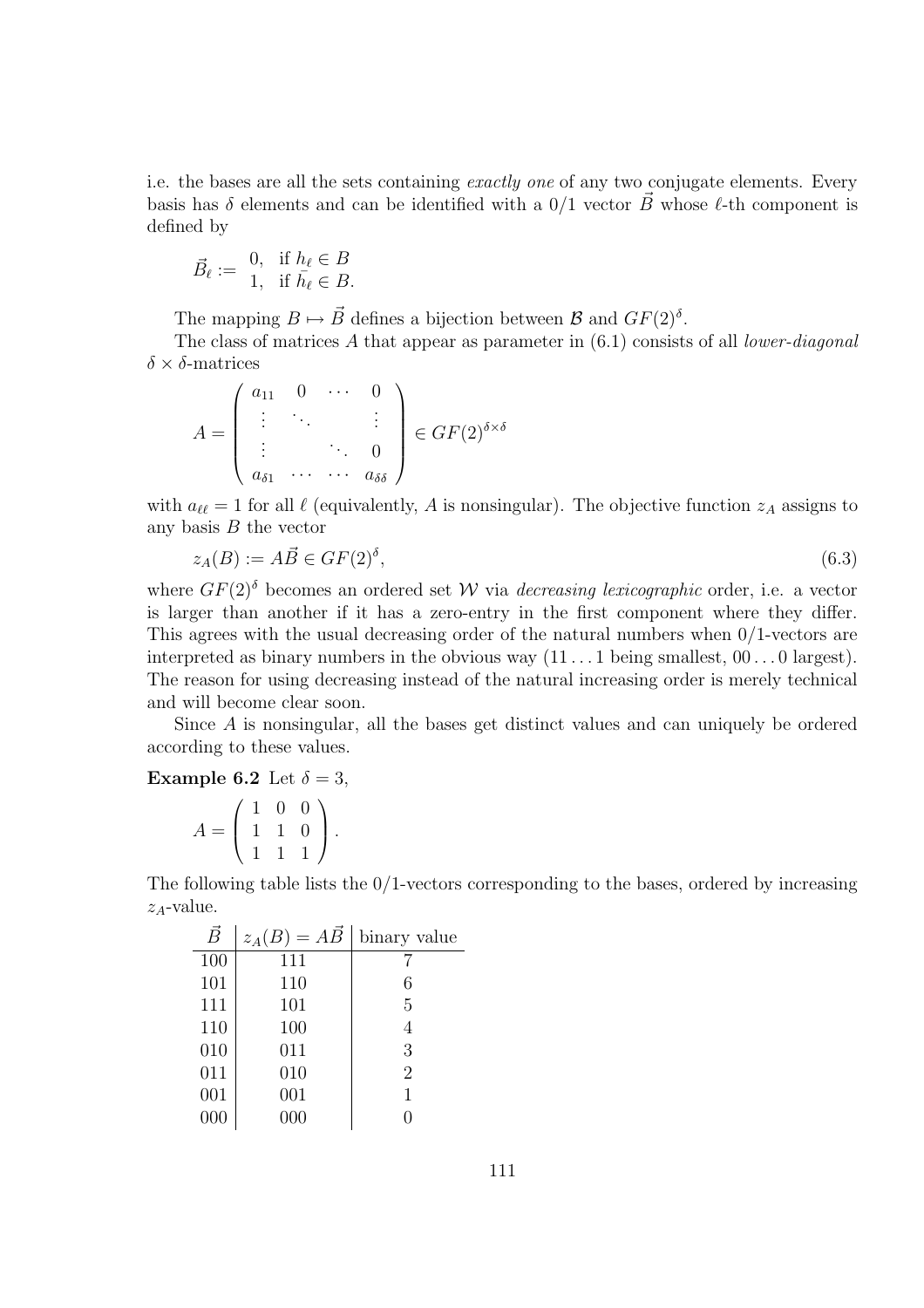i.e. the bases are all the sets containing *exactly one* of any two conjugate elements. Every basis has $\delta$ elements and can be identified with a 0/1 vector $\vec{B}$ whose $\ell$-th component is defined by

$$\vec{B}_\ell := \begin{array}{ll} 0, & \text{if } h_\ell \in B \\ 1, & \text{if } \bar{h}_\ell \in B. \end{array}$$

The mapping $B \mapsto \vec{B}$ defines a bijection between $\mathcal{B}$ and $GF(2)^\delta$.

The class of matrices $A$ that appear as parameter in (6.1) consists of all *lower-diagonal* $\delta \times \delta$-matrices

$$A = \begin{pmatrix} a_{11} & 0 & \cdots & 0 \\ \vdots & \ddots & & \vdots \\ \vdots & & \ddots & 0 \\ a_{\delta 1} & \cdots & \cdots & a_{\delta\delta} \end{pmatrix} \in GF(2)^{\delta \times \delta}$$

with $a_{\ell\ell} = 1$ for all $\ell$ (equivalently, $A$ is nonsingular). The objective function $z_A$ assigns to any basis $B$ the vector

$$z_A(B) := A\vec{B} \in GF(2)^\delta, \tag{6.3}$$

where $GF(2)^\delta$ becomes an ordered set $\mathcal{W}$ via *decreasing lexicographic* order, i.e. a vector is larger than another if it has a zero-entry in the first component where they differ. This agrees with the usual decreasing order of the natural numbers when 0/1-vectors are interpreted as binary numbers in the obvious way ($11\ldots1$ being smallest, $00\ldots0$ largest). The reason for using decreasing instead of the natural increasing order is merely technical and will become clear soon.

Since $A$ is nonsingular, all the bases get distinct values and can uniquely be ordered according to these values.

**Example 6.2** Let $\delta = 3$,

$$A = \begin{pmatrix} 1 & 0 & 0 \\ 1 & 1 & 0 \\ 1 & 1 & 1 \end{pmatrix}.$$

The following table lists the 0/1-vectors corresponding to the bases, ordered by increasing $z_A$-value.

| $\vec{B}$ | $z_A(B) = A\vec{B}$ | binary value |
|---|---|---|
| 100 | 111 | 7 |
| 101 | 110 | 6 |
| 111 | 101 | 5 |
| 110 | 100 | 4 |
| 010 | 011 | 3 |
| 011 | 010 | 2 |
| 001 | 001 | 1 |
| 000 | 000 | 0 |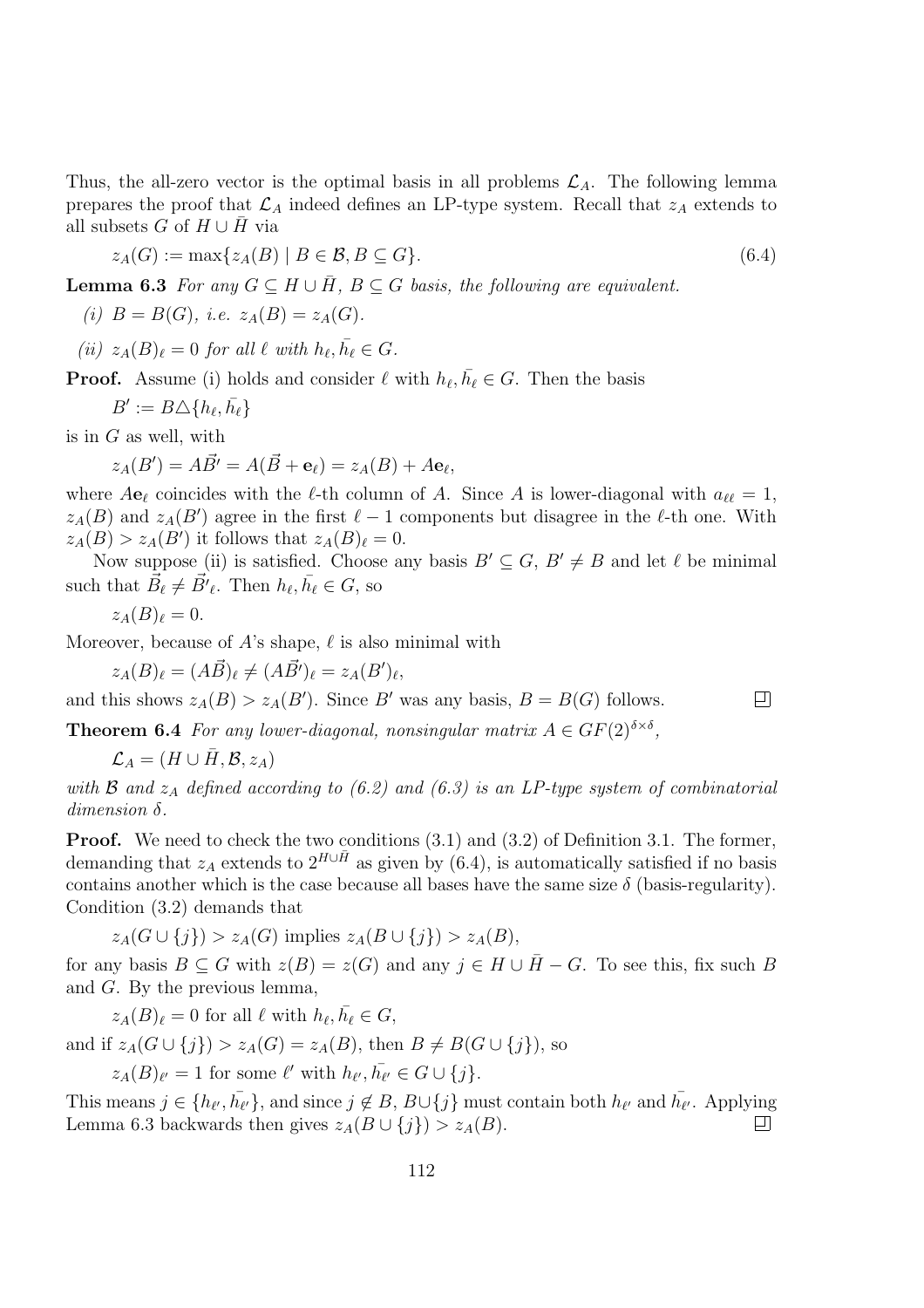Thus, the all-zero vector is the optimal basis in all problems $\mathcal{L}_A$. The following lemma prepares the proof that $\mathcal{L}_A$ indeed defines an LP-type system. Recall that $z_A$ extends to all subsets $G$ of $H \cup \bar{H}$ via

$$z_A(G) := \max\{z_A(B) \mid B \in \mathcal{B}, B \subseteq G\}. \tag{6.4}$$

**Lemma 6.3** *For any $G \subseteq H \cup \bar{H}$, $B \subseteq G$ basis, the following are equivalent.*

*(i) $B = B(G)$, i.e. $z_A(B) = z_A(G)$.*

*(ii) $z_A(B)_\ell = 0$ for all $\ell$ with $h_\ell, \bar{h_\ell} \in G$.*

**Proof.** Assume (i) holds and consider $\ell$ with $h_\ell, \bar{h_\ell} \in G$. Then the basis

$$B' := B \triangle \{h_\ell, \bar{h_\ell}\}$$

is in $G$ as well, with

$$z_A(B') = A\vec{B'} = A(\vec{B} + \mathbf{e}_\ell) = z_A(B) + A\mathbf{e}_\ell,$$

where $A\mathbf{e}_\ell$ coincides with the $\ell$-th column of $A$. Since $A$ is lower-diagonal with $a_{\ell\ell} = 1$, $z_A(B)$ and $z_A(B')$ agree in the first $\ell - 1$ components but disagree in the $\ell$-th one. With $z_A(B) > z_A(B')$ it follows that $z_A(B)_\ell = 0$.

Now suppose (ii) is satisfied. Choose any basis $B' \subseteq G$, $B' \neq B$ and let $\ell$ be minimal such that $\vec{B}_\ell \neq \vec{B'}_\ell$. Then $h_\ell, \bar{h_\ell} \in G$, so

$$z_A(B)_\ell = 0.$$

Moreover, because of $A$'s shape, $\ell$ is also minimal with

$$z_A(B)_\ell = (A\vec{B})_\ell \neq (A\vec{B'})_\ell = z_A(B')_\ell,$$

and this shows $z_A(B) > z_A(B')$. Since $B'$ was any basis, $B = B(G)$ follows. $\square$

**Theorem 6.4** *For any lower-diagonal, nonsingular matrix $A \in GF(2)^{\delta\times\delta}$,*

$$\mathcal{L}_A = (H \cup \bar{H}, \mathcal{B}, z_A)$$

*with $\mathcal{B}$ and $z_A$ defined according to (6.2) and (6.3) is an LP-type system of combinatorial dimension $\delta$.*

**Proof.** We need to check the two conditions (3.1) and (3.2) of Definition 3.1. The former, demanding that $z_A$ extends to $2^{H\cup\bar{H}}$ as given by (6.4), is automatically satisfied if no basis contains another which is the case because all bases have the same size $\delta$ (basis-regularity). Condition (3.2) demands that

$$z_A(G \cup \{j\}) > z_A(G) \text{ implies } z_A(B \cup \{j\}) > z_A(B),$$

for any basis $B \subseteq G$ with $z(B) = z(G)$ and any $j \in H \cup \bar{H} - G$. To see this, fix such $B$ and $G$. By the previous lemma,

$$z_A(B)_\ell = 0 \text{ for all } \ell \text{ with } h_\ell, \bar{h_\ell} \in G,$$

and if $z_A(G \cup \{j\}) > z_A(G) = z_A(B)$, then $B \neq B(G \cup \{j\})$, so

$$z_A(B)_{\ell'} = 1 \text{ for some } \ell' \text{ with } h_{\ell'}, \bar{h_{\ell'}} \in G \cup \{j\}.$$

This means $j \in \{h_{\ell'}, \bar{h_{\ell'}}\}$, and since $j \notin B$, $B \cup \{j\}$ must contain both $h_{\ell'}$ and $\bar{h_{\ell'}}$. Applying Lemma 6.3 backwards then gives $z_A(B \cup \{j\}) > z_A(B)$. $\square$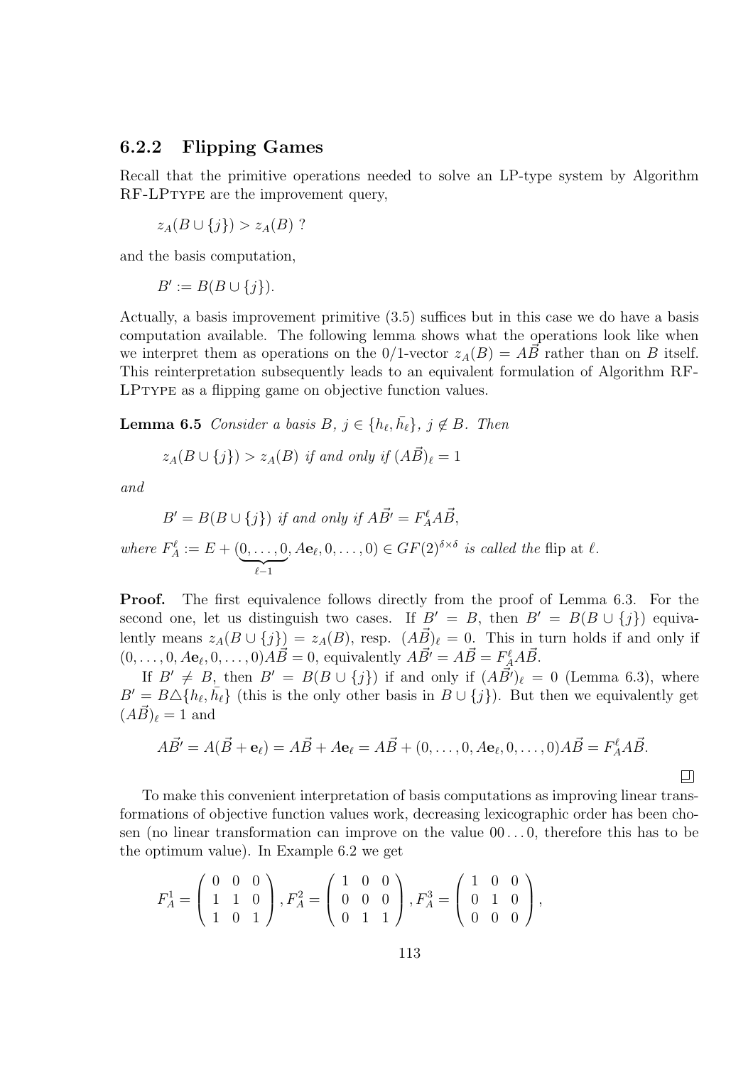### 6.2.2 Flipping Games

Recall that the primitive operations needed to solve an LP-type system by Algorithm RF-LPTYPE are the improvement query,

$$z_A(B \cup \{j\}) > z_A(B) \text{ ?}$$

and the basis computation,

$$B' := B(B \cup \{j\}).$$

Actually, a basis improvement primitive (3.5) suffices but in this case we do have a basis computation available. The following lemma shows what the operations look like when we interpret them as operations on the 0/1-vector $z_A(B) = A\vec{B}$ rather than on $B$ itself. This reinterpretation subsequently leads to an equivalent formulation of Algorithm RF-LPTYPE as a flipping game on objective function values.

**Lemma 6.5** *Consider a basis $B$, $j \in \{h_\ell, \bar{h}_\ell\}$, $j \notin B$. Then*

$$z_A(B \cup \{j\}) > z_A(B) \textit{ if and only if } (A\vec{B})_\ell = 1$$

*and*

$$B' = B(B \cup \{j\}) \textit{ if and only if } A\vec{B'} = F_A^\ell A\vec{B},$$

*where* $F_A^\ell := E + (\underbrace{0, \ldots, 0}_{\ell-1}, A\mathbf{e}_\ell, 0, \ldots, 0) \in GF(2)^{\delta \times \delta}$ *is called the* flip at $\ell$.

**Proof.** The first equivalence follows directly from the proof of Lemma 6.3. For the second one, let us distinguish two cases. If $B' = B$, then $B' = B(B \cup \{j\})$ equivalently means $z_A(B \cup \{j\}) = z_A(B)$, resp. $(A\vec{B})_\ell = 0$. This in turn holds if and only if $(0, \ldots, 0, A\mathbf{e}_\ell, 0, \ldots, 0)A\vec{B} = 0$, equivalently $A\vec{B'} = A\vec{B} = F_A^\ell A\vec{B}$.

If $B' \neq B$, then $B' = B(B \cup \{j\})$ if and only if $(A\vec{B'})_\ell = 0$ (Lemma 6.3), where $B' = B \triangle \{h_\ell, \bar{h}_\ell\}$ (this is the only other basis in $B \cup \{j\}$). But then we equivalently get $(A\vec{B})_\ell = 1$ and

$$A\vec{B'} = A(\vec{B} + \mathbf{e}_\ell) = A\vec{B} + A\mathbf{e}_\ell = A\vec{B} + (0, \ldots, 0, A\mathbf{e}_\ell, 0, \ldots, 0)A\vec{B} = F_A^\ell A\vec{B}.$$

□

To make this convenient interpretation of basis computations as improving linear transformations of objective function values work, decreasing lexicographic order has been chosen (no linear transformation can improve on the value $00\ldots0$, therefore this has to be the optimum value). In Example 6.2 we get

$$F_A^1 = \begin{pmatrix} 0 & 0 & 0 \\ 1 & 1 & 0 \\ 1 & 0 & 1 \end{pmatrix}, F_A^2 = \begin{pmatrix} 1 & 0 & 0 \\ 0 & 0 & 0 \\ 0 & 1 & 1 \end{pmatrix}, F_A^3 = \begin{pmatrix} 1 & 0 & 0 \\ 0 & 1 & 0 \\ 0 & 0 & 0 \end{pmatrix},$$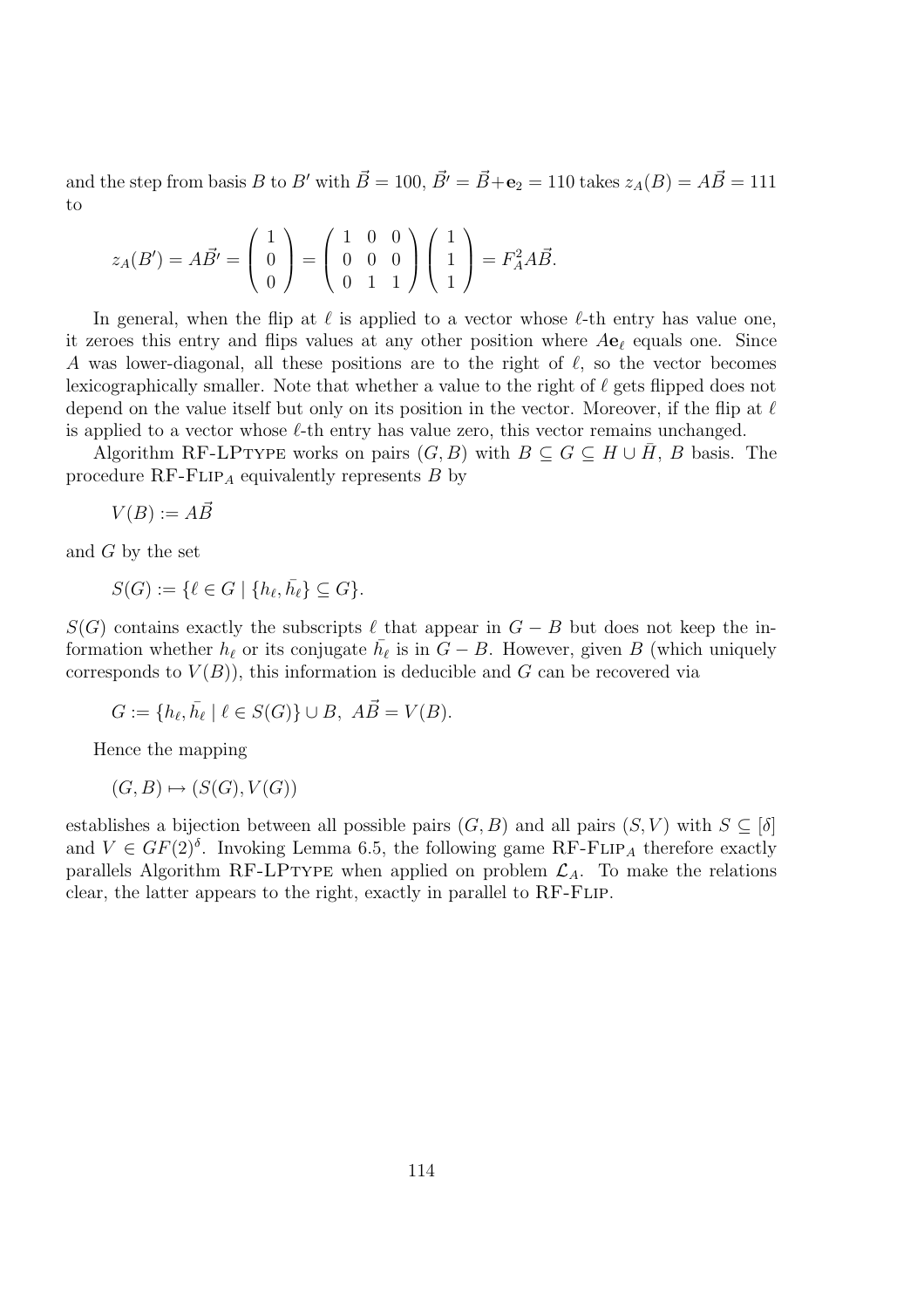and the step from basis $B$ to $B'$ with $\vec{B} = 100$, $\vec{B'} = \vec{B} + \mathbf{e}_2 = 110$ takes $z_A(B) = A\vec{B} = 111$ to

$$z_A(B') = A\vec{B'} = \begin{pmatrix} 1 \\ 0 \\ 0 \end{pmatrix} = \begin{pmatrix} 1 & 0 & 0 \\ 0 & 0 & 0 \\ 0 & 1 & 1 \end{pmatrix} \begin{pmatrix} 1 \\ 1 \\ 1 \end{pmatrix} = F_A^2 A\vec{B}.$$

In general, when the flip at $\ell$ is applied to a vector whose $\ell$-th entry has value one, it zeroes this entry and flips values at any other position where $A\mathbf{e}_\ell$ equals one. Since $A$ was lower-diagonal, all these positions are to the right of $\ell$, so the vector becomes lexicographically smaller. Note that whether a value to the right of $\ell$ gets flipped does not depend on the value itself but only on its position in the vector. Moreover, if the flip at $\ell$ is applied to a vector whose $\ell$-th entry has value zero, this vector remains unchanged.

Algorithm RF-LPTYPE works on pairs $(G, B)$ with $B \subseteq G \subseteq H \cup \bar{H}$, $B$ basis. The procedure RF-FLIP$_A$ equivalently represents $B$ by

$$V(B) := A\vec{B}$$

and $G$ by the set

$$S(G) := \{\ell \in G \mid \{h_\ell, \bar{h_\ell}\} \subseteq G\}.$$

$S(G)$ contains exactly the subscripts $\ell$ that appear in $G - B$ but does not keep the information whether $h_\ell$ or its conjugate $\bar{h_\ell}$ is in $G - B$. However, given $B$ (which uniquely corresponds to $V(B)$), this information is deducible and $G$ can be recovered via

$$G := \{h_\ell, \bar{h_\ell} \mid \ell \in S(G)\} \cup B, \; A\vec{B} = V(B).$$

Hence the mapping

$$(G, B) \mapsto (S(G), V(G))$$

establishes a bijection between all possible pairs $(G, B)$ and all pairs $(S, V)$ with $S \subseteq [\delta]$ and $V \in GF(2)^\delta$. Invoking Lemma 6.5, the following game RF-FLIP$_A$ therefore exactly parallels Algorithm RF-LPTYPE when applied on problem $\mathcal{L}_A$. To make the relations clear, the latter appears to the right, exactly in parallel to RF-FLIP.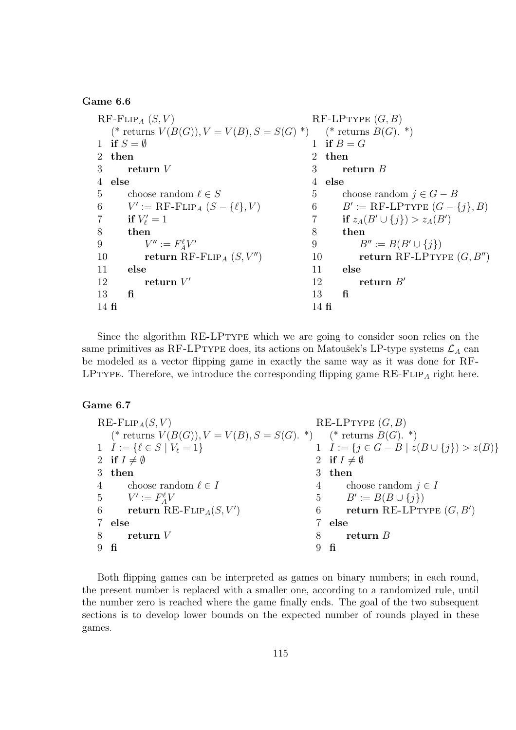**Game 6.6**

```
RF-FlipA (S, V)                                      RF-LPType (G, B)
   (* returns V(B(G)), V = V(B), S = S(G) *)          (* returns B(G). *)
1  if S = ∅                                          1  if B = G
2  then                                              2  then
3      return V                                      3      return B
4  else                                              4  else
5      choose random ℓ ∈ S                           5      choose random j ∈ G − B
6      V' := RF-FlipA (S − {ℓ}, V)                   6      B' := RF-LPType (G − {j}, B)
7      if V'_ℓ = 1                                   7      if z_A(B' ∪ {j}) > z_A(B')
8      then                                          8      then
9          V'' := F^ℓ_A V'                           9          B'' := B(B' ∪ {j})
10         return RF-FlipA (S, V'')                  10         return RF-LPType (G, B'')
11     else                                          11     else
12         return V'                                 12         return B'
13     fi                                            13     fi
14 fi                                                14 fi
```

Since the algorithm RE-LPType which we are going to consider soon relies on the same primitives as RF-LPType does, its actions on Matoušek's LP-type systems $\mathcal{L}_A$ can be modeled as a vector flipping game in exactly the same way as it was done for RF-LPType. Therefore, we introduce the corresponding flipping game RE-Flip$_A$ right here.

**Game 6.7**

```
RE-FlipA(S, V)                                       RE-LPType (G, B)
   (* returns V(B(G)), V = V(B), S = S(G). *)         (* returns B(G). *)
1  I := {ℓ ∈ S | V_ℓ = 1}                            1  I := {j ∈ G − B | z(B ∪ {j}) > z(B)}
2  if I ≠ ∅                                          2  if I ≠ ∅
3  then                                              3  then
4      choose random ℓ ∈ I                           4      choose random j ∈ I
5      V' := F^ℓ_A V                                 5      B' := B(B ∪ {j})
6      return RE-FlipA(S, V')                        6      return RE-LPType (G, B')
7  else                                              7  else
8      return V                                      8      return B
9  fi                                                9  fi
```

Both flipping games can be interpreted as games on binary numbers; in each round, the present number is replaced with a smaller one, according to a randomized rule, until the number zero is reached where the game finally ends. The goal of the two subsequent sections is to develop lower bounds on the expected number of rounds played in these games.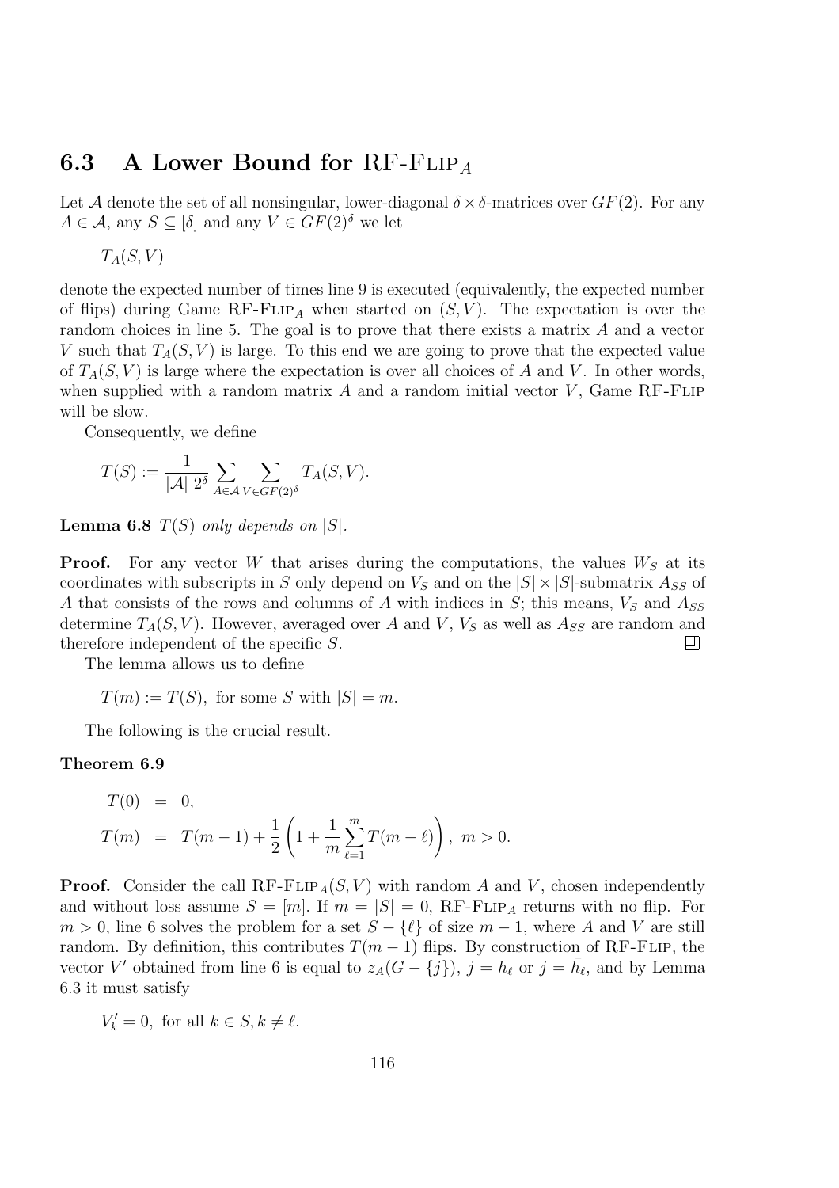## 6.3 A Lower Bound for RF-Flip$_A$

Let $\mathcal{A}$ denote the set of all nonsingular, lower-diagonal $\delta \times \delta$-matrices over $GF(2)$. For any $A \in \mathcal{A}$, any $S \subseteq [\delta]$ and any $V \in GF(2)^\delta$ we let

$$T_A(S, V)$$

denote the expected number of times line 9 is executed (equivalently, the expected number of flips) during Game RF-Flip$_A$ when started on $(S, V)$. The expectation is over the random choices in line 5. The goal is to prove that there exists a matrix $A$ and a vector $V$ such that $T_A(S, V)$ is large. To this end we are going to prove that the expected value of $T_A(S, V)$ is large where the expectation is over all choices of $A$ and $V$. In other words, when supplied with a random matrix $A$ and a random initial vector $V$, Game RF-Flip will be slow.

Consequently, we define

$$T(S) := \frac{1}{|\mathcal{A}|\ 2^\delta} \sum_{A \in \mathcal{A}} \sum_{V \in GF(2)^\delta} T_A(S, V).$$

**Lemma 6.8** *$T(S)$ only depends on $|S|$.*

**Proof.** For any vector $W$ that arises during the computations, the values $W_S$ at its coordinates with subscripts in $S$ only depend on $V_S$ and on the $|S| \times |S|$-submatrix $A_{SS}$ of $A$ that consists of the rows and columns of $A$ with indices in $S$; this means, $V_S$ and $A_{SS}$ determine $T_A(S, V)$. However, averaged over $A$ and $V$, $V_S$ as well as $A_{SS}$ are random and therefore independent of the specific $S$. □

The lemma allows us to define

$$T(m) := T(S), \text{ for some } S \text{ with } |S| = m.$$

The following is the crucial result.

**Theorem 6.9**

$$\begin{aligned} T(0) &= 0, \\ T(m) &= T(m-1) + \frac{1}{2}\left(1 + \frac{1}{m}\sum_{\ell=1}^{m} T(m-\ell)\right),\ m > 0. \end{aligned}$$

**Proof.** Consider the call RF-Flip$_A(S, V)$ with random $A$ and $V$, chosen independently and without loss assume $S = [m]$. If $m = |S| = 0$, RF-Flip$_A$ returns with no flip. For $m > 0$, line 6 solves the problem for a set $S - \{\ell\}$ of size $m - 1$, where $A$ and $V$ are still random. By definition, this contributes $T(m-1)$ flips. By construction of RF-Flip, the vector $V'$ obtained from line 6 is equal to $z_A(G - \{j\})$, $j = h_\ell$ or $j = \bar{h}_\ell$, and by Lemma 6.3 it must satisfy

$$V'_k = 0, \text{ for all } k \in S, k \neq \ell.$$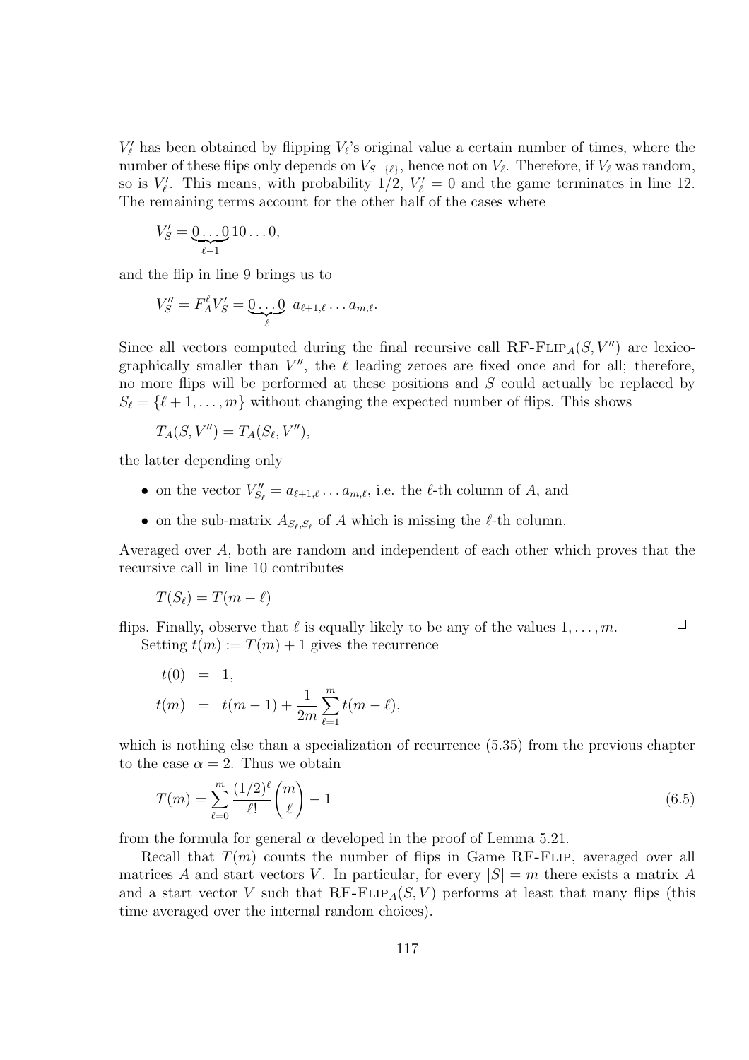$V'_\ell$ has been obtained by flipping $V_\ell$'s original value a certain number of times, where the number of these flips only depends on $V_{S-\{\ell\}}$, hence not on $V_\ell$. Therefore, if $V_\ell$ was random, so is $V'_\ell$. This means, with probability $1/2$, $V'_\ell = 0$ and the game terminates in line 12. The remaining terms account for the other half of the cases where

$$V'_S = \underbrace{0\ldots0}_{\ell-1}10\ldots0,$$

and the flip in line 9 brings us to

$$V''_S = F^\ell_A V'_S = \underbrace{0\ldots0}_{\ell}\ a_{\ell+1,\ell}\ldots a_{m,\ell}.$$

Since all vectors computed during the final recursive call RF-FLIP$_A(S, V'')$ are lexicographically smaller than $V''$, the $\ell$ leading zeroes are fixed once and for all; therefore, no more flips will be performed at these positions and $S$ could actually be replaced by $S_\ell = \{\ell+1, \ldots, m\}$ without changing the expected number of flips. This shows

$$T_A(S, V'') = T_A(S_\ell, V''),$$

the latter depending only

- on the vector $V''_{S_\ell} = a_{\ell+1,\ell}\ldots a_{m,\ell}$, i.e. the $\ell$-th column of $A$, and
- on the sub-matrix $A_{S_\ell,S_\ell}$ of $A$ which is missing the $\ell$-th column.

Averaged over $A$, both are random and independent of each other which proves that the recursive call in line 10 contributes

$$T(S_\ell) = T(m-\ell)$$

flips. Finally, observe that $\ell$ is equally likely to be any of the values $1, \ldots, m$. □

Setting $t(m) := T(m) + 1$ gives the recurrence

$$\begin{aligned} t(0) &= 1, \\ t(m) &= t(m-1) + \frac{1}{2m}\sum_{\ell=1}^{m} t(m-\ell), \end{aligned}$$

which is nothing else than a specialization of recurrence (5.35) from the previous chapter to the case $\alpha = 2$. Thus we obtain

$$T(m) = \sum_{\ell=0}^{m} \frac{(1/2)^\ell}{\ell!}\binom{m}{\ell} - 1 \tag{6.5}$$

from the formula for general $\alpha$ developed in the proof of Lemma 5.21.

Recall that $T(m)$ counts the number of flips in Game RF-FLIP, averaged over all matrices $A$ and start vectors $V$. In particular, for every $|S| = m$ there exists a matrix $A$ and a start vector $V$ such that RF-FLIP$_A(S, V)$ performs at least that many flips (this time averaged over the internal random choices).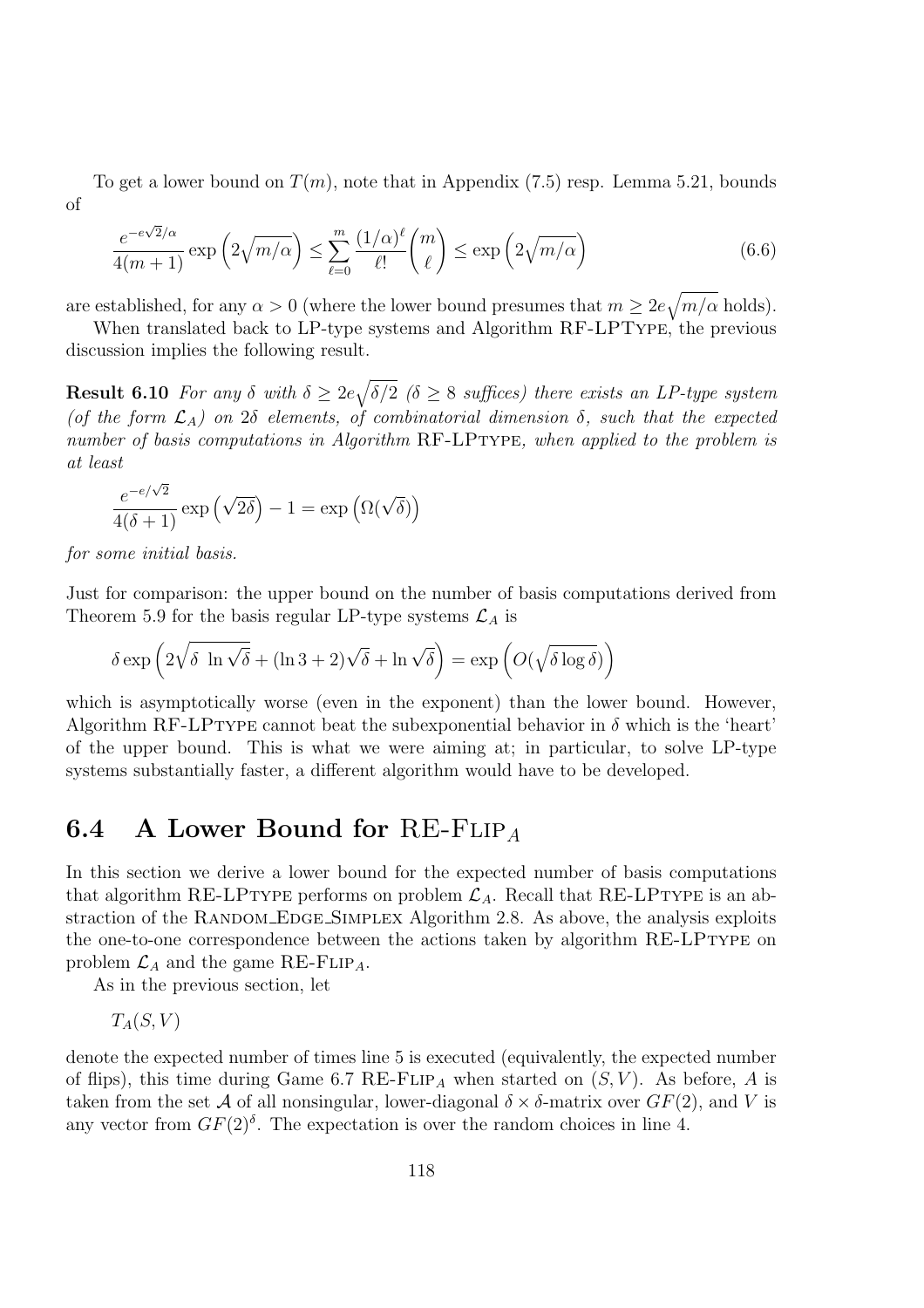To get a lower bound on $T(m)$, note that in Appendix (7.5) resp. Lemma 5.21, bounds of

$$\frac{e^{-e\sqrt{2}/\alpha}}{4(m+1)} \exp\left(2\sqrt{m/\alpha}\right) \leq \sum_{\ell=0}^{m} \frac{(1/\alpha)^\ell}{\ell!}\binom{m}{\ell} \leq \exp\left(2\sqrt{m/\alpha}\right) \tag{6.6}$$

are established, for any $\alpha > 0$ (where the lower bound presumes that $m \geq 2e\sqrt{m/\alpha}$ holds).

When translated back to LP-type systems and Algorithm RF-LPType, the previous discussion implies the following result.

**Result 6.10** *For any $\delta$ with $\delta \geq 2e\sqrt{\delta/2}$ ($\delta \geq 8$ suffices) there exists an LP-type system (of the form $\mathcal{L}_A$) on $2\delta$ elements, of combinatorial dimension $\delta$, such that the expected number of basis computations in Algorithm* RF-LPType*, when applied to the problem is at least*

$$\frac{e^{-e/\sqrt{2}}}{4(\delta+1)} \exp\left(\sqrt{2\delta}\right) - 1 = \exp\left(\Omega(\sqrt{\delta})\right)$$

*for some initial basis.*

Just for comparison: the upper bound on the number of basis computations derived from Theorem 5.9 for the basis regular LP-type systems $\mathcal{L}_A$ is

$$\delta \exp\left(2\sqrt{\delta\ \ln\sqrt{\delta}} + (\ln 3 + 2)\sqrt{\delta} + \ln\sqrt{\delta}\right) = \exp\left(O(\sqrt{\delta \log \delta})\right)$$

which is asymptotically worse (even in the exponent) than the lower bound. However, Algorithm RF-LPType cannot beat the subexponential behavior in $\delta$ which is the 'heart' of the upper bound. This is what we were aiming at; in particular, to solve LP-type systems substantially faster, a different algorithm would have to be developed.

## 6.4 A Lower Bound for RE-Flip$_A$

In this section we derive a lower bound for the expected number of basis computations that algorithm RE-LPType performs on problem $\mathcal{L}_A$. Recall that RE-LPType is an abstraction of the Random_Edge_Simplex Algorithm 2.8. As above, the analysis exploits the one-to-one correspondence between the actions taken by algorithm RE-LPType on problem $\mathcal{L}_A$ and the game RE-Flip$_A$.

As in the previous section, let

$T_A(S, V)$

denote the expected number of times line 5 is executed (equivalently, the expected number of flips), this time during Game 6.7 RE-Flip$_A$ when started on $(S, V)$. As before, $A$ is taken from the set $\mathcal{A}$ of all nonsingular, lower-diagonal $\delta \times \delta$-matrix over $GF(2)$, and $V$ is any vector from $GF(2)^\delta$. The expectation is over the random choices in line 4.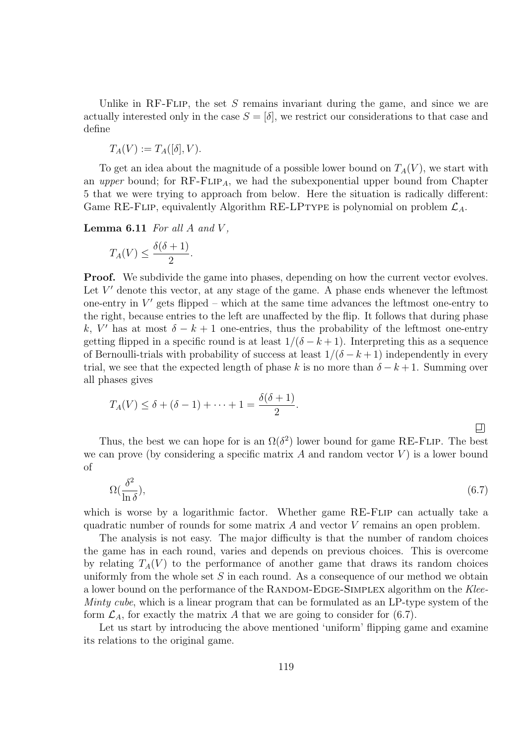Unlike in RF-Flip, the set $S$ remains invariant during the game, and since we are actually interested only in the case $S = [\delta]$, we restrict our considerations to that case and define

$$T_A(V) := T_A([\delta], V).$$

To get an idea about the magnitude of a possible lower bound on $T_A(V)$, we start with an *upper* bound; for RF-Flip$_A$, we had the subexponential upper bound from Chapter 5 that we were trying to approach from below. Here the situation is radically different: Game RE-Flip, equivalently Algorithm RE-LPtype is polynomial on problem $\mathcal{L}_A$.

**Lemma 6.11** *For all $A$ and $V$,*

$$T_A(V) \leq \frac{\delta(\delta+1)}{2}.$$

**Proof.** We subdivide the game into phases, depending on how the current vector evolves. Let $V'$ denote this vector, at any stage of the game. A phase ends whenever the leftmost one-entry in $V'$ gets flipped – which at the same time advances the leftmost one-entry to the right, because entries to the left are unaffected by the flip. It follows that during phase $k$, $V'$ has at most $\delta - k + 1$ one-entries, thus the probability of the leftmost one-entry getting flipped in a specific round is at least $1/(\delta - k + 1)$. Interpreting this as a sequence of Bernoulli-trials with probability of success at least $1/(\delta - k + 1)$ independently in every trial, we see that the expected length of phase $k$ is no more than $\delta - k + 1$. Summing over all phases gives

$$T_A(V) \leq \delta + (\delta - 1) + \cdots + 1 = \frac{\delta(\delta+1)}{2}.$$

□

Thus, the best we can hope for is an $\Omega(\delta^2)$ lower bound for game RE-Flip. The best we can prove (by considering a specific matrix $A$ and random vector $V$) is a lower bound of

$$\Omega(\frac{\delta^2}{\ln \delta}), \tag{6.7}$$

which is worse by a logarithmic factor. Whether game RE-Flip can actually take a quadratic number of rounds for some matrix $A$ and vector $V$ remains an open problem.

The analysis is not easy. The major difficulty is that the number of random choices the game has in each round, varies and depends on previous choices. This is overcome by relating $T_A(V)$ to the performance of another game that draws its random choices uniformly from the whole set $S$ in each round. As a consequence of our method we obtain a lower bound on the performance of the Random-Edge-Simplex algorithm on the *Klee-Minty cube*, which is a linear program that can be formulated as an LP-type system of the form $\mathcal{L}_A$, for exactly the matrix $A$ that we are going to consider for (6.7).

Let us start by introducing the above mentioned 'uniform' flipping game and examine its relations to the original game.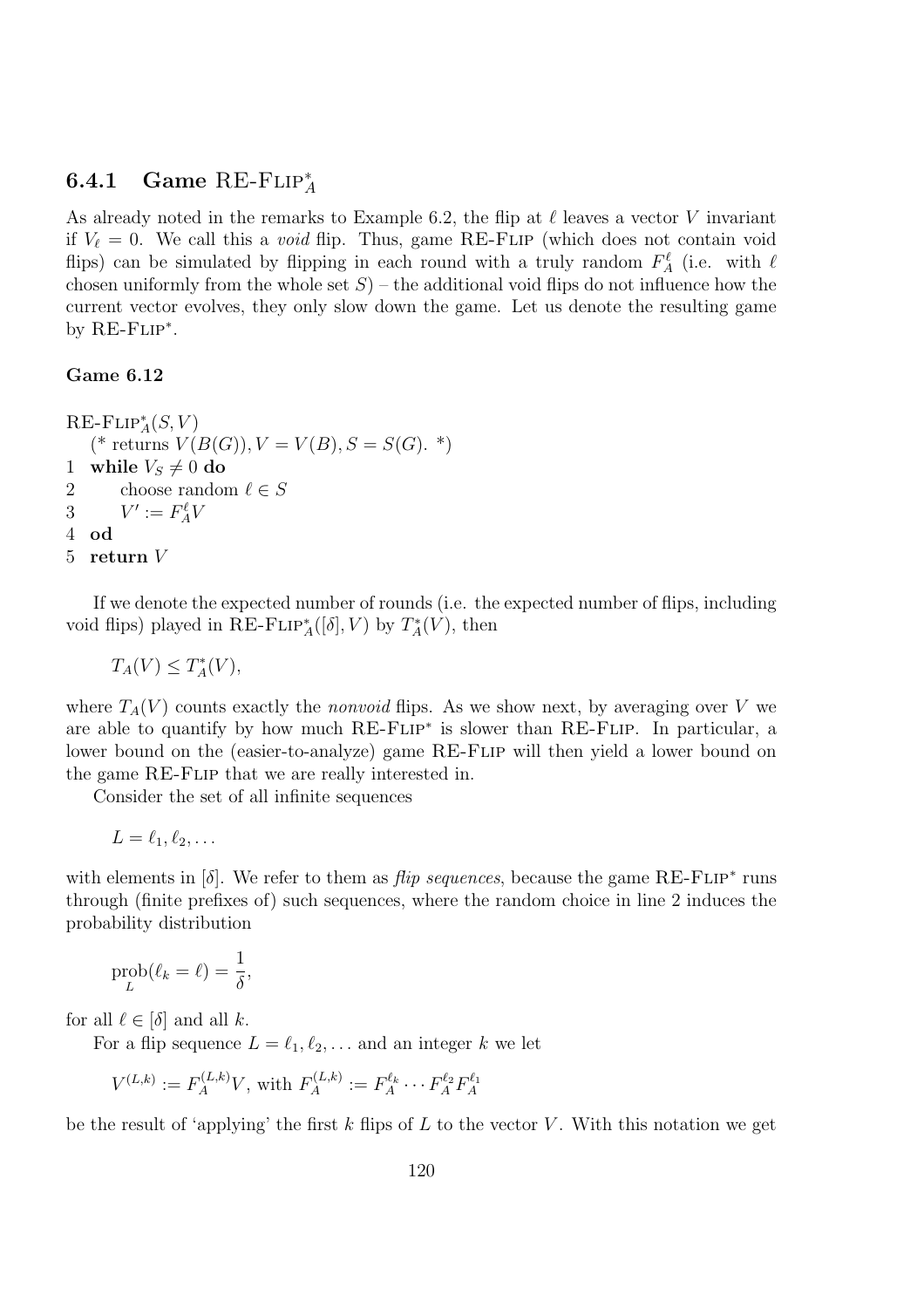### 6.4.1 Game RE-Flip$^*_A$

As already noted in the remarks to Example 6.2, the flip at $\ell$ leaves a vector $V$ invariant if $V_\ell = 0$. We call this a *void* flip. Thus, game RE-Flip (which does not contain void flips) can be simulated by flipping in each round with a truly random $F_A^\ell$ (i.e. with $\ell$ chosen uniformly from the whole set $S$) – the additional void flips do not influence how the current vector evolves, they only slow down the game. Let us denote the resulting game by RE-Flip$^*$.

**Game 6.12**

```
RE-Flip*_A(S, V)
   (* returns V(B(G)), V = V(B), S = S(G). *)
1  while V_S ≠ 0 do
2      choose random ℓ ∈ S
3      V' := F_A^ℓ V
4  od
5  return V
```

If we denote the expected number of rounds (i.e. the expected number of flips, including void flips) played in RE-Flip$^*_A([\delta], V)$ by $T^*_A(V)$, then

$$T_A(V) \leq T^*_A(V),$$

where $T_A(V)$ counts exactly the *nonvoid* flips. As we show next, by averaging over $V$ we are able to quantify by how much RE-Flip$^*$ is slower than RE-Flip. In particular, a lower bound on the (easier-to-analyze) game RE-Flip will then yield a lower bound on the game RE-Flip that we are really interested in.

Consider the set of all infinite sequences

$$L = \ell_1, \ell_2, \ldots$$

with elements in $[\delta]$. We refer to them as *flip sequences*, because the game RE-Flip$^*$ runs through (finite prefixes of) such sequences, where the random choice in line 2 induces the probability distribution

$$\operatorname*{prob}_L(\ell_k = \ell) = \frac{1}{\delta},$$

for all $\ell \in [\delta]$ and all $k$.

For a flip sequence $L = \ell_1, \ell_2, \ldots$ and an integer $k$ we let

$$V^{(L,k)} := F_A^{(L,k)} V, \text{ with } F_A^{(L,k)} := F_A^{\ell_k} \cdots F_A^{\ell_2} F_A^{\ell_1}$$

be the result of 'applying' the first $k$ flips of $L$ to the vector $V$. With this notation we get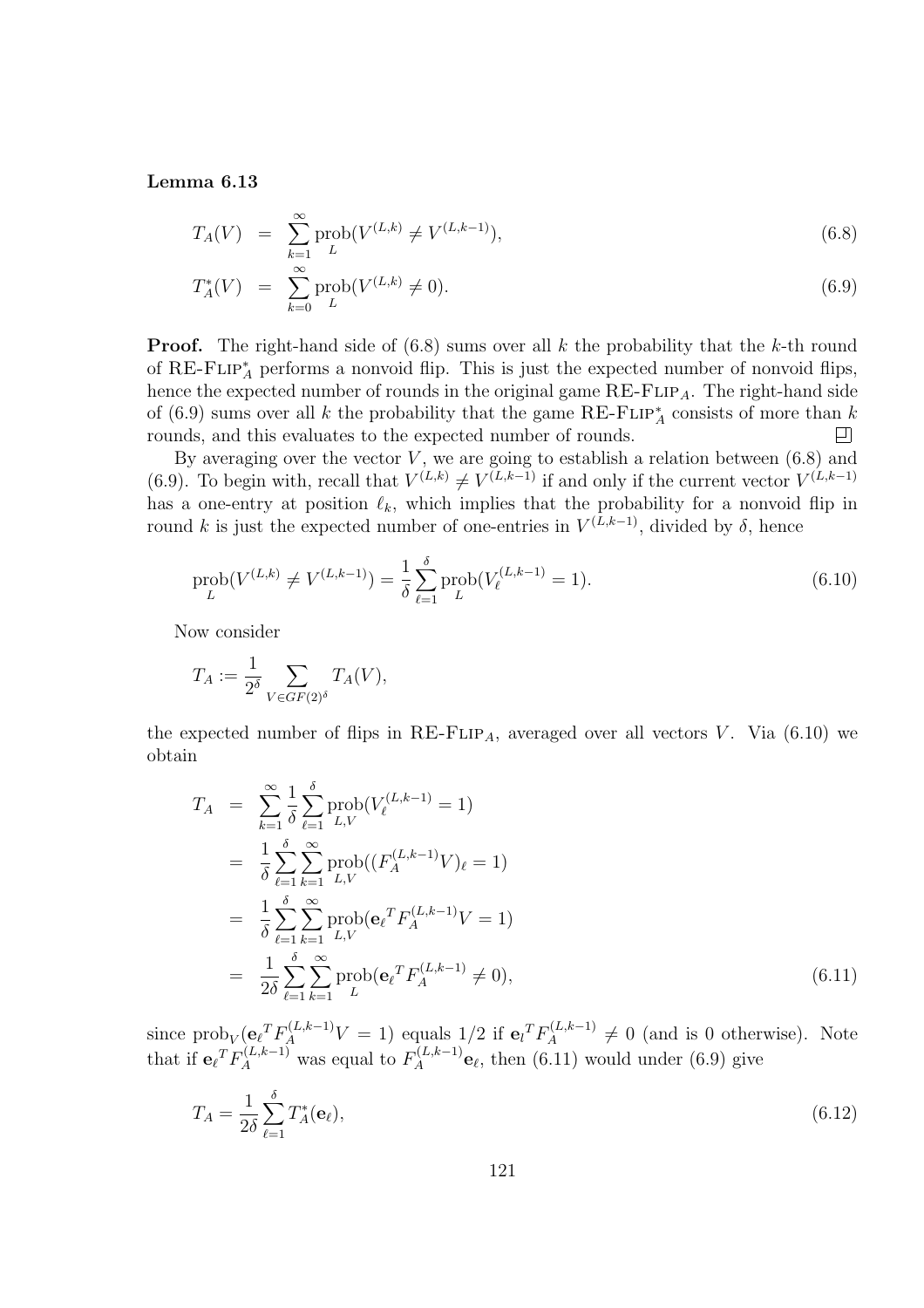**Lemma 6.13**

$$T_A(V) = \sum_{k=1}^{\infty} \operatorname*{prob}_L(V^{(L,k)} \neq V^{(L,k-1)}), \tag{6.8}$$

$$T_A^*(V) = \sum_{k=0}^{\infty} \operatorname*{prob}_L(V^{(L,k)} \neq 0). \tag{6.9}$$

**Proof.** The right-hand side of (6.8) sums over all $k$ the probability that the $k$-th round of RE-FLIP$_A^*$ performs a nonvoid flip. This is just the expected number of nonvoid flips, hence the expected number of rounds in the original game RE-FLIP$_A$. The right-hand side of (6.9) sums over all $k$ the probability that the game RE-FLIP$_A^*$ consists of more than $k$ rounds, and this evaluates to the expected number of rounds. $\square$

By averaging over the vector $V$, we are going to establish a relation between (6.8) and (6.9). To begin with, recall that $V^{(L,k)} \neq V^{(L,k-1)}$ if and only if the current vector $V^{(L,k-1)}$ has a one-entry at position $\ell_k$, which implies that the probability for a nonvoid flip in round $k$ is just the expected number of one-entries in $V^{(L,k-1)}$, divided by $\delta$, hence

$$\operatorname*{prob}_L(V^{(L,k)} \neq V^{(L,k-1)}) = \frac{1}{\delta} \sum_{\ell=1}^{\delta} \operatorname*{prob}_L(V_\ell^{(L,k-1)} = 1). \tag{6.10}$$

Now consider

$$T_A := \frac{1}{2^\delta} \sum_{V \in GF(2)^\delta} T_A(V),$$

the expected number of flips in RE-FLIP$_A$, averaged over all vectors $V$. Via (6.10) we obtain

$$\begin{aligned}
T_A &= \sum_{k=1}^{\infty} \frac{1}{\delta} \sum_{\ell=1}^{\delta} \operatorname*{prob}_{L,V}(V_\ell^{(L,k-1)} = 1) \\
&= \frac{1}{\delta} \sum_{\ell=1}^{\delta} \sum_{k=1}^{\infty} \operatorname*{prob}_{L,V}((F_A^{(L,k-1)}V)_\ell = 1) \\
&= \frac{1}{\delta} \sum_{\ell=1}^{\delta} \sum_{k=1}^{\infty} \operatorname*{prob}_{L,V}(\mathbf{e}_\ell{}^T F_A^{(L,k-1)} V = 1) \\
&= \frac{1}{2\delta} \sum_{\ell=1}^{\delta} \sum_{k=1}^{\infty} \operatorname*{prob}_{L}(\mathbf{e}_\ell{}^T F_A^{(L,k-1)} \neq 0),
\end{aligned} \tag{6.11}$$

since $\operatorname{prob}_V(\mathbf{e}_\ell{}^T F_A^{(L,k-1)} V = 1)$ equals $1/2$ if $\mathbf{e}_l{}^T F_A^{(L,k-1)} \neq 0$ (and is 0 otherwise). Note that if $\mathbf{e}_\ell{}^T F_A^{(L,k-1)}$ was equal to $F_A^{(L,k-1)} \mathbf{e}_\ell$, then (6.11) would under (6.9) give

$$T_A = \frac{1}{2\delta} \sum_{\ell=1}^{\delta} T_A^*(\mathbf{e}_\ell), \tag{6.12}$$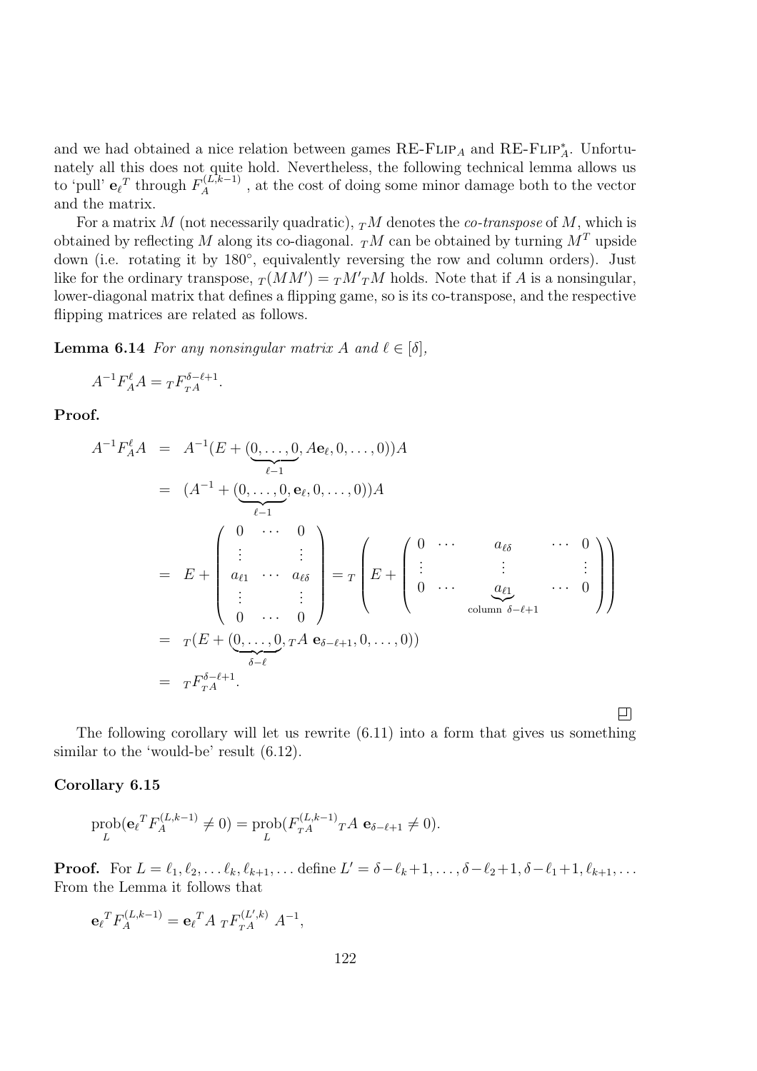and we had obtained a nice relation between games RE-FLIP$_A$ and RE-FLIP$^*_A$. Unfortunately all this does not quite hold. Nevertheless, the following technical lemma allows us to 'pull' ${\mathbf{e}_\ell}^T$ through $F_A^{(L,k-1)}$ , at the cost of doing some minor damage both to the vector and the matrix.

For a matrix $M$ (not necessarily quadratic), ${}_TM$ denotes the *co-transpose* of $M$, which is obtained by reflecting $M$ along its co-diagonal. ${}_TM$ can be obtained by turning $M^T$ upside down (i.e. rotating it by 180°, equivalently reversing the row and column orders). Just like for the ordinary transpose, ${}_T(MM') = {}_TM'{}_TM$ holds. Note that if $A$ is a nonsingular, lower-diagonal matrix that defines a flipping game, so is its co-transpose, and the respective flipping matrices are related as follows.

**Lemma 6.14** *For any nonsingular matrix $A$ and $\ell \in [\delta]$,*

$$A^{-1}F_A^\ell A = {}_TF_{{}_TA}^{\delta-\ell+1}.$$

**Proof.**

$$\begin{aligned}
A^{-1}F_A^\ell A &= A^{-1}(E + (\underbrace{0,\ldots,0}_{\ell-1}, A\mathbf{e}_\ell, 0,\ldots,0))A \\
&= (A^{-1} + (\underbrace{0,\ldots,0}_{\ell-1}, \mathbf{e}_\ell, 0,\ldots,0))A \\
&= E + \begin{pmatrix} 0 & \cdots & 0 \\ \vdots & & \vdots \\ a_{\ell 1} & \cdots & a_{\ell\delta} \\ \vdots & & \vdots \\ 0 & \cdots & 0 \end{pmatrix} = {}_T\left(E + \begin{pmatrix} 0 & \cdots & a_{\ell\delta} & \cdots & 0 \\ \vdots & & \vdots & & \vdots \\ 0 & \cdots & \underbrace{a_{\ell 1}}_{\text{column } \delta-\ell+1} & \cdots & 0 \end{pmatrix}\right) \\
&= {}_T(E + (\underbrace{0,\ldots,0}_{\delta-\ell}, {}_TA\ \mathbf{e}_{\delta-\ell+1}, 0,\ldots,0)) \\
&= {}_TF_{{}_TA}^{\delta-\ell+1}.
\end{aligned}$$

□

The following corollary will let us rewrite (6.11) into a form that gives us something similar to the 'would-be' result (6.12).

**Corollary 6.15**

$$\operatorname*{prob}_L({\mathbf{e}_\ell}^T F_A^{(L,k-1)} \neq 0) = \operatorname*{prob}_L(F_{{}_TA}^{(L,k-1)}{}_TA\ \mathbf{e}_{\delta-\ell+1} \neq 0).$$

**Proof.** For $L = \ell_1, \ell_2, \ldots \ell_k, \ell_{k+1}, \ldots$ define $L' = \delta-\ell_k+1, \ldots, \delta-\ell_2+1, \delta-\ell_1+1, \ell_{k+1}, \ldots$ From the Lemma it follows that

$${\mathbf{e}_\ell}^T F_A^{(L,k-1)} = {\mathbf{e}_\ell}^T A\ {}_TF_{{}_TA}^{(L',k)}\ A^{-1},$$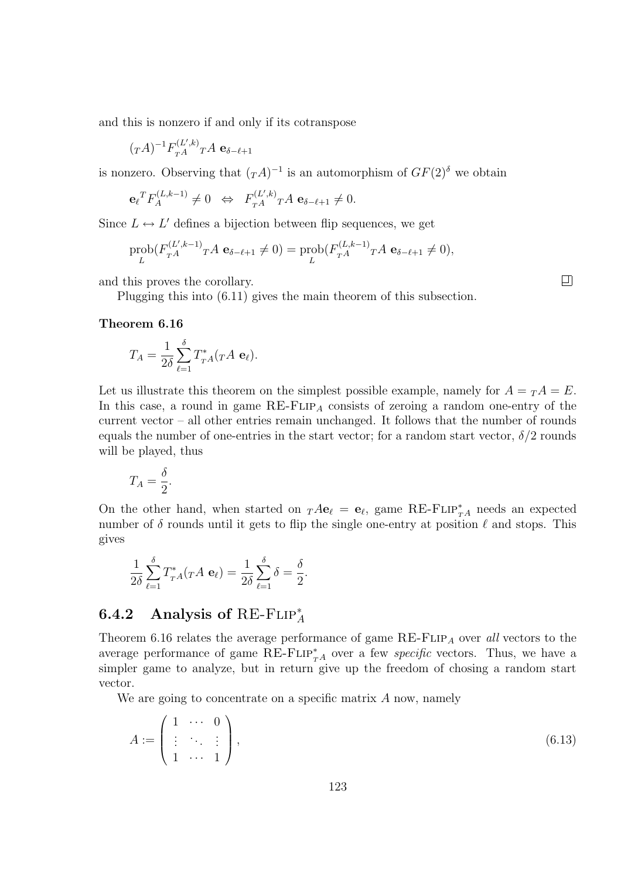and this is nonzero if and only if its cotranspose

$$({}_TA)^{-1}F_{{}_TA}^{(L',k)}{}_TA\ \mathbf{e}_{\delta-\ell+1}$$

is nonzero. Observing that $({}_TA)^{-1}$ is an automorphism of $GF(2)^\delta$ we obtain

$$\mathbf{e}_\ell{}^T F_A^{(L,k-1)} \neq 0 \quad\Leftrightarrow\quad F_{{}_TA}^{(L',k)}{}_TA\ \mathbf{e}_{\delta-\ell+1} \neq 0.$$

Since $L \leftrightarrow L'$ defines a bijection between flip sequences, we get

$$\operatorname*{prob}_L(F_{{}_TA}^{(L',k-1)}{}_TA\ \mathbf{e}_{\delta-\ell+1} \neq 0) = \operatorname*{prob}_L(F_{{}_TA}^{(L,k-1)}{}_TA\ \mathbf{e}_{\delta-\ell+1} \neq 0),$$

and this proves the corollary. □

Plugging this into (6.11) gives the main theorem of this subsection.

**Theorem 6.16**

$$T_A = \frac{1}{2\delta}\sum_{\ell=1}^{\delta} T^*_{{}_TA}({}_TA\ \mathbf{e}_\ell).$$

Let us illustrate this theorem on the simplest possible example, namely for $A = {}_TA = E$. In this case, a round in game RE-FLIP$_A$ consists of zeroing a random one-entry of the current vector – all other entries remain unchanged. It follows that the number of rounds equals the number of one-entries in the start vector; for a random start vector, $\delta/2$ rounds will be played, thus

$$T_A = \frac{\delta}{2}.$$

On the other hand, when started on ${}_TA\mathbf{e}_\ell = \mathbf{e}_\ell$, game RE-FLIP$^*_{{}_TA}$ needs an expected number of $\delta$ rounds until it gets to flip the single one-entry at position $\ell$ and stops. This gives

$$\frac{1}{2\delta}\sum_{\ell=1}^{\delta} T^*_{{}_TA}({}_TA\ \mathbf{e}_\ell) = \frac{1}{2\delta}\sum_{\ell=1}^{\delta}\delta = \frac{\delta}{2}.$$

### 6.4.2 Analysis of RE-FLIP$^*_A$

Theorem 6.16 relates the average performance of game RE-FLIP$_A$ over *all* vectors to the average performance of game RE-FLIP$^*_{{}_TA}$ over a few *specific* vectors. Thus, we have a simpler game to analyze, but in return give up the freedom of chosing a random start vector.

We are going to concentrate on a specific matrix $A$ now, namely

$$A := \begin{pmatrix} 1 & \cdots & 0 \\ \vdots & \ddots & \vdots \\ 1 & \cdots & 1 \end{pmatrix}, \tag{6.13}$$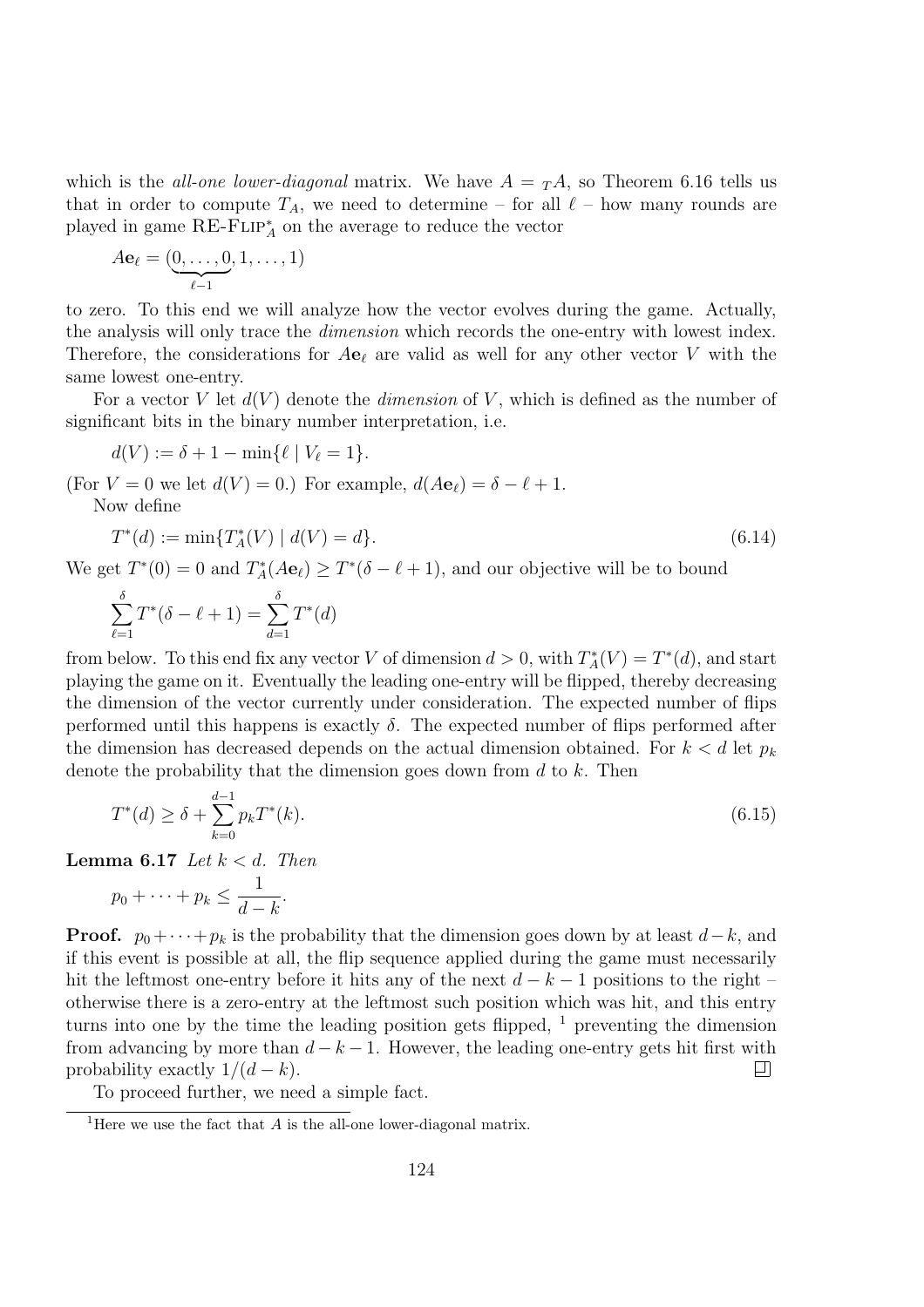which is the *all-one lower-diagonal* matrix. We have $A = {}_TA$, so Theorem 6.16 tells us that in order to compute $T_A$, we need to determine – for all $\ell$ – how many rounds are played in game RE-FLIP$^*_A$ on the average to reduce the vector

$$A\mathbf{e}_\ell = (\underbrace{0, \ldots, 0}_{\ell-1}, 1, \ldots, 1)$$

to zero. To this end we will analyze how the vector evolves during the game. Actually, the analysis will only trace the *dimension* which records the one-entry with lowest index. Therefore, the considerations for $A\mathbf{e}_\ell$ are valid as well for any other vector $V$ with the same lowest one-entry.

For a vector $V$ let $d(V)$ denote the *dimension* of $V$, which is defined as the number of significant bits in the binary number interpretation, i.e.

$$d(V) := \delta + 1 - \min\{\ell \mid V_\ell = 1\}.$$

(For $V = 0$ we let $d(V) = 0$.) For example, $d(A\mathbf{e}_\ell) = \delta - \ell + 1$.

Now define

$$T^*(d) := \min\{T^*_A(V) \mid d(V) = d\}. \tag{6.14}$$

We get $T^*(0) = 0$ and $T^*_A(A\mathbf{e}_\ell) \geq T^*(\delta - \ell + 1)$, and our objective will be to bound

$$\sum_{\ell=1}^{\delta} T^*(\delta - \ell + 1) = \sum_{d=1}^{\delta} T^*(d)$$

from below. To this end fix any vector $V$ of dimension $d > 0$, with $T^*_A(V) = T^*(d)$, and start playing the game on it. Eventually the leading one-entry will be flipped, thereby decreasing the dimension of the vector currently under consideration. The expected number of flips performed until this happens is exactly $\delta$. The expected number of flips performed after the dimension has decreased depends on the actual dimension obtained. For $k < d$ let $p_k$ denote the probability that the dimension goes down from $d$ to $k$. Then

$$T^*(d) \geq \delta + \sum_{k=0}^{d-1} p_k T^*(k). \tag{6.15}$$

**Lemma 6.17** *Let $k < d$. Then*

$$p_0 + \cdots + p_k \leq \frac{1}{d-k}.$$

**Proof.** $p_0 + \cdots + p_k$ is the probability that the dimension goes down by at least $d - k$, and if this event is possible at all, the flip sequence applied during the game must necessarily hit the leftmost one-entry before it hits any of the next $d - k - 1$ positions to the right – otherwise there is a zero-entry at the leftmost such position which was hit, and this entry turns into one by the time the leading position gets flipped, [1] preventing the dimension from advancing by more than $d - k - 1$. However, the leading one-entry gets hit first with probability exactly $1/(d - k)$. ☐

To proceed further, we need a simple fact.

[1] Here we use the fact that $A$ is the all-one lower-diagonal matrix.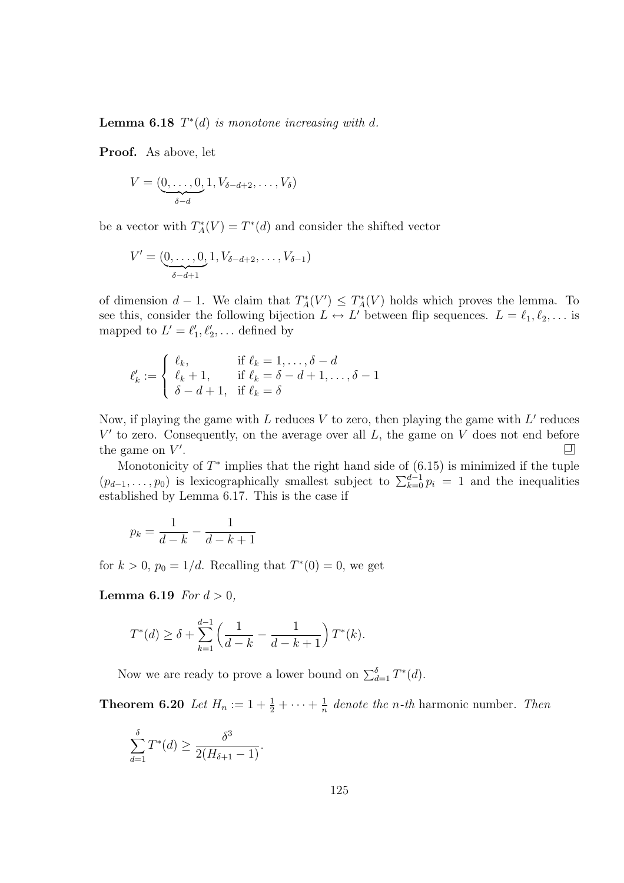**Lemma 6.18** *$T^*(d)$ is monotone increasing with $d$.*

**Proof.** As above, let

$$V = (\underbrace{0, \ldots, 0}_{\delta - d}, 1, V_{\delta-d+2}, \ldots, V_\delta)$$

be a vector with $T_A^*(V) = T^*(d)$ and consider the shifted vector

$$V' = (\underbrace{0, \ldots, 0}_{\delta - d+1}, 1, V_{\delta-d+2}, \ldots, V_{\delta-1})$$

of dimension $d - 1$. We claim that $T_A^*(V') \leq T_A^*(V)$ holds which proves the lemma. To see this, consider the following bijection $L \leftrightarrow L'$ between flip sequences. $L = \ell_1, \ell_2, \ldots$ is mapped to $L' = \ell_1', \ell_2', \ldots$ defined by

$$\ell_k' := \begin{cases} \ell_k, & \text{if } \ell_k = 1, \ldots, \delta - d \\ \ell_k + 1, & \text{if } \ell_k = \delta - d + 1, \ldots, \delta - 1 \\ \delta - d + 1, & \text{if } \ell_k = \delta \end{cases}$$

Now, if playing the game with $L$ reduces $V$ to zero, then playing the game with $L'$ reduces $V'$ to zero. Consequently, on the average over all $L$, the game on $V$ does not end before the game on $V'$. $\square$

Monotonicity of $T^*$ implies that the right hand side of (6.15) is minimized if the tuple $(p_{d-1}, \ldots, p_0)$ is lexicographically smallest subject to $\sum_{k=0}^{d-1} p_i = 1$ and the inequalities established by Lemma 6.17. This is the case if

$$p_k = \frac{1}{d-k} - \frac{1}{d-k+1}$$

for $k > 0$, $p_0 = 1/d$. Recalling that $T^*(0) = 0$, we get

**Lemma 6.19** *For $d > 0$,*

$$T^*(d) \geq \delta + \sum_{k=1}^{d-1} \Big( \frac{1}{d-k} - \frac{1}{d-k+1} \Big) T^*(k).$$

Now we are ready to prove a lower bound on $\sum_{d=1}^{\delta} T^*(d)$.

**Theorem 6.20** *Let $H_n := 1 + \frac{1}{2} + \cdots + \frac{1}{n}$ denote the $n$-th* harmonic number. *Then*

$$\sum_{d=1}^{\delta} T^*(d) \geq \frac{\delta^3}{2(H_{\delta+1} - 1)}.$$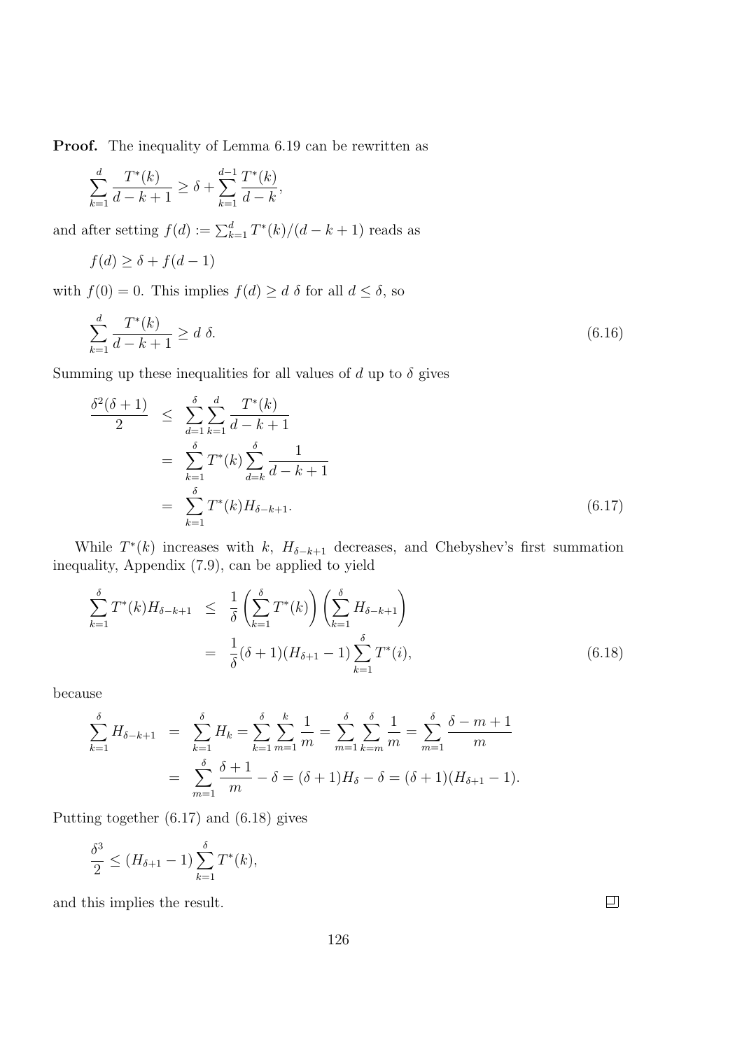**Proof.** The inequality of Lemma 6.19 can be rewritten as

$$\sum_{k=1}^{d} \frac{T^*(k)}{d-k+1} \geq \delta + \sum_{k=1}^{d-1} \frac{T^*(k)}{d-k},$$

and after setting $f(d) := \sum_{k=1}^{d} T^*(k)/(d-k+1)$ reads as

$$f(d) \geq \delta + f(d-1)$$

with $f(0) = 0$. This implies $f(d) \geq d\ \delta$ for all $d \leq \delta$, so

$$\sum_{k=1}^{d} \frac{T^*(k)}{d-k+1} \geq d\ \delta. \tag{6.16}$$

Summing up these inequalities for all values of $d$ up to $\delta$ gives

$$\begin{aligned}
\frac{\delta^2(\delta+1)}{2} &\leq \sum_{d=1}^{\delta}\sum_{k=1}^{d} \frac{T^*(k)}{d-k+1} \\
&= \sum_{k=1}^{\delta} T^*(k) \sum_{d=k}^{\delta} \frac{1}{d-k+1} \\
&= \sum_{k=1}^{\delta} T^*(k) H_{\delta-k+1}.
\end{aligned} \tag{6.17}$$

While $T^*(k)$ increases with $k$, $H_{\delta-k+1}$ decreases, and Chebyshev's first summation inequality, Appendix (7.9), can be applied to yield

$$\begin{aligned}
\sum_{k=1}^{\delta} T^*(k) H_{\delta-k+1} &\leq \frac{1}{\delta}\left(\sum_{k=1}^{\delta} T^*(k)\right)\left(\sum_{k=1}^{\delta} H_{\delta-k+1}\right) \\
&= \frac{1}{\delta}(\delta+1)(H_{\delta+1}-1)\sum_{k=1}^{\delta} T^*(i),
\end{aligned} \tag{6.18}$$

because

$$\begin{aligned}
\sum_{k=1}^{\delta} H_{\delta-k+1} &= \sum_{k=1}^{\delta} H_k = \sum_{k=1}^{\delta}\sum_{m=1}^{k} \frac{1}{m} = \sum_{m=1}^{\delta}\sum_{k=m}^{\delta} \frac{1}{m} = \sum_{m=1}^{\delta} \frac{\delta-m+1}{m} \\
&= \sum_{m=1}^{\delta} \frac{\delta+1}{m} - \delta = (\delta+1)H_\delta - \delta = (\delta+1)(H_{\delta+1}-1).
\end{aligned}$$

Putting together (6.17) and (6.18) gives

$$\frac{\delta^3}{2} \leq (H_{\delta+1}-1)\sum_{k=1}^{\delta} T^*(k),$$

and this implies the result. □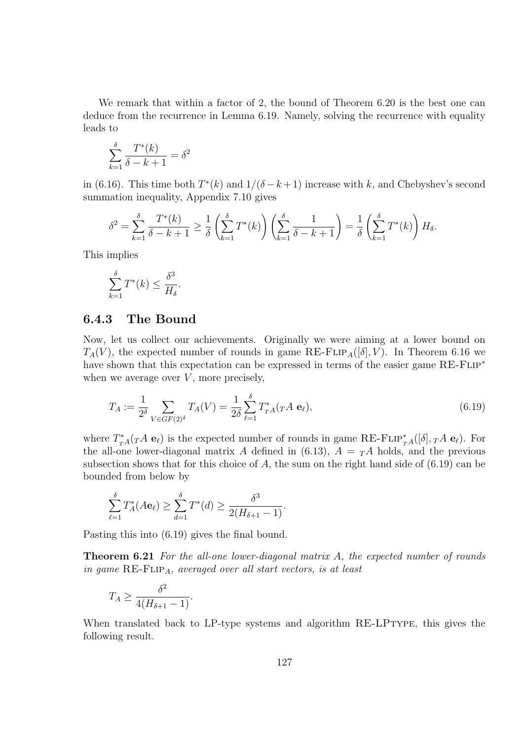We remark that within a factor of 2, the bound of Theorem 6.20 is the best one can deduce from the recurrence in Lemma 6.19. Namely, solving the recurrence with equality leads to

$$\sum_{k=1}^{\delta} \frac{T^*(k)}{\delta - k + 1} = \delta^2$$

in (6.16). This time both $T^*(k)$ and $1/(\delta - k + 1)$ increase with $k$, and Chebyshev's second summation inequality, Appendix 7.10 gives

$$\delta^2 = \sum_{k=1}^{\delta} \frac{T^*(k)}{\delta - k + 1} \geq \frac{1}{\delta} \left( \sum_{k=1}^{\delta} T^*(k) \right) \left( \sum_{k=1}^{\delta} \frac{1}{\delta - k + 1} \right) = \frac{1}{\delta} \left( \sum_{k=1}^{\delta} T^*(k) \right) H_\delta.$$

This implies

$$\sum_{k=1}^{\delta} T^*(k) \leq \frac{\delta^3}{H_\delta}.$$

### 6.4.3 The Bound

Now, let us collect our achievements. Originally we were aiming at a lower bound on $T_A(V)$, the expected number of rounds in game RE-FLIP$_A([\delta], V)$. In Theorem 6.16 we have shown that this expectation can be expressed in terms of the easier game RE-FLIP$^*$ when we average over $V$, more precisely,

$$T_A := \frac{1}{2^\delta} \sum_{V \in GF(2)^\delta} T_A(V) = \frac{1}{2\delta} \sum_{\ell=1}^{\delta} T^*_{{}_TA}({}_TA \ \mathbf{e}_\ell), \tag{6.19}$$

where $T^*_{{}_TA}({}_TA \ \mathbf{e}_\ell)$ is the expected number of rounds in game RE-FLIP$^*_{{}_TA}([\delta], {}_TA \ \mathbf{e}_\ell)$. For the all-one lower-diagonal matrix $A$ defined in (6.13), $A = {}_TA$ holds, and the previous subsection shows that for this choice of $A$, the sum on the right hand side of (6.19) can be bounded from below by

$$\sum_{\ell=1}^{\delta} T^*_A(A\mathbf{e}_\ell) \geq \sum_{d=1}^{\delta} T^*(d) \geq \frac{\delta^3}{2(H_{\delta+1} - 1)}.$$

Pasting this into (6.19) gives the final bound.

**Theorem 6.21** *For the all-one lower-diagonal matrix $A$, the expected number of rounds in game* RE-FLIP$_A$*, averaged over all start vectors, is at least*

$$T_A \geq \frac{\delta^2}{4(H_{\delta+1} - 1)}.$$

When translated back to LP-type systems and algorithm RE-LPTYPE, this gives the following result.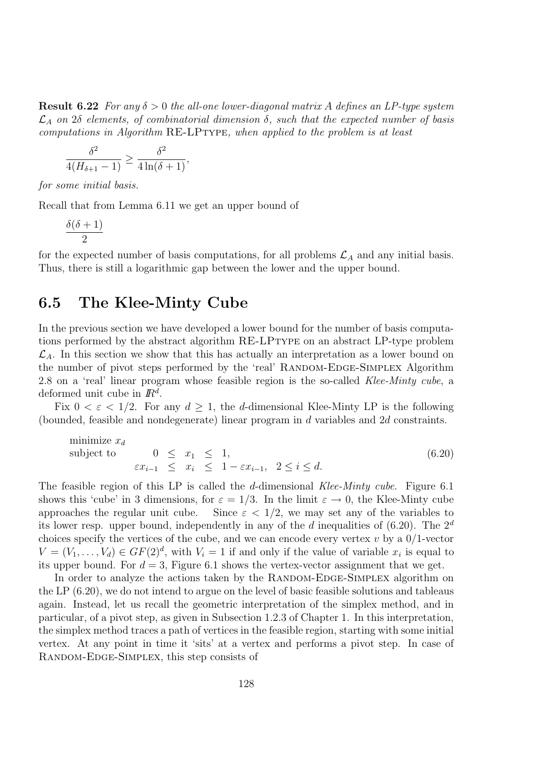**Result 6.22** *For any $\delta > 0$ the all-one lower-diagonal matrix $A$ defines an LP-type system $\mathcal{L}_A$ on $2\delta$ elements, of combinatorial dimension $\delta$, such that the expected number of basis computations in Algorithm* RE-LPType*, when applied to the problem is at least*

$$\frac{\delta^2}{4(H_{\delta+1}-1)} \geq \frac{\delta^2}{4\ln(\delta+1)},$$

*for some initial basis.*

Recall that from Lemma 6.11 we get an upper bound of

$$\frac{\delta(\delta+1)}{2}$$

for the expected number of basis computations, for all problems $\mathcal{L}_A$ and any initial basis. Thus, there is still a logarithmic gap between the lower and the upper bound.

## 6.5 The Klee-Minty Cube

In the previous section we have developed a lower bound for the number of basis computations performed by the abstract algorithm RE-LPType on an abstract LP-type problem $\mathcal{L}_A$. In this section we show that this has actually an interpretation as a lower bound on the number of pivot steps performed by the 'real' Random-Edge-Simplex Algorithm 2.8 on a 'real' linear program whose feasible region is the so-called *Klee-Minty cube*, a deformed unit cube in $\mathbb{R}^d$.

Fix $0 < \varepsilon < 1/2$. For any $d \geq 1$, the $d$-dimensional Klee-Minty LP is the following (bounded, feasible and nondegenerate) linear program in $d$ variables and $2d$ constraints.

$$\begin{array}{lrcccl} \text{minimize } x_d & & & & & \\ \text{subject to} & 0 & \leq & x_1 & \leq & 1, \\ & \varepsilon x_{i-1} & \leq & x_i & \leq & 1-\varepsilon x_{i-1}, \quad 2 \leq i \leq d. \end{array} \tag{6.20}$$

The feasible region of this LP is called the $d$-dimensional *Klee-Minty cube*. Figure 6.1 shows this 'cube' in 3 dimensions, for $\varepsilon = 1/3$. In the limit $\varepsilon \to 0$, the Klee-Minty cube approaches the regular unit cube. Since $\varepsilon < 1/2$, we may set any of the variables to its lower resp. upper bound, independently in any of the $d$ inequalities of (6.20). The $2^d$ choices specify the vertices of the cube, and we can encode every vertex $v$ by a 0/1-vector $V = (V_1, \ldots, V_d) \in GF(2)^d$, with $V_i = 1$ if and only if the value of variable $x_i$ is equal to its upper bound. For $d = 3$, Figure 6.1 shows the vertex-vector assignment that we get.

In order to analyze the actions taken by the Random-Edge-Simplex algorithm on the LP (6.20), we do not intend to argue on the level of basic feasible solutions and tableaus again. Instead, let us recall the geometric interpretation of the simplex method, and in particular, of a pivot step, as given in Subsection 1.2.3 of Chapter 1. In this interpretation, the simplex method traces a path of vertices in the feasible region, starting with some initial vertex. At any point in time it 'sits' at a vertex and performs a pivot step. In case of Random-Edge-Simplex, this step consists of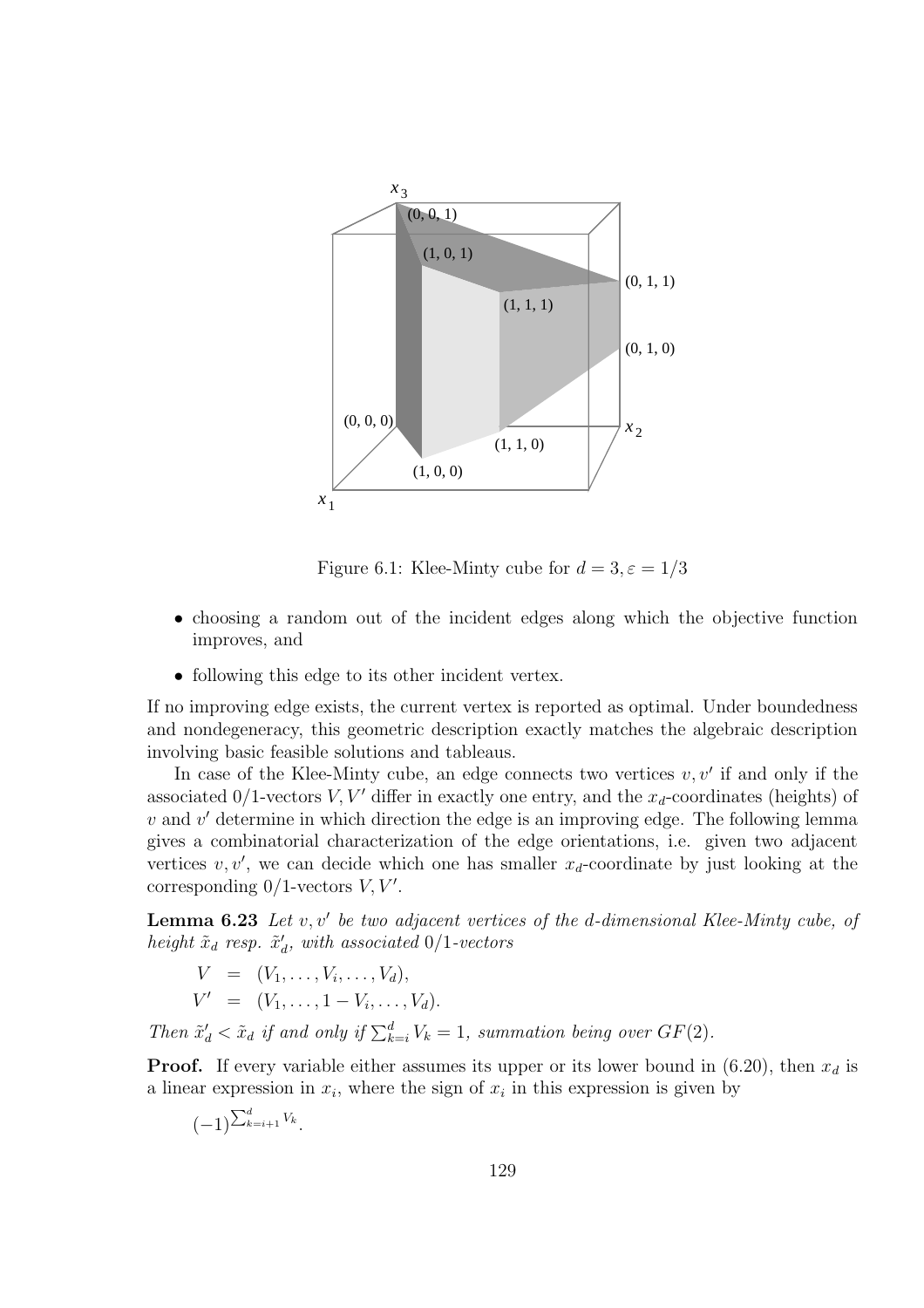Figure 6.1: Klee-Minty cube for $d = 3, \varepsilon = 1/3$

- choosing a random out of the incident edges along which the objective function improves, and
- following this edge to its other incident vertex.

If no improving edge exists, the current vertex is reported as optimal. Under boundedness and nondegeneracy, this geometric description exactly matches the algebraic description involving basic feasible solutions and tableaus.

In case of the Klee-Minty cube, an edge connects two vertices $v, v'$ if and only if the associated 0/1-vectors $V, V'$ differ in exactly one entry, and the $x_d$-coordinates (heights) of $v$ and $v'$ determine in which direction the edge is an improving edge. The following lemma gives a combinatorial characterization of the edge orientations, i.e. given two adjacent vertices $v, v'$, we can decide which one has smaller $x_d$-coordinate by just looking at the corresponding 0/1-vectors $V, V'$.

**Lemma 6.23** *Let $v, v'$ be two adjacent vertices of the $d$-dimensional Klee-Minty cube, of height $\tilde{x}_d$ resp. $\tilde{x}'_d$, with associated 0/1-vectors*

$$
\begin{aligned}
V &= (V_1, \ldots, V_i, \ldots, V_d), \\
V' &= (V_1, \ldots, 1 - V_i, \ldots, V_d).
\end{aligned}
$$

*Then $\tilde{x}'_d < \tilde{x}_d$ if and only if $\sum_{k=i}^{d} V_k = 1$, summation being over $GF(2)$.*

**Proof.** If every variable either assumes its upper or its lower bound in (6.20), then $x_d$ is a linear expression in $x_i$, where the sign of $x_i$ in this expression is given by

$$
(-1)^{\sum_{k=i+1}^{d} V_k}.
$$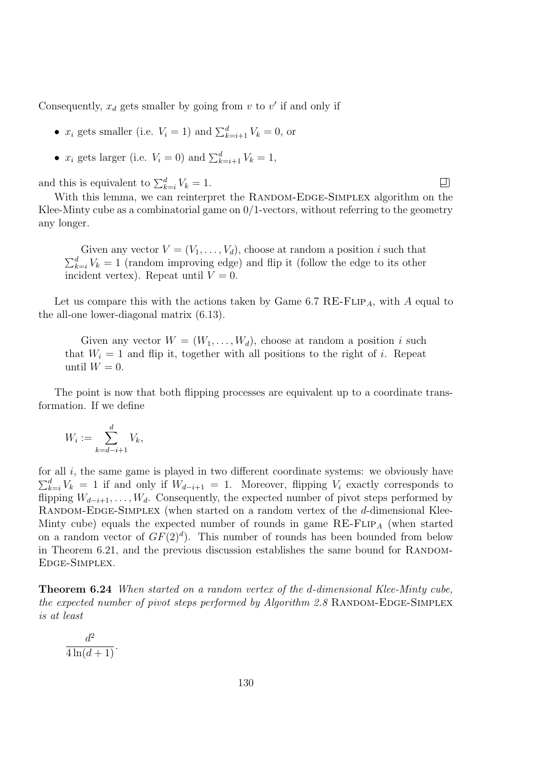Consequently, $x_d$ gets smaller by going from $v$ to $v'$ if and only if

- $x_i$ gets smaller (i.e. $V_i = 1$) and $\sum_{k=i+1}^{d} V_k = 0$, or
- $x_i$ gets larger (i.e. $V_i = 0$) and $\sum_{k=i+1}^{d} V_k = 1$,

and this is equivalent to $\sum_{k=i}^{d} V_k = 1$. □

With this lemma, we can reinterpret the RANDOM-EDGE-SIMPLEX algorithm on the Klee-Minty cube as a combinatorial game on 0/1-vectors, without referring to the geometry any longer.

> Given any vector $V = (V_1, \ldots, V_d)$, choose at random a position $i$ such that $\sum_{k=i}^{d} V_k = 1$ (random improving edge) and flip it (follow the edge to its other incident vertex). Repeat until $V = 0$.

Let us compare this with the actions taken by Game 6.7 RE-FLIP$_A$, with $A$ equal to the all-one lower-diagonal matrix (6.13).

> Given any vector $W = (W_1, \ldots, W_d)$, choose at random a position $i$ such that $W_i = 1$ and flip it, together with all positions to the right of $i$. Repeat until $W = 0$.

The point is now that both flipping processes are equivalent up to a coordinate transformation. If we define

$$W_i := \sum_{k=d-i+1}^{d} V_k,$$

for all $i$, the same game is played in two different coordinate systems: we obviously have $\sum_{k=i}^{d} V_k = 1$ if and only if $W_{d-i+1} = 1$. Moreover, flipping $V_i$ exactly corresponds to flipping $W_{d-i+1}, \ldots, W_d$. Consequently, the expected number of pivot steps performed by RANDOM-EDGE-SIMPLEX (when started on a random vertex of the $d$-dimensional Klee-Minty cube) equals the expected number of rounds in game RE-FLIP$_A$ (when started on a random vector of $GF(2)^d$). This number of rounds has been bounded from below in Theorem 6.21, and the previous discussion establishes the same bound for RANDOM-EDGE-SIMPLEX.

**Theorem 6.24** *When started on a random vertex of the $d$-dimensional Klee-Minty cube, the expected number of pivot steps performed by Algorithm 2.8 RANDOM-EDGE-SIMPLEX is at least*

$$\frac{d^2}{4\ln(d+1)}.$$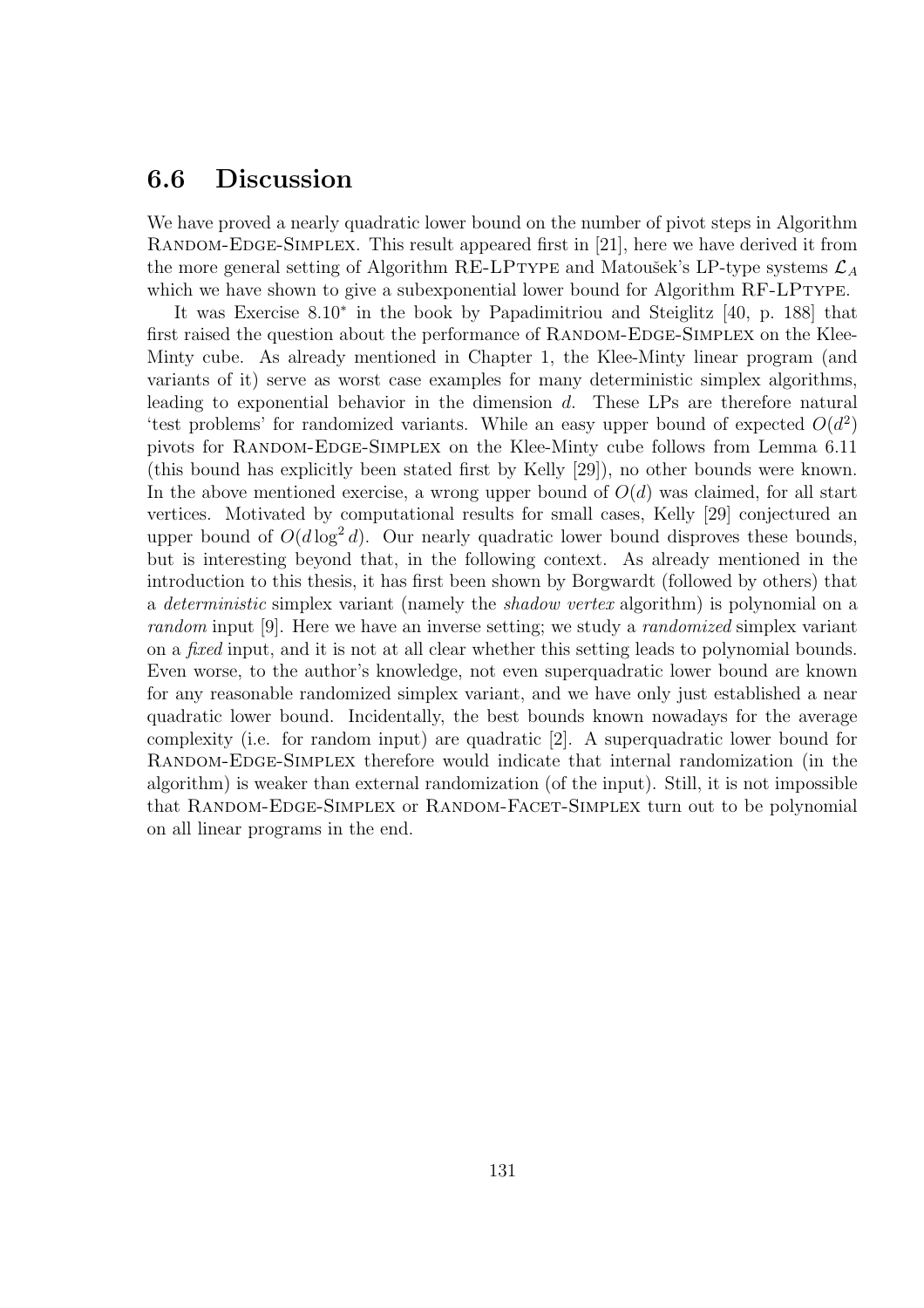## 6.6 Discussion

We have proved a nearly quadratic lower bound on the number of pivot steps in Algorithm Random-Edge-Simplex. This result appeared first in [21], here we have derived it from the more general setting of Algorithm RE-LPtype and Matoušek's LP-type systems $\mathcal{L}_A$ which we have shown to give a subexponential lower bound for Algorithm RF-LPtype.

It was Exercise 8.10* in the book by Papadimitriou and Steiglitz [40, p. 188] that first raised the question about the performance of Random-Edge-Simplex on the Klee-Minty cube. As already mentioned in Chapter 1, the Klee-Minty linear program (and variants of it) serve as worst case examples for many deterministic simplex algorithms, leading to exponential behavior in the dimension $d$. These LPs are therefore natural 'test problems' for randomized variants. While an easy upper bound of expected $O(d^2)$ pivots for Random-Edge-Simplex on the Klee-Minty cube follows from Lemma 6.11 (this bound has explicitly been stated first by Kelly [29]), no other bounds were known. In the above mentioned exercise, a wrong upper bound of $O(d)$ was claimed, for all start vertices. Motivated by computational results for small cases, Kelly [29] conjectured an upper bound of $O(d \log^2 d)$. Our nearly quadratic lower bound disproves these bounds, but is interesting beyond that, in the following context. As already mentioned in the introduction to this thesis, it has first been shown by Borgwardt (followed by others) that a *deterministic* simplex variant (namely the *shadow vertex* algorithm) is polynomial on a *random* input [9]. Here we have an inverse setting; we study a *randomized* simplex variant on a *fixed* input, and it is not at all clear whether this setting leads to polynomial bounds. Even worse, to the author's knowledge, not even superquadratic lower bound are known for any reasonable randomized simplex variant, and we have only just established a near quadratic lower bound. Incidentally, the best bounds known nowadays for the average complexity (i.e. for random input) are quadratic [2]. A superquadratic lower bound for Random-Edge-Simplex therefore would indicate that internal randomization (in the algorithm) is weaker than external randomization (of the input). Still, it is not impossible that Random-Edge-Simplex or Random-Facet-Simplex turn out to be polynomial on all linear programs in the end.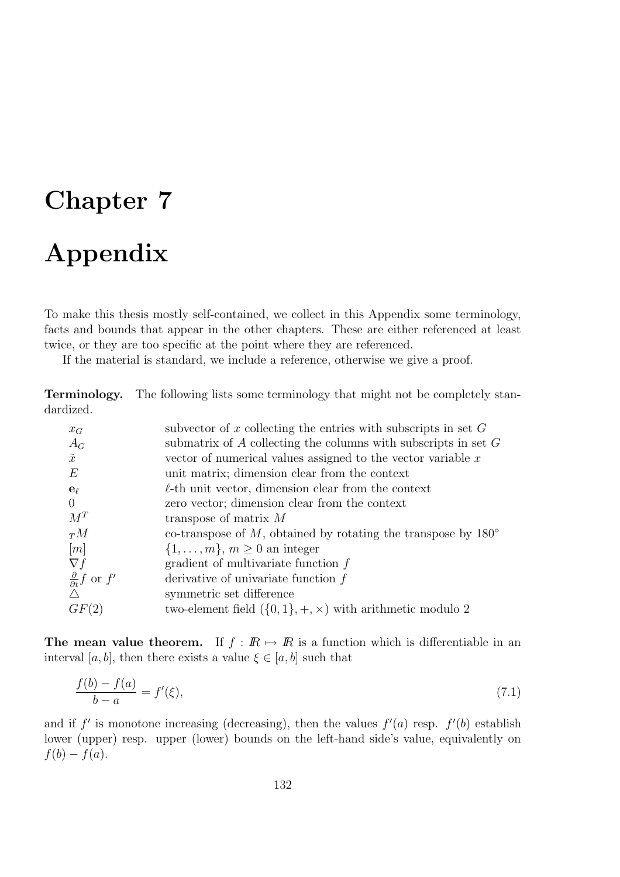// Chapter 7

# Appendix

To make this thesis mostly self-contained, we collect in this Appendix some terminology, facts and bounds that appear in the other chapters. These are either referenced at least twice, or they are too specific at the point where they are referenced.

If the material is standard, we include a reference, otherwise we give a proof.

**Terminology.** The following lists some terminology that might not be completely standardized.

| | |
|---|---|
| $x_G$ | subvector of $x$ collecting the entries with subscripts in set $G$ |
| $A_G$ | submatrix of $A$ collecting the columns with subscripts in set $G$ |
| $\tilde{x}$ | vector of numerical values assigned to the vector variable $x$ |
| $E$ | unit matrix; dimension clear from the context |
| $\mathbf{e}_\ell$ | $\ell$-th unit vector, dimension clear from the context |
| $0$ | zero vector; dimension clear from the context |
| $M^T$ | transpose of matrix $M$ |
| ${}_TM$ | co-transpose of $M$, obtained by rotating the transpose by $180^\circ$ |
| $[m]$ | $\{1, \dots, m\}$, $m \geq 0$ an integer |
| $\nabla f$ | gradient of multivariate function $f$ |
| $\frac{\partial}{\partial t} f$ or $f'$ | derivative of univariate function $f$ |
| $\triangle$ | symmetric set difference |
| $GF(2)$ | two-element field $(\{0,1\}, +, \times)$ with arithmetic modulo 2 |

**The mean value theorem.** If $f : \mathbb{R} \mapsto \mathbb{R}$ is a function which is differentiable in an interval $[a, b]$, then there exists a value $\xi \in [a, b]$ such that

$$\frac{f(b) - f(a)}{b - a} = f'(\xi), \tag{7.1}$$

and if $f'$ is monotone increasing (decreasing), then the values $f'(a)$ resp. $f'(b)$ establish lower (upper) resp. upper (lower) bounds on the left-hand side's value, equivalently on $f(b) - f(a)$.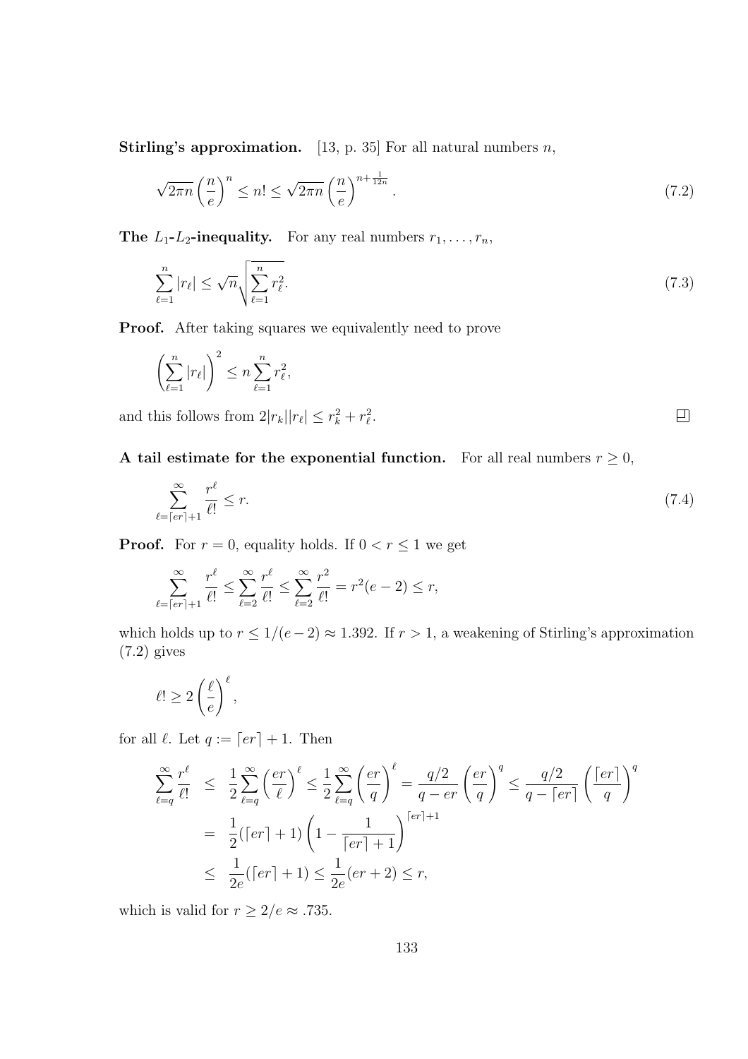**Stirling's approximation.** [13, p. 35] For all natural numbers $n$,

$$\sqrt{2\pi n}\left(\frac{n}{e}\right)^n \leq n! \leq \sqrt{2\pi n}\left(\frac{n}{e}\right)^{n+\frac{1}{12n}}. \tag{7.2}$$

**The $L_1$-$L_2$-inequality.** For any real numbers $r_1, \ldots, r_n$,

$$\sum_{\ell=1}^{n} |r_\ell| \leq \sqrt{n}\sqrt{\sum_{\ell=1}^{n} r_\ell^2}. \tag{7.3}$$

**Proof.** After taking squares we equivalently need to prove

$$\left(\sum_{\ell=1}^{n} |r_\ell|\right)^2 \leq n \sum_{\ell=1}^{n} r_\ell^2,$$

and this follows from $2|r_k||r_\ell| \leq r_k^2 + r_\ell^2$. □

**A tail estimate for the exponential function.** For all real numbers $r \geq 0$,

$$\sum_{\ell=\lceil er\rceil+1}^{\infty} \frac{r^\ell}{\ell!} \leq r. \tag{7.4}$$

**Proof.** For $r = 0$, equality holds. If $0 < r \leq 1$ we get

$$\sum_{\ell=\lceil er\rceil+1}^{\infty} \frac{r^\ell}{\ell!} \leq \sum_{\ell=2}^{\infty} \frac{r^\ell}{\ell!} \leq \sum_{\ell=2}^{\infty} \frac{r^2}{\ell!} = r^2(e-2) \leq r,$$

which holds up to $r \leq 1/(e-2) \approx 1.392$. If $r > 1$, a weakening of Stirling's approximation (7.2) gives

$$\ell! \geq 2\left(\frac{\ell}{e}\right)^\ell,$$

for all $\ell$. Let $q := \lceil er\rceil + 1$. Then

$$\begin{aligned}
\sum_{\ell=q}^{\infty} \frac{r^\ell}{\ell!} &\leq \frac{1}{2}\sum_{\ell=q}^{\infty}\left(\frac{er}{\ell}\right)^\ell \leq \frac{1}{2}\sum_{\ell=q}^{\infty}\left(\frac{er}{q}\right)^\ell = \frac{q/2}{q-er}\left(\frac{er}{q}\right)^q \leq \frac{q/2}{q-\lceil er\rceil}\left(\frac{\lceil er\rceil}{q}\right)^q \\
&= \frac{1}{2}(\lceil er\rceil+1)\left(1-\frac{1}{\lceil er\rceil+1}\right)^{\lceil er\rceil+1} \\
&\leq \frac{1}{2e}(\lceil er\rceil+1) \leq \frac{1}{2e}(er+2) \leq r,
\end{aligned}$$

which is valid for $r \geq 2/e \approx .735$.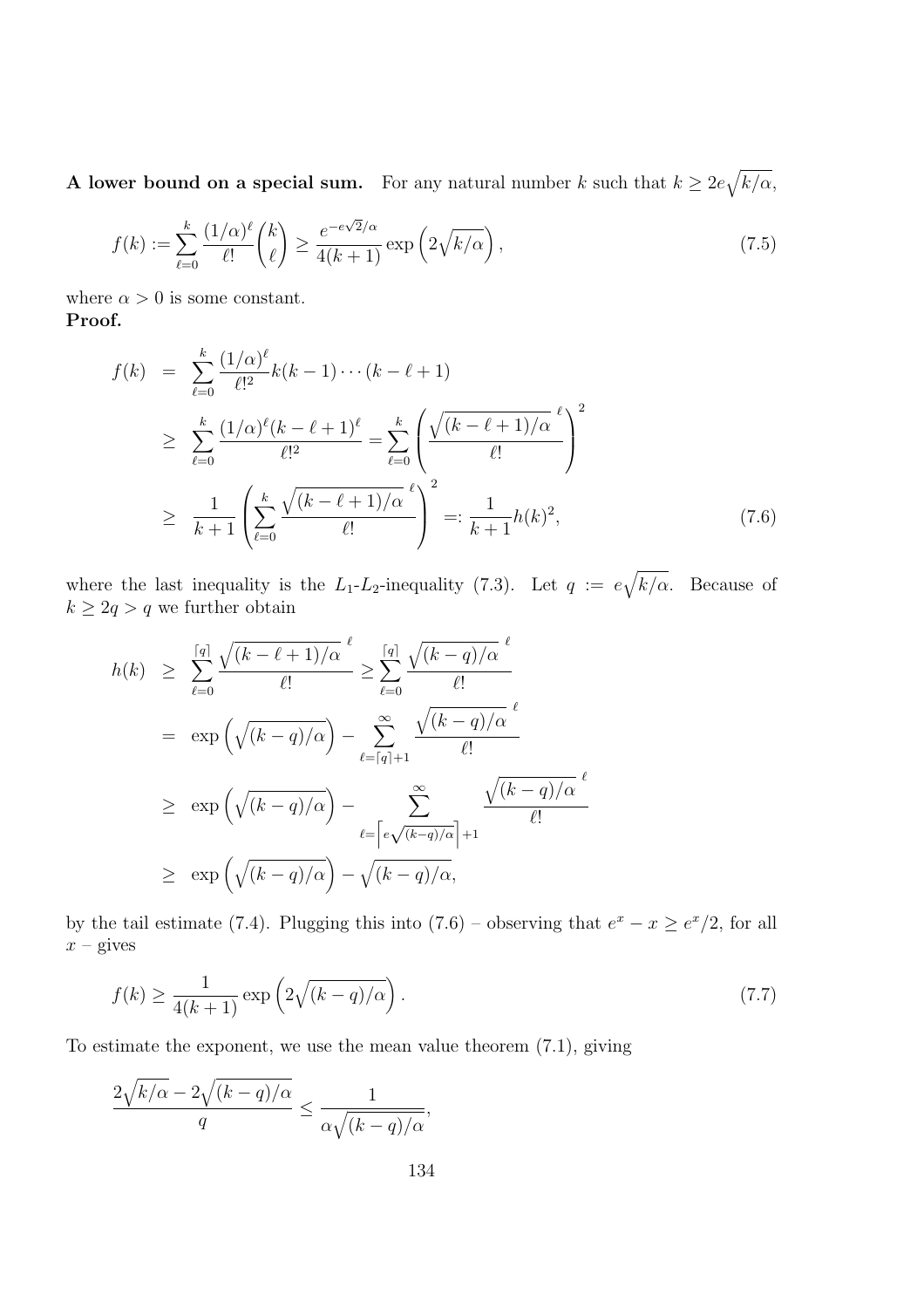**A lower bound on a special sum.** For any natural number $k$ such that $k \geq 2e\sqrt{k/\alpha}$,

$$f(k) := \sum_{\ell=0}^{k} \frac{(1/\alpha)^\ell}{\ell!} \binom{k}{\ell} \geq \frac{e^{-e\sqrt{2}/\alpha}}{4(k+1)} \exp\left(2\sqrt{k/\alpha}\right), \tag{7.5}$$

where $\alpha > 0$ is some constant.
**Proof.**

$$\begin{aligned}
f(k) &= \sum_{\ell=0}^{k} \frac{(1/\alpha)^\ell}{\ell!^2} k(k-1)\cdots(k-\ell+1) \\
&\geq \sum_{\ell=0}^{k} \frac{(1/\alpha)^\ell (k-\ell+1)^\ell}{\ell!^2} = \sum_{\ell=0}^{k} \left( \frac{\sqrt{(k-\ell+1)/\alpha}^{\,\ell}}{\ell!} \right)^2 \\
&\geq \frac{1}{k+1} \left( \sum_{\ell=0}^{k} \frac{\sqrt{(k-\ell+1)/\alpha}^{\,\ell}}{\ell!} \right)^2 =: \frac{1}{k+1} h(k)^2,
\end{aligned} \tag{7.6}$$

where the last inequality is the $L_1$-$L_2$-inequality (7.3). Let $q := e\sqrt{k/\alpha}$. Because of $k \geq 2q > q$ we further obtain

$$\begin{aligned}
h(k) &\geq \sum_{\ell=0}^{\lceil q \rceil} \frac{\sqrt{(k-\ell+1)/\alpha}^{\,\ell}}{\ell!} \geq \sum_{\ell=0}^{\lceil q \rceil} \frac{\sqrt{(k-q)/\alpha}^{\,\ell}}{\ell!} \\
&= \exp\left(\sqrt{(k-q)/\alpha}\right) - \sum_{\ell=\lceil q \rceil+1}^{\infty} \frac{\sqrt{(k-q)/\alpha}^{\,\ell}}{\ell!} \\
&\geq \exp\left(\sqrt{(k-q)/\alpha}\right) - \sum_{\ell=\left\lceil e\sqrt{(k-q)/\alpha} \right\rceil+1}^{\infty} \frac{\sqrt{(k-q)/\alpha}^{\,\ell}}{\ell!} \\
&\geq \exp\left(\sqrt{(k-q)/\alpha}\right) - \sqrt{(k-q)/\alpha},
\end{aligned}$$

by the tail estimate (7.4). Plugging this into (7.6) – observing that $e^x - x \geq e^x/2$, for all $x$ – gives

$$f(k) \geq \frac{1}{4(k+1)} \exp\left(2\sqrt{(k-q)/\alpha}\right). \tag{7.7}$$

To estimate the exponent, we use the mean value theorem (7.1), giving

$$\frac{2\sqrt{k/\alpha} - 2\sqrt{(k-q)/\alpha}}{q} \leq \frac{1}{\alpha\sqrt{(k-q)/\alpha}},$$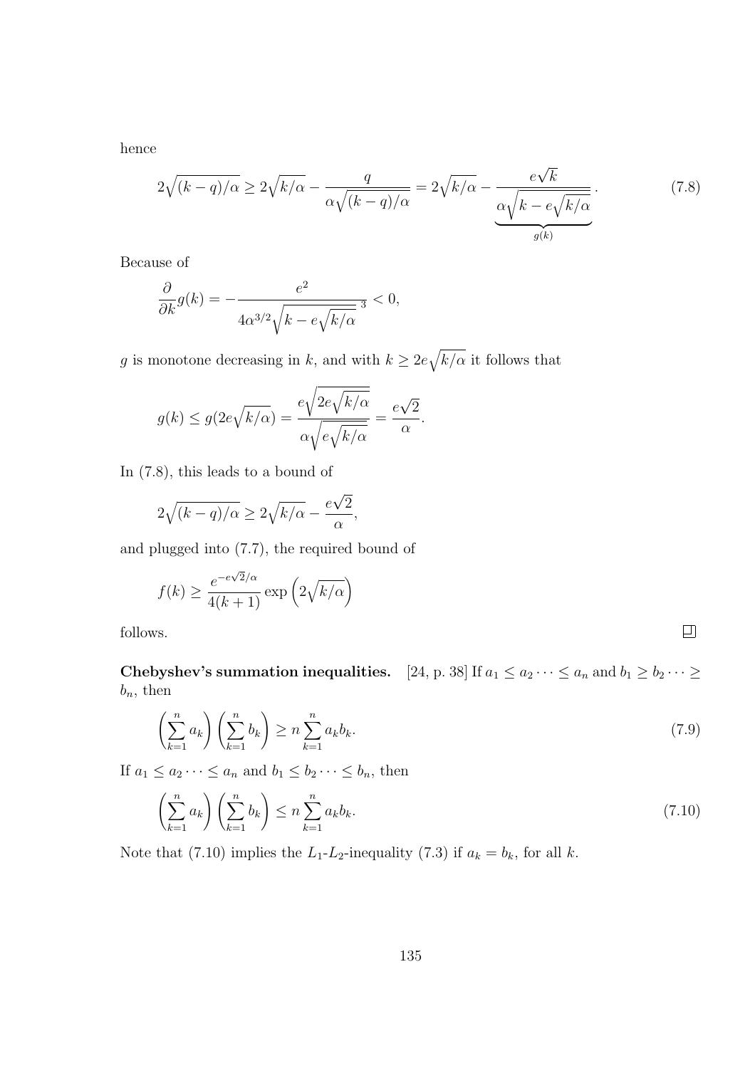hence

$$2\sqrt{(k-q)/\alpha} \geq 2\sqrt{k/\alpha} - \frac{q}{\alpha\sqrt{(k-q)/\alpha}} = 2\sqrt{k/\alpha} - \underbrace{\frac{e\sqrt{k}}{\alpha\sqrt{k - e\sqrt{k/\alpha}}}}_{g(k)}. \tag{7.8}$$

Because of

$$\frac{\partial}{\partial k} g(k) = -\frac{e^2}{4\alpha^{3/2}\sqrt{k - e\sqrt{k/\alpha}}^{\,3}} < 0,$$

$g$ is monotone decreasing in $k$, and with $k \geq 2e\sqrt{k/\alpha}$ it follows that

$$g(k) \leq g(2e\sqrt{k/\alpha}) = \frac{e\sqrt{2e\sqrt{k/\alpha}}}{\alpha\sqrt{e\sqrt{k/\alpha}}} = \frac{e\sqrt{2}}{\alpha}.$$

In (7.8), this leads to a bound of

$$2\sqrt{(k-q)/\alpha} \geq 2\sqrt{k/\alpha} - \frac{e\sqrt{2}}{\alpha},$$

and plugged into (7.7), the required bound of

$$f(k) \geq \frac{e^{-e\sqrt{2}/\alpha}}{4(k+1)} \exp\left(2\sqrt{k/\alpha}\right)$$

follows. □

**Chebyshev's summation inequalities.** [24, p. 38] If $a_1 \leq a_2 \cdots \leq a_n$ and $b_1 \geq b_2 \cdots \geq b_n$, then

$$\left(\sum_{k=1}^{n} a_k\right)\left(\sum_{k=1}^{n} b_k\right) \geq n \sum_{k=1}^{n} a_k b_k. \tag{7.9}$$

If $a_1 \leq a_2 \cdots \leq a_n$ and $b_1 \leq b_2 \cdots \leq b_n$, then

$$\left(\sum_{k=1}^{n} a_k\right)\left(\sum_{k=1}^{n} b_k\right) \leq n \sum_{k=1}^{n} a_k b_k. \tag{7.10}$$

Note that (7.10) implies the $L_1$-$L_2$-inequality (7.3) if $a_k = b_k$, for all $k$.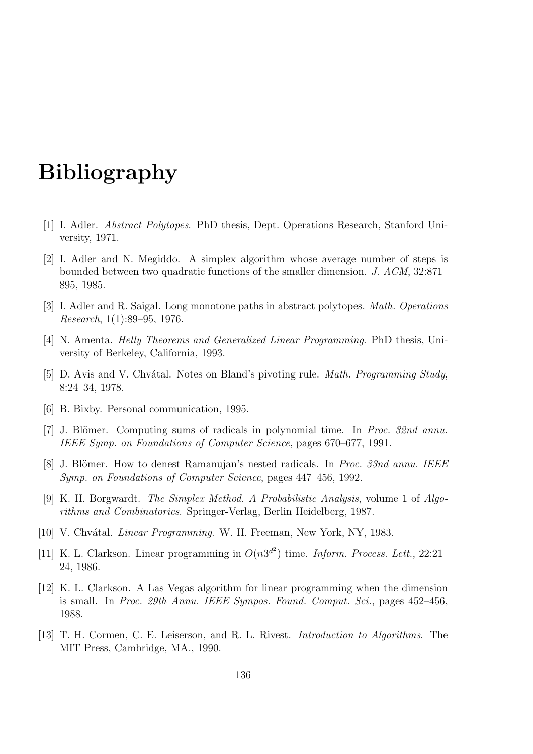# Bibliography

[1] I. Adler. *Abstract Polytopes*. PhD thesis, Dept. Operations Research, Stanford University, 1971.

[2] I. Adler and N. Megiddo. A simplex algorithm whose average number of steps is bounded between two quadratic functions of the smaller dimension. *J. ACM*, 32:871–895, 1985.

[3] I. Adler and R. Saigal. Long monotone paths in abstract polytopes. *Math. Operations Research*, 1(1):89–95, 1976.

[4] N. Amenta. *Helly Theorems and Generalized Linear Programming*. PhD thesis, University of Berkeley, California, 1993.

[5] D. Avis and V. Chvátal. Notes on Bland's pivoting rule. *Math. Programming Study*, 8:24–34, 1978.

[6] B. Bixby. Personal communication, 1995.

[7] J. Blömer. Computing sums of radicals in polynomial time. In *Proc. 32nd annu. IEEE Symp. on Foundations of Computer Science*, pages 670–677, 1991.

[8] J. Blömer. How to denest Ramanujan's nested radicals. In *Proc. 33nd annu. IEEE Symp. on Foundations of Computer Science*, pages 447–456, 1992.

[9] K. H. Borgwardt. *The Simplex Method. A Probabilistic Analysis*, volume 1 of *Algorithms and Combinatorics*. Springer-Verlag, Berlin Heidelberg, 1987.

[10] V. Chvátal. *Linear Programming*. W. H. Freeman, New York, NY, 1983.

[11] K. L. Clarkson. Linear programming in $O(n3^{d^2})$ time. *Inform. Process. Lett.*, 22:21–24, 1986.

[12] K. L. Clarkson. A Las Vegas algorithm for linear programming when the dimension is small. In *Proc. 29th Annu. IEEE Sympos. Found. Comput. Sci.*, pages 452–456, 1988.

[13] T. H. Cormen, C. E. Leiserson, and R. L. Rivest. *Introduction to Algorithms*. The MIT Press, Cambridge, MA., 1990.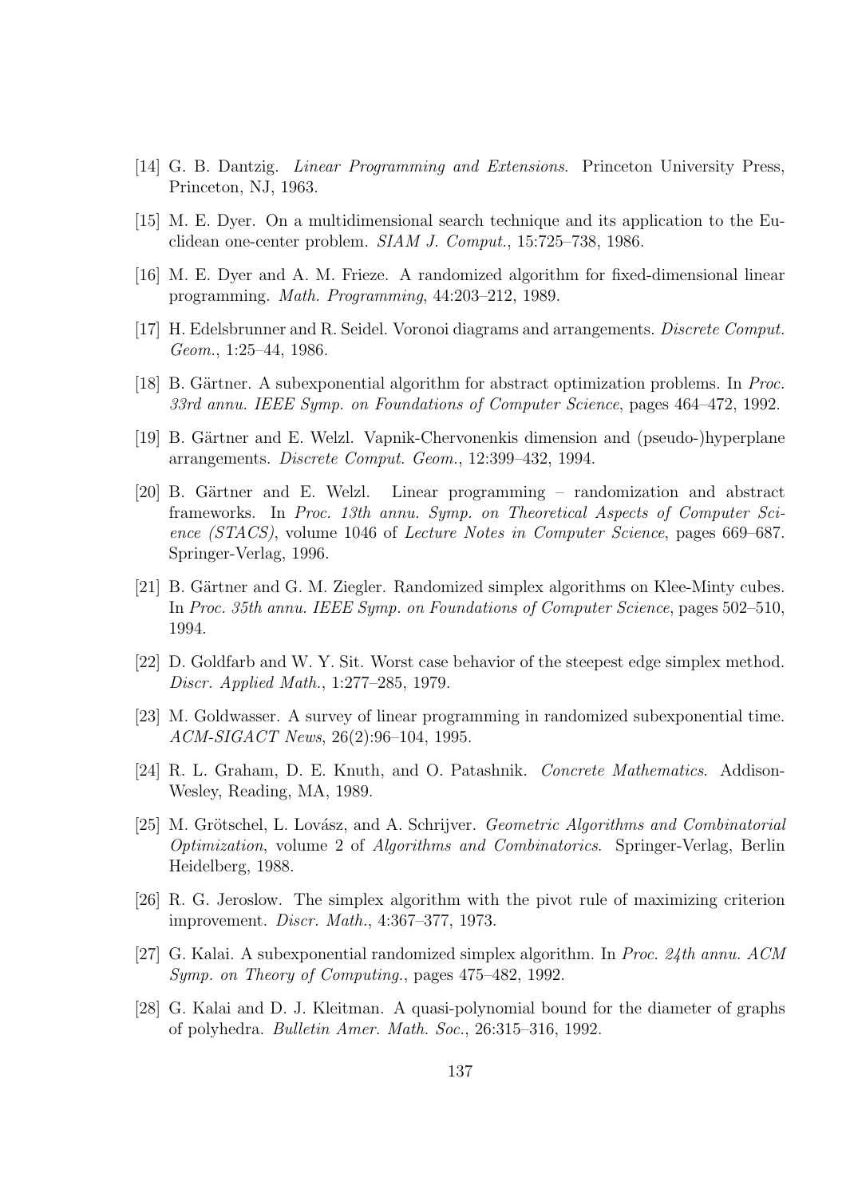[14] G. B. Dantzig. *Linear Programming and Extensions*. Princeton University Press, Princeton, NJ, 1963.

[15] M. E. Dyer. On a multidimensional search technique and its application to the Euclidean one-center problem. *SIAM J. Comput.*, 15:725–738, 1986.

[16] M. E. Dyer and A. M. Frieze. A randomized algorithm for fixed-dimensional linear programming. *Math. Programming*, 44:203–212, 1989.

[17] H. Edelsbrunner and R. Seidel. Voronoi diagrams and arrangements. *Discrete Comput. Geom.*, 1:25–44, 1986.

[18] B. Gärtner. A subexponential algorithm for abstract optimization problems. In *Proc. 33rd annu. IEEE Symp. on Foundations of Computer Science*, pages 464–472, 1992.

[19] B. Gärtner and E. Welzl. Vapnik-Chervonenkis dimension and (pseudo-)hyperplane arrangements. *Discrete Comput. Geom.*, 12:399–432, 1994.

[20] B. Gärtner and E. Welzl. Linear programming – randomization and abstract frameworks. In *Proc. 13th annu. Symp. on Theoretical Aspects of Computer Science (STACS)*, volume 1046 of *Lecture Notes in Computer Science*, pages 669–687. Springer-Verlag, 1996.

[21] B. Gärtner and G. M. Ziegler. Randomized simplex algorithms on Klee-Minty cubes. In *Proc. 35th annu. IEEE Symp. on Foundations of Computer Science*, pages 502–510, 1994.

[22] D. Goldfarb and W. Y. Sit. Worst case behavior of the steepest edge simplex method. *Discr. Applied Math.*, 1:277–285, 1979.

[23] M. Goldwasser. A survey of linear programming in randomized subexponential time. *ACM-SIGACT News*, 26(2):96–104, 1995.

[24] R. L. Graham, D. E. Knuth, and O. Patashnik. *Concrete Mathematics*. Addison-Wesley, Reading, MA, 1989.

[25] M. Grötschel, L. Lovász, and A. Schrijver. *Geometric Algorithms and Combinatorial Optimization*, volume 2 of *Algorithms and Combinatorics*. Springer-Verlag, Berlin Heidelberg, 1988.

[26] R. G. Jeroslow. The simplex algorithm with the pivot rule of maximizing criterion improvement. *Discr. Math.*, 4:367–377, 1973.

[27] G. Kalai. A subexponential randomized simplex algorithm. In *Proc. 24th annu. ACM Symp. on Theory of Computing.*, pages 475–482, 1992.

[28] G. Kalai and D. J. Kleitman. A quasi-polynomial bound for the diameter of graphs of polyhedra. *Bulletin Amer. Math. Soc.*, 26:315–316, 1992.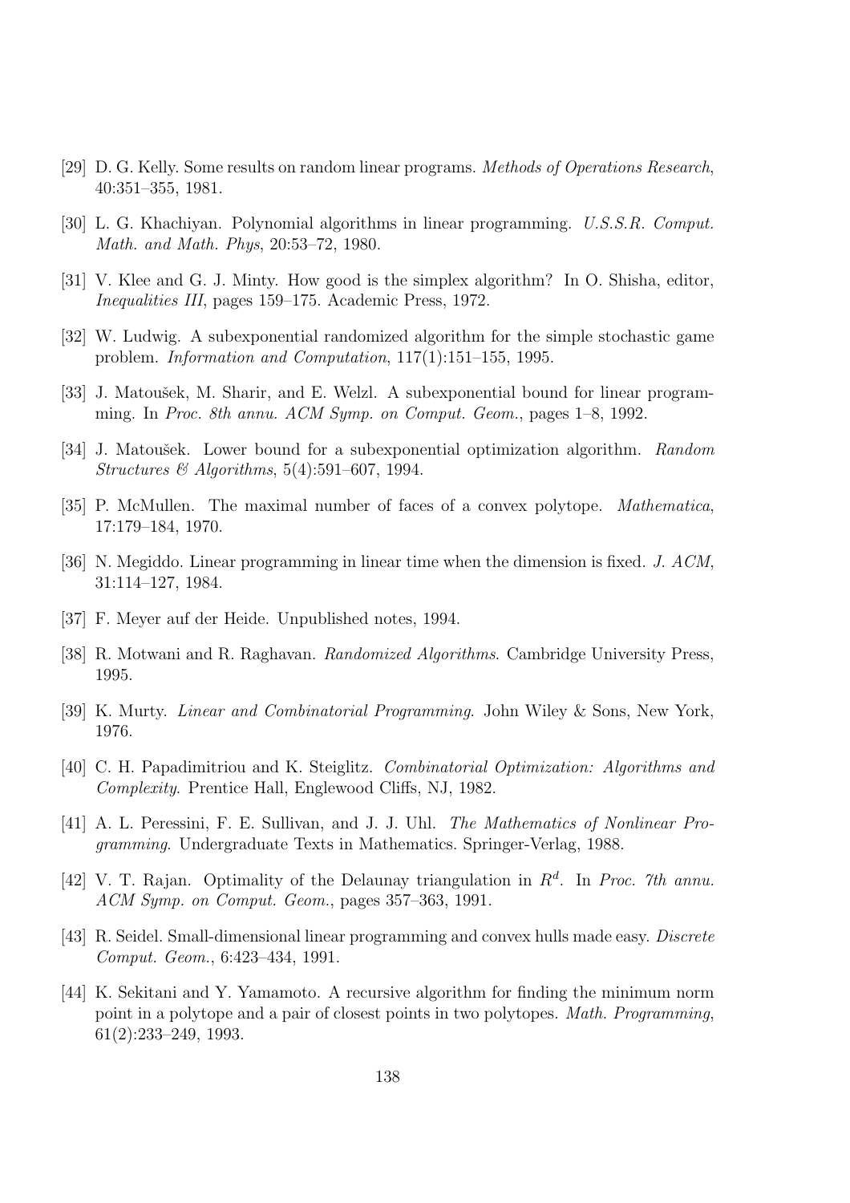[29] D. G. Kelly. Some results on random linear programs. *Methods of Operations Research*, 40:351–355, 1981.

[30] L. G. Khachiyan. Polynomial algorithms in linear programming. *U.S.S.R. Comput. Math. and Math. Phys*, 20:53–72, 1980.

[31] V. Klee and G. J. Minty. How good is the simplex algorithm? In O. Shisha, editor, *Inequalities III*, pages 159–175. Academic Press, 1972.

[32] W. Ludwig. A subexponential randomized algorithm for the simple stochastic game problem. *Information and Computation*, 117(1):151–155, 1995.

[33] J. Matoušek, M. Sharir, and E. Welzl. A subexponential bound for linear programming. In *Proc. 8th annu. ACM Symp. on Comput. Geom.*, pages 1–8, 1992.

[34] J. Matoušek. Lower bound for a subexponential optimization algorithm. *Random Structures & Algorithms*, 5(4):591–607, 1994.

[35] P. McMullen. The maximal number of faces of a convex polytope. *Mathematica*, 17:179–184, 1970.

[36] N. Megiddo. Linear programming in linear time when the dimension is fixed. *J. ACM*, 31:114–127, 1984.

[37] F. Meyer auf der Heide. Unpublished notes, 1994.

[38] R. Motwani and R. Raghavan. *Randomized Algorithms*. Cambridge University Press, 1995.

[39] K. Murty. *Linear and Combinatorial Programming*. John Wiley & Sons, New York, 1976.

[40] C. H. Papadimitriou and K. Steiglitz. *Combinatorial Optimization: Algorithms and Complexity*. Prentice Hall, Englewood Cliffs, NJ, 1982.

[41] A. L. Peressini, F. E. Sullivan, and J. J. Uhl. *The Mathematics of Nonlinear Programming*. Undergraduate Texts in Mathematics. Springer-Verlag, 1988.

[42] V. T. Rajan. Optimality of the Delaunay triangulation in $R^d$. In *Proc. 7th annu. ACM Symp. on Comput. Geom.*, pages 357–363, 1991.

[43] R. Seidel. Small-dimensional linear programming and convex hulls made easy. *Discrete Comput. Geom.*, 6:423–434, 1991.

[44] K. Sekitani and Y. Yamamoto. A recursive algorithm for finding the minimum norm point in a polytope and a pair of closest points in two polytopes. *Math. Programming*, 61(2):233–249, 1993.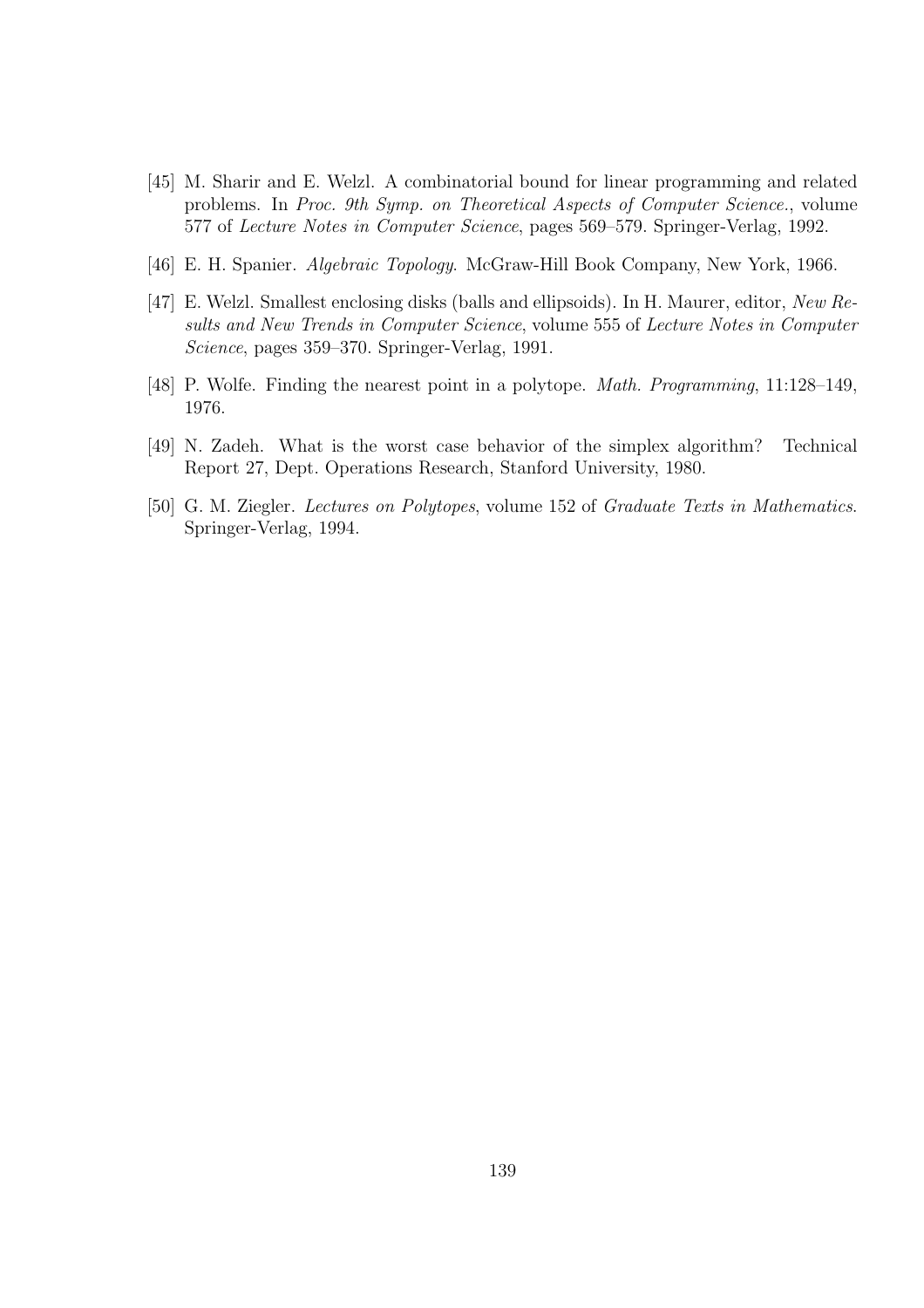[45] M. Sharir and E. Welzl. A combinatorial bound for linear programming and related problems. In *Proc. 9th Symp. on Theoretical Aspects of Computer Science.*, volume 577 of *Lecture Notes in Computer Science*, pages 569–579. Springer-Verlag, 1992.

[46] E. H. Spanier. *Algebraic Topology*. McGraw-Hill Book Company, New York, 1966.

[47] E. Welzl. Smallest enclosing disks (balls and ellipsoids). In H. Maurer, editor, *New Results and New Trends in Computer Science*, volume 555 of *Lecture Notes in Computer Science*, pages 359–370. Springer-Verlag, 1991.

[48] P. Wolfe. Finding the nearest point in a polytope. *Math. Programming*, 11:128–149, 1976.

[49] N. Zadeh. What is the worst case behavior of the simplex algorithm? Technical Report 27, Dept. Operations Research, Stanford University, 1980.

[50] G. M. Ziegler. *Lectures on Polytopes*, volume 152 of *Graduate Texts in Mathematics*. Springer-Verlag, 1994.